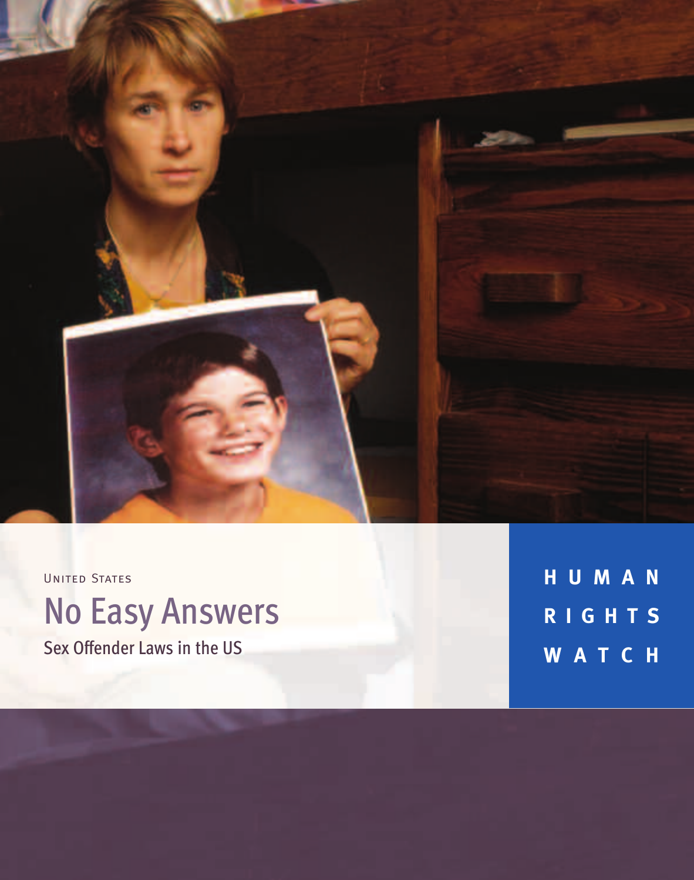United States

# No Easy Answers

## Sex Offender Laws in the US

HUMAN RIGHTS WATCH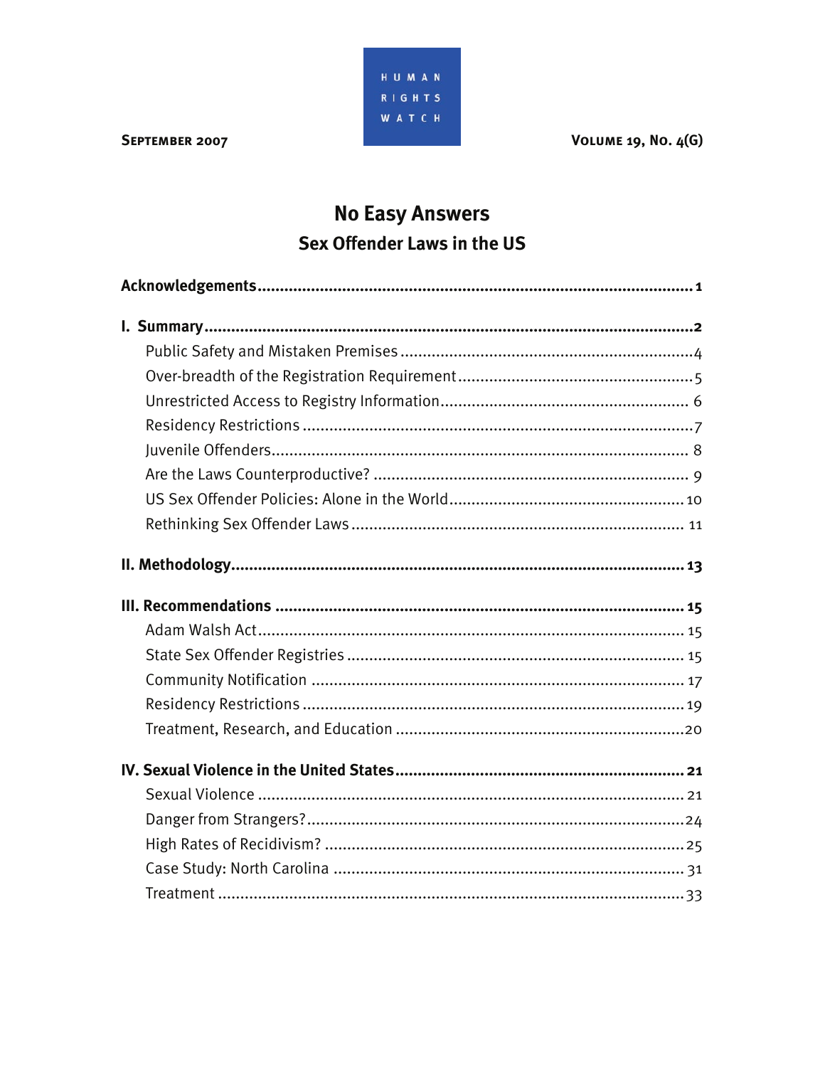September 2007

Volume 19, No. 4(G)

# No Easy Answers

## Sex Offender Laws in the US

**Acknowledgements** .......... 1

**I. Summary** .......... 2

- Public Safety and Mistaken Premises .......... 4
- Over-breadth of the Registration Requirement .......... 5
- Unrestricted Access to Registry Information .......... 6
- Residency Restrictions .......... 7
- Juvenile Offenders .......... 8
- Are the Laws Counterproductive? .......... 9
- US Sex Offender Policies: Alone in the World .......... 10
- Rethinking Sex Offender Laws .......... 11

**II. Methodology** .......... 13

**III. Recommendations** .......... 15

- Adam Walsh Act .......... 15
- State Sex Offender Registries .......... 15
- Community Notification .......... 17
- Residency Restrictions .......... 19
- Treatment, Research, and Education .......... 20

**IV. Sexual Violence in the United States** .......... 21

- Sexual Violence .......... 21
- Danger from Strangers? .......... 24
- High Rates of Recidivism? .......... 25
- Case Study: North Carolina .......... 31
- Treatment .......... 33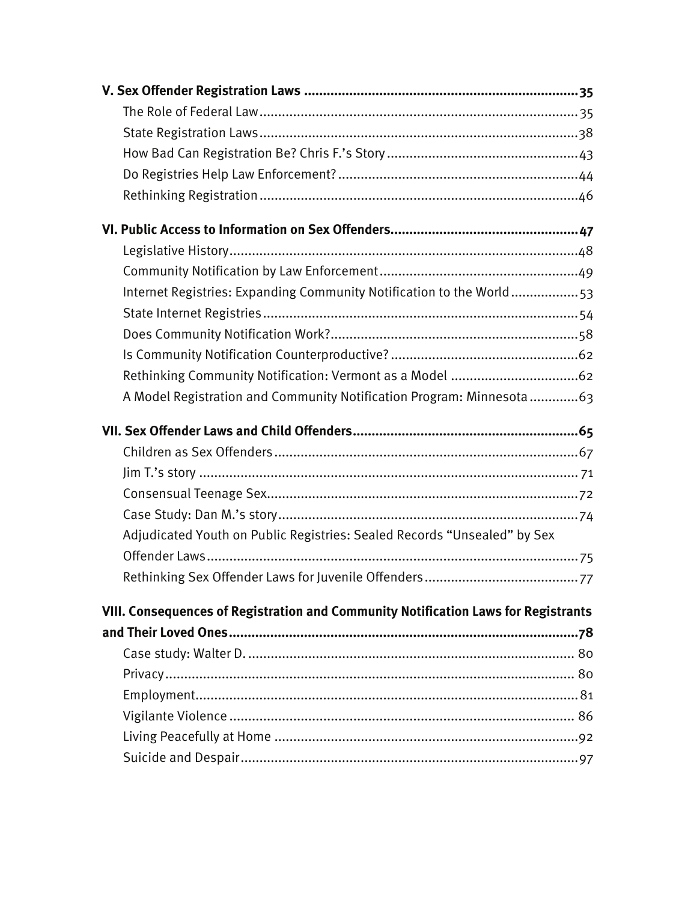**V. Sex Offender Registration Laws .......................................................................35**

The Role of Federal Law.................................................................................... 35

State Registration Laws.....................................................................................38

How Bad Can Registration Be? Chris F.'s Story ...................................................43

Do Registries Help Law Enforcement?................................................................44

Rethinking Registration .....................................................................................46

**VI. Public Access to Information on Sex Offenders.................................................47**

Legislative History............................................................................................48

Community Notification by Law Enforcement.....................................................49

Internet Registries: Expanding Community Notification to the World.................. 53

State Internet Registries...................................................................................54

Does Community Notification Work?.................................................................58

Is Community Notification Counterproductive? .................................................62

Rethinking Community Notification: Vermont as a Model ..................................62

A Model Registration and Community Notification Program: Minnesota .............63

**VII. Sex Offender Laws and Child Offenders...........................................................65**

Children as Sex Offenders ................................................................................67

Jim T.'s story .................................................................................................... 71

Consensual Teenage Sex..................................................................................72

Case Study: Dan M.'s story ...............................................................................74

Adjudicated Youth on Public Registries: Sealed Records "Unsealed" by Sex Offender Laws...................................................................................................75

Rethinking Sex Offender Laws for Juvenile Offenders.........................................77

**VIII. Consequences of Registration and Community Notification Laws for Registrants and Their Loved Ones............................................................................................78**

Case study: Walter D. ...................................................................................... 80

Privacy............................................................................................................. 80

Employment..................................................................................................... 81

Vigilante Violence ........................................................................................... 86

Living Peacefully at Home .................................................................................92

Suicide and Despair.........................................................................................97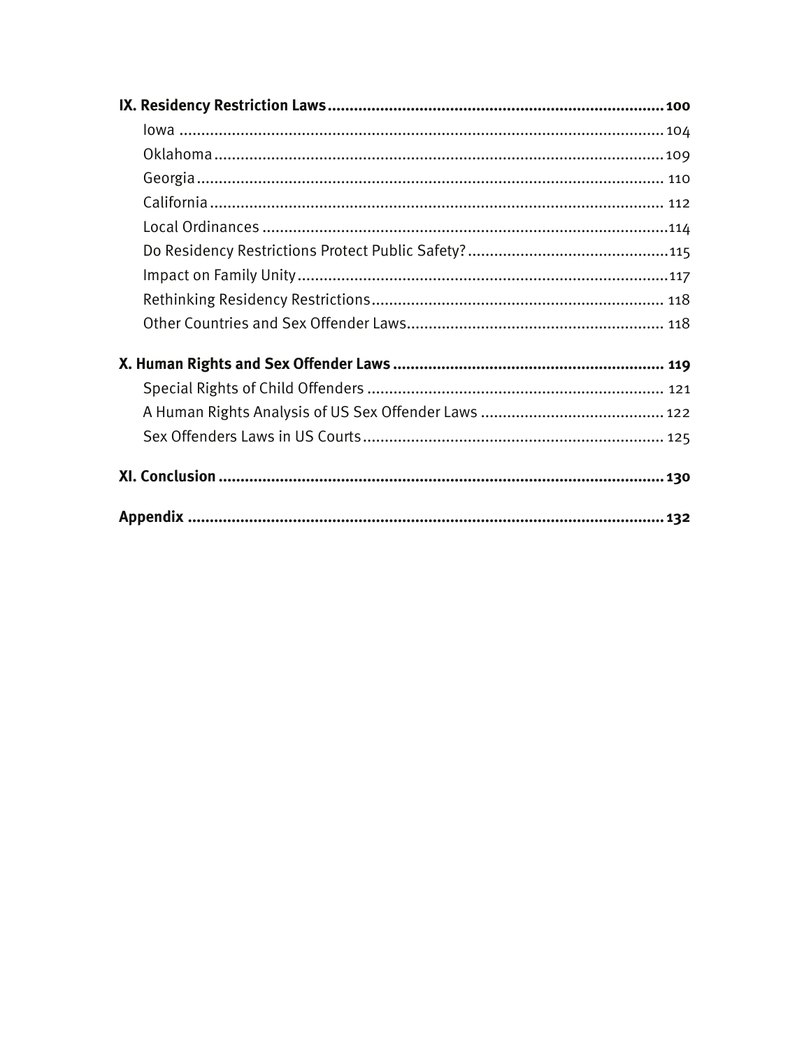**IX. Residency Restriction Laws** .......... **100**

Iowa .......... 104

Oklahoma .......... 109

Georgia .......... 110

California .......... 112

Local Ordinances .......... 114

Do Residency Restrictions Protect Public Safety? .......... 115

Impact on Family Unity .......... 117

Rethinking Residency Restrictions .......... 118

Other Countries and Sex Offender Laws .......... 118

**X. Human Rights and Sex Offender Laws** .......... **119**

Special Rights of Child Offenders .......... 121

A Human Rights Analysis of US Sex Offender Laws .......... 122

Sex Offenders Laws in US Courts .......... 125

**XI. Conclusion** .......... **130**

**Appendix** .......... **132**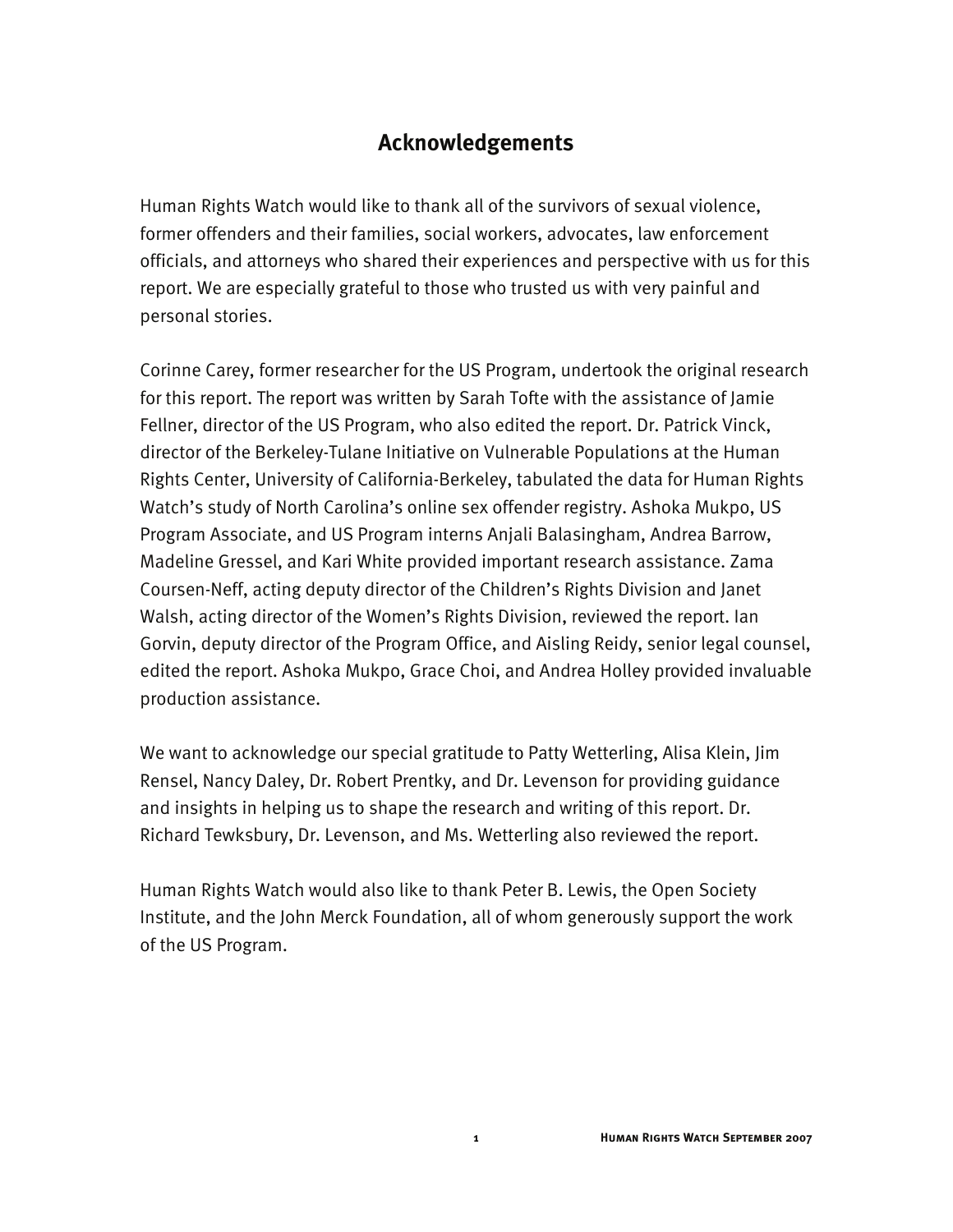## Acknowledgements

Human Rights Watch would like to thank all of the survivors of sexual violence, former offenders and their families, social workers, advocates, law enforcement officials, and attorneys who shared their experiences and perspective with us for this report. We are especially grateful to those who trusted us with very painful and personal stories.

Corinne Carey, former researcher for the US Program, undertook the original research for this report. The report was written by Sarah Tofte with the assistance of Jamie Fellner, director of the US Program, who also edited the report. Dr. Patrick Vinck, director of the Berkeley-Tulane Initiative on Vulnerable Populations at the Human Rights Center, University of California-Berkeley, tabulated the data for Human Rights Watch's study of North Carolina's online sex offender registry. Ashoka Mukpo, US Program Associate, and US Program interns Anjali Balasingham, Andrea Barrow, Madeline Gressel, and Kari White provided important research assistance. Zama Coursen-Neff, acting deputy director of the Children's Rights Division and Janet Walsh, acting director of the Women's Rights Division, reviewed the report. Ian Gorvin, deputy director of the Program Office, and Aisling Reidy, senior legal counsel, edited the report. Ashoka Mukpo, Grace Choi, and Andrea Holley provided invaluable production assistance.

We want to acknowledge our special gratitude to Patty Wetterling, Alisa Klein, Jim Rensel, Nancy Daley, Dr. Robert Prentky, and Dr. Levenson for providing guidance and insights in helping us to shape the research and writing of this report. Dr. Richard Tewksbury, Dr. Levenson, and Ms. Wetterling also reviewed the report.

Human Rights Watch would also like to thank Peter B. Lewis, the Open Society Institute, and the John Merck Foundation, all of whom generously support the work of the US Program.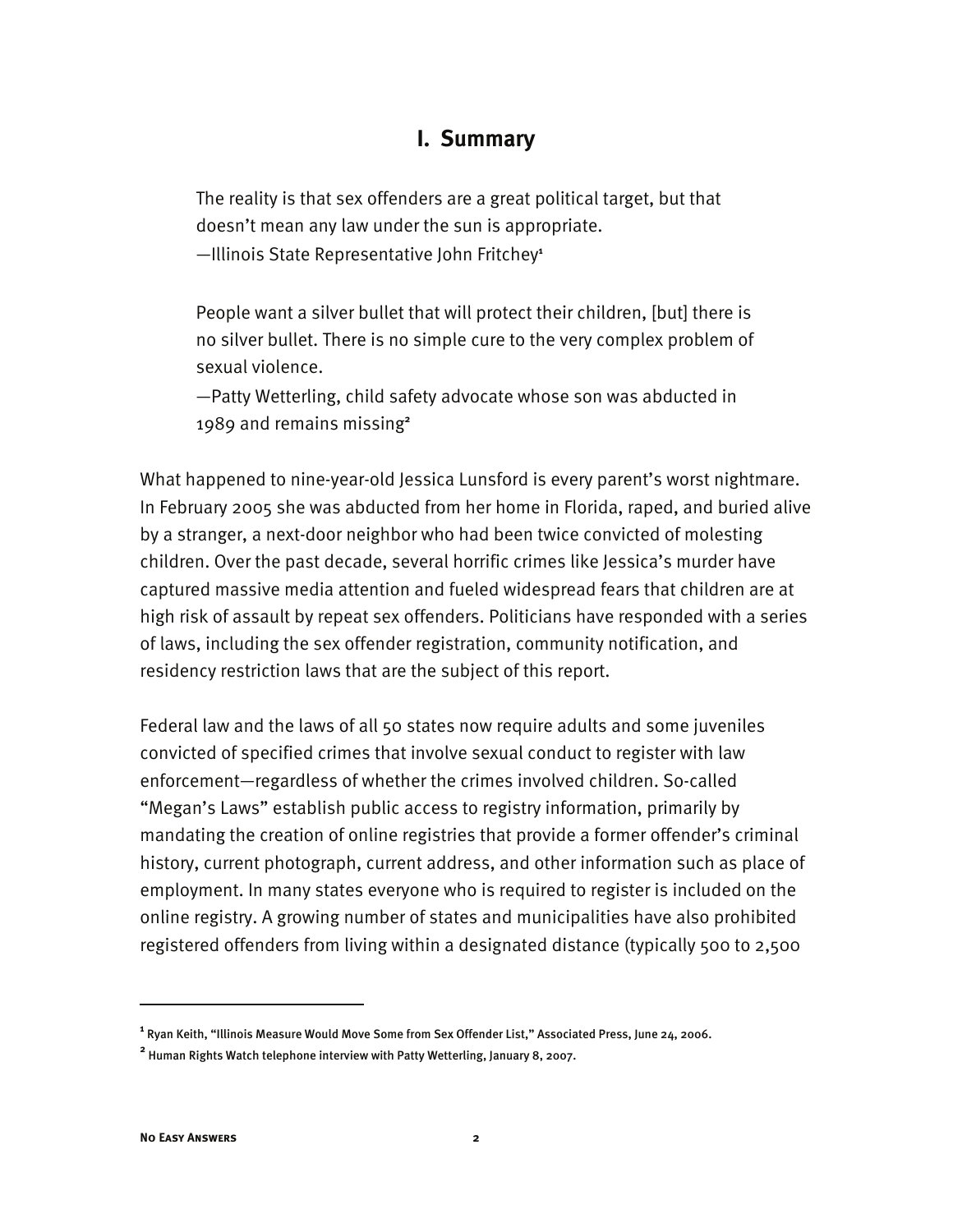# I. Summary

> The reality is that sex offenders are a great political target, but that doesn't mean any law under the sun is appropriate.
> —Illinois State Representative John Fritchey[1]

> People want a silver bullet that will protect their children, [but] there is no silver bullet. There is no simple cure to the very complex problem of sexual violence.
> —Patty Wetterling, child safety advocate whose son was abducted in 1989 and remains missing[2]

What happened to nine-year-old Jessica Lunsford is every parent's worst nightmare. In February 2005 she was abducted from her home in Florida, raped, and buried alive by a stranger, a next-door neighbor who had been twice convicted of molesting children. Over the past decade, several horrific crimes like Jessica's murder have captured massive media attention and fueled widespread fears that children are at high risk of assault by repeat sex offenders. Politicians have responded with a series of laws, including the sex offender registration, community notification, and residency restriction laws that are the subject of this report.

Federal law and the laws of all 50 states now require adults and some juveniles convicted of specified crimes that involve sexual conduct to register with law enforcement—regardless of whether the crimes involved children. So-called "Megan's Laws" establish public access to registry information, primarily by mandating the creation of online registries that provide a former offender's criminal history, current photograph, current address, and other information such as place of employment. In many states everyone who is required to register is included on the online registry. A growing number of states and municipalities have also prohibited registered offenders from living within a designated distance (typically 500 to 2,500

[1] Ryan Keith, "Illinois Measure Would Move Some from Sex Offender List," Associated Press, June 24, 2006.

[2] Human Rights Watch telephone interview with Patty Wetterling, January 8, 2007.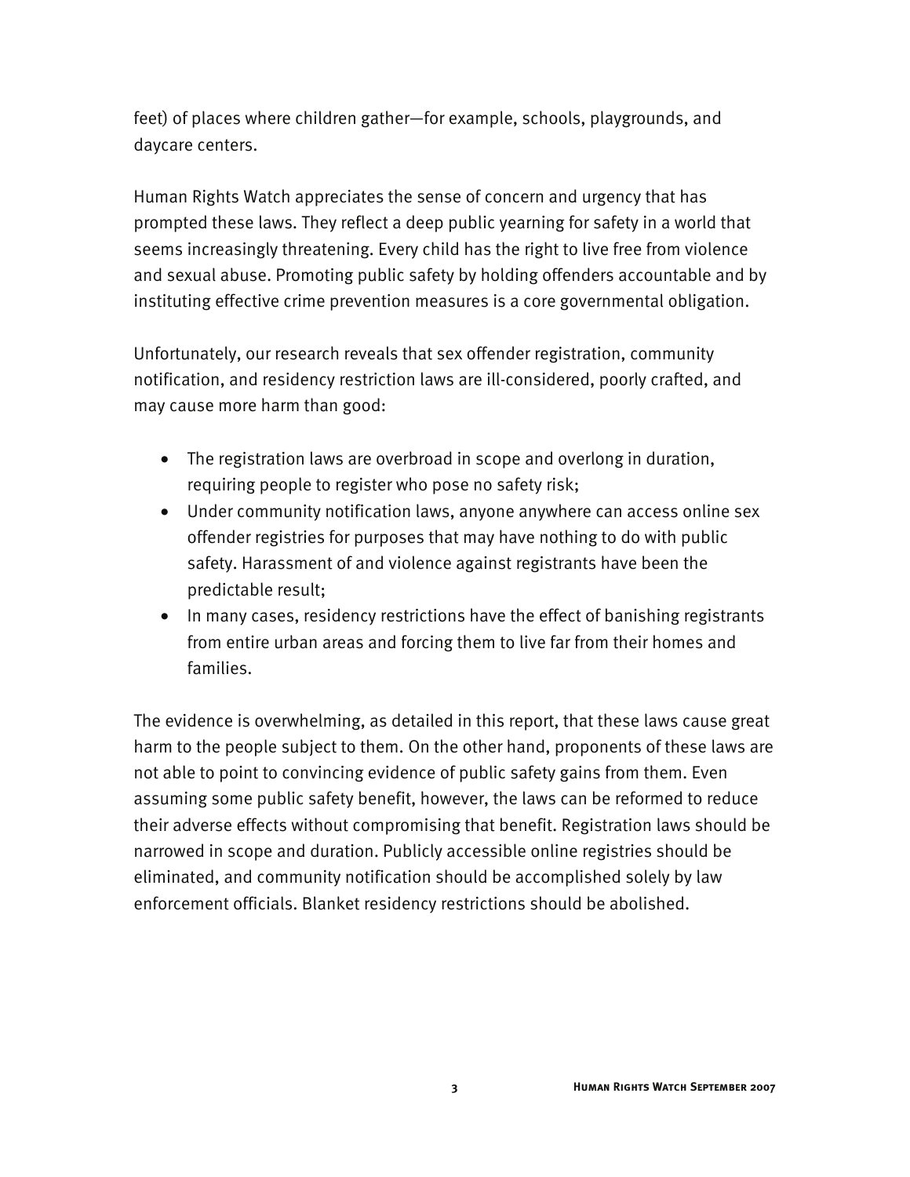feet) of places where children gather—for example, schools, playgrounds, and daycare centers.

Human Rights Watch appreciates the sense of concern and urgency that has prompted these laws. They reflect a deep public yearning for safety in a world that seems increasingly threatening. Every child has the right to live free from violence and sexual abuse. Promoting public safety by holding offenders accountable and by instituting effective crime prevention measures is a core governmental obligation.

Unfortunately, our research reveals that sex offender registration, community notification, and residency restriction laws are ill-considered, poorly crafted, and may cause more harm than good:

- The registration laws are overbroad in scope and overlong in duration, requiring people to register who pose no safety risk;
- Under community notification laws, anyone anywhere can access online sex offender registries for purposes that may have nothing to do with public safety. Harassment of and violence against registrants have been the predictable result;
- In many cases, residency restrictions have the effect of banishing registrants from entire urban areas and forcing them to live far from their homes and families.

The evidence is overwhelming, as detailed in this report, that these laws cause great harm to the people subject to them. On the other hand, proponents of these laws are not able to point to convincing evidence of public safety gains from them. Even assuming some public safety benefit, however, the laws can be reformed to reduce their adverse effects without compromising that benefit. Registration laws should be narrowed in scope and duration. Publicly accessible online registries should be eliminated, and community notification should be accomplished solely by law enforcement officials. Blanket residency restrictions should be abolished.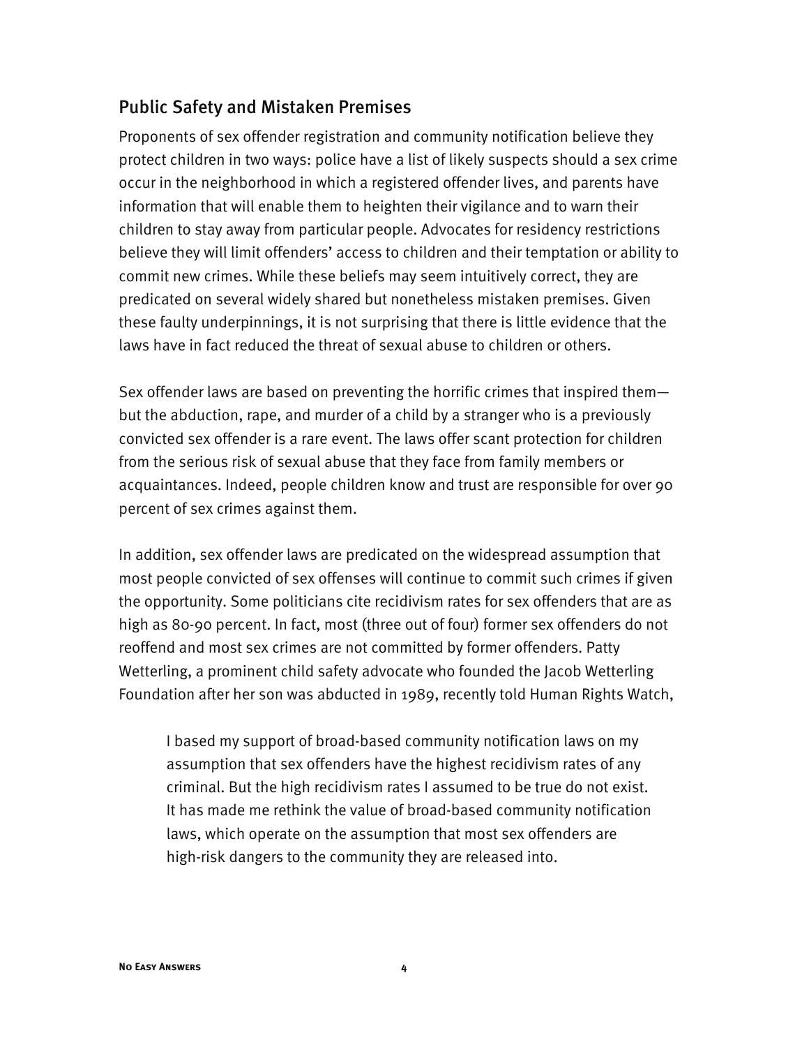## Public Safety and Mistaken Premises

Proponents of sex offender registration and community notification believe they protect children in two ways: police have a list of likely suspects should a sex crime occur in the neighborhood in which a registered offender lives, and parents have information that will enable them to heighten their vigilance and to warn their children to stay away from particular people. Advocates for residency restrictions believe they will limit offenders' access to children and their temptation or ability to commit new crimes. While these beliefs may seem intuitively correct, they are predicated on several widely shared but nonetheless mistaken premises. Given these faulty underpinnings, it is not surprising that there is little evidence that the laws have in fact reduced the threat of sexual abuse to children or others.

Sex offender laws are based on preventing the horrific crimes that inspired them—but the abduction, rape, and murder of a child by a stranger who is a previously convicted sex offender is a rare event. The laws offer scant protection for children from the serious risk of sexual abuse that they face from family members or acquaintances. Indeed, people children know and trust are responsible for over 90 percent of sex crimes against them.

In addition, sex offender laws are predicated on the widespread assumption that most people convicted of sex offenses will continue to commit such crimes if given the opportunity. Some politicians cite recidivism rates for sex offenders that are as high as 80-90 percent. In fact, most (three out of four) former sex offenders do not reoffend and most sex crimes are not committed by former offenders. Patty Wetterling, a prominent child safety advocate who founded the Jacob Wetterling Foundation after her son was abducted in 1989, recently told Human Rights Watch,

> I based my support of broad-based community notification laws on my assumption that sex offenders have the highest recidivism rates of any criminal. But the high recidivism rates I assumed to be true do not exist. It has made me rethink the value of broad-based community notification laws, which operate on the assumption that most sex offenders are high-risk dangers to the community they are released into.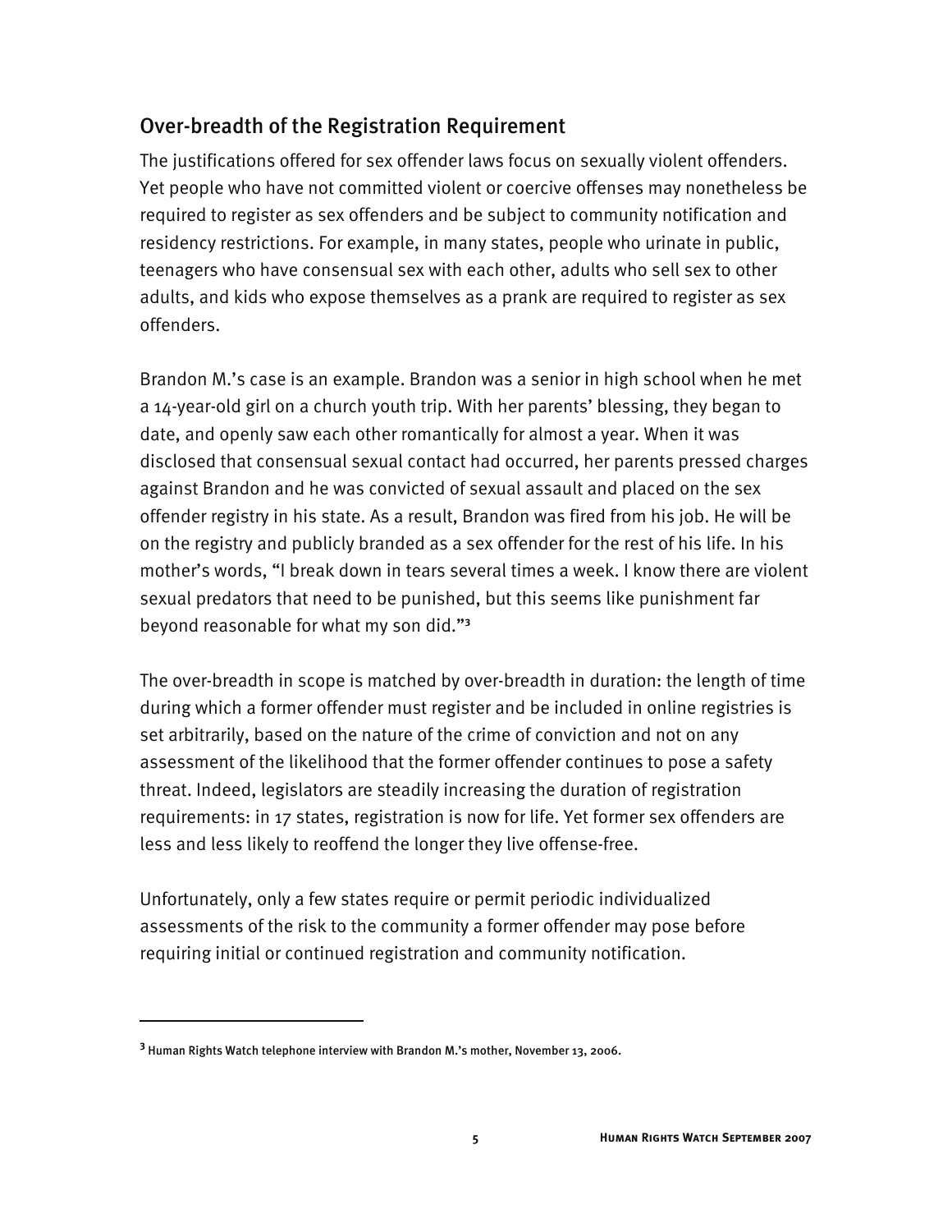## Over-breadth of the Registration Requirement

The justifications offered for sex offender laws focus on sexually violent offenders. Yet people who have not committed violent or coercive offenses may nonetheless be required to register as sex offenders and be subject to community notification and residency restrictions. For example, in many states, people who urinate in public, teenagers who have consensual sex with each other, adults who sell sex to other adults, and kids who expose themselves as a prank are required to register as sex offenders.

Brandon M.'s case is an example. Brandon was a senior in high school when he met a 14-year-old girl on a church youth trip. With her parents' blessing, they began to date, and openly saw each other romantically for almost a year. When it was disclosed that consensual sexual contact had occurred, her parents pressed charges against Brandon and he was convicted of sexual assault and placed on the sex offender registry in his state. As a result, Brandon was fired from his job. He will be on the registry and publicly branded as a sex offender for the rest of his life. In his mother's words, "I break down in tears several times a week. I know there are violent sexual predators that need to be punished, but this seems like punishment far beyond reasonable for what my son did."[3]

The over-breadth in scope is matched by over-breadth in duration: the length of time during which a former offender must register and be included in online registries is set arbitrarily, based on the nature of the crime of conviction and not on any assessment of the likelihood that the former offender continues to pose a safety threat. Indeed, legislators are steadily increasing the duration of registration requirements: in 17 states, registration is now for life. Yet former sex offenders are less and less likely to reoffend the longer they live offense-free.

Unfortunately, only a few states require or permit periodic individualized assessments of the risk to the community a former offender may pose before requiring initial or continued registration and community notification.

---

[3] Human Rights Watch telephone interview with Brandon M.'s mother, November 13, 2006.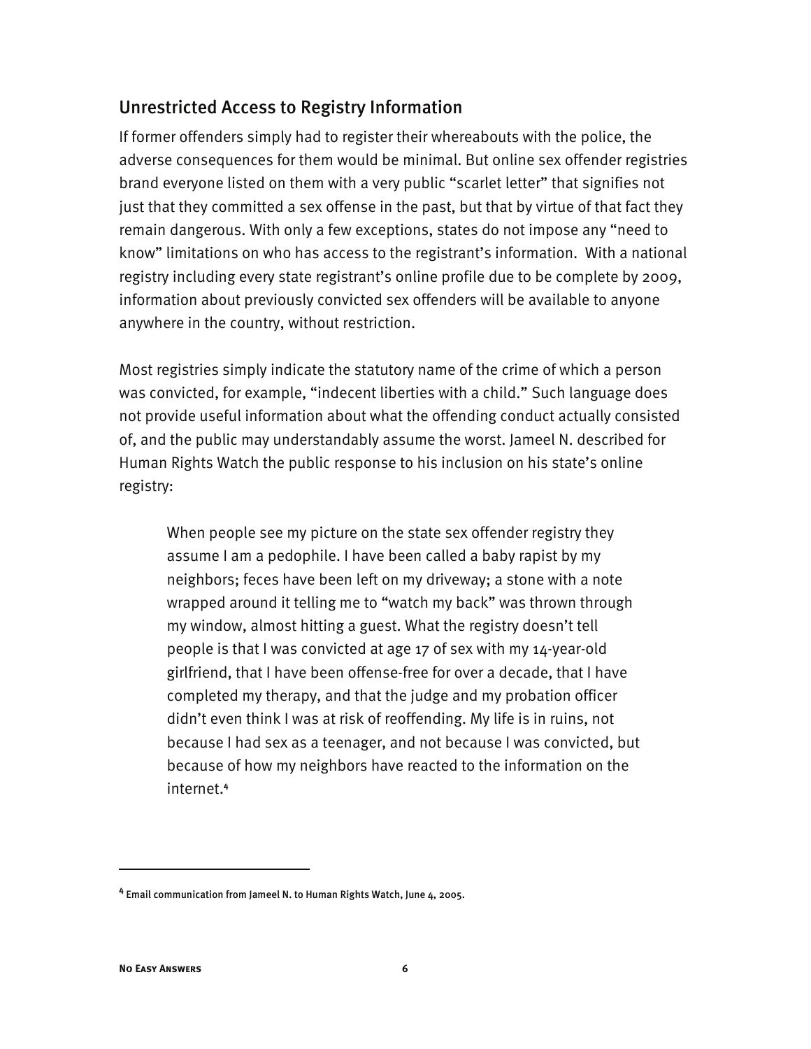## Unrestricted Access to Registry Information

If former offenders simply had to register their whereabouts with the police, the adverse consequences for them would be minimal. But online sex offender registries brand everyone listed on them with a very public "scarlet letter" that signifies not just that they committed a sex offense in the past, but that by virtue of that fact they remain dangerous. With only a few exceptions, states do not impose any "need to know" limitations on who has access to the registrant's information. With a national registry including every state registrant's online profile due to be complete by 2009, information about previously convicted sex offenders will be available to anyone anywhere in the country, without restriction.

Most registries simply indicate the statutory name of the crime of which a person was convicted, for example, "indecent liberties with a child." Such language does not provide useful information about what the offending conduct actually consisted of, and the public may understandably assume the worst. Jameel N. described for Human Rights Watch the public response to his inclusion on his state's online registry:

> When people see my picture on the state sex offender registry they assume I am a pedophile. I have been called a baby rapist by my neighbors; feces have been left on my driveway; a stone with a note wrapped around it telling me to "watch my back" was thrown through my window, almost hitting a guest. What the registry doesn't tell people is that I was convicted at age 17 of sex with my 14-year-old girlfriend, that I have been offense-free for over a decade, that I have completed my therapy, and that the judge and my probation officer didn't even think I was at risk of reoffending. My life is in ruins, not because I had sex as a teenager, and not because I was convicted, but because of how my neighbors have reacted to the information on the internet.[4]

---

[4] Email communication from Jameel N. to Human Rights Watch, June 4, 2005.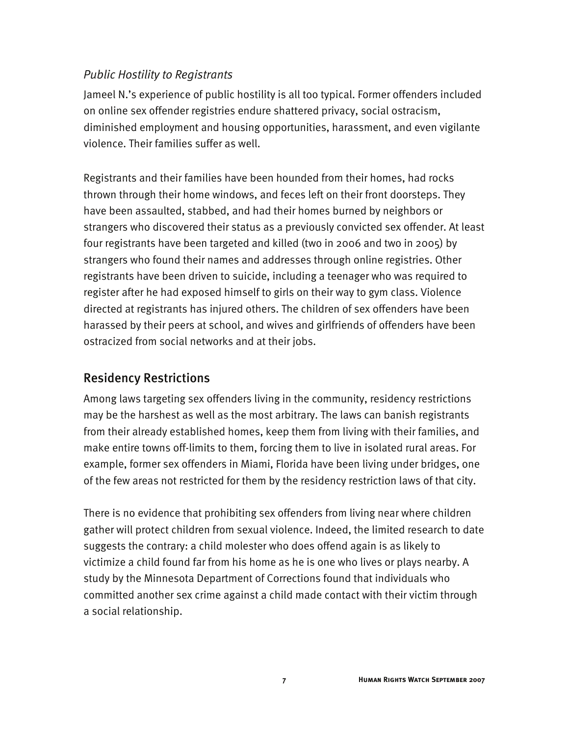### *Public Hostility to Registrants*

Jameel N.'s experience of public hostility is all too typical. Former offenders included on online sex offender registries endure shattered privacy, social ostracism, diminished employment and housing opportunities, harassment, and even vigilante violence. Their families suffer as well.

Registrants and their families have been hounded from their homes, had rocks thrown through their home windows, and feces left on their front doorsteps. They have been assaulted, stabbed, and had their homes burned by neighbors or strangers who discovered their status as a previously convicted sex offender. At least four registrants have been targeted and killed (two in 2006 and two in 2005) by strangers who found their names and addresses through online registries. Other registrants have been driven to suicide, including a teenager who was required to register after he had exposed himself to girls on their way to gym class. Violence directed at registrants has injured others. The children of sex offenders have been harassed by their peers at school, and wives and girlfriends of offenders have been ostracized from social networks and at their jobs.

## Residency Restrictions

Among laws targeting sex offenders living in the community, residency restrictions may be the harshest as well as the most arbitrary. The laws can banish registrants from their already established homes, keep them from living with their families, and make entire towns off-limits to them, forcing them to live in isolated rural areas. For example, former sex offenders in Miami, Florida have been living under bridges, one of the few areas not restricted for them by the residency restriction laws of that city.

There is no evidence that prohibiting sex offenders from living near where children gather will protect children from sexual violence. Indeed, the limited research to date suggests the contrary: a child molester who does offend again is as likely to victimize a child found far from his home as he is one who lives or plays nearby. A study by the Minnesota Department of Corrections found that individuals who committed another sex crime against a child made contact with their victim through a social relationship.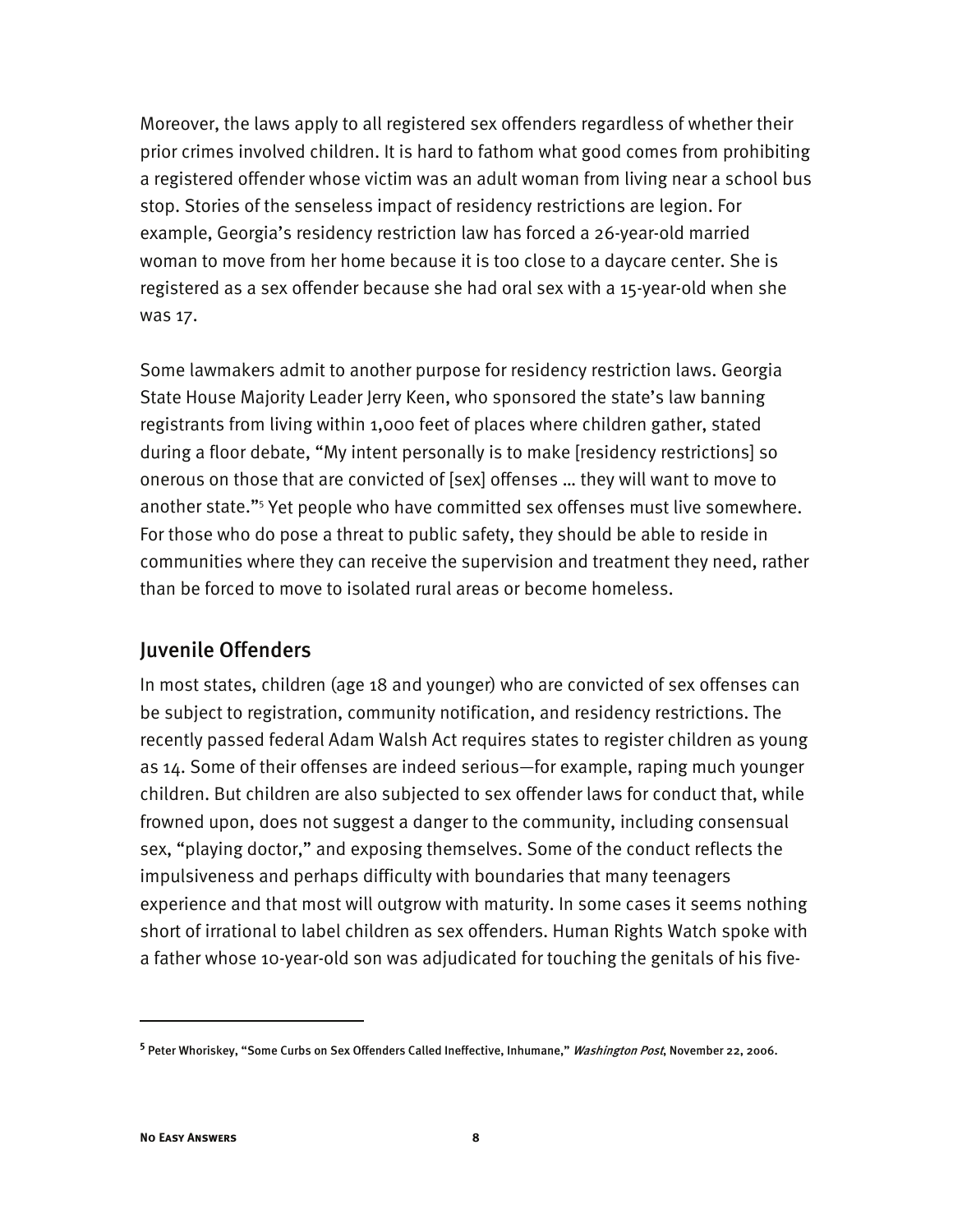Moreover, the laws apply to all registered sex offenders regardless of whether their prior crimes involved children. It is hard to fathom what good comes from prohibiting a registered offender whose victim was an adult woman from living near a school bus stop. Stories of the senseless impact of residency restrictions are legion. For example, Georgia's residency restriction law has forced a 26-year-old married woman to move from her home because it is too close to a daycare center. She is registered as a sex offender because she had oral sex with a 15-year-old when she was 17.

Some lawmakers admit to another purpose for residency restriction laws. Georgia State House Majority Leader Jerry Keen, who sponsored the state's law banning registrants from living within 1,000 feet of places where children gather, stated during a floor debate, "My intent personally is to make [residency restrictions] so onerous on those that are convicted of [sex] offenses … they will want to move to another state."[5] Yet people who have committed sex offenses must live somewhere. For those who do pose a threat to public safety, they should be able to reside in communities where they can receive the supervision and treatment they need, rather than be forced to move to isolated rural areas or become homeless.

## Juvenile Offenders

In most states, children (age 18 and younger) who are convicted of sex offenses can be subject to registration, community notification, and residency restrictions. The recently passed federal Adam Walsh Act requires states to register children as young as 14. Some of their offenses are indeed serious—for example, raping much younger children. But children are also subjected to sex offender laws for conduct that, while frowned upon, does not suggest a danger to the community, including consensual sex, "playing doctor," and exposing themselves. Some of the conduct reflects the impulsiveness and perhaps difficulty with boundaries that many teenagers experience and that most will outgrow with maturity. In some cases it seems nothing short of irrational to label children as sex offenders. Human Rights Watch spoke with a father whose 10-year-old son was adjudicated for touching the genitals of his five-

---

[5] Peter Whoriskey, "Some Curbs on Sex Offenders Called Ineffective, Inhumane," *Washington Post*, November 22, 2006.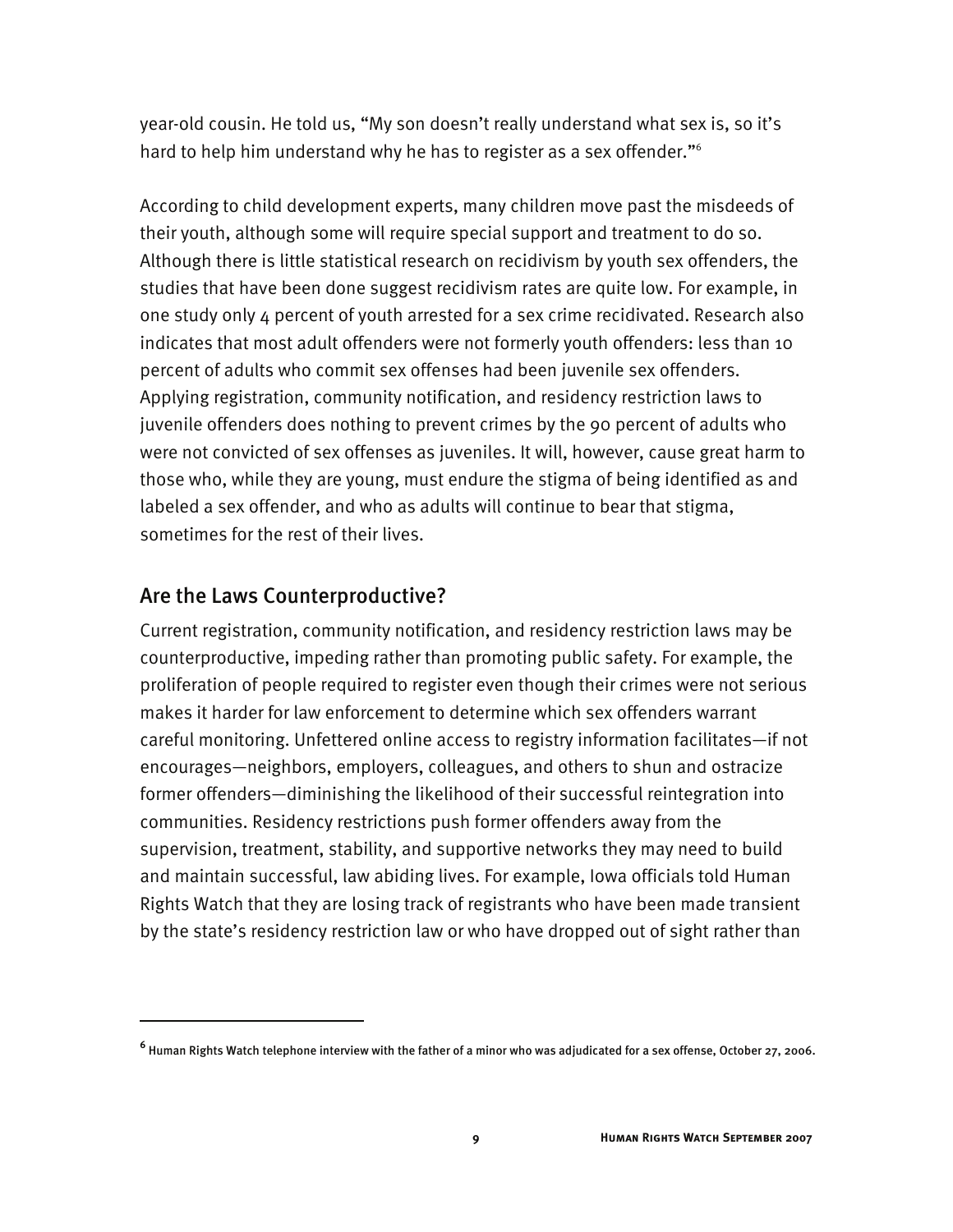year-old cousin. He told us, "My son doesn't really understand what sex is, so it's hard to help him understand why he has to register as a sex offender."[6]

According to child development experts, many children move past the misdeeds of their youth, although some will require special support and treatment to do so. Although there is little statistical research on recidivism by youth sex offenders, the studies that have been done suggest recidivism rates are quite low. For example, in one study only 4 percent of youth arrested for a sex crime recidivated. Research also indicates that most adult offenders were not formerly youth offenders: less than 10 percent of adults who commit sex offenses had been juvenile sex offenders. Applying registration, community notification, and residency restriction laws to juvenile offenders does nothing to prevent crimes by the 90 percent of adults who were not convicted of sex offenses as juveniles. It will, however, cause great harm to those who, while they are young, must endure the stigma of being identified as and labeled a sex offender, and who as adults will continue to bear that stigma, sometimes for the rest of their lives.

## Are the Laws Counterproductive?

Current registration, community notification, and residency restriction laws may be counterproductive, impeding rather than promoting public safety. For example, the proliferation of people required to register even though their crimes were not serious makes it harder for law enforcement to determine which sex offenders warrant careful monitoring. Unfettered online access to registry information facilitates—if not encourages—neighbors, employers, colleagues, and others to shun and ostracize former offenders—diminishing the likelihood of their successful reintegration into communities. Residency restrictions push former offenders away from the supervision, treatment, stability, and supportive networks they may need to build and maintain successful, law abiding lives. For example, Iowa officials told Human Rights Watch that they are losing track of registrants who have been made transient by the state's residency restriction law or who have dropped out of sight rather than

---

[6] Human Rights Watch telephone interview with the father of a minor who was adjudicated for a sex offense, October 27, 2006.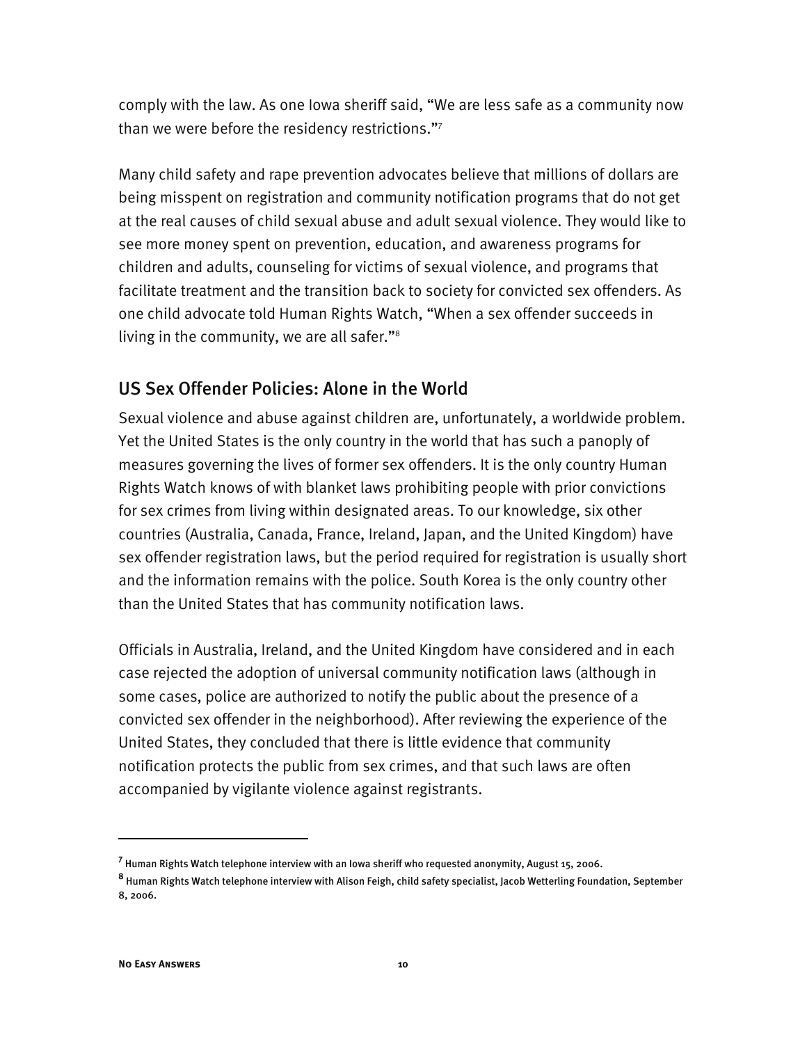comply with the law. As one Iowa sheriff said, "We are less safe as a community now than we were before the residency restrictions."[7]

Many child safety and rape prevention advocates believe that millions of dollars are being misspent on registration and community notification programs that do not get at the real causes of child sexual abuse and adult sexual violence. They would like to see more money spent on prevention, education, and awareness programs for children and adults, counseling for victims of sexual violence, and programs that facilitate treatment and the transition back to society for convicted sex offenders. As one child advocate told Human Rights Watch, "When a sex offender succeeds in living in the community, we are all safer."[8]

## US Sex Offender Policies: Alone in the World

Sexual violence and abuse against children are, unfortunately, a worldwide problem. Yet the United States is the only country in the world that has such a panoply of measures governing the lives of former sex offenders. It is the only country Human Rights Watch knows of with blanket laws prohibiting people with prior convictions for sex crimes from living within designated areas. To our knowledge, six other countries (Australia, Canada, France, Ireland, Japan, and the United Kingdom) have sex offender registration laws, but the period required for registration is usually short and the information remains with the police. South Korea is the only country other than the United States that has community notification laws.

Officials in Australia, Ireland, and the United Kingdom have considered and in each case rejected the adoption of universal community notification laws (although in some cases, police are authorized to notify the public about the presence of a convicted sex offender in the neighborhood). After reviewing the experience of the United States, they concluded that there is little evidence that community notification protects the public from sex crimes, and that such laws are often accompanied by vigilante violence against registrants.

---

[7] Human Rights Watch telephone interview with an Iowa sheriff who requested anonymity, August 15, 2006.

[8] Human Rights Watch telephone interview with Alison Feigh, child safety specialist, Jacob Wetterling Foundation, September 8, 2006.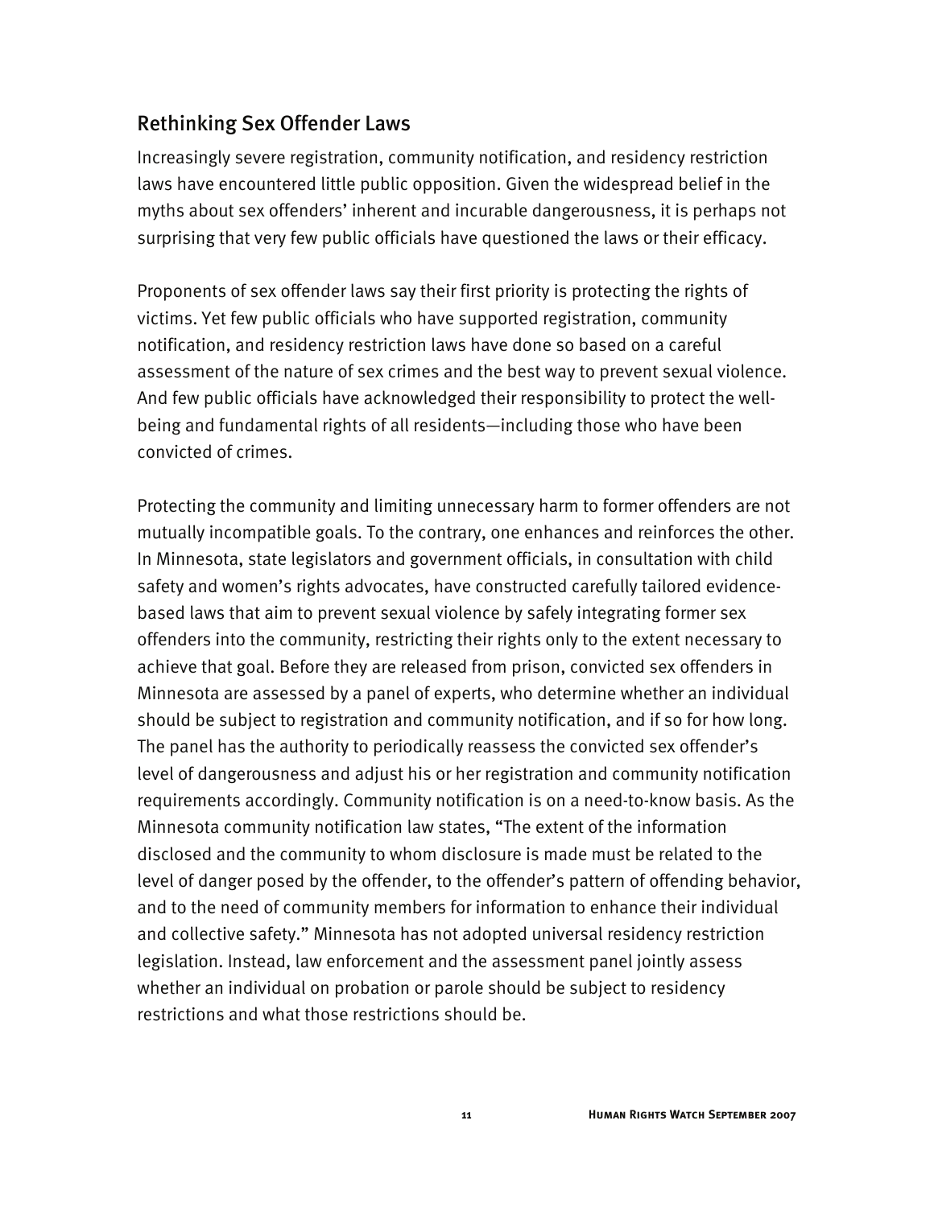## Rethinking Sex Offender Laws

Increasingly severe registration, community notification, and residency restriction laws have encountered little public opposition. Given the widespread belief in the myths about sex offenders' inherent and incurable dangerousness, it is perhaps not surprising that very few public officials have questioned the laws or their efficacy.

Proponents of sex offender laws say their first priority is protecting the rights of victims. Yet few public officials who have supported registration, community notification, and residency restriction laws have done so based on a careful assessment of the nature of sex crimes and the best way to prevent sexual violence. And few public officials have acknowledged their responsibility to protect the well-being and fundamental rights of all residents—including those who have been convicted of crimes.

Protecting the community and limiting unnecessary harm to former offenders are not mutually incompatible goals. To the contrary, one enhances and reinforces the other. In Minnesota, state legislators and government officials, in consultation with child safety and women's rights advocates, have constructed carefully tailored evidence-based laws that aim to prevent sexual violence by safely integrating former sex offenders into the community, restricting their rights only to the extent necessary to achieve that goal. Before they are released from prison, convicted sex offenders in Minnesota are assessed by a panel of experts, who determine whether an individual should be subject to registration and community notification, and if so for how long. The panel has the authority to periodically reassess the convicted sex offender's level of dangerousness and adjust his or her registration and community notification requirements accordingly. Community notification is on a need-to-know basis. As the Minnesota community notification law states, "The extent of the information disclosed and the community to whom disclosure is made must be related to the level of danger posed by the offender, to the offender's pattern of offending behavior, and to the need of community members for information to enhance their individual and collective safety." Minnesota has not adopted universal residency restriction legislation. Instead, law enforcement and the assessment panel jointly assess whether an individual on probation or parole should be subject to residency restrictions and what those restrictions should be.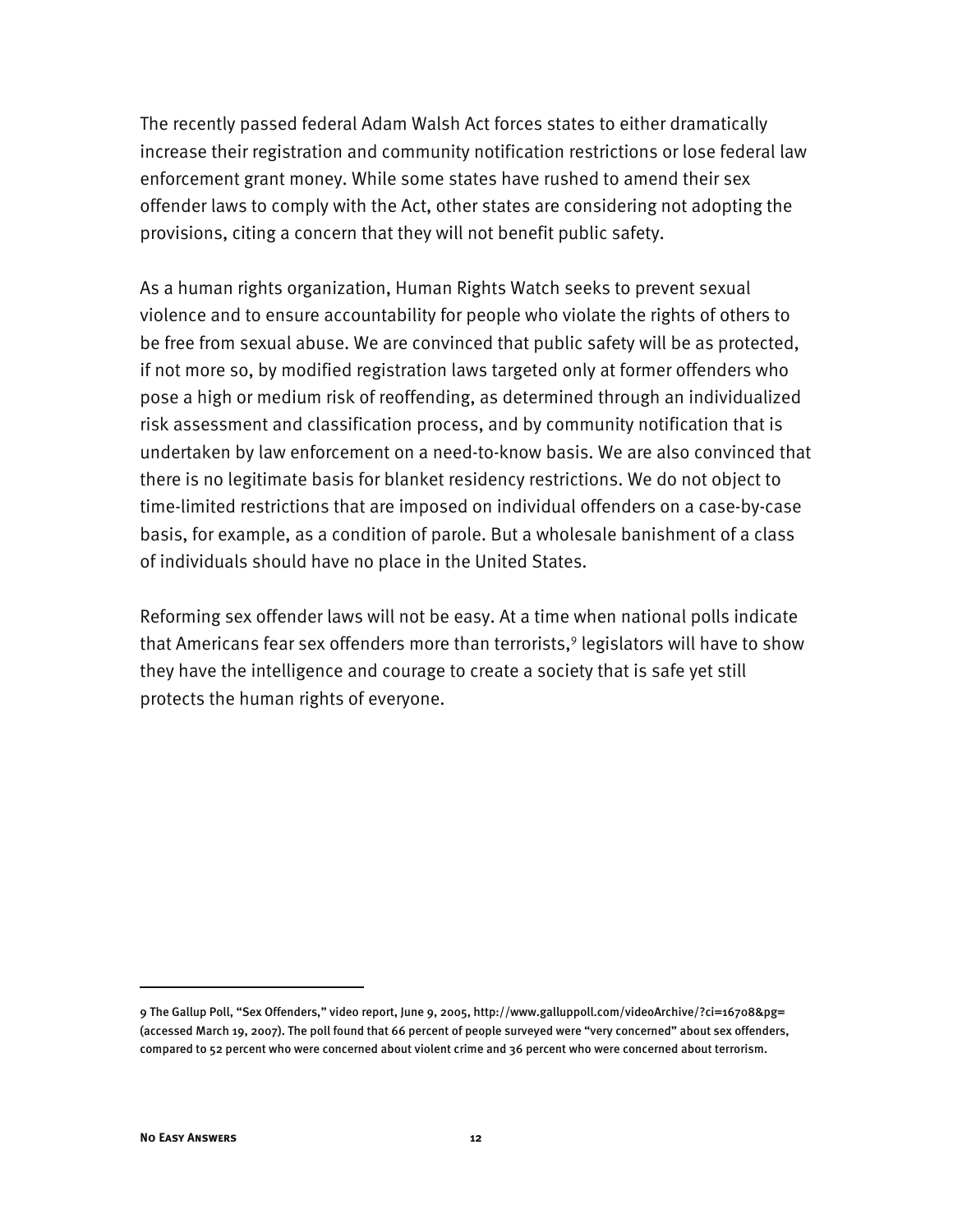The recently passed federal Adam Walsh Act forces states to either dramatically increase their registration and community notification restrictions or lose federal law enforcement grant money. While some states have rushed to amend their sex offender laws to comply with the Act, other states are considering not adopting the provisions, citing a concern that they will not benefit public safety.

As a human rights organization, Human Rights Watch seeks to prevent sexual violence and to ensure accountability for people who violate the rights of others to be free from sexual abuse. We are convinced that public safety will be as protected, if not more so, by modified registration laws targeted only at former offenders who pose a high or medium risk of reoffending, as determined through an individualized risk assessment and classification process, and by community notification that is undertaken by law enforcement on a need-to-know basis. We are also convinced that there is no legitimate basis for blanket residency restrictions. We do not object to time-limited restrictions that are imposed on individual offenders on a case-by-case basis, for example, as a condition of parole. But a wholesale banishment of a class of individuals should have no place in the United States.

Reforming sex offender laws will not be easy. At a time when national polls indicate that Americans fear sex offenders more than terrorists,[9] legislators will have to show they have the intelligence and courage to create a society that is safe yet still protects the human rights of everyone.

---

9 The Gallup Poll, "Sex Offenders," video report, June 9, 2005, http://www.galluppoll.com/videoArchive/?ci=16708&pg= (accessed March 19, 2007). The poll found that 66 percent of people surveyed were "very concerned" about sex offenders, compared to 52 percent who were concerned about violent crime and 36 percent who were concerned about terrorism.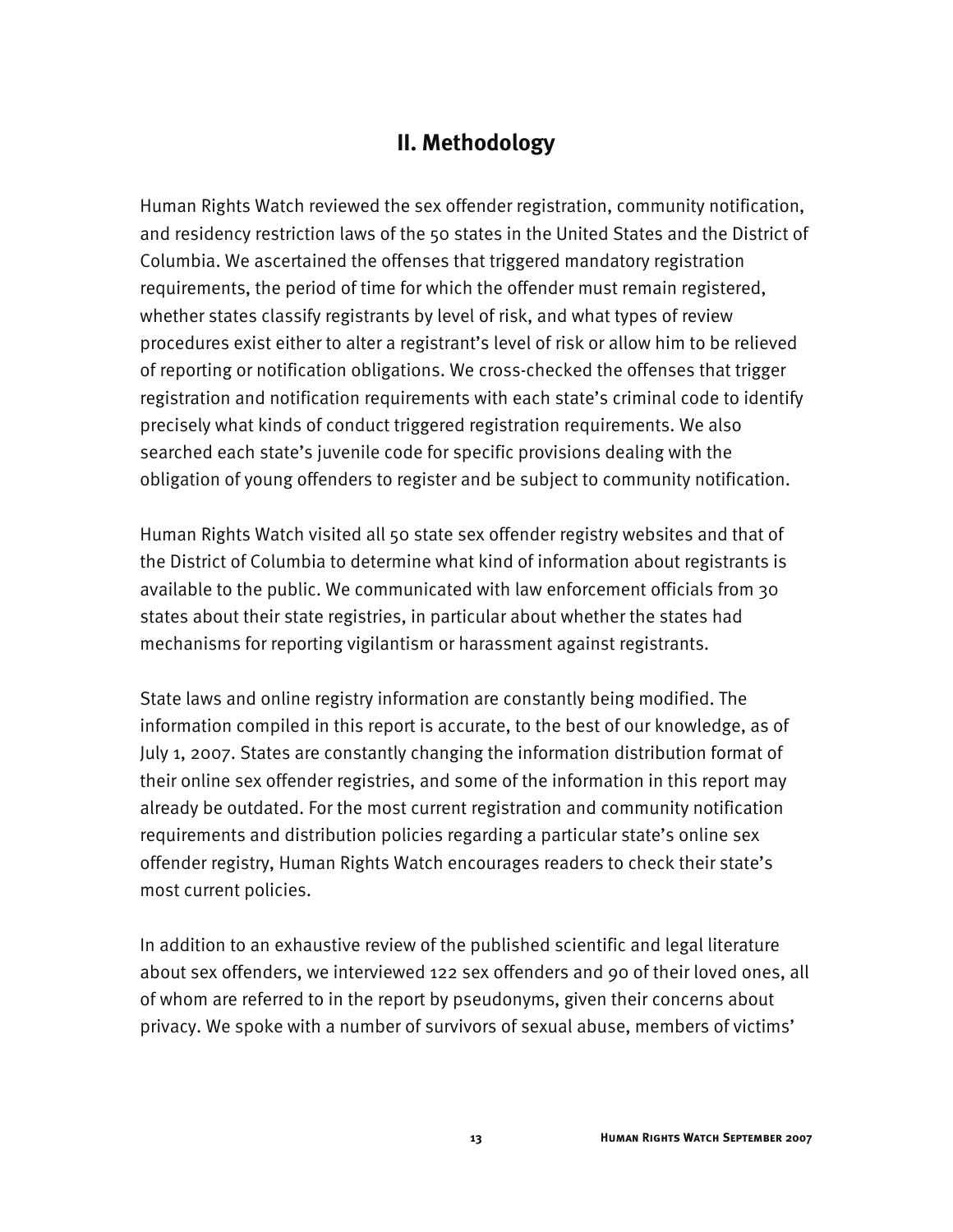## II. Methodology

Human Rights Watch reviewed the sex offender registration, community notification, and residency restriction laws of the 50 states in the United States and the District of Columbia. We ascertained the offenses that triggered mandatory registration requirements, the period of time for which the offender must remain registered, whether states classify registrants by level of risk, and what types of review procedures exist either to alter a registrant's level of risk or allow him to be relieved of reporting or notification obligations. We cross-checked the offenses that trigger registration and notification requirements with each state's criminal code to identify precisely what kinds of conduct triggered registration requirements. We also searched each state's juvenile code for specific provisions dealing with the obligation of young offenders to register and be subject to community notification.

Human Rights Watch visited all 50 state sex offender registry websites and that of the District of Columbia to determine what kind of information about registrants is available to the public. We communicated with law enforcement officials from 30 states about their state registries, in particular about whether the states had mechanisms for reporting vigilantism or harassment against registrants.

State laws and online registry information are constantly being modified. The information compiled in this report is accurate, to the best of our knowledge, as of July 1, 2007. States are constantly changing the information distribution format of their online sex offender registries, and some of the information in this report may already be outdated. For the most current registration and community notification requirements and distribution policies regarding a particular state's online sex offender registry, Human Rights Watch encourages readers to check their state's most current policies.

In addition to an exhaustive review of the published scientific and legal literature about sex offenders, we interviewed 122 sex offenders and 90 of their loved ones, all of whom are referred to in the report by pseudonyms, given their concerns about privacy. We spoke with a number of survivors of sexual abuse, members of victims'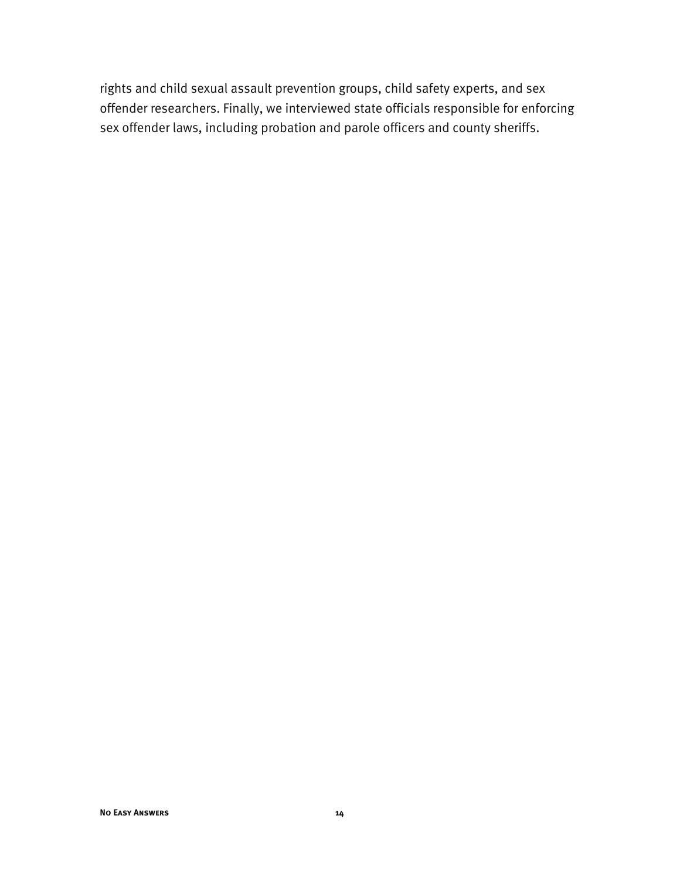rights and child sexual assault prevention groups, child safety experts, and sex offender researchers. Finally, we interviewed state officials responsible for enforcing sex offender laws, including probation and parole officers and county sheriffs.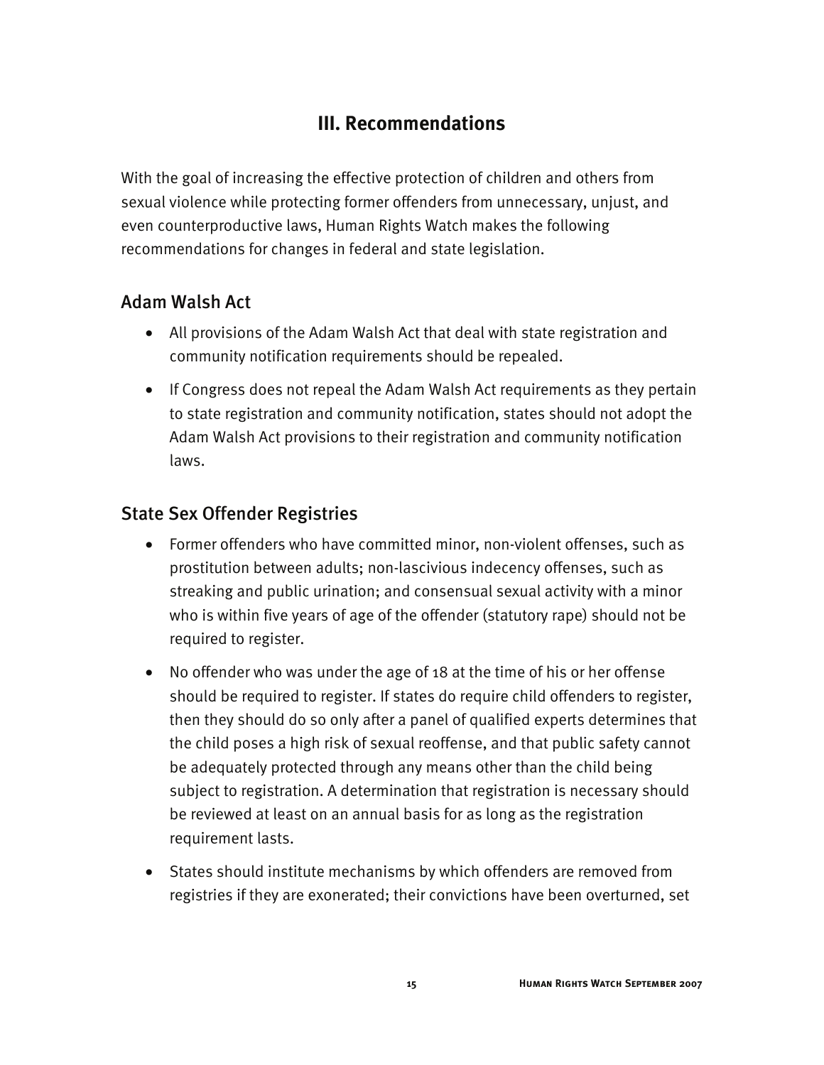## III. Recommendations

With the goal of increasing the effective protection of children and others from sexual violence while protecting former offenders from unnecessary, unjust, and even counterproductive laws, Human Rights Watch makes the following recommendations for changes in federal and state legislation.

### Adam Walsh Act

- All provisions of the Adam Walsh Act that deal with state registration and community notification requirements should be repealed.
- If Congress does not repeal the Adam Walsh Act requirements as they pertain to state registration and community notification, states should not adopt the Adam Walsh Act provisions to their registration and community notification laws.

### State Sex Offender Registries

- Former offenders who have committed minor, non-violent offenses, such as prostitution between adults; non-lascivious indecency offenses, such as streaking and public urination; and consensual sexual activity with a minor who is within five years of age of the offender (statutory rape) should not be required to register.
- No offender who was under the age of 18 at the time of his or her offense should be required to register. If states do require child offenders to register, then they should do so only after a panel of qualified experts determines that the child poses a high risk of sexual reoffense, and that public safety cannot be adequately protected through any means other than the child being subject to registration. A determination that registration is necessary should be reviewed at least on an annual basis for as long as the registration requirement lasts.
- States should institute mechanisms by which offenders are removed from registries if they are exonerated; their convictions have been overturned, set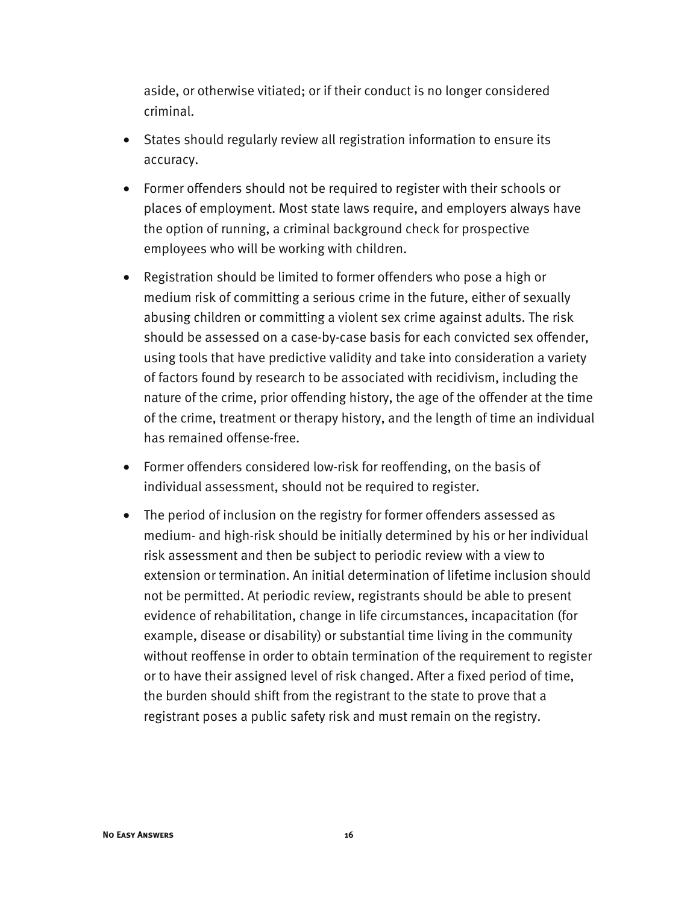aside, or otherwise vitiated; or if their conduct is no longer considered criminal.

- States should regularly review all registration information to ensure its accuracy.
- Former offenders should not be required to register with their schools or places of employment. Most state laws require, and employers always have the option of running, a criminal background check for prospective employees who will be working with children.
- Registration should be limited to former offenders who pose a high or medium risk of committing a serious crime in the future, either of sexually abusing children or committing a violent sex crime against adults. The risk should be assessed on a case-by-case basis for each convicted sex offender, using tools that have predictive validity and take into consideration a variety of factors found by research to be associated with recidivism, including the nature of the crime, prior offending history, the age of the offender at the time of the crime, treatment or therapy history, and the length of time an individual has remained offense-free.
- Former offenders considered low-risk for reoffending, on the basis of individual assessment, should not be required to register.
- The period of inclusion on the registry for former offenders assessed as medium- and high-risk should be initially determined by his or her individual risk assessment and then be subject to periodic review with a view to extension or termination. An initial determination of lifetime inclusion should not be permitted. At periodic review, registrants should be able to present evidence of rehabilitation, change in life circumstances, incapacitation (for example, disease or disability) or substantial time living in the community without reoffense in order to obtain termination of the requirement to register or to have their assigned level of risk changed. After a fixed period of time, the burden should shift from the registrant to the state to prove that a registrant poses a public safety risk and must remain on the registry.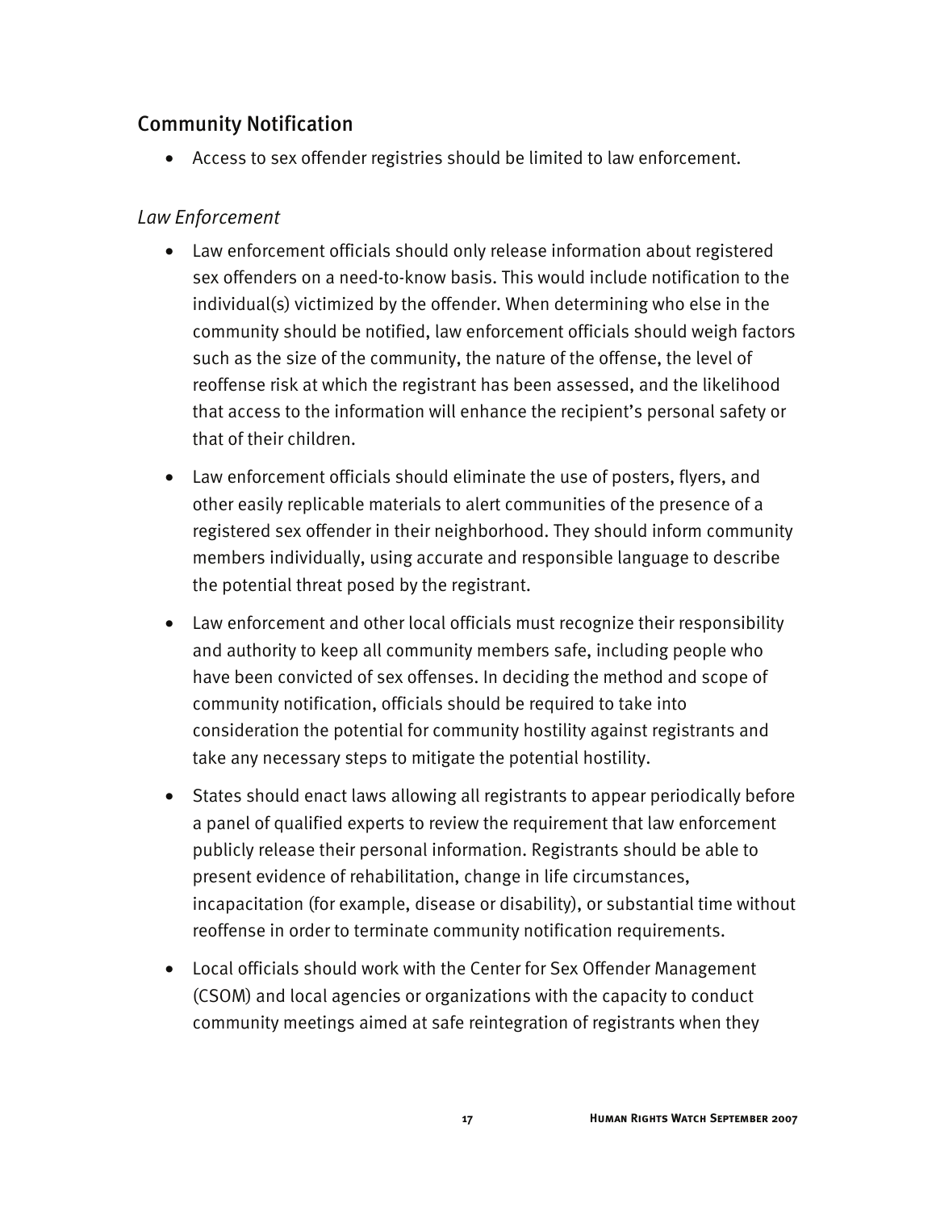## Community Notification

- Access to sex offender registries should be limited to law enforcement.

### *Law Enforcement*

- Law enforcement officials should only release information about registered sex offenders on a need-to-know basis. This would include notification to the individual(s) victimized by the offender. When determining who else in the community should be notified, law enforcement officials should weigh factors such as the size of the community, the nature of the offense, the level of reoffense risk at which the registrant has been assessed, and the likelihood that access to the information will enhance the recipient's personal safety or that of their children.
- Law enforcement officials should eliminate the use of posters, flyers, and other easily replicable materials to alert communities of the presence of a registered sex offender in their neighborhood. They should inform community members individually, using accurate and responsible language to describe the potential threat posed by the registrant.
- Law enforcement and other local officials must recognize their responsibility and authority to keep all community members safe, including people who have been convicted of sex offenses. In deciding the method and scope of community notification, officials should be required to take into consideration the potential for community hostility against registrants and take any necessary steps to mitigate the potential hostility.
- States should enact laws allowing all registrants to appear periodically before a panel of qualified experts to review the requirement that law enforcement publicly release their personal information. Registrants should be able to present evidence of rehabilitation, change in life circumstances, incapacitation (for example, disease or disability), or substantial time without reoffense in order to terminate community notification requirements.
- Local officials should work with the Center for Sex Offender Management (CSOM) and local agencies or organizations with the capacity to conduct community meetings aimed at safe reintegration of registrants when they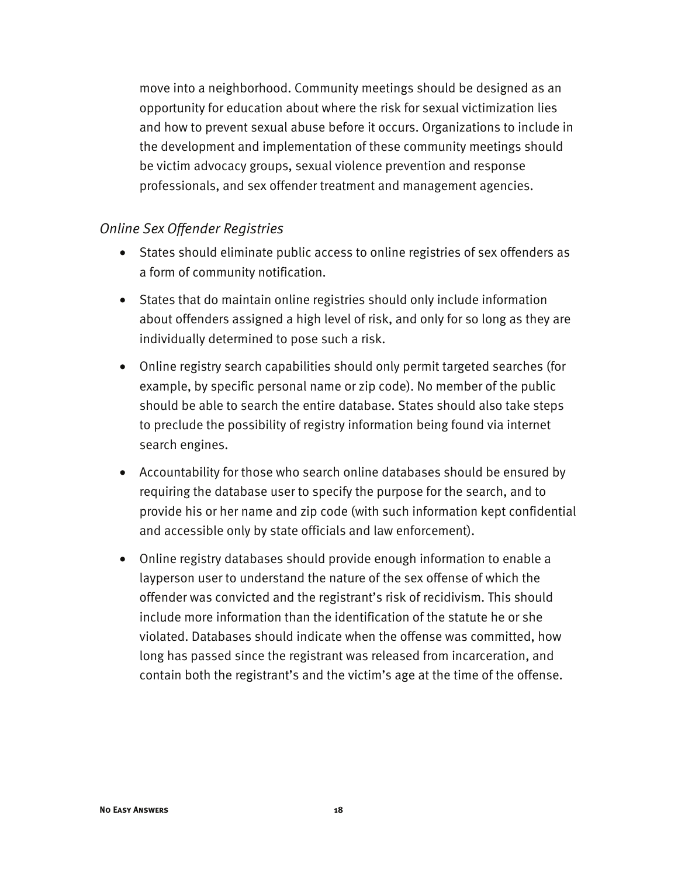move into a neighborhood. Community meetings should be designed as an opportunity for education about where the risk for sexual victimization lies and how to prevent sexual abuse before it occurs. Organizations to include in the development and implementation of these community meetings should be victim advocacy groups, sexual violence prevention and response professionals, and sex offender treatment and management agencies.

*Online Sex Offender Registries*

- States should eliminate public access to online registries of sex offenders as a form of community notification.
- States that do maintain online registries should only include information about offenders assigned a high level of risk, and only for so long as they are individually determined to pose such a risk.
- Online registry search capabilities should only permit targeted searches (for example, by specific personal name or zip code). No member of the public should be able to search the entire database. States should also take steps to preclude the possibility of registry information being found via internet search engines.
- Accountability for those who search online databases should be ensured by requiring the database user to specify the purpose for the search, and to provide his or her name and zip code (with such information kept confidential and accessible only by state officials and law enforcement).
- Online registry databases should provide enough information to enable a layperson user to understand the nature of the sex offense of which the offender was convicted and the registrant's risk of recidivism. This should include more information than the identification of the statute he or she violated. Databases should indicate when the offense was committed, how long has passed since the registrant was released from incarceration, and contain both the registrant's and the victim's age at the time of the offense.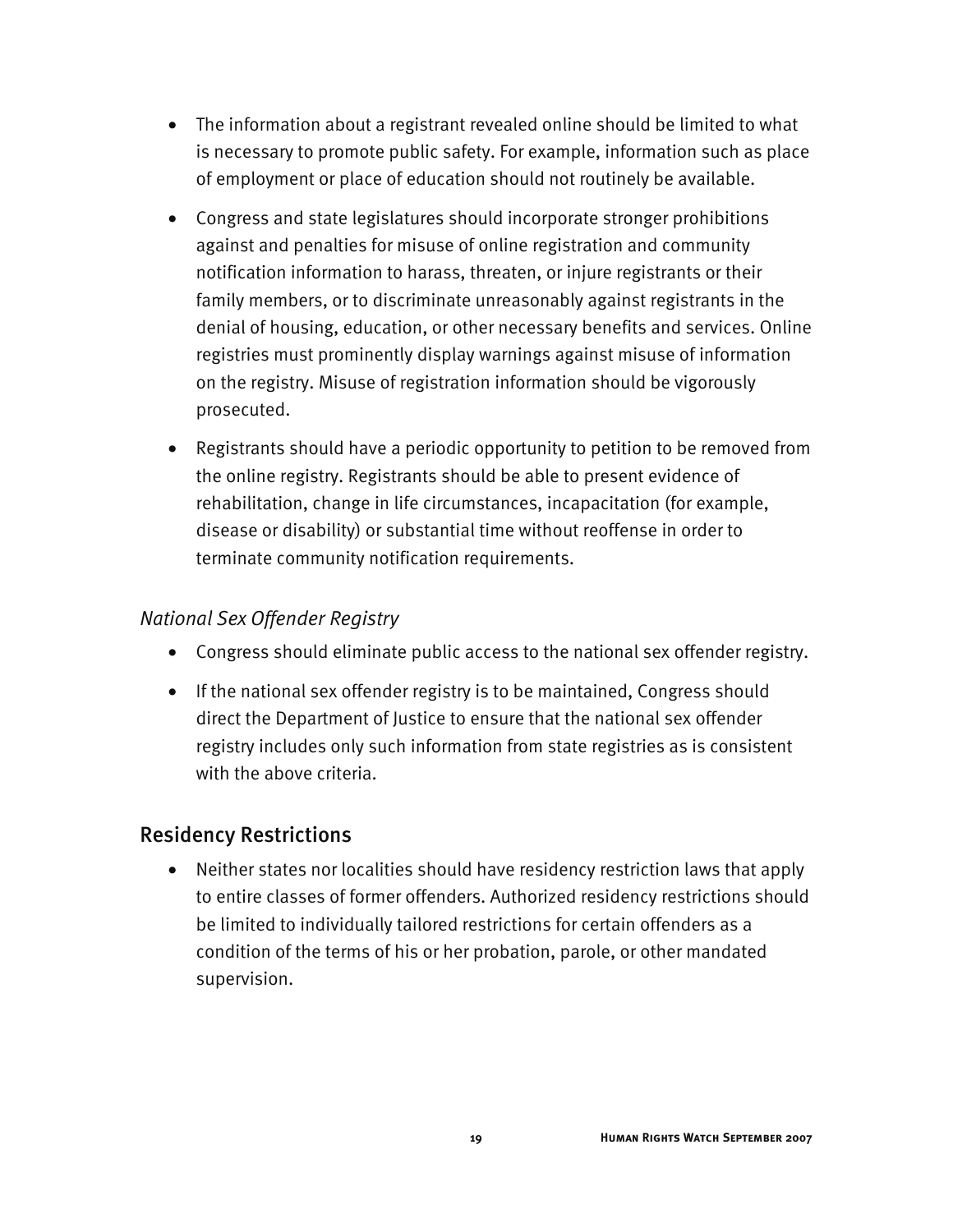- The information about a registrant revealed online should be limited to what is necessary to promote public safety. For example, information such as place of employment or place of education should not routinely be available.
- Congress and state legislatures should incorporate stronger prohibitions against and penalties for misuse of online registration and community notification information to harass, threaten, or injure registrants or their family members, or to discriminate unreasonably against registrants in the denial of housing, education, or other necessary benefits and services. Online registries must prominently display warnings against misuse of information on the registry. Misuse of registration information should be vigorously prosecuted.
- Registrants should have a periodic opportunity to petition to be removed from the online registry. Registrants should be able to present evidence of rehabilitation, change in life circumstances, incapacitation (for example, disease or disability) or substantial time without reoffense in order to terminate community notification requirements.

### *National Sex Offender Registry*

- Congress should eliminate public access to the national sex offender registry.
- If the national sex offender registry is to be maintained, Congress should direct the Department of Justice to ensure that the national sex offender registry includes only such information from state registries as is consistent with the above criteria.

## Residency Restrictions

- Neither states nor localities should have residency restriction laws that apply to entire classes of former offenders. Authorized residency restrictions should be limited to individually tailored restrictions for certain offenders as a condition of the terms of his or her probation, parole, or other mandated supervision.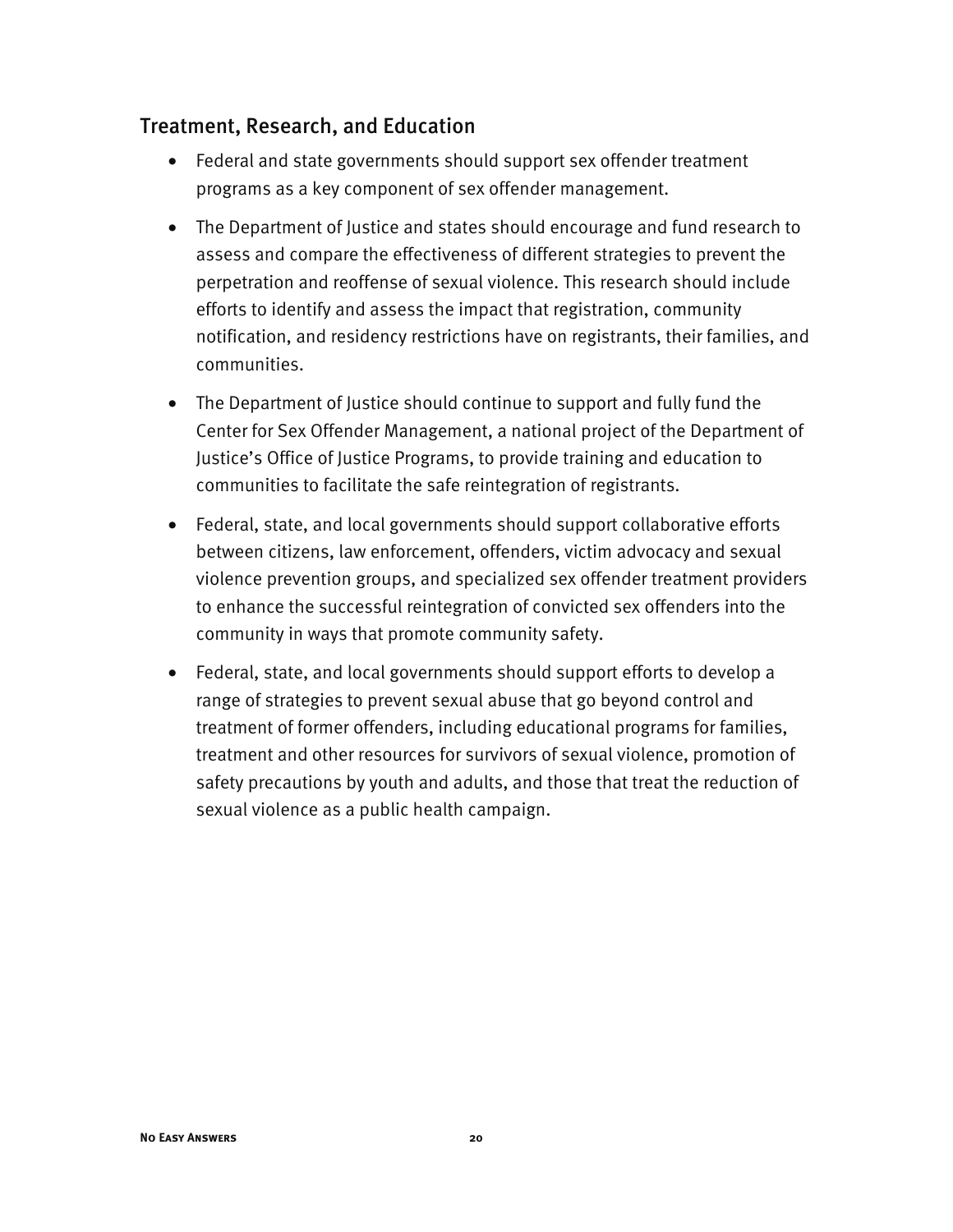## Treatment, Research, and Education

- Federal and state governments should support sex offender treatment programs as a key component of sex offender management.
- The Department of Justice and states should encourage and fund research to assess and compare the effectiveness of different strategies to prevent the perpetration and reoffense of sexual violence. This research should include efforts to identify and assess the impact that registration, community notification, and residency restrictions have on registrants, their families, and communities.
- The Department of Justice should continue to support and fully fund the Center for Sex Offender Management, a national project of the Department of Justice's Office of Justice Programs, to provide training and education to communities to facilitate the safe reintegration of registrants.
- Federal, state, and local governments should support collaborative efforts between citizens, law enforcement, offenders, victim advocacy and sexual violence prevention groups, and specialized sex offender treatment providers to enhance the successful reintegration of convicted sex offenders into the community in ways that promote community safety.
- Federal, state, and local governments should support efforts to develop a range of strategies to prevent sexual abuse that go beyond control and treatment of former offenders, including educational programs for families, treatment and other resources for survivors of sexual violence, promotion of safety precautions by youth and adults, and those that treat the reduction of sexual violence as a public health campaign.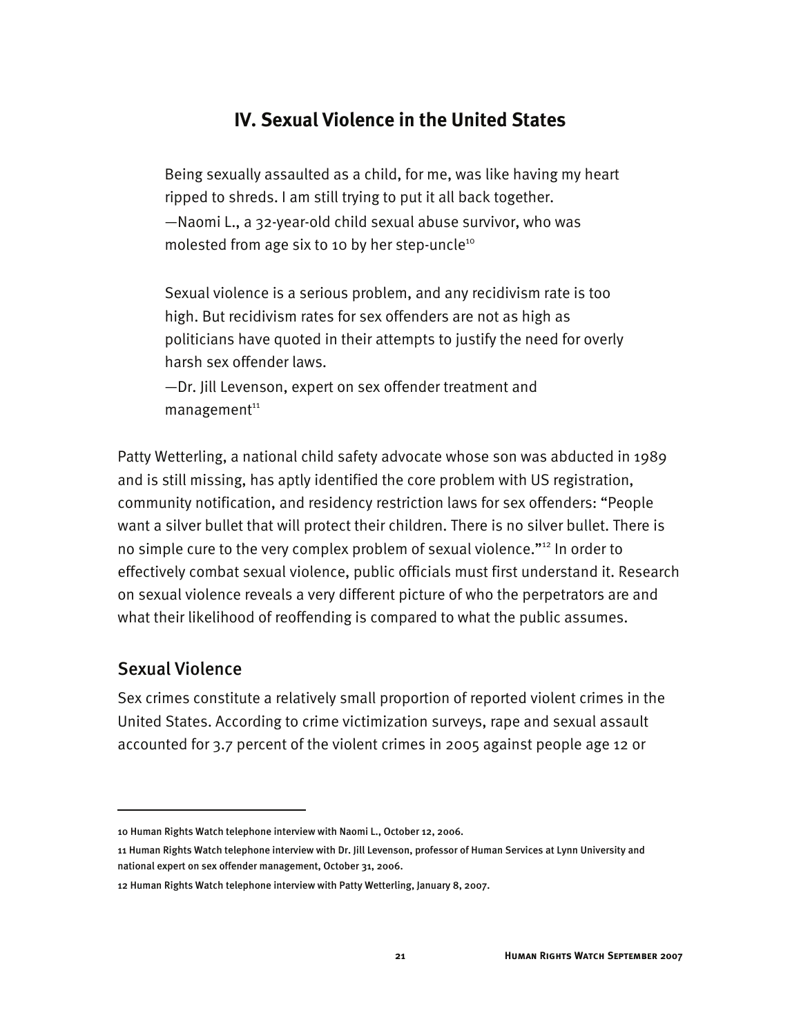## IV. Sexual Violence in the United States

> Being sexually assaulted as a child, for me, was like having my heart ripped to shreds. I am still trying to put it all back together.
> —Naomi L., a 32-year-old child sexual abuse survivor, who was molested from age six to 10 by her step-uncle[10]

> Sexual violence is a serious problem, and any recidivism rate is too high. But recidivism rates for sex offenders are not as high as politicians have quoted in their attempts to justify the need for overly harsh sex offender laws.
> —Dr. Jill Levenson, expert on sex offender treatment and management[11]

Patty Wetterling, a national child safety advocate whose son was abducted in 1989 and is still missing, has aptly identified the core problem with US registration, community notification, and residency restriction laws for sex offenders: "People want a silver bullet that will protect their children. There is no silver bullet. There is no simple cure to the very complex problem of sexual violence."[12] In order to effectively combat sexual violence, public officials must first understand it. Research on sexual violence reveals a very different picture of who the perpetrators are and what their likelihood of reoffending is compared to what the public assumes.

### Sexual Violence

Sex crimes constitute a relatively small proportion of reported violent crimes in the United States. According to crime victimization surveys, rape and sexual assault accounted for 3.7 percent of the violent crimes in 2005 against people age 12 or

---

10 Human Rights Watch telephone interview with Naomi L., October 12, 2006.

11 Human Rights Watch telephone interview with Dr. Jill Levenson, professor of Human Services at Lynn University and national expert on sex offender management, October 31, 2006.

12 Human Rights Watch telephone interview with Patty Wetterling, January 8, 2007.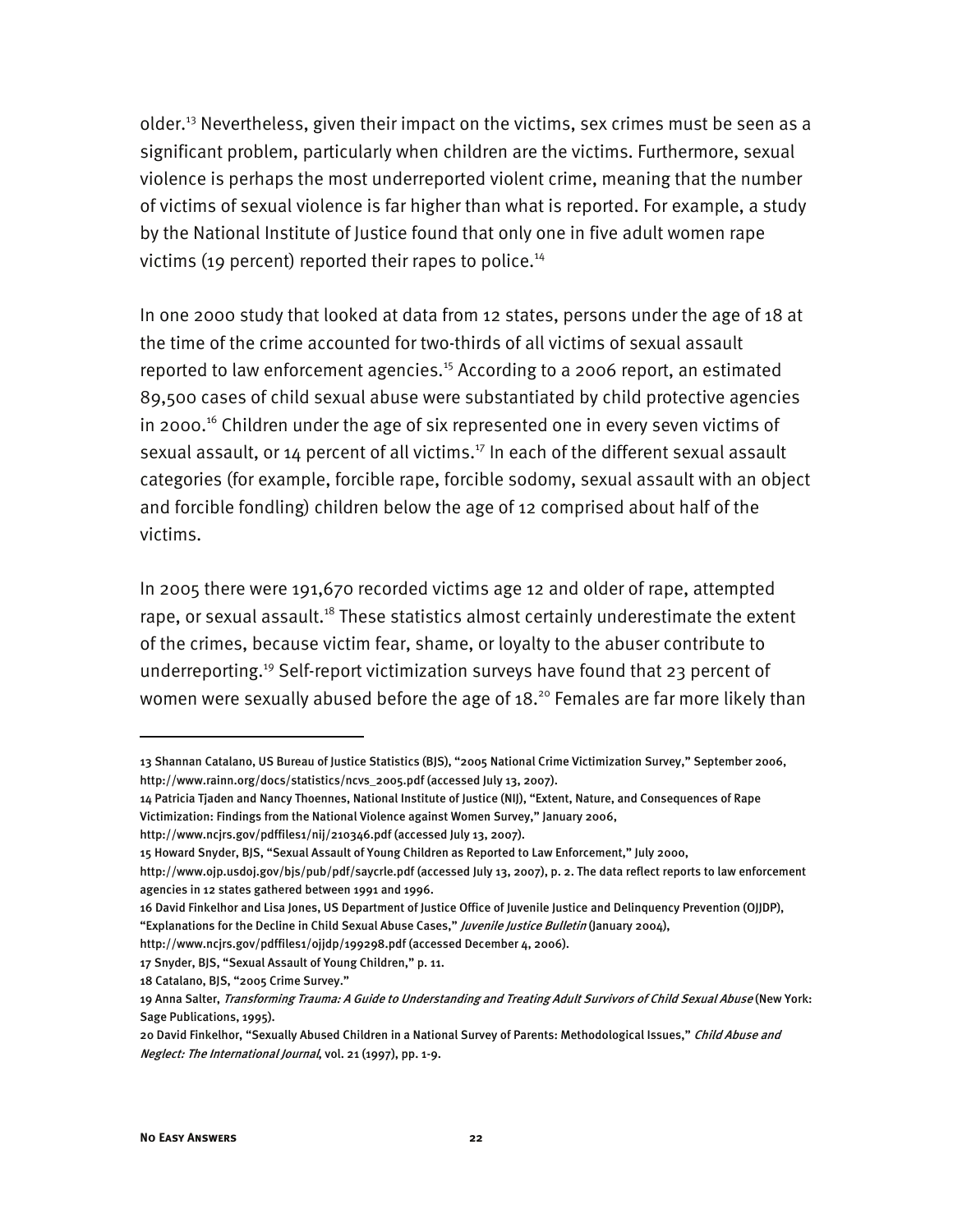older.[13] Nevertheless, given their impact on the victims, sex crimes must be seen as a significant problem, particularly when children are the victims. Furthermore, sexual violence is perhaps the most underreported violent crime, meaning that the number of victims of sexual violence is far higher than what is reported. For example, a study by the National Institute of Justice found that only one in five adult women rape victims (19 percent) reported their rapes to police.[14]

In one 2000 study that looked at data from 12 states, persons under the age of 18 at the time of the crime accounted for two-thirds of all victims of sexual assault reported to law enforcement agencies.[15] According to a 2006 report, an estimated 89,500 cases of child sexual abuse were substantiated by child protective agencies in 2000.[16] Children under the age of six represented one in every seven victims of sexual assault, or 14 percent of all victims.[17] In each of the different sexual assault categories (for example, forcible rape, forcible sodomy, sexual assault with an object and forcible fondling) children below the age of 12 comprised about half of the victims.

In 2005 there were 191,670 recorded victims age 12 and older of rape, attempted rape, or sexual assault.[18] These statistics almost certainly underestimate the extent of the crimes, because victim fear, shame, or loyalty to the abuser contribute to underreporting.[19] Self-report victimization surveys have found that 23 percent of women were sexually abused before the age of 18.[20] Females are far more likely than

---

13 Shannan Catalano, US Bureau of Justice Statistics (BJS), "2005 National Crime Victimization Survey," September 2006, http://www.rainn.org/docs/statistics/ncvs_2005.pdf (accessed July 13, 2007).

14 Patricia Tjaden and Nancy Thoennes, National Institute of Justice (NIJ), "Extent, Nature, and Consequences of Rape Victimization: Findings from the National Violence against Women Survey," January 2006, http://www.ncjrs.gov/pdffiles1/nij/210346.pdf (accessed July 13, 2007).

15 Howard Snyder, BJS, "Sexual Assault of Young Children as Reported to Law Enforcement," July 2000, http://www.ojp.usdoj.gov/bjs/pub/pdf/saycrle.pdf (accessed July 13, 2007), p. 2. The data reflect reports to law enforcement agencies in 12 states gathered between 1991 and 1996.

16 David Finkelhor and Lisa Jones, US Department of Justice Office of Juvenile Justice and Delinquency Prevention (OJJDP), "Explanations for the Decline in Child Sexual Abuse Cases," *Juvenile Justice Bulletin* (January 2004), http://www.ncjrs.gov/pdffiles1/ojjdp/199298.pdf (accessed December 4, 2006).

17 Snyder, BJS, "Sexual Assault of Young Children," p. 11.

18 Catalano, BJS, "2005 Crime Survey."

19 Anna Salter, *Transforming Trauma: A Guide to Understanding and Treating Adult Survivors of Child Sexual Abuse* (New York: Sage Publications, 1995).

20 David Finkelhor, "Sexually Abused Children in a National Survey of Parents: Methodological Issues," *Child Abuse and Neglect: The International Journal*, vol. 21 (1997), pp. 1-9.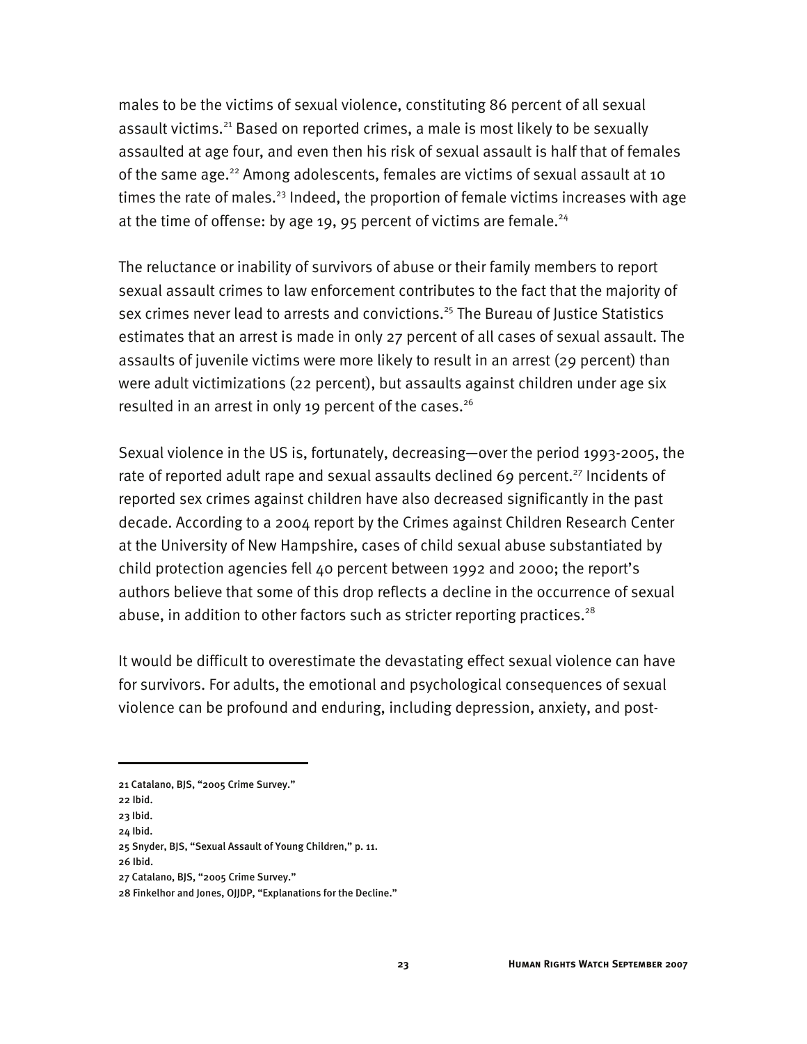males to be the victims of sexual violence, constituting 86 percent of all sexual assault victims.[21] Based on reported crimes, a male is most likely to be sexually assaulted at age four, and even then his risk of sexual assault is half that of females of the same age.[22] Among adolescents, females are victims of sexual assault at 10 times the rate of males.[23] Indeed, the proportion of female victims increases with age at the time of offense: by age 19, 95 percent of victims are female.[24]

The reluctance or inability of survivors of abuse or their family members to report sexual assault crimes to law enforcement contributes to the fact that the majority of sex crimes never lead to arrests and convictions.[25] The Bureau of Justice Statistics estimates that an arrest is made in only 27 percent of all cases of sexual assault. The assaults of juvenile victims were more likely to result in an arrest (29 percent) than were adult victimizations (22 percent), but assaults against children under age six resulted in an arrest in only 19 percent of the cases.[26]

Sexual violence in the US is, fortunately, decreasing—over the period 1993-2005, the rate of reported adult rape and sexual assaults declined 69 percent.[27] Incidents of reported sex crimes against children have also decreased significantly in the past decade. According to a 2004 report by the Crimes against Children Research Center at the University of New Hampshire, cases of child sexual abuse substantiated by child protection agencies fell 40 percent between 1992 and 2000; the report's authors believe that some of this drop reflects a decline in the occurrence of sexual abuse, in addition to other factors such as stricter reporting practices.[28]

It would be difficult to overestimate the devastating effect sexual violence can have for survivors. For adults, the emotional and psychological consequences of sexual violence can be profound and enduring, including depression, anxiety, and post-

---

21 Catalano, BJS, "2005 Crime Survey."

22 Ibid.

23 Ibid.

24 Ibid.

25 Snyder, BJS, "Sexual Assault of Young Children," p. 11.

26 Ibid.

27 Catalano, BJS, "2005 Crime Survey."

28 Finkelhor and Jones, OJJDP, "Explanations for the Decline."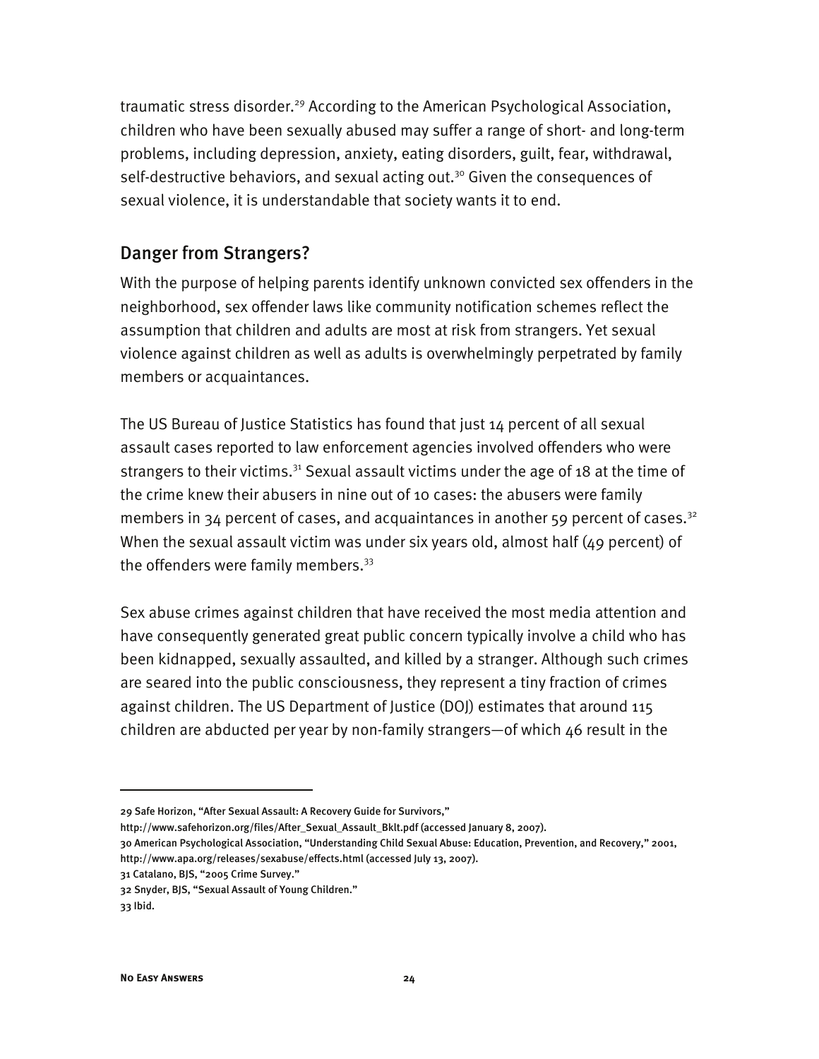traumatic stress disorder.[29] According to the American Psychological Association, children who have been sexually abused may suffer a range of short- and long-term problems, including depression, anxiety, eating disorders, guilt, fear, withdrawal, self-destructive behaviors, and sexual acting out.[30] Given the consequences of sexual violence, it is understandable that society wants it to end.

## Danger from Strangers?

With the purpose of helping parents identify unknown convicted sex offenders in the neighborhood, sex offender laws like community notification schemes reflect the assumption that children and adults are most at risk from strangers. Yet sexual violence against children as well as adults is overwhelmingly perpetrated by family members or acquaintances.

The US Bureau of Justice Statistics has found that just 14 percent of all sexual assault cases reported to law enforcement agencies involved offenders who were strangers to their victims.[31] Sexual assault victims under the age of 18 at the time of the crime knew their abusers in nine out of 10 cases: the abusers were family members in 34 percent of cases, and acquaintances in another 59 percent of cases.[32] When the sexual assault victim was under six years old, almost half (49 percent) of the offenders were family members.[33]

Sex abuse crimes against children that have received the most media attention and have consequently generated great public concern typically involve a child who has been kidnapped, sexually assaulted, and killed by a stranger. Although such crimes are seared into the public consciousness, they represent a tiny fraction of crimes against children. The US Department of Justice (DOJ) estimates that around 115 children are abducted per year by non-family strangers—of which 46 result in the

---

29 Safe Horizon, "After Sexual Assault: A Recovery Guide for Survivors," http://www.safehorizon.org/files/After_Sexual_Assault_Bklt.pdf (accessed January 8, 2007).

30 American Psychological Association, "Understanding Child Sexual Abuse: Education, Prevention, and Recovery," 2001, http://www.apa.org/releases/sexabuse/effects.html (accessed July 13, 2007).

31 Catalano, BJS, "2005 Crime Survey."

32 Snyder, BJS, "Sexual Assault of Young Children."

33 Ibid.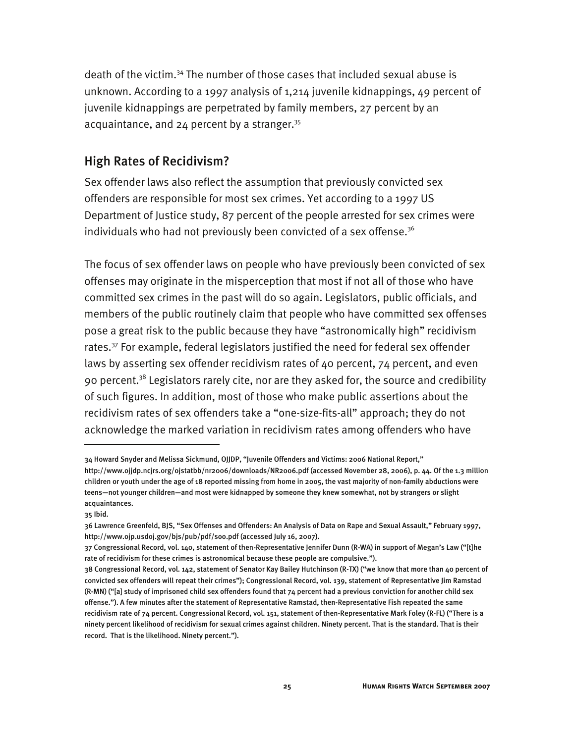death of the victim.[34] The number of those cases that included sexual abuse is unknown. According to a 1997 analysis of 1,214 juvenile kidnappings, 49 percent of juvenile kidnappings are perpetrated by family members, 27 percent by an acquaintance, and 24 percent by a stranger.[35]

## High Rates of Recidivism?

Sex offender laws also reflect the assumption that previously convicted sex offenders are responsible for most sex crimes. Yet according to a 1997 US Department of Justice study, 87 percent of the people arrested for sex crimes were individuals who had not previously been convicted of a sex offense.[36]

The focus of sex offender laws on people who have previously been convicted of sex offenses may originate in the misperception that most if not all of those who have committed sex crimes in the past will do so again. Legislators, public officials, and members of the public routinely claim that people who have committed sex offenses pose a great risk to the public because they have "astronomically high" recidivism rates.[37] For example, federal legislators justified the need for federal sex offender laws by asserting sex offender recidivism rates of 40 percent, 74 percent, and even 90 percent.[38] Legislators rarely cite, nor are they asked for, the source and credibility of such figures. In addition, most of those who make public assertions about the recidivism rates of sex offenders take a "one-size-fits-all" approach; they do not acknowledge the marked variation in recidivism rates among offenders who have

---

34 Howard Snyder and Melissa Sickmund, OJJDP, "Juvenile Offenders and Victims: 2006 National Report," http://www.ojjdp.ncjrs.org/ojstatbb/nr2006/downloads/NR2006.pdf (accessed November 28, 2006), p. 44. Of the 1.3 million children or youth under the age of 18 reported missing from home in 2005, the vast majority of non-family abductions were teens—not younger children—and most were kidnapped by someone they knew somewhat, not by strangers or slight acquaintances.

35 Ibid.

36 Lawrence Greenfeld, BJS, "Sex Offenses and Offenders: An Analysis of Data on Rape and Sexual Assault," February 1997, http://www.ojp.usdoj.gov/bjs/pub/pdf/soo.pdf (accessed July 16, 2007).

37 Congressional Record, vol. 140, statement of then-Representative Jennifer Dunn (R-WA) in support of Megan's Law ("[t]he rate of recidivism for these crimes is astronomical because these people are compulsive.").

38 Congressional Record, vol. 142, statement of Senator Kay Bailey Hutchinson (R-TX) ("we know that more than 40 percent of convicted sex offenders will repeat their crimes"); Congressional Record, vol. 139, statement of Representative Jim Ramstad (R-MN) ("[a] study of imprisoned child sex offenders found that 74 percent had a previous conviction for another child sex offense."). A few minutes after the statement of Representative Ramstad, then-Representative Fish repeated the same recidivism rate of 74 percent. Congressional Record, vol. 151, statement of then-Representative Mark Foley (R-FL) ("There is a ninety percent likelihood of recidivism for sexual crimes against children. Ninety percent. That is the standard. That is their record. That is the likelihood. Ninety percent.").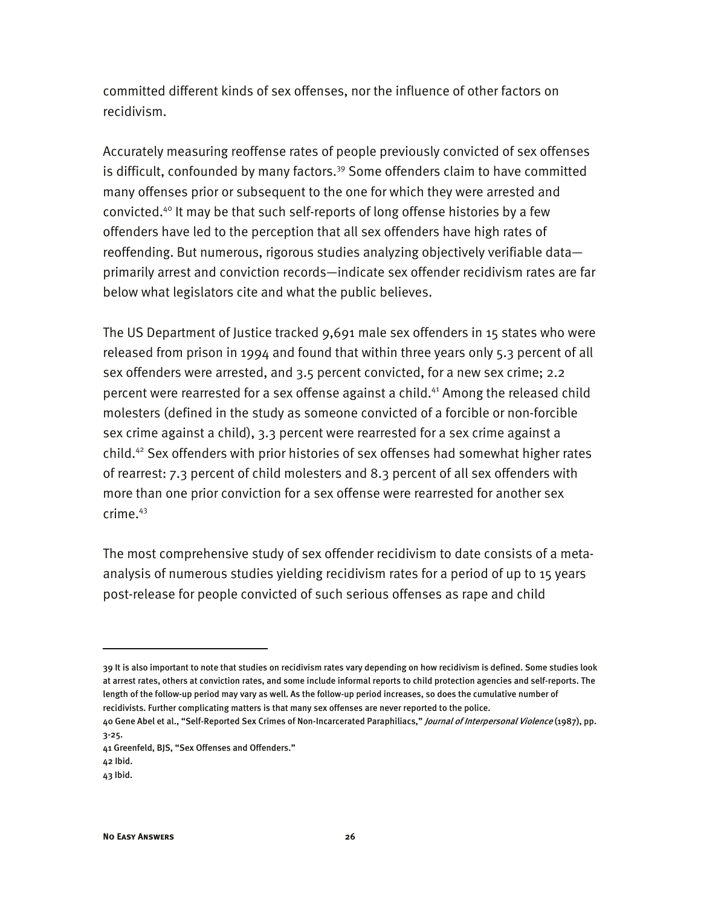committed different kinds of sex offenses, nor the influence of other factors on recidivism.

Accurately measuring reoffense rates of people previously convicted of sex offenses is difficult, confounded by many factors.[39] Some offenders claim to have committed many offenses prior or subsequent to the one for which they were arrested and convicted.[40] It may be that such self-reports of long offense histories by a few offenders have led to the perception that all sex offenders have high rates of reoffending. But numerous, rigorous studies analyzing objectively verifiable data—primarily arrest and conviction records—indicate sex offender recidivism rates are far below what legislators cite and what the public believes.

The US Department of Justice tracked 9,691 male sex offenders in 15 states who were released from prison in 1994 and found that within three years only 5.3 percent of all sex offenders were arrested, and 3.5 percent convicted, for a new sex crime; 2.2 percent were rearrested for a sex offense against a child.[41] Among the released child molesters (defined in the study as someone convicted of a forcible or non-forcible sex crime against a child), 3.3 percent were rearrested for a sex crime against a child.[42] Sex offenders with prior histories of sex offenses had somewhat higher rates of rearrest: 7.3 percent of child molesters and 8.3 percent of all sex offenders with more than one prior conviction for a sex offense were rearrested for another sex crime.[43]

The most comprehensive study of sex offender recidivism to date consists of a meta-analysis of numerous studies yielding recidivism rates for a period of up to 15 years post-release for people convicted of such serious offenses as rape and child

---

39 It is also important to note that studies on recidivism rates vary depending on how recidivism is defined. Some studies look at arrest rates, others at conviction rates, and some include informal reports to child protection agencies and self-reports. The length of the follow-up period may vary as well. As the follow-up period increases, so does the cumulative number of recidivists. Further complicating matters is that many sex offenses are never reported to the police.

40 Gene Abel et al., "Self-Reported Sex Crimes of Non-Incarcerated Paraphiliacs," *Journal of Interpersonal Violence* (1987), pp. 3-25.

41 Greenfeld, BJS, "Sex Offenses and Offenders."

42 Ibid.

43 Ibid.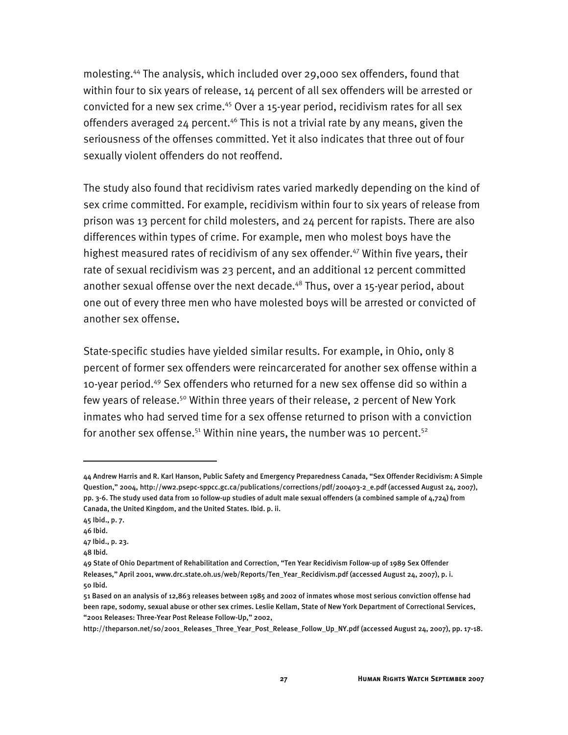molesting.[44] The analysis, which included over 29,000 sex offenders, found that within four to six years of release, 14 percent of all sex offenders will be arrested or convicted for a new sex crime.[45] Over a 15-year period, recidivism rates for all sex offenders averaged 24 percent.[46] This is not a trivial rate by any means, given the seriousness of the offenses committed. Yet it also indicates that three out of four sexually violent offenders do not reoffend.

The study also found that recidivism rates varied markedly depending on the kind of sex crime committed. For example, recidivism within four to six years of release from prison was 13 percent for child molesters, and 24 percent for rapists. There are also differences within types of crime. For example, men who molest boys have the highest measured rates of recidivism of any sex offender.[47] Within five years, their rate of sexual recidivism was 23 percent, and an additional 12 percent committed another sexual offense over the next decade.[48] Thus, over a 15-year period, about one out of every three men who have molested boys will be arrested or convicted of another sex offense.

State-specific studies have yielded similar results. For example, in Ohio, only 8 percent of former sex offenders were reincarcerated for another sex offense within a 10-year period.[49] Sex offenders who returned for a new sex offense did so within a few years of release.[50] Within three years of their release, 2 percent of New York inmates who had served time for a sex offense returned to prison with a conviction for another sex offense.[51] Within nine years, the number was 10 percent.[52]

---

44 Andrew Harris and R. Karl Hanson, Public Safety and Emergency Preparedness Canada, "Sex Offender Recidivism: A Simple Question," 2004, http://ww2.psepc-sppcc.gc.ca/publications/corrections/pdf/200403-2_e.pdf (accessed August 24, 2007), pp. 3-6. The study used data from 10 follow-up studies of adult male sexual offenders (a combined sample of 4,724) from Canada, the United Kingdom, and the United States. Ibid. p. ii.

45 Ibid., p. 7.

46 Ibid.

47 Ibid., p. 23.

48 Ibid.

49 State of Ohio Department of Rehabilitation and Correction, "Ten Year Recidivism Follow-up of 1989 Sex Offender Releases," April 2001, www.drc.state.oh.us/web/Reports/Ten_Year_Recidivism.pdf (accessed August 24, 2007), p. i.

50 Ibid.

51 Based on an analysis of 12,863 releases between 1985 and 2002 of inmates whose most serious conviction offense had been rape, sodomy, sexual abuse or other sex crimes. Leslie Kellam, State of New York Department of Correctional Services, "2001 Releases: Three-Year Post Release Follow-Up," 2002, http://theparson.net/so/2001_Releases_Three_Year_Post_Release_Follow_Up_NY.pdf (accessed August 24, 2007), pp. 17-18.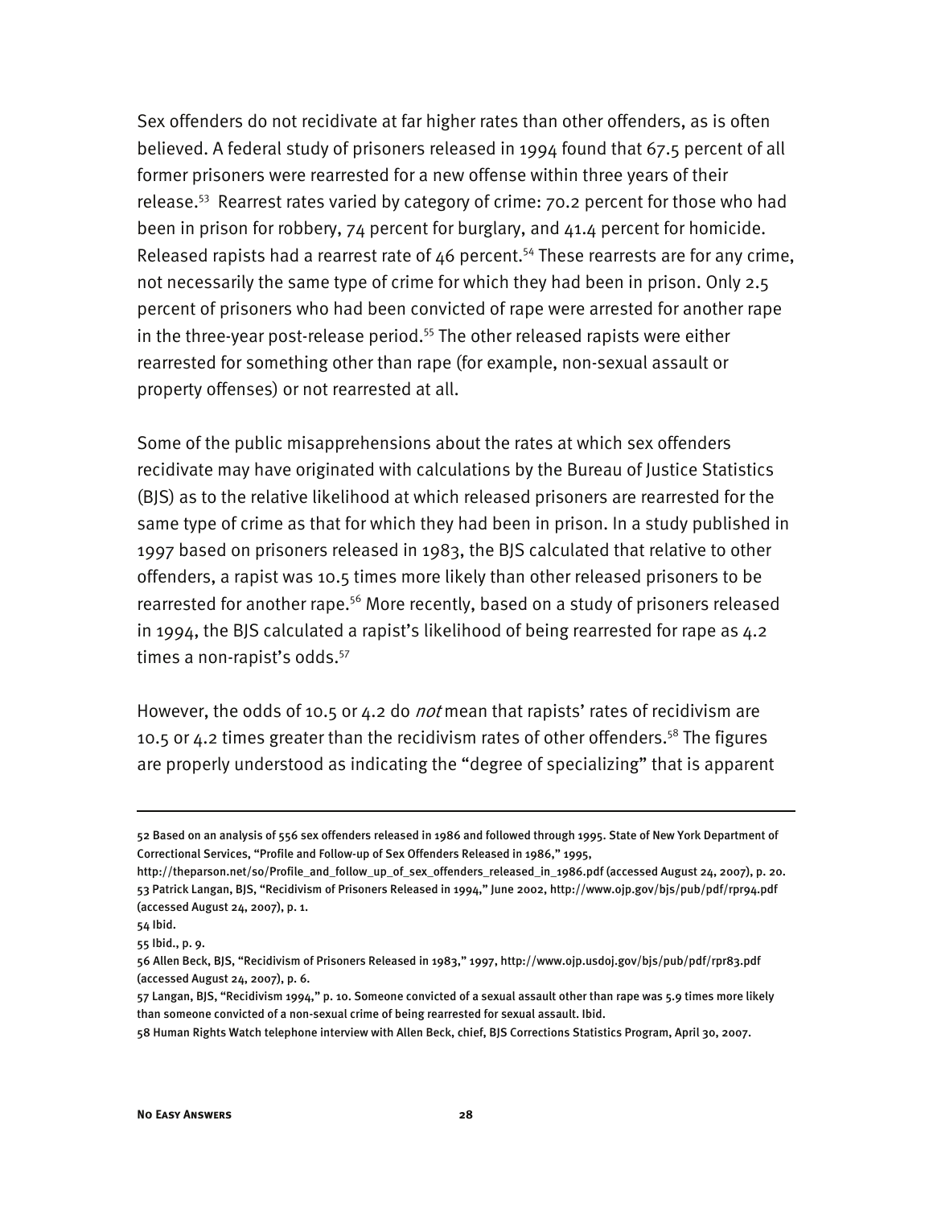Sex offenders do not recidivate at far higher rates than other offenders, as is often believed. A federal study of prisoners released in 1994 found that 67.5 percent of all former prisoners were rearrested for a new offense within three years of their release.[53] Rearrest rates varied by category of crime: 70.2 percent for those who had been in prison for robbery, 74 percent for burglary, and 41.4 percent for homicide. Released rapists had a rearrest rate of 46 percent.[54] These rearrests are for any crime, not necessarily the same type of crime for which they had been in prison. Only 2.5 percent of prisoners who had been convicted of rape were arrested for another rape in the three-year post-release period.[55] The other released rapists were either rearrested for something other than rape (for example, non-sexual assault or property offenses) or not rearrested at all.

Some of the public misapprehensions about the rates at which sex offenders recidivate may have originated with calculations by the Bureau of Justice Statistics (BJS) as to the relative likelihood at which released prisoners are rearrested for the same type of crime as that for which they had been in prison. In a study published in 1997 based on prisoners released in 1983, the BJS calculated that relative to other offenders, a rapist was 10.5 times more likely than other released prisoners to be rearrested for another rape.[56] More recently, based on a study of prisoners released in 1994, the BJS calculated a rapist's likelihood of being rearrested for rape as 4.2 times a non-rapist's odds.[57]

However, the odds of 10.5 or 4.2 do *not* mean that rapists' rates of recidivism are 10.5 or 4.2 times greater than the recidivism rates of other offenders.[58] The figures are properly understood as indicating the "degree of specializing" that is apparent

---

52 Based on an analysis of 556 sex offenders released in 1986 and followed through 1995. State of New York Department of Correctional Services, "Profile and Follow-up of Sex Offenders Released in 1986," 1995, http://theparson.net/so/Profile_and_follow_up_of_sex_offenders_released_in_1986.pdf (accessed August 24, 2007), p. 20.

53 Patrick Langan, BJS, "Recidivism of Prisoners Released in 1994," June 2002, http://www.ojp.gov/bjs/pub/pdf/rpr94.pdf (accessed August 24, 2007), p. 1.

54 Ibid.

55 Ibid., p. 9.

56 Allen Beck, BJS, "Recidivism of Prisoners Released in 1983," 1997, http://www.ojp.usdoj.gov/bjs/pub/pdf/rpr83.pdf (accessed August 24, 2007), p. 6.

57 Langan, BJS, "Recidivism 1994," p. 10. Someone convicted of a sexual assault other than rape was 5.9 times more likely than someone convicted of a non-sexual crime of being rearrested for sexual assault. Ibid.

58 Human Rights Watch telephone interview with Allen Beck, chief, BJS Corrections Statistics Program, April 30, 2007.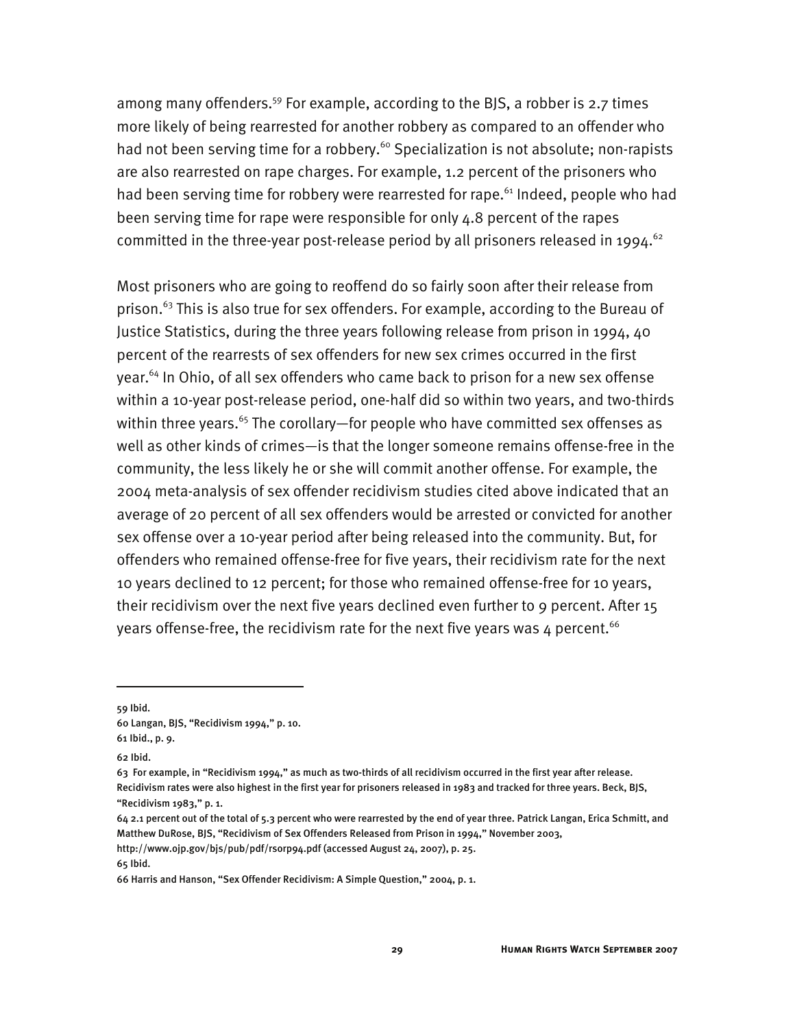among many offenders.[59] For example, according to the BJS, a robber is 2.7 times more likely of being rearrested for another robbery as compared to an offender who had not been serving time for a robbery.[60] Specialization is not absolute; non-rapists are also rearrested on rape charges. For example, 1.2 percent of the prisoners who had been serving time for robbery were rearrested for rape.[61] Indeed, people who had been serving time for rape were responsible for only 4.8 percent of the rapes committed in the three-year post-release period by all prisoners released in 1994.[62]

Most prisoners who are going to reoffend do so fairly soon after their release from prison.[63] This is also true for sex offenders. For example, according to the Bureau of Justice Statistics, during the three years following release from prison in 1994, 40 percent of the rearrests of sex offenders for new sex crimes occurred in the first year.[64] In Ohio, of all sex offenders who came back to prison for a new sex offense within a 10-year post-release period, one-half did so within two years, and two-thirds within three years.[65] The corollary—for people who have committed sex offenses as well as other kinds of crimes—is that the longer someone remains offense-free in the community, the less likely he or she will commit another offense. For example, the 2004 meta-analysis of sex offender recidivism studies cited above indicated that an average of 20 percent of all sex offenders would be arrested or convicted for another sex offense over a 10-year period after being released into the community. But, for offenders who remained offense-free for five years, their recidivism rate for the next 10 years declined to 12 percent; for those who remained offense-free for 10 years, their recidivism over the next five years declined even further to 9 percent. After 15 years offense-free, the recidivism rate for the next five years was 4 percent.[66]

---

59 Ibid.

60 Langan, BJS, "Recidivism 1994," p. 10.

61 Ibid., p. 9.

62 Ibid.

63 For example, in "Recidivism 1994," as much as two-thirds of all recidivism occurred in the first year after release. Recidivism rates were also highest in the first year for prisoners released in 1983 and tracked for three years. Beck, BJS, "Recidivism 1983," p. 1.

64 2.1 percent out of the total of 5.3 percent who were rearrested by the end of year three. Patrick Langan, Erica Schmitt, and Matthew DuRose, BJS, "Recidivism of Sex Offenders Released from Prison in 1994," November 2003, http://www.ojp.gov/bjs/pub/pdf/rsorp94.pdf (accessed August 24, 2007), p. 25.

65 Ibid.

66 Harris and Hanson, "Sex Offender Recidivism: A Simple Question," 2004, p. 1.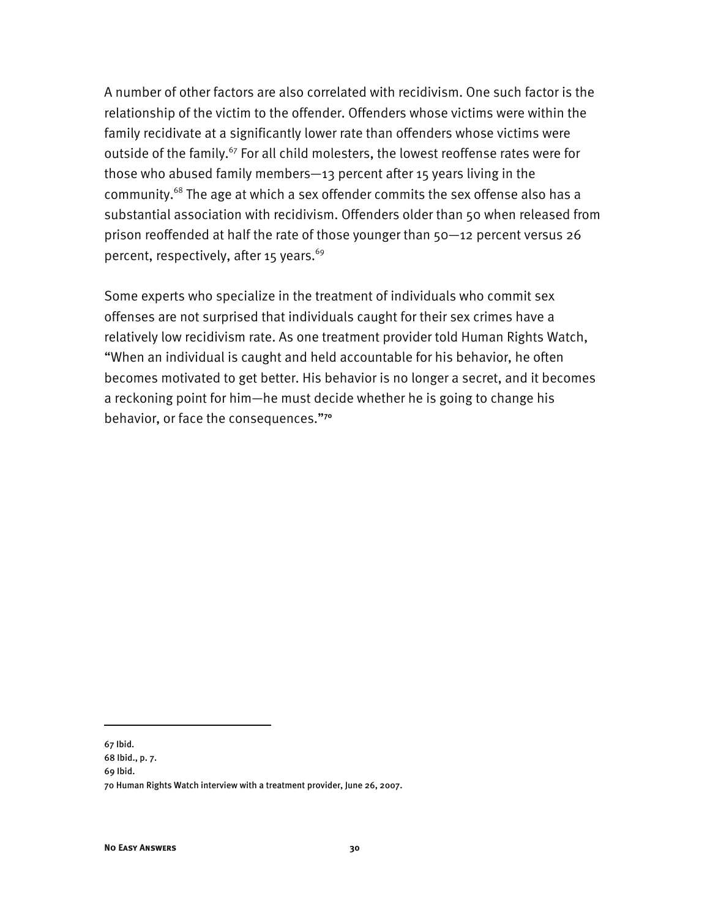A number of other factors are also correlated with recidivism. One such factor is the relationship of the victim to the offender. Offenders whose victims were within the family recidivate at a significantly lower rate than offenders whose victims were outside of the family.[67] For all child molesters, the lowest reoffense rates were for those who abused family members—13 percent after 15 years living in the community.[68] The age at which a sex offender commits the sex offense also has a substantial association with recidivism. Offenders older than 50 when released from prison reoffended at half the rate of those younger than 50—12 percent versus 26 percent, respectively, after 15 years.[69]

Some experts who specialize in the treatment of individuals who commit sex offenses are not surprised that individuals caught for their sex crimes have a relatively low recidivism rate. As one treatment provider told Human Rights Watch, "When an individual is caught and held accountable for his behavior, he often becomes motivated to get better. His behavior is no longer a secret, and it becomes a reckoning point for him—he must decide whether he is going to change his behavior, or face the consequences."[70]

---

67 Ibid.

68 Ibid., p. 7.

69 Ibid.

70 Human Rights Watch interview with a treatment provider, June 26, 2007.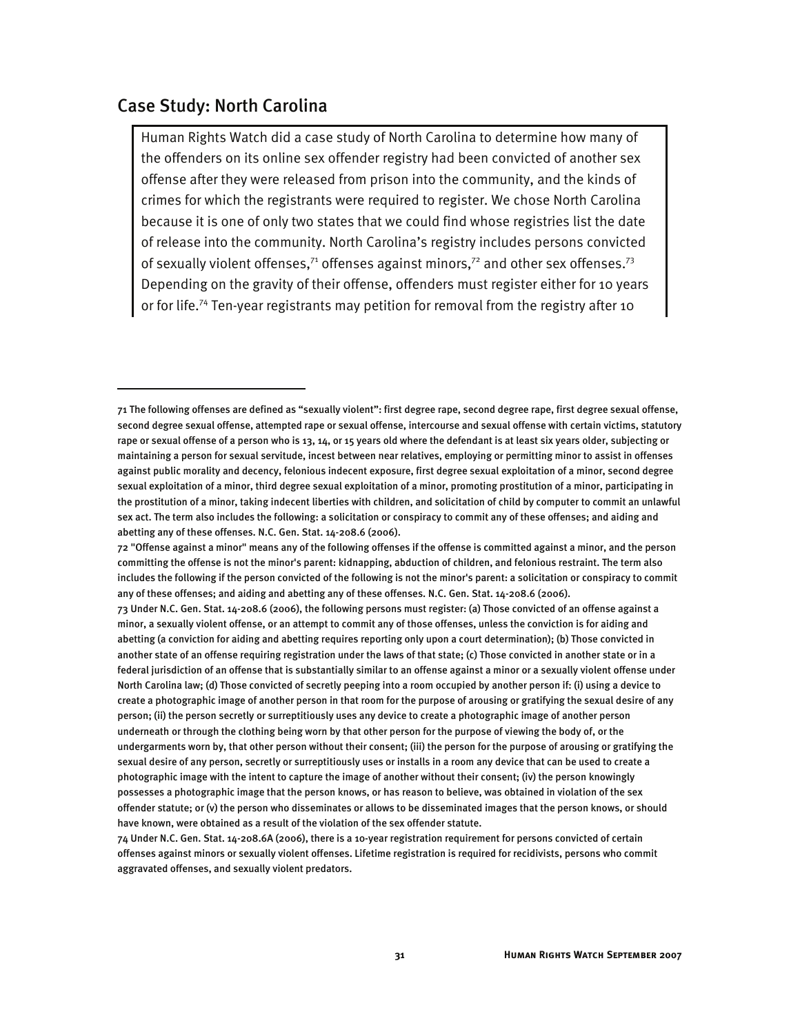## Case Study: North Carolina

Human Rights Watch did a case study of North Carolina to determine how many of the offenders on its online sex offender registry had been convicted of another sex offense after they were released from prison into the community, and the kinds of crimes for which the registrants were required to register. We chose North Carolina because it is one of only two states that we could find whose registries list the date of release into the community. North Carolina's registry includes persons convicted of sexually violent offenses,[71] offenses against minors,[72] and other sex offenses.[73] Depending on the gravity of their offense, offenders must register either for 10 years or for life.[74] Ten-year registrants may petition for removal from the registry after 10

---

71 The following offenses are defined as "sexually violent": first degree rape, second degree rape, first degree sexual offense, second degree sexual offense, attempted rape or sexual offense, intercourse and sexual offense with certain victims, statutory rape or sexual offense of a person who is 13, 14, or 15 years old where the defendant is at least six years older, subjecting or maintaining a person for sexual servitude, incest between near relatives, employing or permitting minor to assist in offenses against public morality and decency, felonious indecent exposure, first degree sexual exploitation of a minor, second degree sexual exploitation of a minor, third degree sexual exploitation of a minor, promoting prostitution of a minor, participating in the prostitution of a minor, taking indecent liberties with children, and solicitation of child by computer to commit an unlawful sex act. The term also includes the following: a solicitation or conspiracy to commit any of these offenses; and aiding and abetting any of these offenses. N.C. Gen. Stat. 14-208.6 (2006).

72 "Offense against a minor" means any of the following offenses if the offense is committed against a minor, and the person committing the offense is not the minor's parent: kidnapping, abduction of children, and felonious restraint. The term also includes the following if the person convicted of the following is not the minor's parent: a solicitation or conspiracy to commit any of these offenses; and aiding and abetting any of these offenses. N.C. Gen. Stat. 14-208.6 (2006).

73 Under N.C. Gen. Stat. 14-208.6 (2006), the following persons must register: (a) Those convicted of an offense against a minor, a sexually violent offense, or an attempt to commit any of those offenses, unless the conviction is for aiding and abetting (a conviction for aiding and abetting requires reporting only upon a court determination); (b) Those convicted in another state of an offense requiring registration under the laws of that state; (c) Those convicted in another state or in a federal jurisdiction of an offense that is substantially similar to an offense against a minor or a sexually violent offense under North Carolina law; (d) Those convicted of secretly peeping into a room occupied by another person if: (i) using a device to create a photographic image of another person in that room for the purpose of arousing or gratifying the sexual desire of any person; (ii) the person secretly or surreptitiously uses any device to create a photographic image of another person underneath or through the clothing being worn by that other person for the purpose of viewing the body of, or the undergarments worn by, that other person without their consent; (iii) the person for the purpose of arousing or gratifying the sexual desire of any person, secretly or surreptitiously uses or installs in a room any device that can be used to create a photographic image with the intent to capture the image of another without their consent; (iv) the person knowingly possesses a photographic image that the person knows, or has reason to believe, was obtained in violation of the sex offender statute; or (v) the person who disseminates or allows to be disseminated images that the person knows, or should have known, were obtained as a result of the violation of the sex offender statute.

74 Under N.C. Gen. Stat. 14-208.6A (2006), there is a 10-year registration requirement for persons convicted of certain offenses against minors or sexually violent offenses. Lifetime registration is required for recidivists, persons who commit aggravated offenses, and sexually violent predators.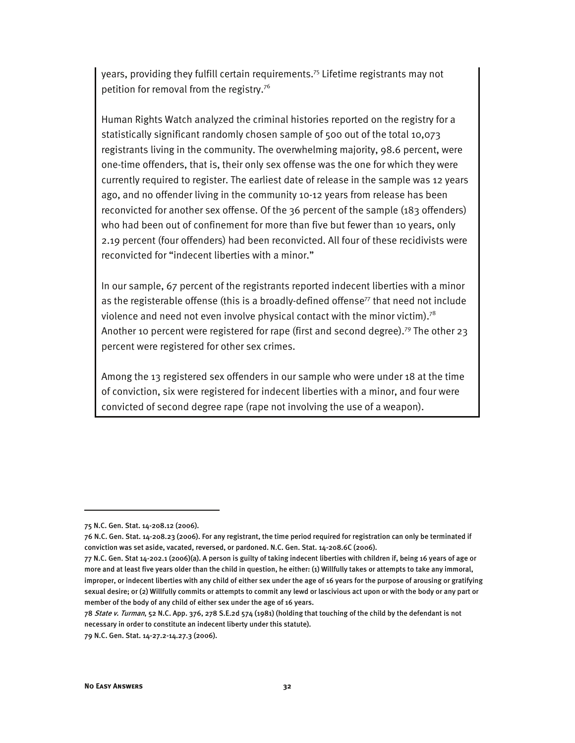years, providing they fulfill certain requirements.[75] Lifetime registrants may not petition for removal from the registry.[76]

Human Rights Watch analyzed the criminal histories reported on the registry for a statistically significant randomly chosen sample of 500 out of the total 10,073 registrants living in the community. The overwhelming majority, 98.6 percent, were one-time offenders, that is, their only sex offense was the one for which they were currently required to register. The earliest date of release in the sample was 12 years ago, and no offender living in the community 10-12 years from release has been reconvicted for another sex offense. Of the 36 percent of the sample (183 offenders) who had been out of confinement for more than five but fewer than 10 years, only 2.19 percent (four offenders) had been reconvicted. All four of these recidivists were reconvicted for "indecent liberties with a minor."

In our sample, 67 percent of the registrants reported indecent liberties with a minor as the registerable offense (this is a broadly-defined offense[77] that need not include violence and need not even involve physical contact with the minor victim).[78] Another 10 percent were registered for rape (first and second degree).[79] The other 23 percent were registered for other sex crimes.

Among the 13 registered sex offenders in our sample who were under 18 at the time of conviction, six were registered for indecent liberties with a minor, and four were convicted of second degree rape (rape not involving the use of a weapon).

---

75 N.C. Gen. Stat. 14-208.12 (2006).

76 N.C. Gen. Stat. 14-208.23 (2006). For any registrant, the time period required for registration can only be terminated if conviction was set aside, vacated, reversed, or pardoned. N.C. Gen. Stat. 14-208.6C (2006).

77 N.C. Gen. Stat 14-202.1 (2006)(a). A person is guilty of taking indecent liberties with children if, being 16 years of age or more and at least five years older than the child in question, he either: (1) Willfully takes or attempts to take any immoral, improper, or indecent liberties with any child of either sex under the age of 16 years for the purpose of arousing or gratifying sexual desire; or (2) Willfully commits or attempts to commit any lewd or lascivious act upon or with the body or any part or member of the body of any child of either sex under the age of 16 years.

78 *State v. Turman*, 52 N.C. App. 376, 278 S.E.2d 574 (1981) (holding that touching of the child by the defendant is not necessary in order to constitute an indecent liberty under this statute).

79 N.C. Gen. Stat. 14-27.2-14.27.3 (2006).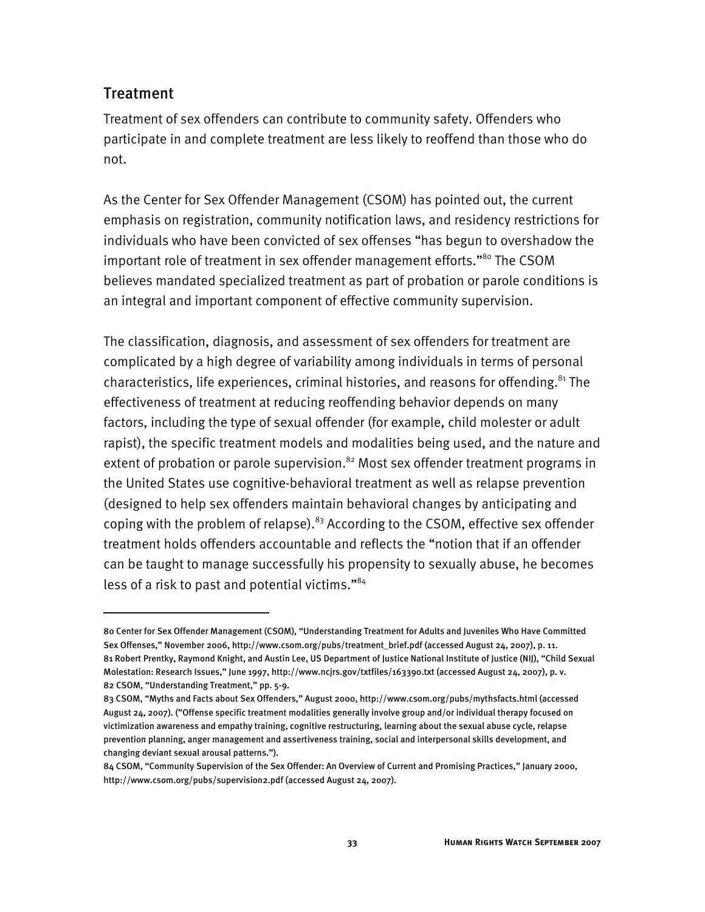## Treatment

Treatment of sex offenders can contribute to community safety. Offenders who participate in and complete treatment are less likely to reoffend than those who do not.

As the Center for Sex Offender Management (CSOM) has pointed out, the current emphasis on registration, community notification laws, and residency restrictions for individuals who have been convicted of sex offenses "has begun to overshadow the important role of treatment in sex offender management efforts."[80] The CSOM believes mandated specialized treatment as part of probation or parole conditions is an integral and important component of effective community supervision.

The classification, diagnosis, and assessment of sex offenders for treatment are complicated by a high degree of variability among individuals in terms of personal characteristics, life experiences, criminal histories, and reasons for offending.[81] The effectiveness of treatment at reducing reoffending behavior depends on many factors, including the type of sexual offender (for example, child molester or adult rapist), the specific treatment models and modalities being used, and the nature and extent of probation or parole supervision.[82] Most sex offender treatment programs in the United States use cognitive-behavioral treatment as well as relapse prevention (designed to help sex offenders maintain behavioral changes by anticipating and coping with the problem of relapse).[83] According to the CSOM, effective sex offender treatment holds offenders accountable and reflects the "notion that if an offender can be taught to manage successfully his propensity to sexually abuse, he becomes less of a risk to past and potential victims."[84]

---

80 Center for Sex Offender Management (CSOM), "Understanding Treatment for Adults and Juveniles Who Have Committed Sex Offenses," November 2006, http://www.csom.org/pubs/treatment_brief.pdf (accessed August 24, 2007), p. 11.

81 Robert Prentky, Raymond Knight, and Austin Lee, US Department of Justice National Institute of Justice (NIJ), "Child Sexual Molestation: Research Issues," June 1997, http://www.ncjrs.gov/txtfiles/163390.txt (accessed August 24, 2007), p. v.

82 CSOM, "Understanding Treatment," pp. 5-9.

83 CSOM, "Myths and Facts about Sex Offenders," August 2000, http://www.csom.org/pubs/mythsfacts.html (accessed August 24, 2007). ("Offense specific treatment modalities generally involve group and/or individual therapy focused on victimization awareness and empathy training, cognitive restructuring, learning about the sexual abuse cycle, relapse prevention planning, anger management and assertiveness training, social and interpersonal skills development, and changing deviant sexual arousal patterns.").

84 CSOM, "Community Supervision of the Sex Offender: An Overview of Current and Promising Practices," January 2000, http://www.csom.org/pubs/supervision2.pdf (accessed August 24, 2007).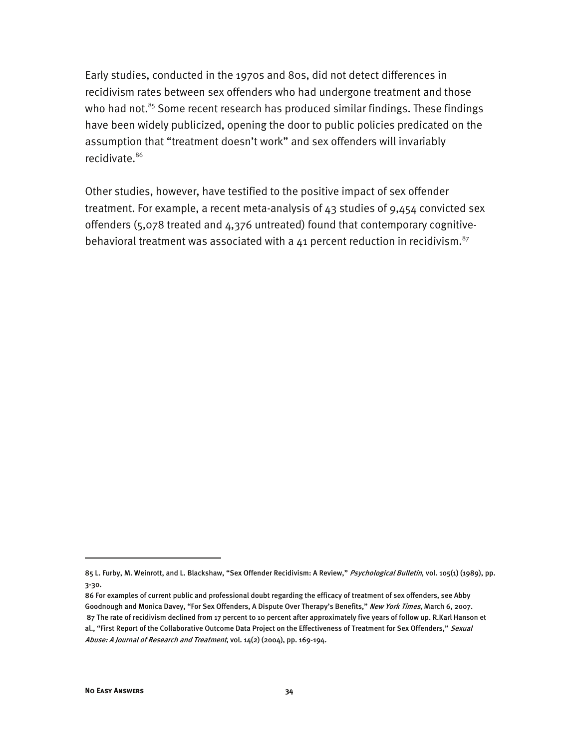Early studies, conducted in the 1970s and 80s, did not detect differences in recidivism rates between sex offenders who had undergone treatment and those who had not.[85] Some recent research has produced similar findings. These findings have been widely publicized, opening the door to public policies predicated on the assumption that "treatment doesn't work" and sex offenders will invariably recidivate.[86]

Other studies, however, have testified to the positive impact of sex offender treatment. For example, a recent meta-analysis of 43 studies of 9,454 convicted sex offenders (5,078 treated and 4,376 untreated) found that contemporary cognitive-behavioral treatment was associated with a 41 percent reduction in recidivism.[87]

---

85 L. Furby, M. Weinrott, and L. Blackshaw, "Sex Offender Recidivism: A Review," *Psychological Bulletin*, vol. 105(1) (1989), pp. 3-30.

86 For examples of current public and professional doubt regarding the efficacy of treatment of sex offenders, see Abby Goodnough and Monica Davey, "For Sex Offenders, A Dispute Over Therapy's Benefits," *New York Times*, March 6, 2007.

87 The rate of recidivism declined from 17 percent to 10 percent after approximately five years of follow up. R.Karl Hanson et al., "First Report of the Collaborative Outcome Data Project on the Effectiveness of Treatment for Sex Offenders," *Sexual Abuse: A Journal of Research and Treatment*, vol. 14(2) (2004), pp. 169-194.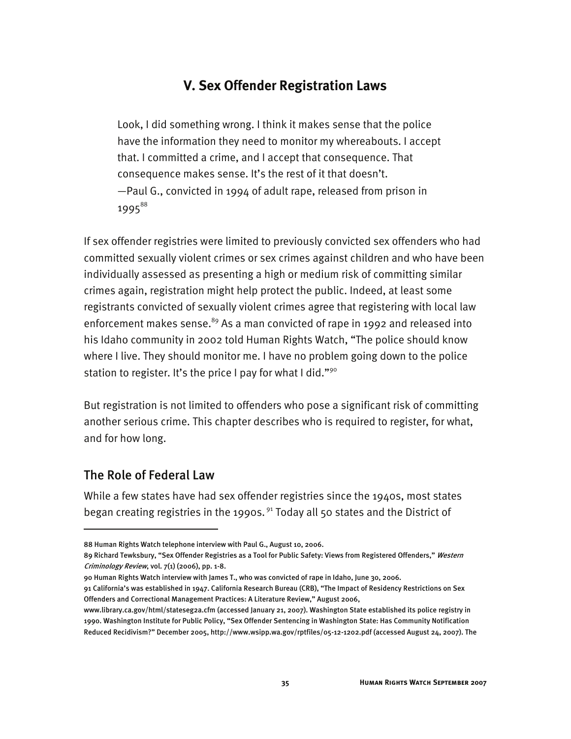## V. Sex Offender Registration Laws

> Look, I did something wrong. I think it makes sense that the police have the information they need to monitor my whereabouts. I accept that. I committed a crime, and I accept that consequence. That consequence makes sense. It's the rest of it that doesn't.
> —Paul G., convicted in 1994 of adult rape, released from prison in 1995[88]

If sex offender registries were limited to previously convicted sex offenders who had committed sexually violent crimes or sex crimes against children and who have been individually assessed as presenting a high or medium risk of committing similar crimes again, registration might help protect the public. Indeed, at least some registrants convicted of sexually violent crimes agree that registering with local law enforcement makes sense.[89] As a man convicted of rape in 1992 and released into his Idaho community in 2002 told Human Rights Watch, "The police should know where I live. They should monitor me. I have no problem going down to the police station to register. It's the price I pay for what I did."[90]

But registration is not limited to offenders who pose a significant risk of committing another serious crime. This chapter describes who is required to register, for what, and for how long.

### The Role of Federal Law

While a few states have had sex offender registries since the 1940s, most states began creating registries in the 1990s.[91] Today all 50 states and the District of

---

88 Human Rights Watch telephone interview with Paul G., August 10, 2006.

89 Richard Tewksbury, "Sex Offender Registries as a Tool for Public Safety: Views from Registered Offenders," *Western Criminology Review*, vol. 7(1) (2006), pp. 1-8.

90 Human Rights Watch interview with James T., who was convicted of rape in Idaho, June 30, 2006.

91 California's was established in 1947. California Research Bureau (CRB), "The Impact of Residency Restrictions on Sex Offenders and Correctional Management Practices: A Literature Review," August 2006, www.library.ca.gov/html/statseg2a.cfm (accessed January 21, 2007). Washington State established its police registry in 1990. Washington Institute for Public Policy, "Sex Offender Sentencing in Washington State: Has Community Notification Reduced Recidivism?" December 2005, http://www.wsipp.wa.gov/rptfiles/05-12-1202.pdf (accessed August 24, 2007). The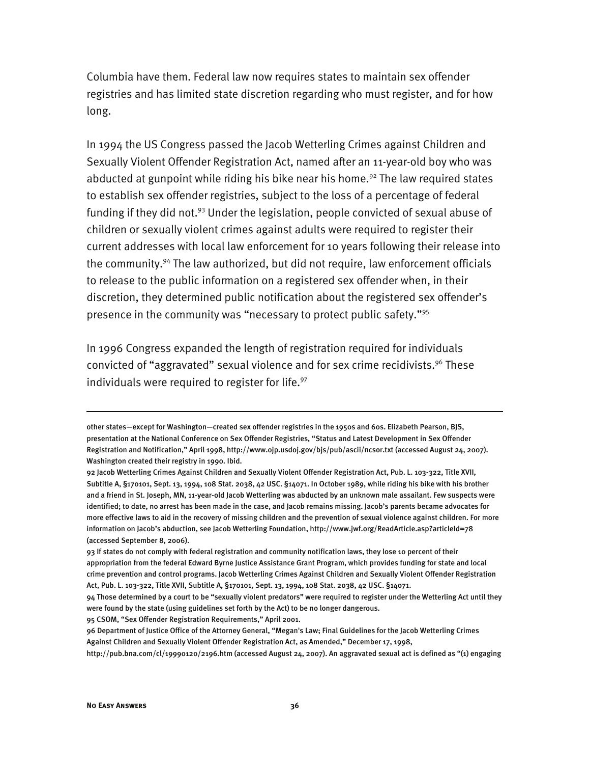Columbia have them. Federal law now requires states to maintain sex offender registries and has limited state discretion regarding who must register, and for how long.

In 1994 the US Congress passed the Jacob Wetterling Crimes against Children and Sexually Violent Offender Registration Act, named after an 11-year-old boy who was abducted at gunpoint while riding his bike near his home.[92] The law required states to establish sex offender registries, subject to the loss of a percentage of federal funding if they did not.[93] Under the legislation, people convicted of sexual abuse of children or sexually violent crimes against adults were required to register their current addresses with local law enforcement for 10 years following their release into the community.[94] The law authorized, but did not require, law enforcement officials to release to the public information on a registered sex offender when, in their discretion, they determined public notification about the registered sex offender's presence in the community was "necessary to protect public safety."[95]

In 1996 Congress expanded the length of registration required for individuals convicted of "aggravated" sexual violence and for sex crime recidivists.[96] These individuals were required to register for life.[97]

---

other states—except for Washington—created sex offender registries in the 1950s and 60s. Elizabeth Pearson, BJS, presentation at the National Conference on Sex Offender Registries, "Status and Latest Development in Sex Offender Registration and Notification," April 1998, http://www.ojp.usdoj.gov/bjs/pub/ascii/ncsor.txt (accessed August 24, 2007). Washington created their registry in 1990. Ibid.

92 Jacob Wetterling Crimes Against Children and Sexually Violent Offender Registration Act, Pub. L. 103-322, Title XVII, Subtitle A, §170101, Sept. 13, 1994, 108 Stat. 2038, 42 USC. §14071. In October 1989, while riding his bike with his brother and a friend in St. Joseph, MN, 11-year-old Jacob Wetterling was abducted by an unknown male assailant. Few suspects were identified; to date, no arrest has been made in the case, and Jacob remains missing. Jacob's parents became advocates for more effective laws to aid in the recovery of missing children and the prevention of sexual violence against children. For more information on Jacob's abduction, see Jacob Wetterling Foundation, http://www.jwf.org/ReadArticle.asp?articleId=78 (accessed September 8, 2006).

93 If states do not comply with federal registration and community notification laws, they lose 10 percent of their appropriation from the federal Edward Byrne Justice Assistance Grant Program, which provides funding for state and local crime prevention and control programs. Jacob Wetterling Crimes Against Children and Sexually Violent Offender Registration Act, Pub. L. 103-322, Title XVII, Subtitle A, §170101, Sept. 13, 1994, 108 Stat. 2038, 42 USC. §14071.

94 Those determined by a court to be "sexually violent predators" were required to register under the Wetterling Act until they were found by the state (using guidelines set forth by the Act) to be no longer dangerous.

95 CSOM, "Sex Offender Registration Requirements," April 2001.

96 Department of Justice Office of the Attorney General, "Megan's Law; Final Guidelines for the Jacob Wetterling Crimes Against Children and Sexually Violent Offender Registration Act, as Amended," December 17, 1998, http://pub.bna.com/cl/19990120/2196.htm (accessed August 24, 2007). An aggravated sexual act is defined as "(1) engaging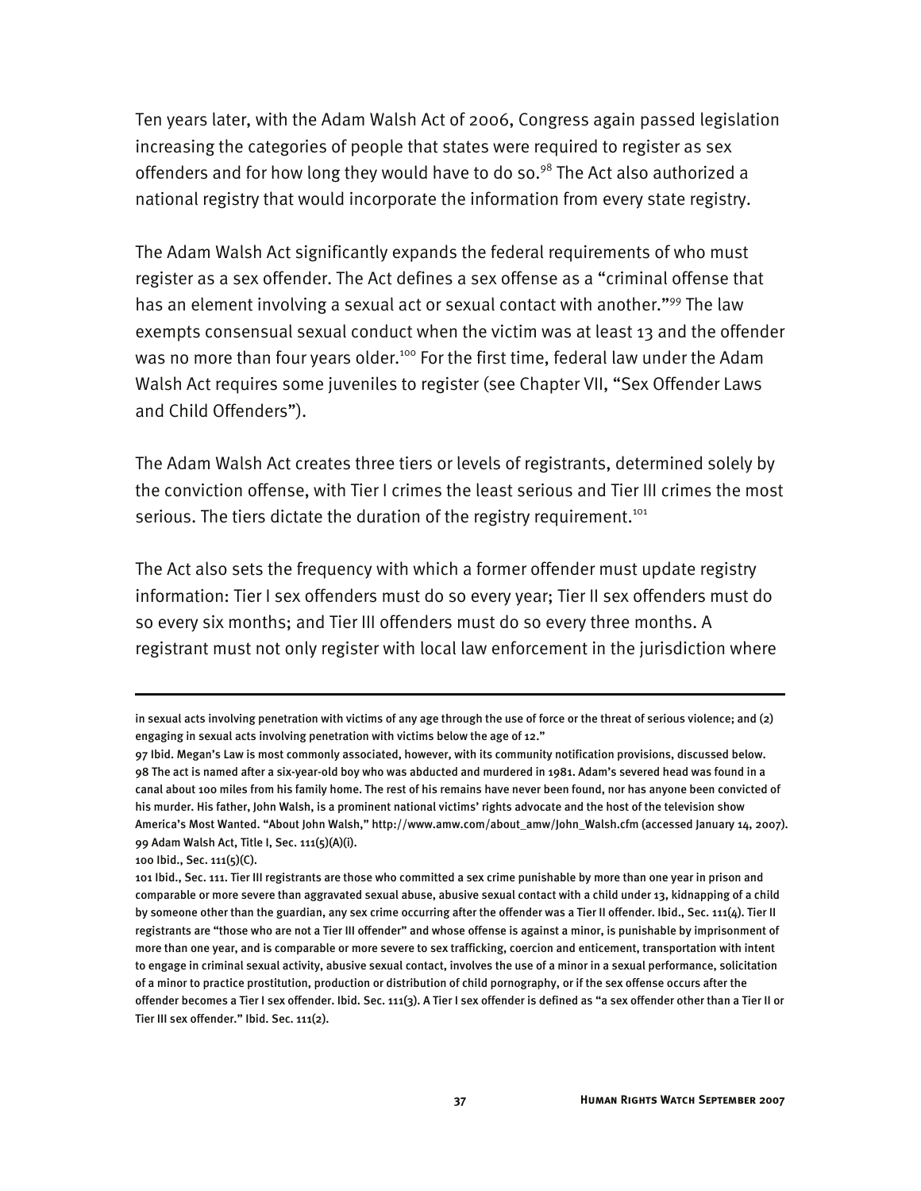Ten years later, with the Adam Walsh Act of 2006, Congress again passed legislation increasing the categories of people that states were required to register as sex offenders and for how long they would have to do so.[98] The Act also authorized a national registry that would incorporate the information from every state registry.

The Adam Walsh Act significantly expands the federal requirements of who must register as a sex offender. The Act defines a sex offense as a "criminal offense that has an element involving a sexual act or sexual contact with another."[99] The law exempts consensual sexual conduct when the victim was at least 13 and the offender was no more than four years older.[100] For the first time, federal law under the Adam Walsh Act requires some juveniles to register (see Chapter VII, "Sex Offender Laws and Child Offenders").

The Adam Walsh Act creates three tiers or levels of registrants, determined solely by the conviction offense, with Tier I crimes the least serious and Tier III crimes the most serious. The tiers dictate the duration of the registry requirement.[101]

The Act also sets the frequency with which a former offender must update registry information: Tier I sex offenders must do so every year; Tier II sex offenders must do so every six months; and Tier III offenders must do so every three months. A registrant must not only register with local law enforcement in the jurisdiction where

---

in sexual acts involving penetration with victims of any age through the use of force or the threat of serious violence; and (2) engaging in sexual acts involving penetration with victims below the age of 12."

97 Ibid. Megan's Law is most commonly associated, however, with its community notification provisions, discussed below.

98 The act is named after a six-year-old boy who was abducted and murdered in 1981. Adam's severed head was found in a canal about 100 miles from his family home. The rest of his remains have never been found, nor has anyone been convicted of his murder. His father, John Walsh, is a prominent national victims' rights advocate and the host of the television show America's Most Wanted. "About John Walsh," http://www.amw.com/about_amw/John_Walsh.cfm (accessed January 14, 2007).

99 Adam Walsh Act, Title I, Sec. 111(5)(A)(i).

100 Ibid., Sec. 111(5)(C).

101 Ibid., Sec. 111. Tier III registrants are those who committed a sex crime punishable by more than one year in prison and comparable or more severe than aggravated sexual abuse, abusive sexual contact with a child under 13, kidnapping of a child by someone other than the guardian, any sex crime occurring after the offender was a Tier II offender. Ibid., Sec. 111(4). Tier II registrants are "those who are not a Tier III offender" and whose offense is against a minor, is punishable by imprisonment of more than one year, and is comparable or more severe to sex trafficking, coercion and enticement, transportation with intent to engage in criminal sexual activity, abusive sexual contact, involves the use of a minor in a sexual performance, solicitation of a minor to practice prostitution, production or distribution of child pornography, or if the sex offense occurs after the offender becomes a Tier I sex offender. Ibid. Sec. 111(3). A Tier I sex offender is defined as "a sex offender other than a Tier II or Tier III sex offender." Ibid. Sec. 111(2).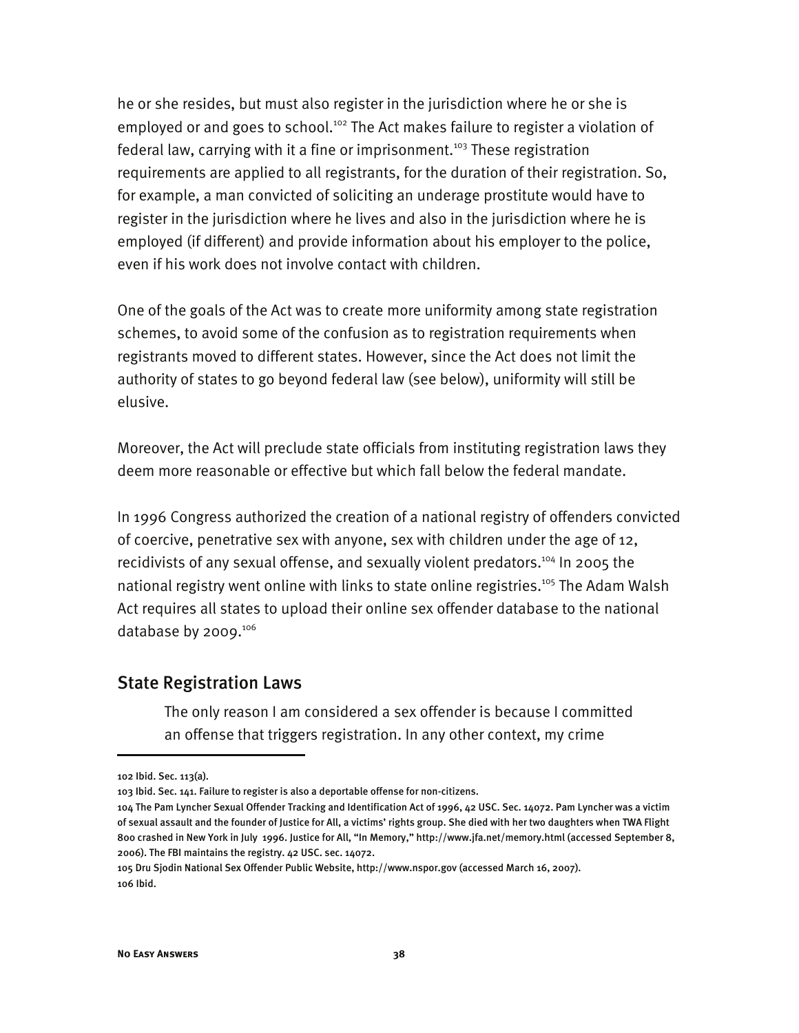he or she resides, but must also register in the jurisdiction where he or she is employed or and goes to school.[102] The Act makes failure to register a violation of federal law, carrying with it a fine or imprisonment.[103] These registration requirements are applied to all registrants, for the duration of their registration. So, for example, a man convicted of soliciting an underage prostitute would have to register in the jurisdiction where he lives and also in the jurisdiction where he is employed (if different) and provide information about his employer to the police, even if his work does not involve contact with children.

One of the goals of the Act was to create more uniformity among state registration schemes, to avoid some of the confusion as to registration requirements when registrants moved to different states. However, since the Act does not limit the authority of states to go beyond federal law (see below), uniformity will still be elusive.

Moreover, the Act will preclude state officials from instituting registration laws they deem more reasonable or effective but which fall below the federal mandate.

In 1996 Congress authorized the creation of a national registry of offenders convicted of coercive, penetrative sex with anyone, sex with children under the age of 12, recidivists of any sexual offense, and sexually violent predators.[104] In 2005 the national registry went online with links to state online registries.[105] The Adam Walsh Act requires all states to upload their online sex offender database to the national database by 2009.[106]

## State Registration Laws

> The only reason I am considered a sex offender is because I committed an offense that triggers registration. In any other context, my crime

---

102 Ibid. Sec. 113(a).

103 Ibid. Sec. 141. Failure to register is also a deportable offense for non-citizens.

104 The Pam Lyncher Sexual Offender Tracking and Identification Act of 1996, 42 USC. Sec. 14072. Pam Lyncher was a victim of sexual assault and the founder of Justice for All, a victims' rights group. She died with her two daughters when TWA Flight 800 crashed in New York in July 1996. Justice for All, "In Memory," http://www.jfa.net/memory.html (accessed September 8, 2006). The FBI maintains the registry. 42 USC. sec. 14072.

105 Dru Sjodin National Sex Offender Public Website, http://www.nspor.gov (accessed March 16, 2007).

106 Ibid.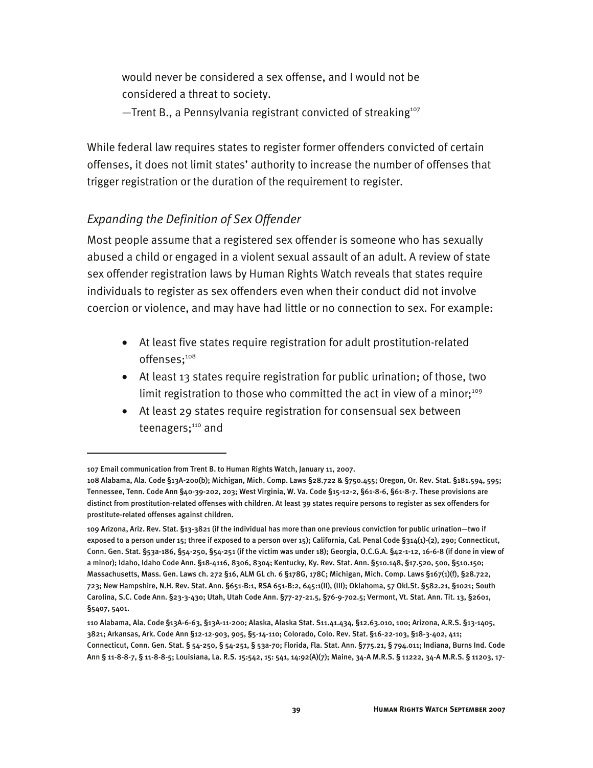would never be considered a sex offense, and I would not be considered a threat to society.

—Trent B., a Pennsylvania registrant convicted of streaking[107]

While federal law requires states to register former offenders convicted of certain offenses, it does not limit states' authority to increase the number of offenses that trigger registration or the duration of the requirement to register.

### *Expanding the Definition of Sex Offender*

Most people assume that a registered sex offender is someone who has sexually abused a child or engaged in a violent sexual assault of an adult. A review of state sex offender registration laws by Human Rights Watch reveals that states require individuals to register as sex offenders even when their conduct did not involve coercion or violence, and may have had little or no connection to sex. For example:

- At least five states require registration for adult prostitution-related offenses;[108]
- At least 13 states require registration for public urination; of those, two limit registration to those who committed the act in view of a minor;[109]
- At least 29 states require registration for consensual sex between teenagers;[110] and

---

107 Email communication from Trent B. to Human Rights Watch, January 11, 2007.

108 Alabama, Ala. Code §13A-200(b); Michigan, Mich. Comp. Laws §28.722 & §750.455; Oregon, Or. Rev. Stat. §181.594, 595; Tennessee, Tenn. Code Ann §40-39-202, 203; West Virginia, W. Va. Code §15-12-2, §61-8-6, §61-8-7. These provisions are distinct from prostitution-related offenses with children. At least 39 states require persons to register as sex offenders for prostitute-related offenses against children.

109 Arizona, Ariz. Rev. Stat. §13-3821 (if the individual has more than one previous conviction for public urination—two if exposed to a person under 15; three if exposed to a person over 15); California, Cal. Penal Code §314(1)-(2), 290; Connecticut, Conn. Gen. Stat. §53a-186, §54-250, §54-251 (if the victim was under 18); Georgia, O.C.G.A. §42-1-12, 16-6-8 (if done in view of a minor); Idaho, Idaho Code Ann. §18-4116, 8306, 8304; Kentucky, Ky. Rev. Stat. Ann. §510.148, §17.520, 500, §510.150; Massachusetts, Mass. Gen. Laws ch. 272 §16, ALM GL ch. 6 §178G, 178C; Michigan, Mich. Comp. Laws §167(1)(f), §28.722, 723; New Hampshire, N.H. Rev. Stat. Ann. §651-B:1, RSA 651-B:2, 645:1(II), (III); Oklahoma, 57 Okl.St. §582.21, §1021; South Carolina, S.C. Code Ann. §23-3-430; Utah, Utah Code Ann. §77-27-21.5, §76-9-702.5; Vermont, Vt. Stat. Ann. Tit. 13, §2601, §5407, 5401.

110 Alabama, Ala. Code §13A-6-63, §13A-11-200; Alaska, Alaska Stat. S11.41.434, §12.63.010, 100; Arizona, A.R.S. §13-1405, 3821; Arkansas, Ark. Code Ann §12-12-903, 905, §5-14-110; Colorado, Colo. Rev. Stat. §16-22-103, §18-3-402, 411; Connecticut, Conn. Gen. Stat. § 54-250, § 54-251, § 53a-70; Florida, Fla. Stat. Ann. §775.21, § 794.011; Indiana, Burns Ind. Code Ann § 11-8-8-7, § 11-8-8-5; Louisiana, La. R.S. 15:542, 15: 541, 14:92(A)(7); Maine, 34-A M.R.S. § 11222, 34-A M.R.S. § 11203, 17-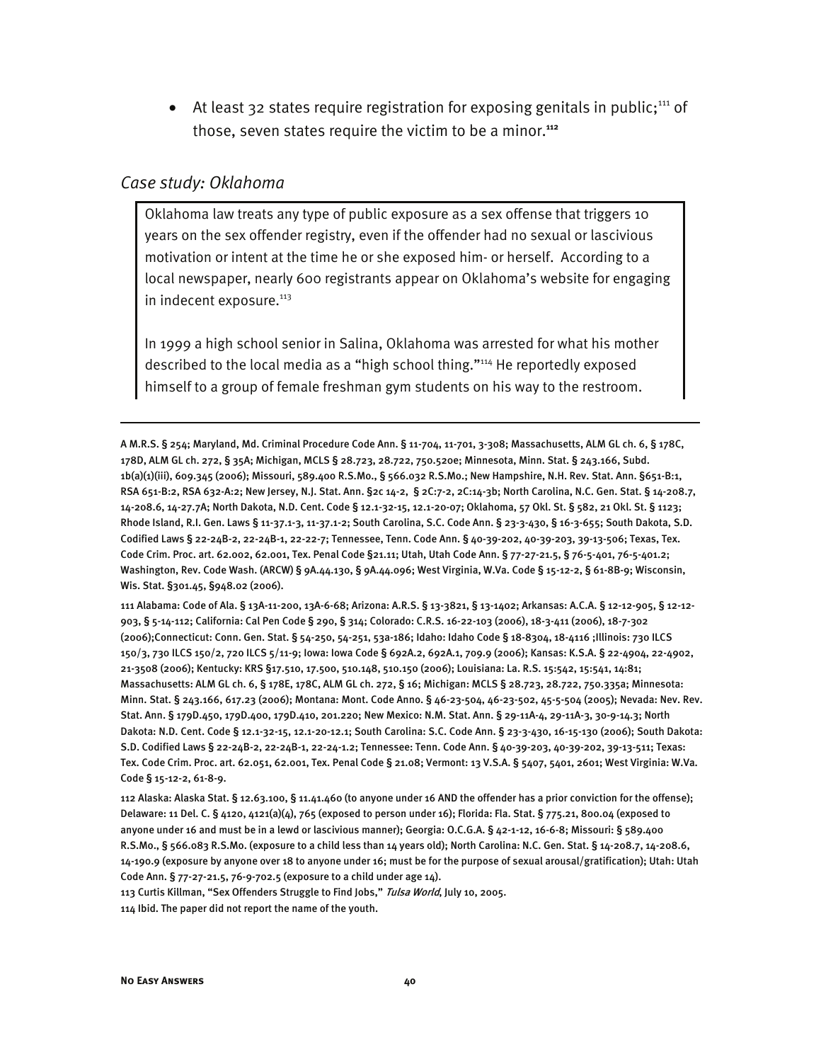- At least 32 states require registration for exposing genitals in public;[111] of those, seven states require the victim to be a minor.[112]

### *Case study: Oklahoma*

Oklahoma law treats any type of public exposure as a sex offense that triggers 10 years on the sex offender registry, even if the offender had no sexual or lascivious motivation or intent at the time he or she exposed him- or herself. According to a local newspaper, nearly 600 registrants appear on Oklahoma's website for engaging in indecent exposure.[113]

In 1999 a high school senior in Salina, Oklahoma was arrested for what his mother described to the local media as a "high school thing."[114] He reportedly exposed himself to a group of female freshman gym students on his way to the restroom.

---

A M.R.S. § 254; Maryland, Md. Criminal Procedure Code Ann. § 11-704, 11-701, 3-308; Massachusetts, ALM GL ch. 6, § 178C, 178D, ALM GL ch. 272, § 35A; Michigan, MCLS § 28.723, 28.722, 750.520e; Minnesota, Minn. Stat. § 243.166, Subd. 1b(a)(1)(iii), 609.345 (2006); Missouri, 589.400 R.S.Mo., § 566.032 R.S.Mo.; New Hampshire, N.H. Rev. Stat. Ann. §651-B:1, RSA 651-B:2, RSA 632-A:2; New Jersey, N.J. Stat. Ann. §2c 14-2, § 2C:7-2, 2C:14-3b; North Carolina, N.C. Gen. Stat. § 14-208.7, 14-208.6, 14-27.7A; North Dakota, N.D. Cent. Code § 12.1-32-15, 12.1-20-07; Oklahoma, 57 Okl. St. § 582, 21 Okl. St. § 1123; Rhode Island, R.I. Gen. Laws § 11-37.1-3, 11-37.1-2; South Carolina, S.C. Code Ann. § 23-3-430, § 16-3-655; South Dakota, S.D. Codified Laws § 22-24B-2, 22-24B-1, 22-22-7; Tennessee, Tenn. Code Ann. § 40-39-202, 40-39-203, 39-13-506; Texas, Tex. Code Crim. Proc. art. 62.002, 62.001, Tex. Penal Code §21.11; Utah, Utah Code Ann. § 77-27-21.5, § 76-5-401, 76-5-401.2; Washington, Rev. Code Wash. (ARCW) § 9A.44.130, § 9A.44.096; West Virginia, W.Va. Code § 15-12-2, § 61-8B-9; Wisconsin, Wis. Stat. §301.45, §948.02 (2006).

111 Alabama: Code of Ala. § 13A-11-200, 13A-6-68; Arizona: A.R.S. § 13-3821, § 13-1402; Arkansas: A.C.A. § 12-12-905, § 12-12-903, § 5-14-112; California: Cal Pen Code § 290, § 314; Colorado: C.R.S. 16-22-103 (2006), 18-3-411 (2006), 18-7-302 (2006);Connecticut: Conn. Gen. Stat. § 54-250, 54-251, 53a-186; Idaho: Idaho Code § 18-8304, 18-4116 ;Illinois: 730 ILCS 150/3, 730 ILCS 150/2, 720 ILCS 5/11-9; Iowa: Iowa Code § 692A.2, 692A.1, 709.9 (2006); Kansas: K.S.A. § 22-4904, 22-4902, 21-3508 (2006); Kentucky: KRS §17.510, 17.500, 510.148, 510.150 (2006); Louisiana: La. R.S. 15:542, 15:541, 14:81; Massachusetts: ALM GL ch. 6, § 178E, 178C, ALM GL ch. 272, § 16; Michigan: MCLS § 28.723, 28.722, 750.335a; Minnesota: Minn. Stat. § 243.166, 617.23 (2006); Montana: Mont. Code Anno. § 46-23-504, 46-23-502, 45-5-504 (2005); Nevada: Nev. Rev. Stat. Ann. § 179D.450, 179D.400, 179D.410, 201.220; New Mexico: N.M. Stat. Ann. § 29-11A-4, 29-11A-3, 30-9-14.3; North Dakota: N.D. Cent. Code § 12.1-32-15, 12.1-20-12.1; South Carolina: S.C. Code Ann. § 23-3-430, 16-15-130 (2006); South Dakota: S.D. Codified Laws § 22-24B-2, 22-24B-1, 22-24-1.2; Tennessee: Tenn. Code Ann. § 40-39-203, 40-39-202, 39-13-511; Texas: Tex. Code Crim. Proc. art. 62.051, 62.001, Tex. Penal Code § 21.08; Vermont: 13 V.S.A. § 5407, 5401, 2601; West Virginia: W.Va. Code § 15-12-2, 61-8-9.

112 Alaska: Alaska Stat. § 12.63.100, § 11.41.460 (to anyone under 16 AND the offender has a prior conviction for the offense); Delaware: 11 Del. C. § 4120, 4121(a)(4), 765 (exposed to person under 16); Florida: Fla. Stat. § 775.21, 800.04 (exposed to anyone under 16 and must be in a lewd or lascivious manner); Georgia: O.C.G.A. § 42-1-12, 16-6-8; Missouri: § 589.400 R.S.Mo., § 566.083 R.S.Mo. (exposure to a child less than 14 years old); North Carolina: N.C. Gen. Stat. § 14-208.7, 14-208.6, 14-190.9 (exposure by anyone over 18 to anyone under 16; must be for the purpose of sexual arousal/gratification); Utah: Utah Code Ann. § 77-27-21.5, 76-9-702.5 (exposure to a child under age 14).

113 Curtis Killman, "Sex Offenders Struggle to Find Jobs," *Tulsa World*, July 10, 2005.

114 Ibid. The paper did not report the name of the youth.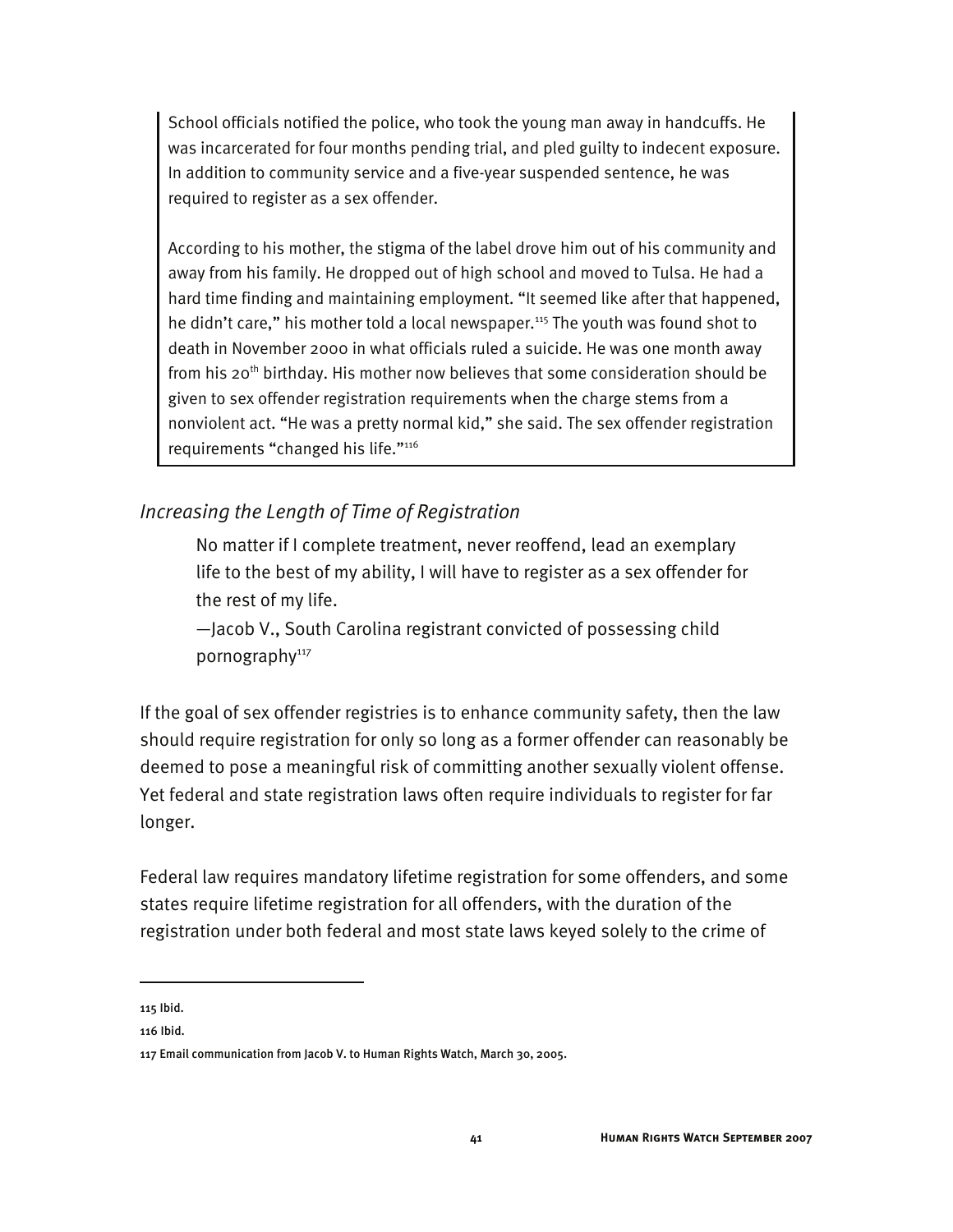School officials notified the police, who took the young man away in handcuffs. He was incarcerated for four months pending trial, and pled guilty to indecent exposure. In addition to community service and a five-year suspended sentence, he was required to register as a sex offender.

According to his mother, the stigma of the label drove him out of his community and away from his family. He dropped out of high school and moved to Tulsa. He had a hard time finding and maintaining employment. "It seemed like after that happened, he didn't care," his mother told a local newspaper.[115] The youth was found shot to death in November 2000 in what officials ruled a suicide. He was one month away from his 20th birthday. His mother now believes that some consideration should be given to sex offender registration requirements when the charge stems from a nonviolent act. "He was a pretty normal kid," she said. The sex offender registration requirements "changed his life."[116]

### *Increasing the Length of Time of Registration*

> No matter if I complete treatment, never reoffend, lead an exemplary life to the best of my ability, I will have to register as a sex offender for the rest of my life.
>
> —Jacob V., South Carolina registrant convicted of possessing child pornography[117]

If the goal of sex offender registries is to enhance community safety, then the law should require registration for only so long as a former offender can reasonably be deemed to pose a meaningful risk of committing another sexually violent offense. Yet federal and state registration laws often require individuals to register for far longer.

Federal law requires mandatory lifetime registration for some offenders, and some states require lifetime registration for all offenders, with the duration of the registration under both federal and most state laws keyed solely to the crime of

---

115 Ibid.

116 Ibid.

117 Email communication from Jacob V. to Human Rights Watch, March 30, 2005.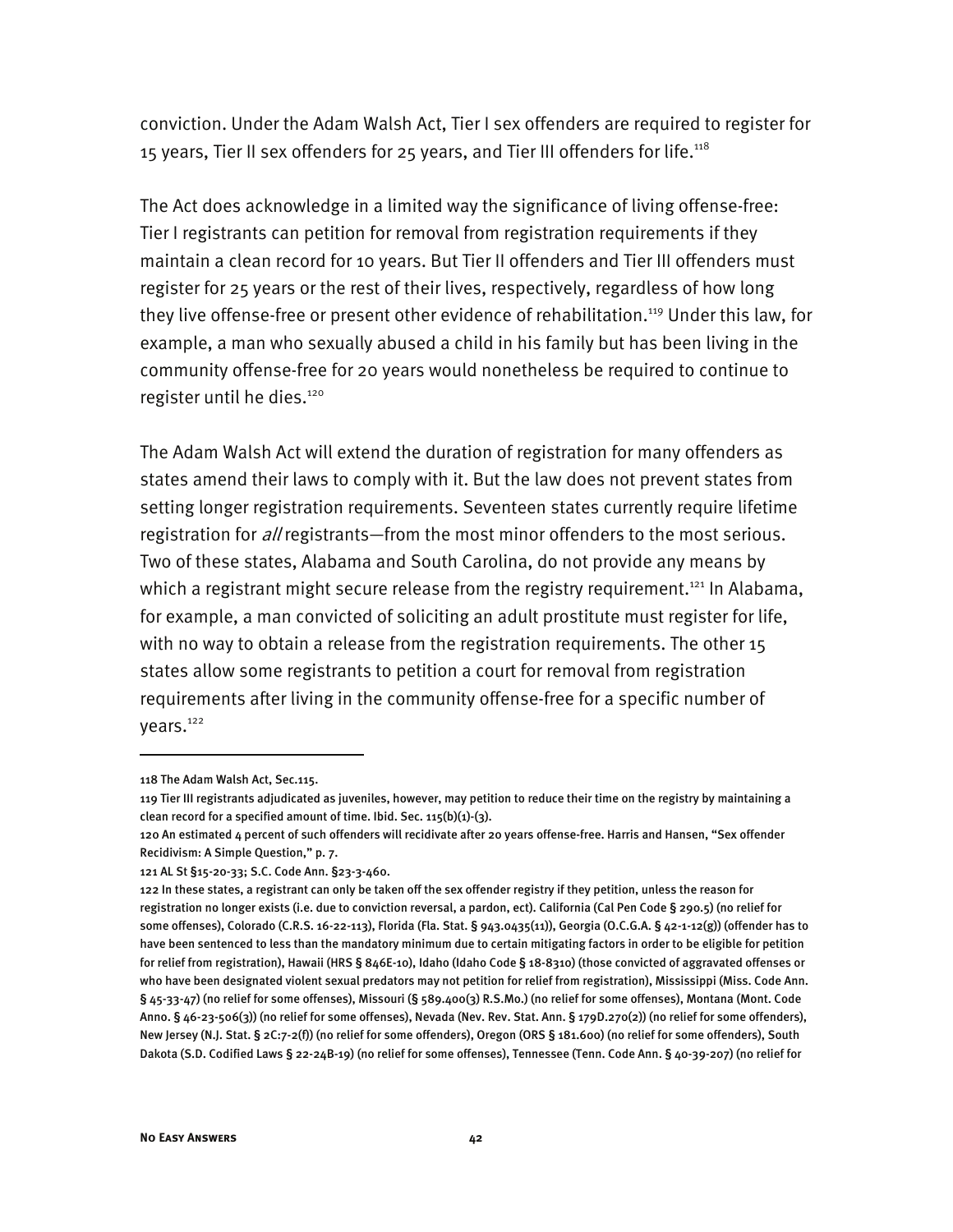conviction. Under the Adam Walsh Act, Tier I sex offenders are required to register for 15 years, Tier II sex offenders for 25 years, and Tier III offenders for life.[118]

The Act does acknowledge in a limited way the significance of living offense-free: Tier I registrants can petition for removal from registration requirements if they maintain a clean record for 10 years. But Tier II offenders and Tier III offenders must register for 25 years or the rest of their lives, respectively, regardless of how long they live offense-free or present other evidence of rehabilitation.[119] Under this law, for example, a man who sexually abused a child in his family but has been living in the community offense-free for 20 years would nonetheless be required to continue to register until he dies.[120]

The Adam Walsh Act will extend the duration of registration for many offenders as states amend their laws to comply with it. But the law does not prevent states from setting longer registration requirements. Seventeen states currently require lifetime registration for *all* registrants—from the most minor offenders to the most serious. Two of these states, Alabama and South Carolina, do not provide any means by which a registrant might secure release from the registry requirement.[121] In Alabama, for example, a man convicted of soliciting an adult prostitute must register for life, with no way to obtain a release from the registration requirements. The other 15 states allow some registrants to petition a court for removal from registration requirements after living in the community offense-free for a specific number of years.[122]

---

118 The Adam Walsh Act, Sec.115.

119 Tier III registrants adjudicated as juveniles, however, may petition to reduce their time on the registry by maintaining a clean record for a specified amount of time. Ibid. Sec. 115(b)(1)-(3).

120 An estimated 4 percent of such offenders will recidivate after 20 years offense-free. Harris and Hansen, "Sex offender Recidivism: A Simple Question," p. 7.

121 AL St §15-20-33; S.C. Code Ann. §23-3-460.

122 In these states, a registrant can only be taken off the sex offender registry if they petition, unless the reason for registration no longer exists (i.e. due to conviction reversal, a pardon, ect). California (Cal Pen Code § 290.5) (no relief for some offenses), Colorado (C.R.S. 16-22-113), Florida (Fla. Stat. § 943.0435(11)), Georgia (O.C.G.A. § 42-1-12(g)) (offender has to have been sentenced to less than the mandatory minimum due to certain mitigating factors in order to be eligible for petition for relief from registration), Hawaii (HRS § 846E-10), Idaho (Idaho Code § 18-8310) (those convicted of aggravated offenses or who have been designated violent sexual predators may not petition for relief from registration), Mississippi (Miss. Code Ann. § 45-33-47) (no relief for some offenses), Missouri (§ 589.400(3) R.S.Mo.) (no relief for some offenses), Montana (Mont. Code Anno. § 46-23-506(3)) (no relief for some offenses), Nevada (Nev. Rev. Stat. Ann. § 179D.270(2)) (no relief for some offenders), New Jersey (N.J. Stat. § 2C:7-2(f)) (no relief for some offenders), Oregon (ORS § 181.600) (no relief for some offenders), South Dakota (S.D. Codified Laws § 22-24B-19) (no relief for some offenses), Tennessee (Tenn. Code Ann. § 40-39-207) (no relief for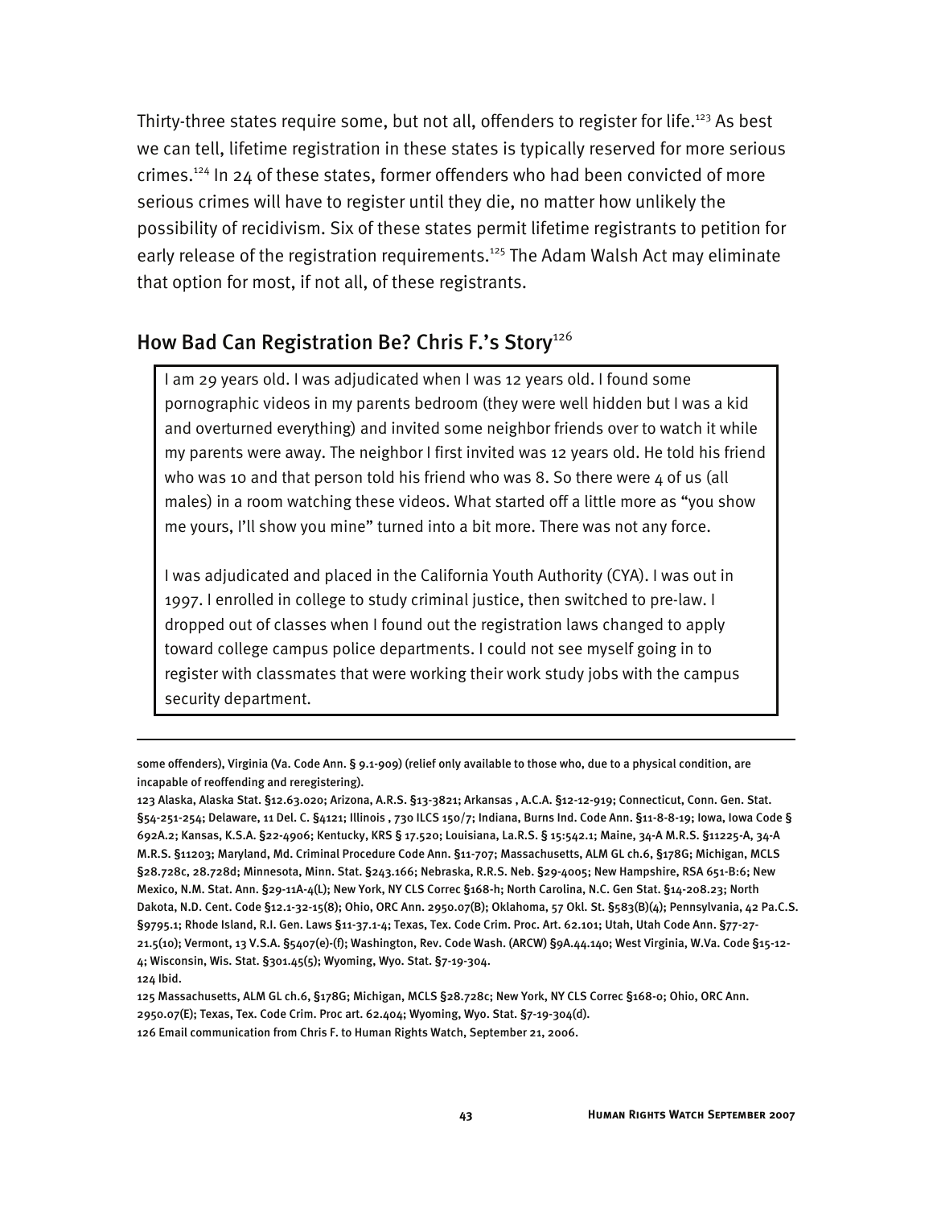Thirty-three states require some, but not all, offenders to register for life.[123] As best we can tell, lifetime registration in these states is typically reserved for more serious crimes.[124] In 24 of these states, former offenders who had been convicted of more serious crimes will have to register until they die, no matter how unlikely the possibility of recidivism. Six of these states permit lifetime registrants to petition for early release of the registration requirements.[125] The Adam Walsh Act may eliminate that option for most, if not all, of these registrants.

## How Bad Can Registration Be? Chris F.'s Story[126]

> I am 29 years old. I was adjudicated when I was 12 years old. I found some pornographic videos in my parents bedroom (they were well hidden but I was a kid and overturned everything) and invited some neighbor friends over to watch it while my parents were away. The neighbor I first invited was 12 years old. He told his friend who was 10 and that person told his friend who was 8. So there were 4 of us (all males) in a room watching these videos. What started off a little more as "you show me yours, I'll show you mine" turned into a bit more. There was not any force.
>
> I was adjudicated and placed in the California Youth Authority (CYA). I was out in 1997. I enrolled in college to study criminal justice, then switched to pre-law. I dropped out of classes when I found out the registration laws changed to apply toward college campus police departments. I could not see myself going in to register with classmates that were working their work study jobs with the campus security department.

---

some offenders), Virginia (Va. Code Ann. § 9.1-909) (relief only available to those who, due to a physical condition, are incapable of reoffending and reregistering).

123 Alaska, Alaska Stat. §12.63.020; Arizona, A.R.S. §13-3821; Arkansas , A.C.A. §12-12-919; Connecticut, Conn. Gen. Stat. §54-251-254; Delaware, 11 Del. C. §4121; Illinois , 730 ILCS 150/7; Indiana, Burns Ind. Code Ann. §11-8-8-19; Iowa, Iowa Code § 692A.2; Kansas, K.S.A. §22-4906; Kentucky, KRS § 17.520; Louisiana, La.R.S. § 15:542.1; Maine, 34-A M.R.S. §11225-A, 34-A M.R.S. §11203; Maryland, Md. Criminal Procedure Code Ann. §11-707; Massachusetts, ALM GL ch.6, §178G; Michigan, MCLS §28.728c, 28.728d; Minnesota, Minn. Stat. §243.166; Nebraska, R.R.S. Neb. §29-4005; New Hampshire, RSA 651-B:6; New Mexico, N.M. Stat. Ann. §29-11A-4(L); New York, NY CLS Correc §168-h; North Carolina, N.C. Gen Stat. §14-208.23; North Dakota, N.D. Cent. Code §12.1-32-15(8); Ohio, ORC Ann. 2950.07(B); Oklahoma, 57 Okl. St. §583(B)(4); Pennsylvania, 42 Pa.C.S. §9795.1; Rhode Island, R.I. Gen. Laws §11-37.1-4; Texas, Tex. Code Crim. Proc. Art. 62.101; Utah, Utah Code Ann. §77-27-21.5(10); Vermont, 13 V.S.A. §5407(e)-(f); Washington, Rev. Code Wash. (ARCW) §9A.44.140; West Virginia, W.Va. Code §15-12-4; Wisconsin, Wis. Stat. §301.45(5); Wyoming, Wyo. Stat. §7-19-304.

124 Ibid.

125 Massachusetts, ALM GL ch.6, §178G; Michigan, MCLS §28.728c; New York, NY CLS Correc §168-o; Ohio, ORC Ann. 2950.07(E); Texas, Tex. Code Crim. Proc art. 62.404; Wyoming, Wyo. Stat. §7-19-304(d).

126 Email communication from Chris F. to Human Rights Watch, September 21, 2006.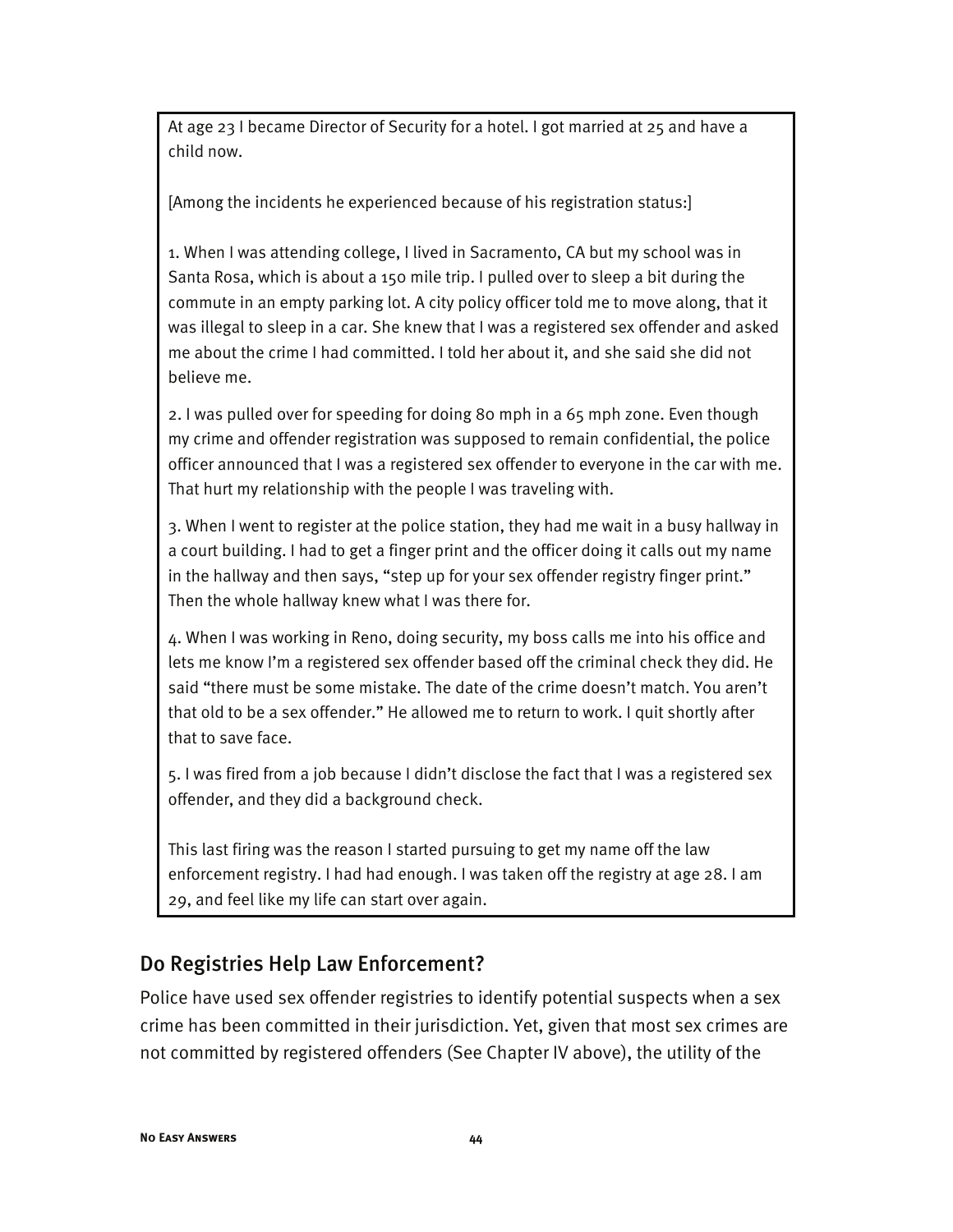At age 23 I became Director of Security for a hotel. I got married at 25 and have a child now.

[Among the incidents he experienced because of his registration status:]

1. When I was attending college, I lived in Sacramento, CA but my school was in Santa Rosa, which is about a 150 mile trip. I pulled over to sleep a bit during the commute in an empty parking lot. A city policy officer told me to move along, that it was illegal to sleep in a car. She knew that I was a registered sex offender and asked me about the crime I had committed. I told her about it, and she said she did not believe me.

2. I was pulled over for speeding for doing 80 mph in a 65 mph zone. Even though my crime and offender registration was supposed to remain confidential, the police officer announced that I was a registered sex offender to everyone in the car with me. That hurt my relationship with the people I was traveling with.

3. When I went to register at the police station, they had me wait in a busy hallway in a court building. I had to get a finger print and the officer doing it calls out my name in the hallway and then says, "step up for your sex offender registry finger print." Then the whole hallway knew what I was there for.

4. When I was working in Reno, doing security, my boss calls me into his office and lets me know I'm a registered sex offender based off the criminal check they did. He said "there must be some mistake. The date of the crime doesn't match. You aren't that old to be a sex offender." He allowed me to return to work. I quit shortly after that to save face.

5. I was fired from a job because I didn't disclose the fact that I was a registered sex offender, and they did a background check.

This last firing was the reason I started pursuing to get my name off the law enforcement registry. I had had enough. I was taken off the registry at age 28. I am 29, and feel like my life can start over again.

## Do Registries Help Law Enforcement?

Police have used sex offender registries to identify potential suspects when a sex crime has been committed in their jurisdiction. Yet, given that most sex crimes are not committed by registered offenders (See Chapter IV above), the utility of the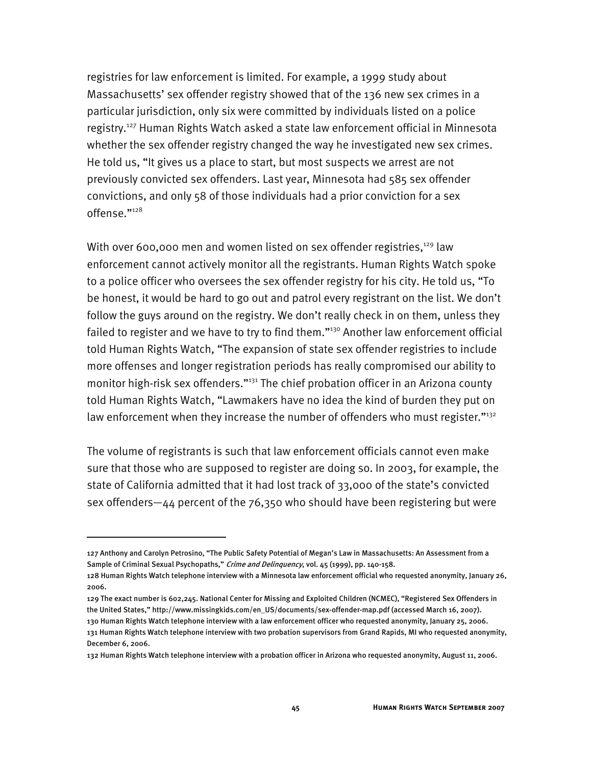registries for law enforcement is limited. For example, a 1999 study about Massachusetts' sex offender registry showed that of the 136 new sex crimes in a particular jurisdiction, only six were committed by individuals listed on a police registry.[127] Human Rights Watch asked a state law enforcement official in Minnesota whether the sex offender registry changed the way he investigated new sex crimes. He told us, "It gives us a place to start, but most suspects we arrest are not previously convicted sex offenders. Last year, Minnesota had 585 sex offender convictions, and only 58 of those individuals had a prior conviction for a sex offense."[128]

With over 600,000 men and women listed on sex offender registries,[129] law enforcement cannot actively monitor all the registrants. Human Rights Watch spoke to a police officer who oversees the sex offender registry for his city. He told us, "To be honest, it would be hard to go out and patrol every registrant on the list. We don't follow the guys around on the registry. We don't really check in on them, unless they failed to register and we have to try to find them."[130] Another law enforcement official told Human Rights Watch, "The expansion of state sex offender registries to include more offenses and longer registration periods has really compromised our ability to monitor high-risk sex offenders."[131] The chief probation officer in an Arizona county told Human Rights Watch, "Lawmakers have no idea the kind of burden they put on law enforcement when they increase the number of offenders who must register."[132]

The volume of registrants is such that law enforcement officials cannot even make sure that those who are supposed to register are doing so. In 2003, for example, the state of California admitted that it had lost track of 33,000 of the state's convicted sex offenders—44 percent of the 76,350 who should have been registering but were

---

127 Anthony and Carolyn Petrosino, "The Public Safety Potential of Megan's Law in Massachusetts: An Assessment from a Sample of Criminal Sexual Psychopaths," *Crime and Delinquency*, vol. 45 (1999), pp. 140-158.

128 Human Rights Watch telephone interview with a Minnesota law enforcement official who requested anonymity, January 26, 2006.

129 The exact number is 602,245. National Center for Missing and Exploited Children (NCMEC), "Registered Sex Offenders in the United States," http://www.missingkids.com/en_US/documents/sex-offender-map.pdf (accessed March 16, 2007).

130 Human Rights Watch telephone interview with a law enforcement officer who requested anonymity, January 25, 2006.

131 Human Rights Watch telephone interview with two probation supervisors from Grand Rapids, MI who requested anonymity, December 6, 2006.

132 Human Rights Watch telephone interview with a probation officer in Arizona who requested anonymity, August 11, 2006.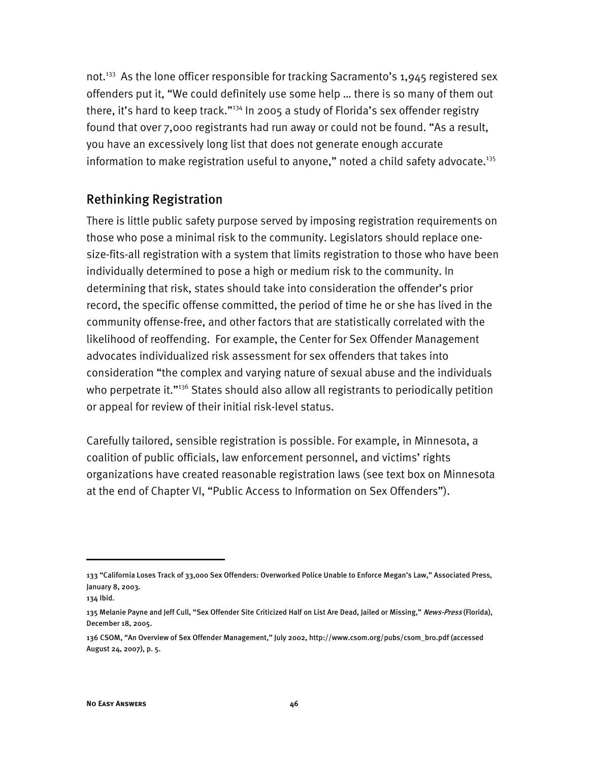not.[133] As the lone officer responsible for tracking Sacramento's 1,945 registered sex offenders put it, "We could definitely use some help … there is so many of them out there, it's hard to keep track."[134] In 2005 a study of Florida's sex offender registry found that over 7,000 registrants had run away or could not be found. "As a result, you have an excessively long list that does not generate enough accurate information to make registration useful to anyone," noted a child safety advocate.[135]

## Rethinking Registration

There is little public safety purpose served by imposing registration requirements on those who pose a minimal risk to the community. Legislators should replace one-size-fits-all registration with a system that limits registration to those who have been individually determined to pose a high or medium risk to the community. In determining that risk, states should take into consideration the offender's prior record, the specific offense committed, the period of time he or she has lived in the community offense-free, and other factors that are statistically correlated with the likelihood of reoffending. For example, the Center for Sex Offender Management advocates individualized risk assessment for sex offenders that takes into consideration "the complex and varying nature of sexual abuse and the individuals who perpetrate it."[136] States should also allow all registrants to periodically petition or appeal for review of their initial risk-level status.

Carefully tailored, sensible registration is possible. For example, in Minnesota, a coalition of public officials, law enforcement personnel, and victims' rights organizations have created reasonable registration laws (see text box on Minnesota at the end of Chapter VI, "Public Access to Information on Sex Offenders").

---

133 "California Loses Track of 33,000 Sex Offenders: Overworked Police Unable to Enforce Megan's Law," Associated Press, January 8, 2003.

134 Ibid.

135 Melanie Payne and Jeff Cull, "Sex Offender Site Criticized Half on List Are Dead, Jailed or Missing," *News-Press* (Florida), December 18, 2005.

136 CSOM, "An Overview of Sex Offender Management," July 2002, http://www.csom.org/pubs/csom_bro.pdf (accessed August 24, 2007), p. 5.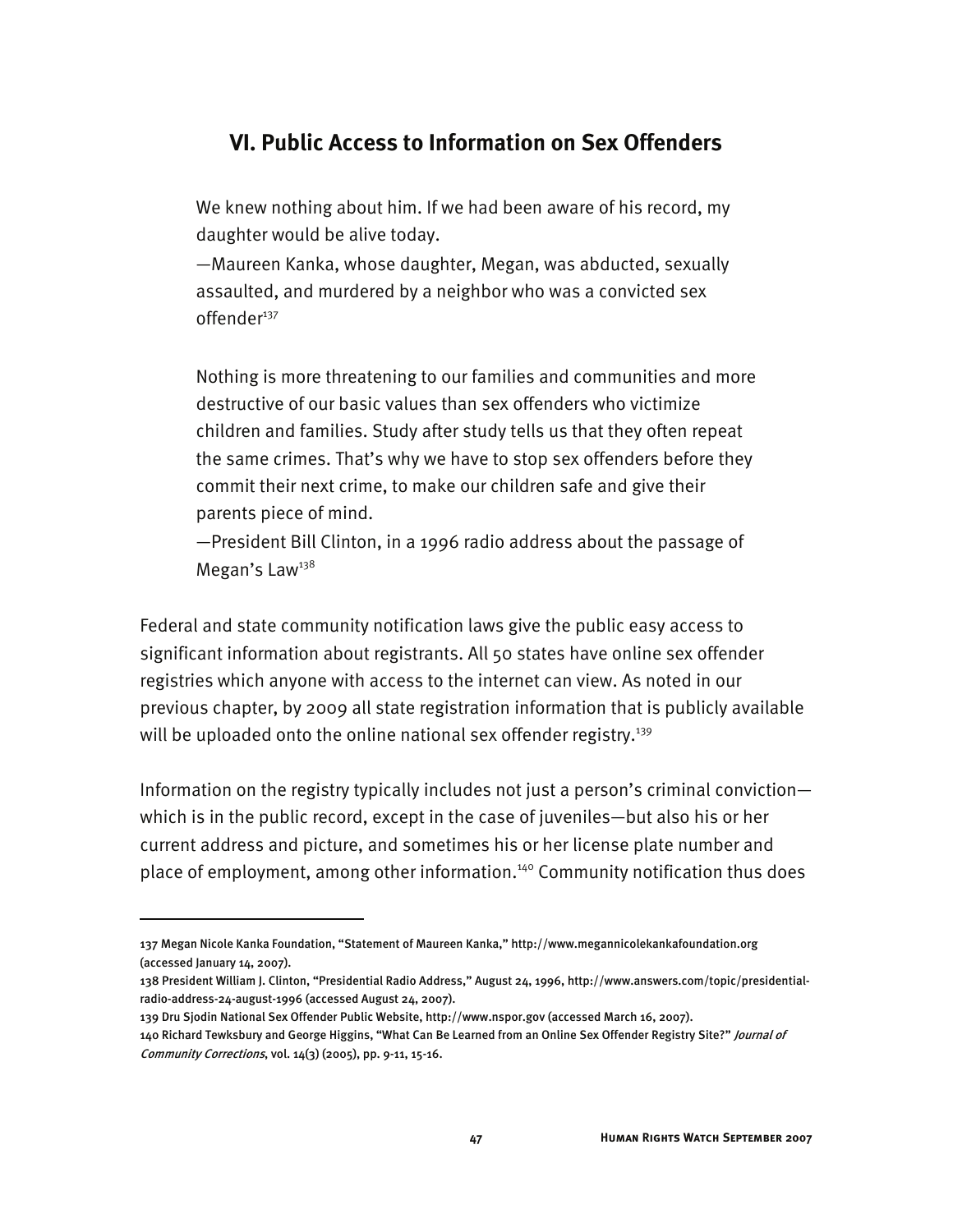## VI. Public Access to Information on Sex Offenders

> We knew nothing about him. If we had been aware of his record, my daughter would be alive today.
>
> —Maureen Kanka, whose daughter, Megan, was abducted, sexually assaulted, and murdered by a neighbor who was a convicted sex offender[137]

> Nothing is more threatening to our families and communities and more destructive of our basic values than sex offenders who victimize children and families. Study after study tells us that they often repeat the same crimes. That's why we have to stop sex offenders before they commit their next crime, to make our children safe and give their parents piece of mind.
>
> —President Bill Clinton, in a 1996 radio address about the passage of Megan's Law[138]

Federal and state community notification laws give the public easy access to significant information about registrants. All 50 states have online sex offender registries which anyone with access to the internet can view. As noted in our previous chapter, by 2009 all state registration information that is publicly available will be uploaded onto the online national sex offender registry.[139]

Information on the registry typically includes not just a person's criminal conviction—which is in the public record, except in the case of juveniles—but also his or her current address and picture, and sometimes his or her license plate number and place of employment, among other information.[140] Community notification thus does

---

137 Megan Nicole Kanka Foundation, "Statement of Maureen Kanka," http://www.megannicolekankafoundation.org (accessed January 14, 2007).

138 President William J. Clinton, "Presidential Radio Address," August 24, 1996, http://www.answers.com/topic/presidential-radio-address-24-august-1996 (accessed August 24, 2007).

139 Dru Sjodin National Sex Offender Public Website, http://www.nspor.gov (accessed March 16, 2007).

140 Richard Tewksbury and George Higgins, "What Can Be Learned from an Online Sex Offender Registry Site?" *Journal of Community Corrections*, vol. 14(3) (2005), pp. 9-11, 15-16.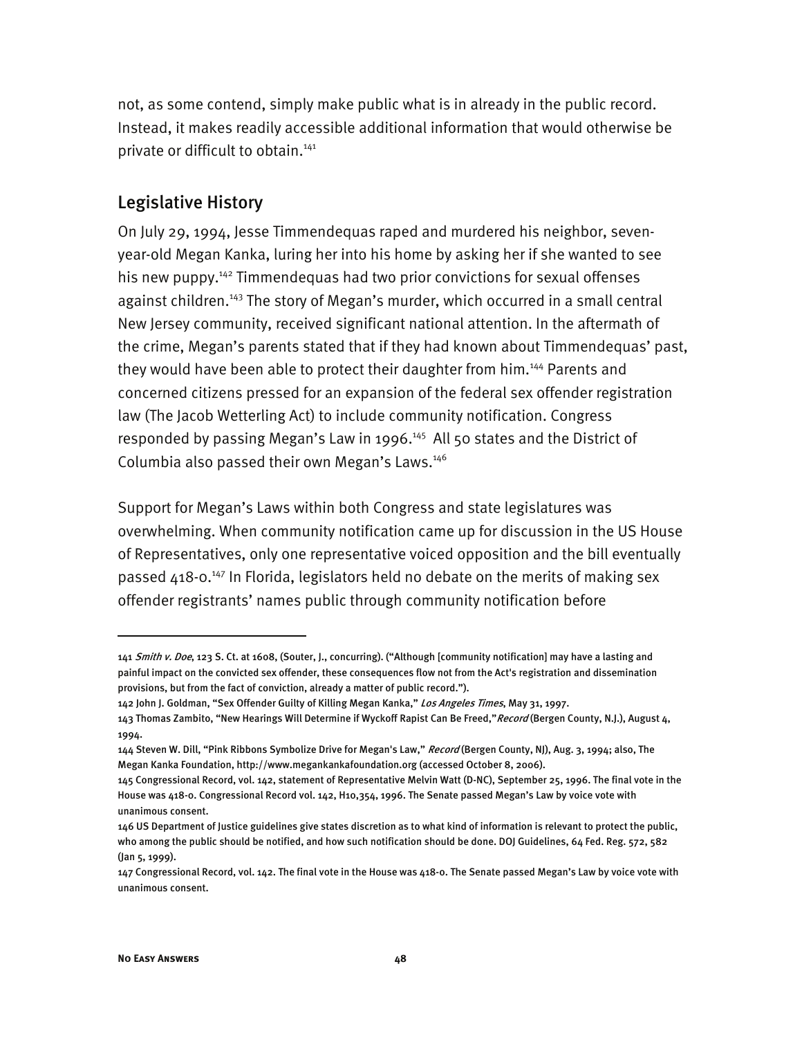not, as some contend, simply make public what is in already in the public record. Instead, it makes readily accessible additional information that would otherwise be private or difficult to obtain.[141]

## Legislative History

On July 29, 1994, Jesse Timmendequas raped and murdered his neighbor, seven-year-old Megan Kanka, luring her into his home by asking her if she wanted to see his new puppy.[142] Timmendequas had two prior convictions for sexual offenses against children.[143] The story of Megan's murder, which occurred in a small central New Jersey community, received significant national attention. In the aftermath of the crime, Megan's parents stated that if they had known about Timmendequas' past, they would have been able to protect their daughter from him.[144] Parents and concerned citizens pressed for an expansion of the federal sex offender registration law (The Jacob Wetterling Act) to include community notification. Congress responded by passing Megan's Law in 1996.[145] All 50 states and the District of Columbia also passed their own Megan's Laws.[146]

Support for Megan's Laws within both Congress and state legislatures was overwhelming. When community notification came up for discussion in the US House of Representatives, only one representative voiced opposition and the bill eventually passed 418-0.[147] In Florida, legislators held no debate on the merits of making sex offender registrants' names public through community notification before

---

141 *Smith v. Doe*, 123 S. Ct. at 1608, (Souter, J., concurring). ("Although [community notification] may have a lasting and painful impact on the convicted sex offender, these consequences flow not from the Act's registration and dissemination provisions, but from the fact of conviction, already a matter of public record.").

142 John J. Goldman, "Sex Offender Guilty of Killing Megan Kanka," *Los Angeles Times*, May 31, 1997.

143 Thomas Zambito, "New Hearings Will Determine if Wyckoff Rapist Can Be Freed," *Record* (Bergen County, N.J.), August 4, 1994.

144 Steven W. Dill, "Pink Ribbons Symbolize Drive for Megan's Law," *Record* (Bergen County, NJ), Aug. 3, 1994; also, The Megan Kanka Foundation, http://www.megankankafoundation.org (accessed October 8, 2006).

145 Congressional Record, vol. 142, statement of Representative Melvin Watt (D-NC), September 25, 1996. The final vote in the House was 418-0. Congressional Record vol. 142, H10,354, 1996. The Senate passed Megan's Law by voice vote with unanimous consent.

146 US Department of Justice guidelines give states discretion as to what kind of information is relevant to protect the public, who among the public should be notified, and how such notification should be done. DOJ Guidelines, 64 Fed. Reg. 572, 582 (Jan 5, 1999).

147 Congressional Record, vol. 142. The final vote in the House was 418-0. The Senate passed Megan's Law by voice vote with unanimous consent.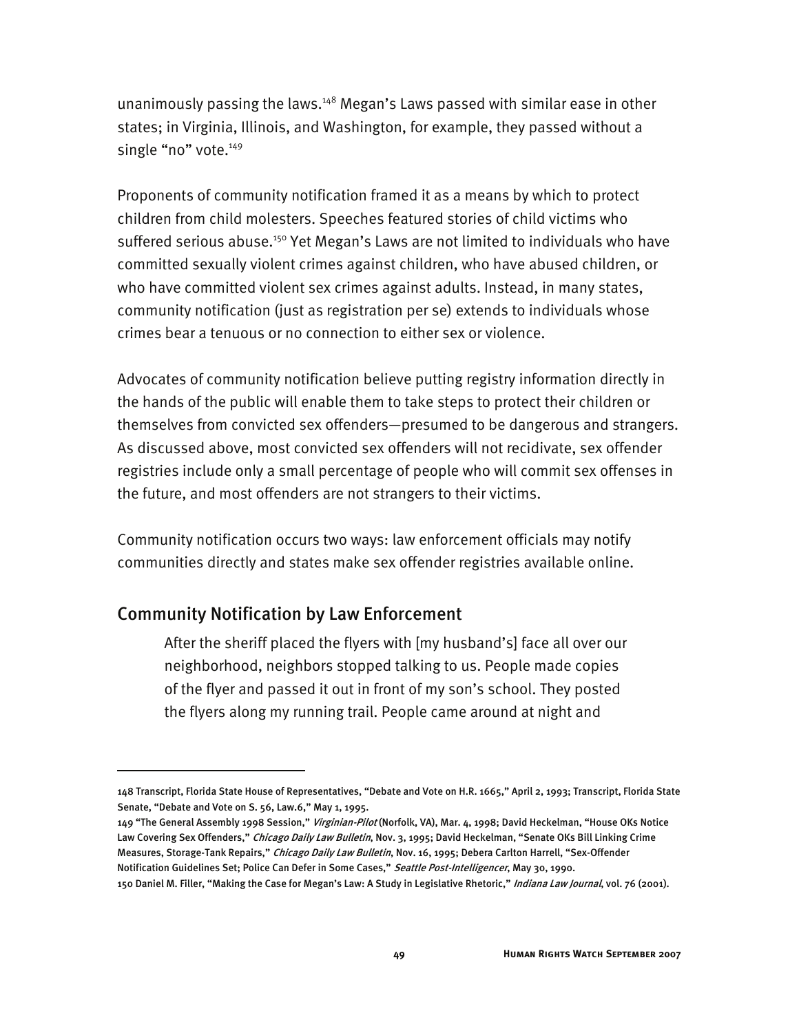unanimously passing the laws.[148] Megan's Laws passed with similar ease in other states; in Virginia, Illinois, and Washington, for example, they passed without a single "no" vote.[149]

Proponents of community notification framed it as a means by which to protect children from child molesters. Speeches featured stories of child victims who suffered serious abuse.[150] Yet Megan's Laws are not limited to individuals who have committed sexually violent crimes against children, who have abused children, or who have committed violent sex crimes against adults. Instead, in many states, community notification (just as registration per se) extends to individuals whose crimes bear a tenuous or no connection to either sex or violence.

Advocates of community notification believe putting registry information directly in the hands of the public will enable them to take steps to protect their children or themselves from convicted sex offenders—presumed to be dangerous and strangers. As discussed above, most convicted sex offenders will not recidivate, sex offender registries include only a small percentage of people who will commit sex offenses in the future, and most offenders are not strangers to their victims.

Community notification occurs two ways: law enforcement officials may notify communities directly and states make sex offender registries available online.

## Community Notification by Law Enforcement

> After the sheriff placed the flyers with [my husband's] face all over our neighborhood, neighbors stopped talking to us. People made copies of the flyer and passed it out in front of my son's school. They posted the flyers along my running trail. People came around at night and

---

148 Transcript, Florida State House of Representatives, "Debate and Vote on H.R. 1665," April 2, 1993; Transcript, Florida State Senate, "Debate and Vote on S. 56, Law.6," May 1, 1995.

149 "The General Assembly 1998 Session," *Virginian-Pilot* (Norfolk, VA), Mar. 4, 1998; David Heckelman, "House OKs Notice Law Covering Sex Offenders," *Chicago Daily Law Bulletin*, Nov. 3, 1995; David Heckelman, "Senate OKs Bill Linking Crime Measures, Storage-Tank Repairs," *Chicago Daily Law Bulletin*, Nov. 16, 1995; Debera Carlton Harrell, "Sex-Offender Notification Guidelines Set; Police Can Defer in Some Cases," *Seattle Post-Intelligencer*, May 30, 1990.

150 Daniel M. Filler, "Making the Case for Megan's Law: A Study in Legislative Rhetoric," *Indiana Law Journal*, vol. 76 (2001).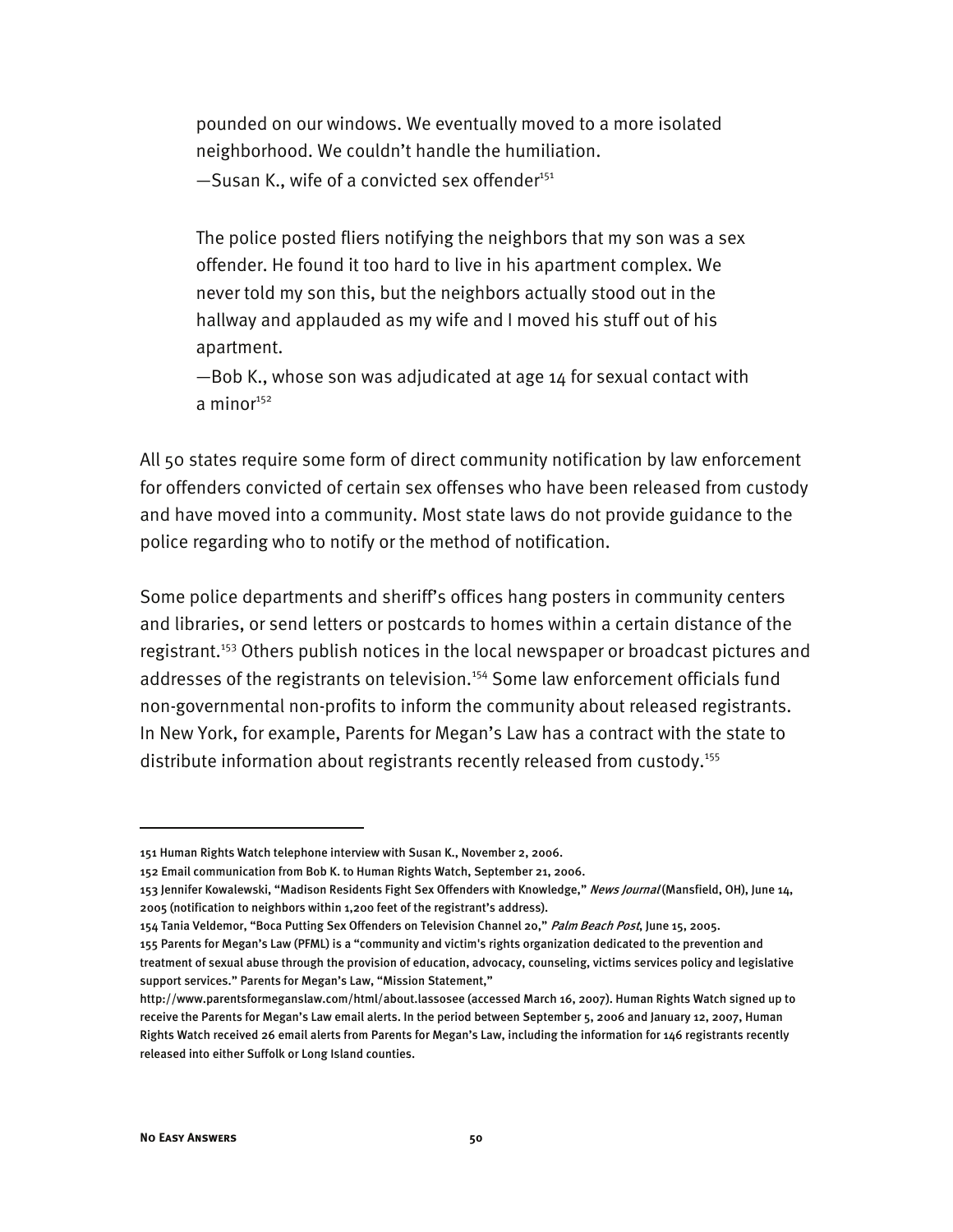> pounded on our windows. We eventually moved to a more isolated neighborhood. We couldn't handle the humiliation.
> —Susan K., wife of a convicted sex offender[151]

> The police posted fliers notifying the neighbors that my son was a sex offender. He found it too hard to live in his apartment complex. We never told my son this, but the neighbors actually stood out in the hallway and applauded as my wife and I moved his stuff out of his apartment.
> —Bob K., whose son was adjudicated at age 14 for sexual contact with a minor[152]

All 50 states require some form of direct community notification by law enforcement for offenders convicted of certain sex offenses who have been released from custody and have moved into a community. Most state laws do not provide guidance to the police regarding who to notify or the method of notification.

Some police departments and sheriff's offices hang posters in community centers and libraries, or send letters or postcards to homes within a certain distance of the registrant.[153] Others publish notices in the local newspaper or broadcast pictures and addresses of the registrants on television.[154] Some law enforcement officials fund non-governmental non-profits to inform the community about released registrants. In New York, for example, Parents for Megan's Law has a contract with the state to distribute information about registrants recently released from custody.[155]

---

151 Human Rights Watch telephone interview with Susan K., November 2, 2006.

152 Email communication from Bob K. to Human Rights Watch, September 21, 2006.

153 Jennifer Kowalewski, "Madison Residents Fight Sex Offenders with Knowledge," *News Journal* (Mansfield, OH), June 14, 2005 (notification to neighbors within 1,200 feet of the registrant's address).

154 Tania Veldemor, "Boca Putting Sex Offenders on Television Channel 20," *Palm Beach Post*, June 15, 2005.

155 Parents for Megan's Law (PFML) is a "community and victim's rights organization dedicated to the prevention and treatment of sexual abuse through the provision of education, advocacy, counseling, victims services policy and legislative support services." Parents for Megan's Law, "Mission Statement," http://www.parentsformeganslaw.com/html/about.lassosee (accessed March 16, 2007). Human Rights Watch signed up to receive the Parents for Megan's Law email alerts. In the period between September 5, 2006 and January 12, 2007, Human Rights Watch received 26 email alerts from Parents for Megan's Law, including the information for 146 registrants recently released into either Suffolk or Long Island counties.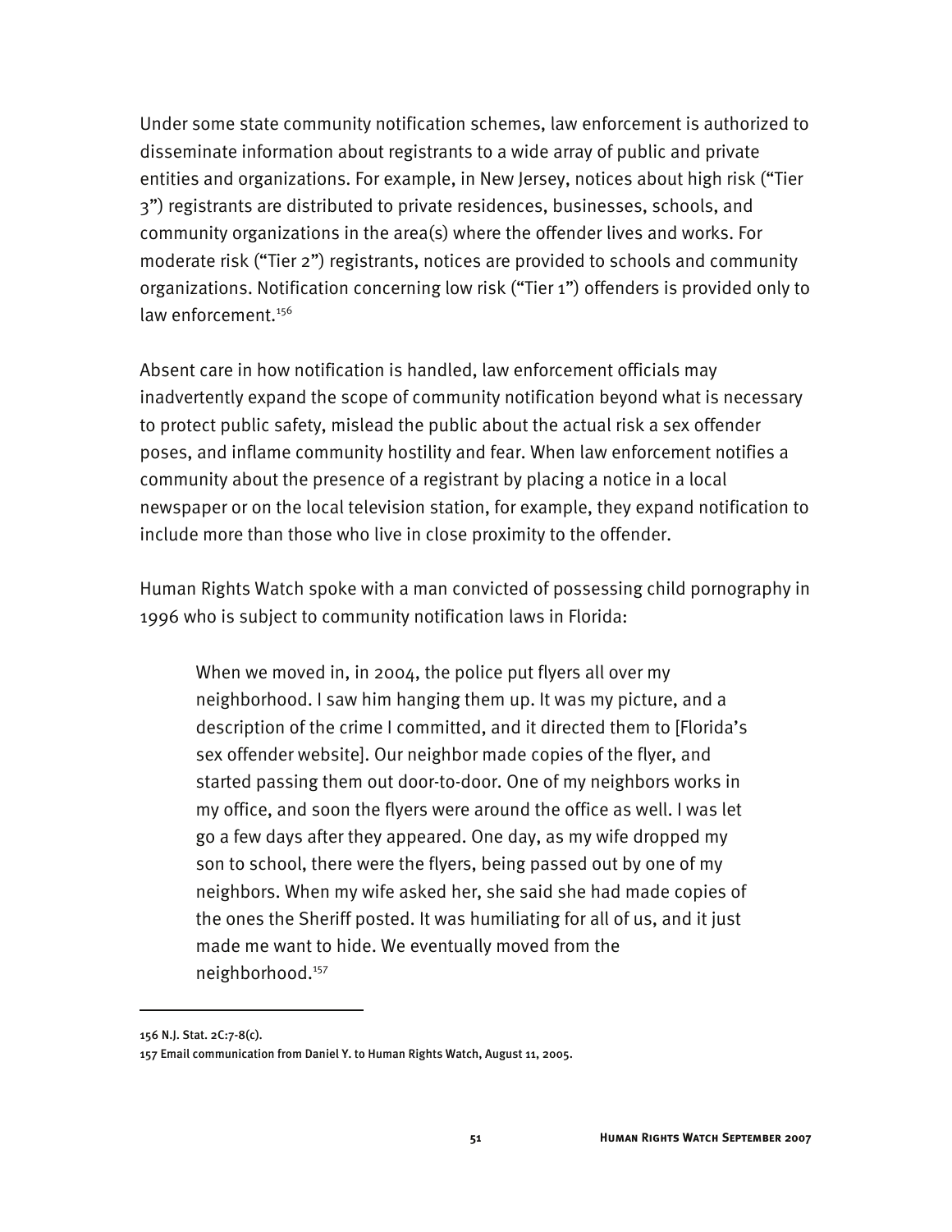Under some state community notification schemes, law enforcement is authorized to disseminate information about registrants to a wide array of public and private entities and organizations. For example, in New Jersey, notices about high risk ("Tier 3") registrants are distributed to private residences, businesses, schools, and community organizations in the area(s) where the offender lives and works. For moderate risk ("Tier 2") registrants, notices are provided to schools and community organizations. Notification concerning low risk ("Tier 1") offenders is provided only to law enforcement.[156]

Absent care in how notification is handled, law enforcement officials may inadvertently expand the scope of community notification beyond what is necessary to protect public safety, mislead the public about the actual risk a sex offender poses, and inflame community hostility and fear. When law enforcement notifies a community about the presence of a registrant by placing a notice in a local newspaper or on the local television station, for example, they expand notification to include more than those who live in close proximity to the offender.

Human Rights Watch spoke with a man convicted of possessing child pornography in 1996 who is subject to community notification laws in Florida:

> When we moved in, in 2004, the police put flyers all over my neighborhood. I saw him hanging them up. It was my picture, and a description of the crime I committed, and it directed them to [Florida's sex offender website]. Our neighbor made copies of the flyer, and started passing them out door-to-door. One of my neighbors works in my office, and soon the flyers were around the office as well. I was let go a few days after they appeared. One day, as my wife dropped my son to school, there were the flyers, being passed out by one of my neighbors. When my wife asked her, she said she had made copies of the ones the Sheriff posted. It was humiliating for all of us, and it just made me want to hide. We eventually moved from the neighborhood.[157]

---

156 N.J. Stat. 2C:7-8(c).

157 Email communication from Daniel Y. to Human Rights Watch, August 11, 2005.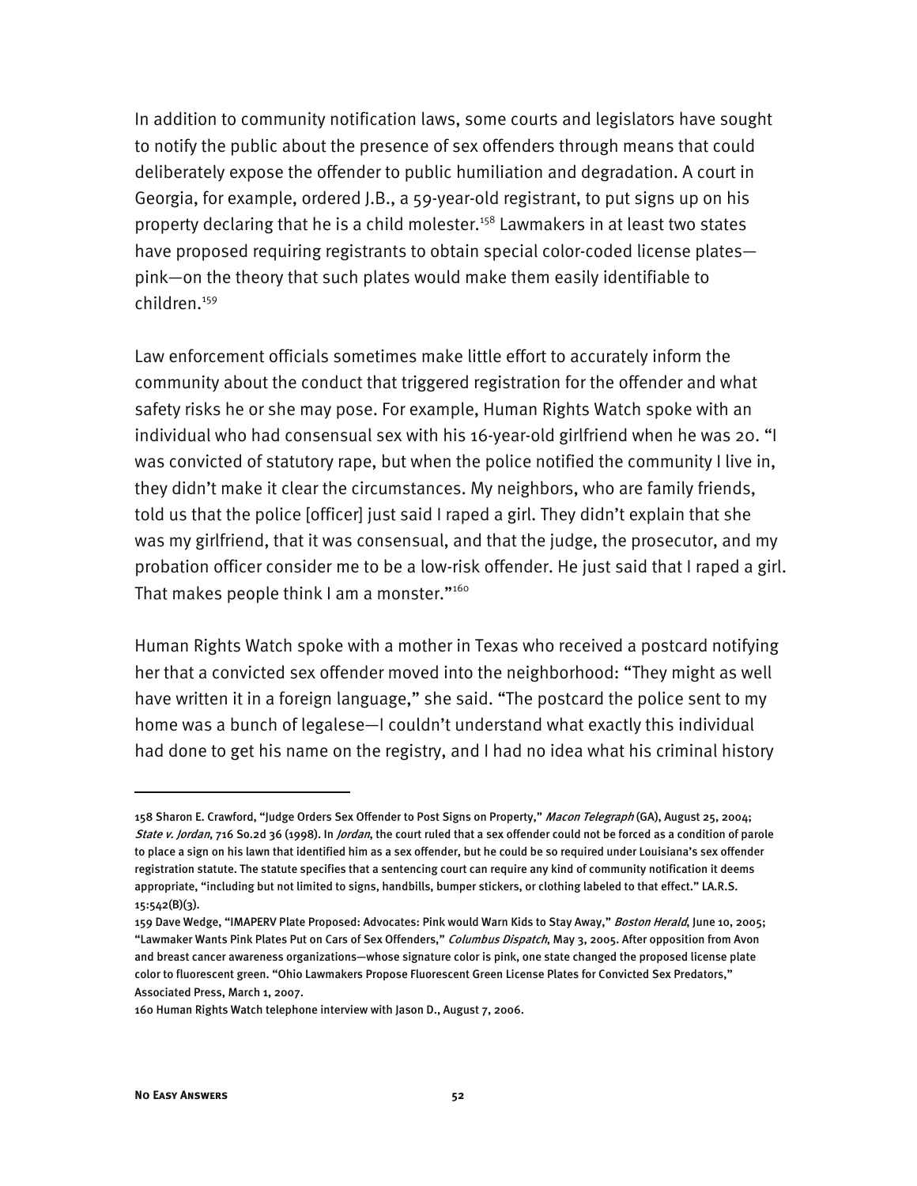In addition to community notification laws, some courts and legislators have sought to notify the public about the presence of sex offenders through means that could deliberately expose the offender to public humiliation and degradation. A court in Georgia, for example, ordered J.B., a 59-year-old registrant, to put signs up on his property declaring that he is a child molester.[158] Lawmakers in at least two states have proposed requiring registrants to obtain special color-coded license plates—pink—on the theory that such plates would make them easily identifiable to children.[159]

Law enforcement officials sometimes make little effort to accurately inform the community about the conduct that triggered registration for the offender and what safety risks he or she may pose. For example, Human Rights Watch spoke with an individual who had consensual sex with his 16-year-old girlfriend when he was 20. "I was convicted of statutory rape, but when the police notified the community I live in, they didn't make it clear the circumstances. My neighbors, who are family friends, told us that the police [officer] just said I raped a girl. They didn't explain that she was my girlfriend, that it was consensual, and that the judge, the prosecutor, and my probation officer consider me to be a low-risk offender. He just said that I raped a girl. That makes people think I am a monster."[160]

Human Rights Watch spoke with a mother in Texas who received a postcard notifying her that a convicted sex offender moved into the neighborhood: "They might as well have written it in a foreign language," she said. "The postcard the police sent to my home was a bunch of legalese—I couldn't understand what exactly this individual had done to get his name on the registry, and I had no idea what his criminal history

---

158 Sharon E. Crawford, "Judge Orders Sex Offender to Post Signs on Property," *Macon Telegraph* (GA), August 25, 2004; *State v. Jordan*, 716 So.2d 36 (1998). In *Jordan*, the court ruled that a sex offender could not be forced as a condition of parole to place a sign on his lawn that identified him as a sex offender, but he could be so required under Louisiana's sex offender registration statute. The statute specifies that a sentencing court can require any kind of community notification it deems appropriate, "including but not limited to signs, handbills, bumper stickers, or clothing labeled to that effect." LA.R.S. 15:542(B)(3).

159 Dave Wedge, "IMAPERV Plate Proposed: Advocates: Pink would Warn Kids to Stay Away," *Boston Herald*, June 10, 2005; "Lawmaker Wants Pink Plates Put on Cars of Sex Offenders," *Columbus Dispatch*, May 3, 2005. After opposition from Avon and breast cancer awareness organizations—whose signature color is pink, one state changed the proposed license plate color to fluorescent green. "Ohio Lawmakers Propose Fluorescent Green License Plates for Convicted Sex Predators," Associated Press, March 1, 2007.

160 Human Rights Watch telephone interview with Jason D., August 7, 2006.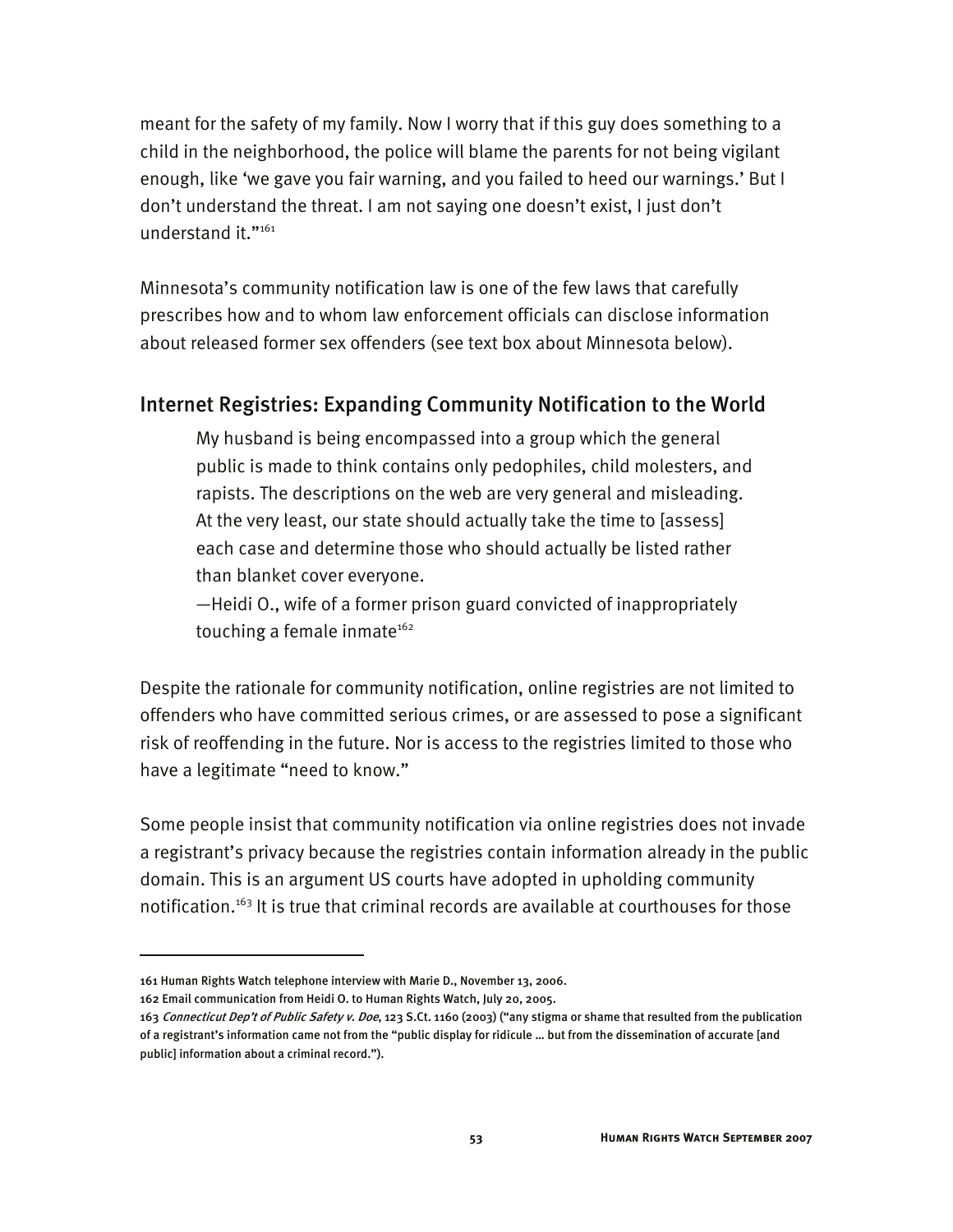meant for the safety of my family. Now I worry that if this guy does something to a child in the neighborhood, the police will blame the parents for not being vigilant enough, like 'we gave you fair warning, and you failed to heed our warnings.' But I don't understand the threat. I am not saying one doesn't exist, I just don't understand it."[161]

Minnesota's community notification law is one of the few laws that carefully prescribes how and to whom law enforcement officials can disclose information about released former sex offenders (see text box about Minnesota below).

## Internet Registries: Expanding Community Notification to the World

> My husband is being encompassed into a group which the general public is made to think contains only pedophiles, child molesters, and rapists. The descriptions on the web are very general and misleading. At the very least, our state should actually take the time to [assess] each case and determine those who should actually be listed rather than blanket cover everyone.
>
> —Heidi O., wife of a former prison guard convicted of inappropriately touching a female inmate[162]

Despite the rationale for community notification, online registries are not limited to offenders who have committed serious crimes, or are assessed to pose a significant risk of reoffending in the future. Nor is access to the registries limited to those who have a legitimate "need to know."

Some people insist that community notification via online registries does not invade a registrant's privacy because the registries contain information already in the public domain. This is an argument US courts have adopted in upholding community notification.[163] It is true that criminal records are available at courthouses for those

---

161 Human Rights Watch telephone interview with Marie D., November 13, 2006.

162 Email communication from Heidi O. to Human Rights Watch, July 20, 2005.

163 *Connecticut Dep't of Public Safety v. Doe*, 123 S.Ct. 1160 (2003) ("any stigma or shame that resulted from the publication of a registrant's information came not from the "public display for ridicule ... but from the dissemination of accurate [and public] information about a criminal record.").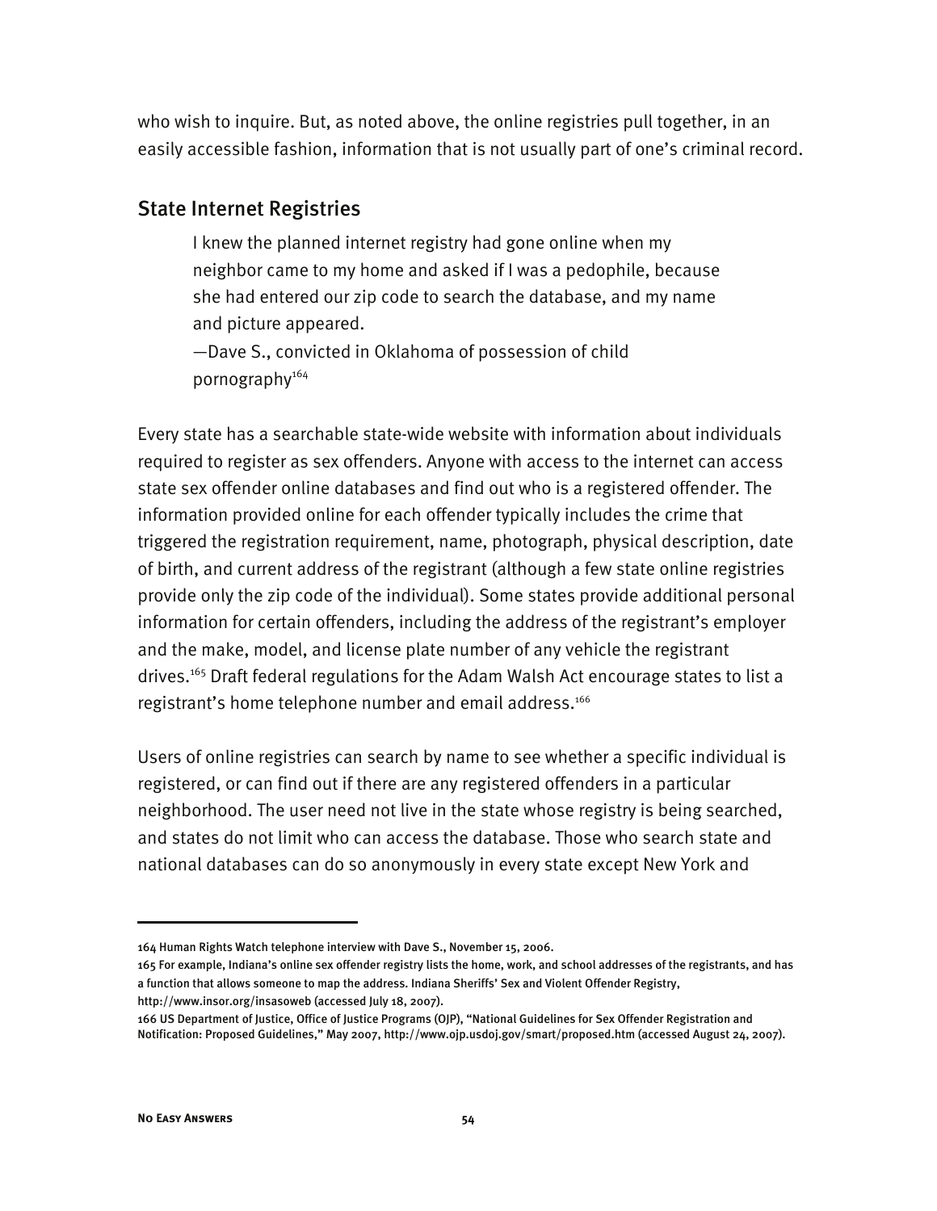who wish to inquire. But, as noted above, the online registries pull together, in an easily accessible fashion, information that is not usually part of one's criminal record.

## State Internet Registries

> I knew the planned internet registry had gone online when my neighbor came to my home and asked if I was a pedophile, because she had entered our zip code to search the database, and my name and picture appeared.
>
> —Dave S., convicted in Oklahoma of possession of child pornography[164]

Every state has a searchable state-wide website with information about individuals required to register as sex offenders. Anyone with access to the internet can access state sex offender online databases and find out who is a registered offender. The information provided online for each offender typically includes the crime that triggered the registration requirement, name, photograph, physical description, date of birth, and current address of the registrant (although a few state online registries provide only the zip code of the individual). Some states provide additional personal information for certain offenders, including the address of the registrant's employer and the make, model, and license plate number of any vehicle the registrant drives.[165] Draft federal regulations for the Adam Walsh Act encourage states to list a registrant's home telephone number and email address.[166]

Users of online registries can search by name to see whether a specific individual is registered, or can find out if there are any registered offenders in a particular neighborhood. The user need not live in the state whose registry is being searched, and states do not limit who can access the database. Those who search state and national databases can do so anonymously in every state except New York and

---

164 Human Rights Watch telephone interview with Dave S., November 15, 2006.

165 For example, Indiana's online sex offender registry lists the home, work, and school addresses of the registrants, and has a function that allows someone to map the address. Indiana Sheriffs' Sex and Violent Offender Registry, http://www.insor.org/insasoweb (accessed July 18, 2007).

166 US Department of Justice, Office of Justice Programs (OJP), "National Guidelines for Sex Offender Registration and Notification: Proposed Guidelines," May 2007, http://www.ojp.usdoj.gov/smart/proposed.htm (accessed August 24, 2007).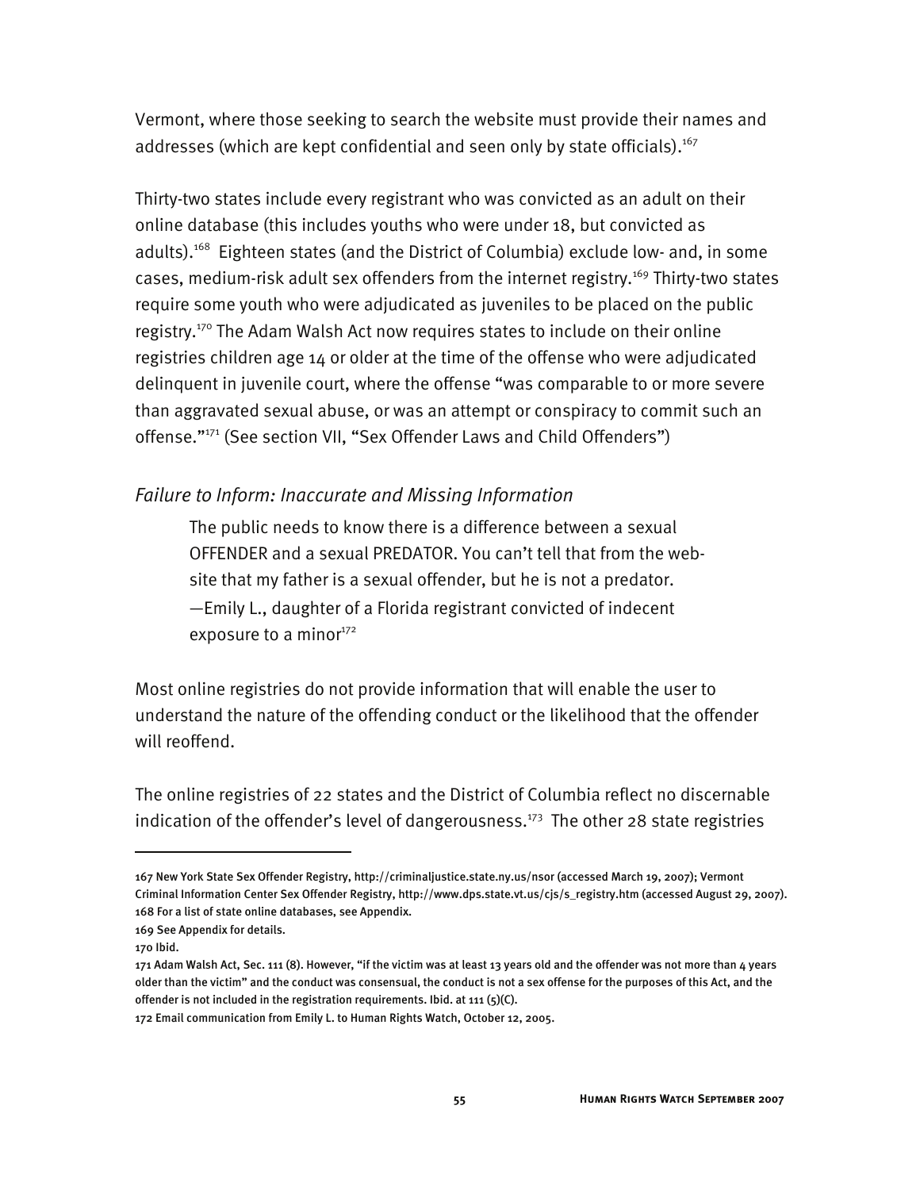Vermont, where those seeking to search the website must provide their names and addresses (which are kept confidential and seen only by state officials).[167]

Thirty-two states include every registrant who was convicted as an adult on their online database (this includes youths who were under 18, but convicted as adults).[168] Eighteen states (and the District of Columbia) exclude low- and, in some cases, medium-risk adult sex offenders from the internet registry.[169] Thirty-two states require some youth who were adjudicated as juveniles to be placed on the public registry.[170] The Adam Walsh Act now requires states to include on their online registries children age 14 or older at the time of the offense who were adjudicated delinquent in juvenile court, where the offense "was comparable to or more severe than aggravated sexual abuse, or was an attempt or conspiracy to commit such an offense."[171] (See section VII, "Sex Offender Laws and Child Offenders")

### *Failure to Inform: Inaccurate and Missing Information*

> The public needs to know there is a difference between a sexual OFFENDER and a sexual PREDATOR. You can't tell that from the web-site that my father is a sexual offender, but he is not a predator.
> —Emily L., daughter of a Florida registrant convicted of indecent exposure to a minor[172]

Most online registries do not provide information that will enable the user to understand the nature of the offending conduct or the likelihood that the offender will reoffend.

The online registries of 22 states and the District of Columbia reflect no discernable indication of the offender's level of dangerousness.[173] The other 28 state registries

---

167 New York State Sex Offender Registry, http://criminaljustice.state.ny.us/nsor (accessed March 19, 2007); Vermont Criminal Information Center Sex Offender Registry, http://www.dps.state.vt.us/cjs/s_registry.htm (accessed August 29, 2007).

168 For a list of state online databases, see Appendix.

169 See Appendix for details.

170 Ibid.

171 Adam Walsh Act, Sec. 111 (8). However, "if the victim was at least 13 years old and the offender was not more than 4 years older than the victim" and the conduct was consensual, the conduct is not a sex offense for the purposes of this Act, and the offender is not included in the registration requirements. Ibid. at 111 (5)(C).

172 Email communication from Emily L. to Human Rights Watch, October 12, 2005.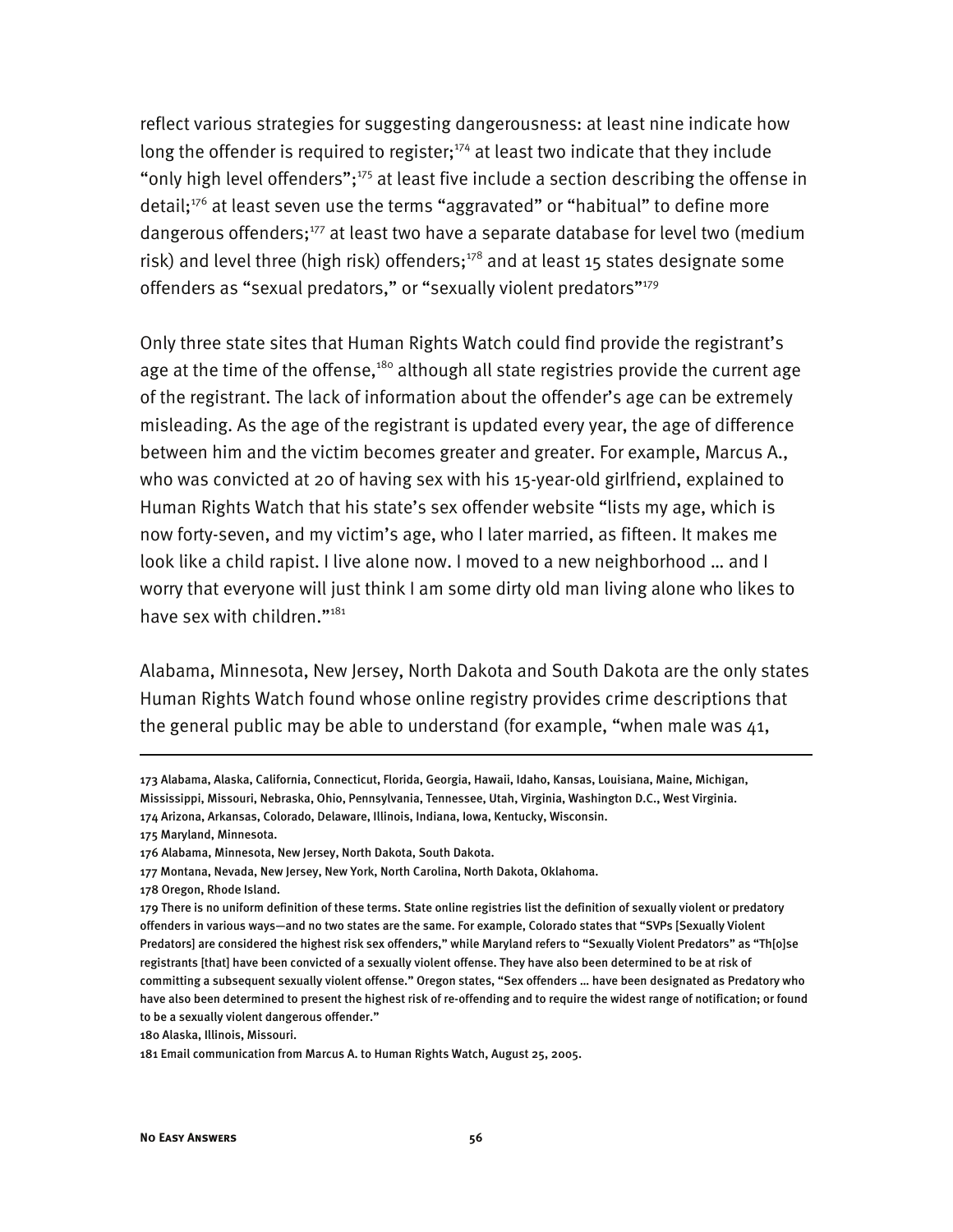reflect various strategies for suggesting dangerousness: at least nine indicate how long the offender is required to register;[174] at least two indicate that they include "only high level offenders";[175] at least five include a section describing the offense in detail;[176] at least seven use the terms "aggravated" or "habitual" to define more dangerous offenders;[177] at least two have a separate database for level two (medium risk) and level three (high risk) offenders;[178] and at least 15 states designate some offenders as "sexual predators," or "sexually violent predators"[179]

Only three state sites that Human Rights Watch could find provide the registrant's age at the time of the offense,[180] although all state registries provide the current age of the registrant. The lack of information about the offender's age can be extremely misleading. As the age of the registrant is updated every year, the age of difference between him and the victim becomes greater and greater. For example, Marcus A., who was convicted at 20 of having sex with his 15-year-old girlfriend, explained to Human Rights Watch that his state's sex offender website "lists my age, which is now forty-seven, and my victim's age, who I later married, as fifteen. It makes me look like a child rapist. I live alone now. I moved to a new neighborhood … and I worry that everyone will just think I am some dirty old man living alone who likes to have sex with children."[181]

Alabama, Minnesota, New Jersey, North Dakota and South Dakota are the only states Human Rights Watch found whose online registry provides crime descriptions that the general public may be able to understand (for example, "when male was 41,

---

173 Alabama, Alaska, California, Connecticut, Florida, Georgia, Hawaii, Idaho, Kansas, Louisiana, Maine, Michigan, Mississippi, Missouri, Nebraska, Ohio, Pennsylvania, Tennessee, Utah, Virginia, Washington D.C., West Virginia.

174 Arizona, Arkansas, Colorado, Delaware, Illinois, Indiana, Iowa, Kentucky, Wisconsin.

175 Maryland, Minnesota.

176 Alabama, Minnesota, New Jersey, North Dakota, South Dakota.

177 Montana, Nevada, New Jersey, New York, North Carolina, North Dakota, Oklahoma.

178 Oregon, Rhode Island.

179 There is no uniform definition of these terms. State online registries list the definition of sexually violent or predatory offenders in various ways—and no two states are the same. For example, Colorado states that "SVPs [Sexually Violent Predators] are considered the highest risk sex offenders," while Maryland refers to "Sexually Violent Predators" as "Th[o]se registrants [that] have been convicted of a sexually violent offense. They have also been determined to be at risk of committing a subsequent sexually violent offense." Oregon states, "Sex offenders … have been designated as Predatory who have also been determined to present the highest risk of re-offending and to require the widest range of notification; or found to be a sexually violent dangerous offender."

180 Alaska, Illinois, Missouri.

181 Email communication from Marcus A. to Human Rights Watch, August 25, 2005.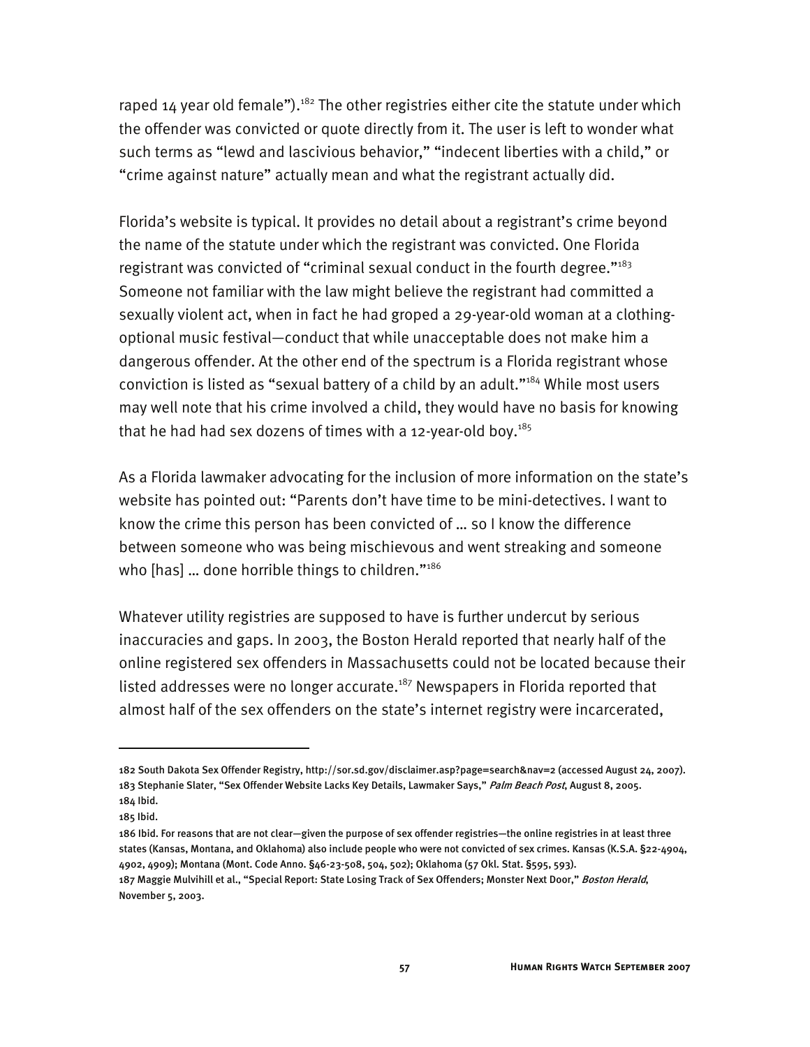raped 14 year old female").[182] The other registries either cite the statute under which the offender was convicted or quote directly from it. The user is left to wonder what such terms as "lewd and lascivious behavior," "indecent liberties with a child," or "crime against nature" actually mean and what the registrant actually did.

Florida's website is typical. It provides no detail about a registrant's crime beyond the name of the statute under which the registrant was convicted. One Florida registrant was convicted of "criminal sexual conduct in the fourth degree."[183] Someone not familiar with the law might believe the registrant had committed a sexually violent act, when in fact he had groped a 29-year-old woman at a clothing-optional music festival—conduct that while unacceptable does not make him a dangerous offender. At the other end of the spectrum is a Florida registrant whose conviction is listed as "sexual battery of a child by an adult."[184] While most users may well note that his crime involved a child, they would have no basis for knowing that he had had sex dozens of times with a 12-year-old boy.[185]

As a Florida lawmaker advocating for the inclusion of more information on the state's website has pointed out: "Parents don't have time to be mini-detectives. I want to know the crime this person has been convicted of … so I know the difference between someone who was being mischievous and went streaking and someone who [has] … done horrible things to children."[186]

Whatever utility registries are supposed to have is further undercut by serious inaccuracies and gaps. In 2003, the Boston Herald reported that nearly half of the online registered sex offenders in Massachusetts could not be located because their listed addresses were no longer accurate.[187] Newspapers in Florida reported that almost half of the sex offenders on the state's internet registry were incarcerated,

---

182 South Dakota Sex Offender Registry, http://sor.sd.gov/disclaimer.asp?page=search&nav=2 (accessed August 24, 2007).

183 Stephanie Slater, "Sex Offender Website Lacks Key Details, Lawmaker Says," *Palm Beach Post*, August 8, 2005.

184 Ibid.

185 Ibid.

186 Ibid. For reasons that are not clear—given the purpose of sex offender registries—the online registries in at least three states (Kansas, Montana, and Oklahoma) also include people who were not convicted of sex crimes. Kansas (K.S.A. §22-4904, 4902, 4909); Montana (Mont. Code Anno. §46-23-508, 504, 502); Oklahoma (57 Okl. Stat. §595, 593).

187 Maggie Mulvihill et al., "Special Report: State Losing Track of Sex Offenders; Monster Next Door," *Boston Herald*, November 5, 2003.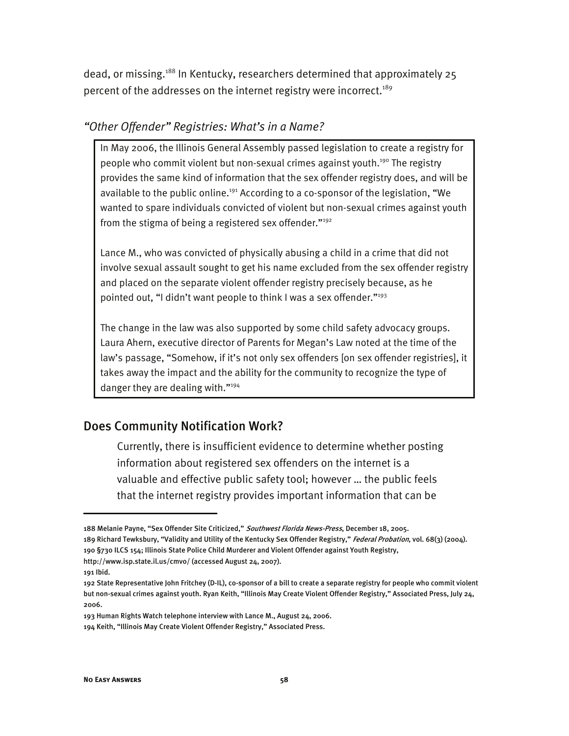dead, or missing.[188] In Kentucky, researchers determined that approximately 25 percent of the addresses on the internet registry were incorrect.[189]

### *"Other Offender" Registries: What's in a Name?*

In May 2006, the Illinois General Assembly passed legislation to create a registry for people who commit violent but non-sexual crimes against youth.[190] The registry provides the same kind of information that the sex offender registry does, and will be available to the public online.[191] According to a co-sponsor of the legislation, "We wanted to spare individuals convicted of violent but non-sexual crimes against youth from the stigma of being a registered sex offender."[192]

Lance M., who was convicted of physically abusing a child in a crime that did not involve sexual assault sought to get his name excluded from the sex offender registry and placed on the separate violent offender registry precisely because, as he pointed out, "I didn't want people to think I was a sex offender."[193]

The change in the law was also supported by some child safety advocacy groups. Laura Ahern, executive director of Parents for Megan's Law noted at the time of the law's passage, "Somehow, if it's not only sex offenders [on sex offender registries], it takes away the impact and the ability for the community to recognize the type of danger they are dealing with."[194]

## Does Community Notification Work?

> Currently, there is insufficient evidence to determine whether posting information about registered sex offenders on the internet is a valuable and effective public safety tool; however … the public feels that the internet registry provides important information that can be

---

188 Melanie Payne, "Sex Offender Site Criticized," *Southwest Florida News-Press*, December 18, 2005.

189 Richard Tewksbury, "Validity and Utility of the Kentucky Sex Offender Registry," *Federal Probation*, vol. 68(3) (2004).

190 §730 ILCS 154; Illinois State Police Child Murderer and Violent Offender against Youth Registry, http://www.isp.state.il.us/cmvo/ (accessed August 24, 2007).

191 Ibid.

192 State Representative John Fritchey (D-IL), co-sponsor of a bill to create a separate registry for people who commit violent but non-sexual crimes against youth. Ryan Keith, "Illinois May Create Violent Offender Registry," Associated Press, July 24, 2006.

193 Human Rights Watch telephone interview with Lance M., August 24, 2006.

194 Keith, "Illinois May Create Violent Offender Registry," Associated Press.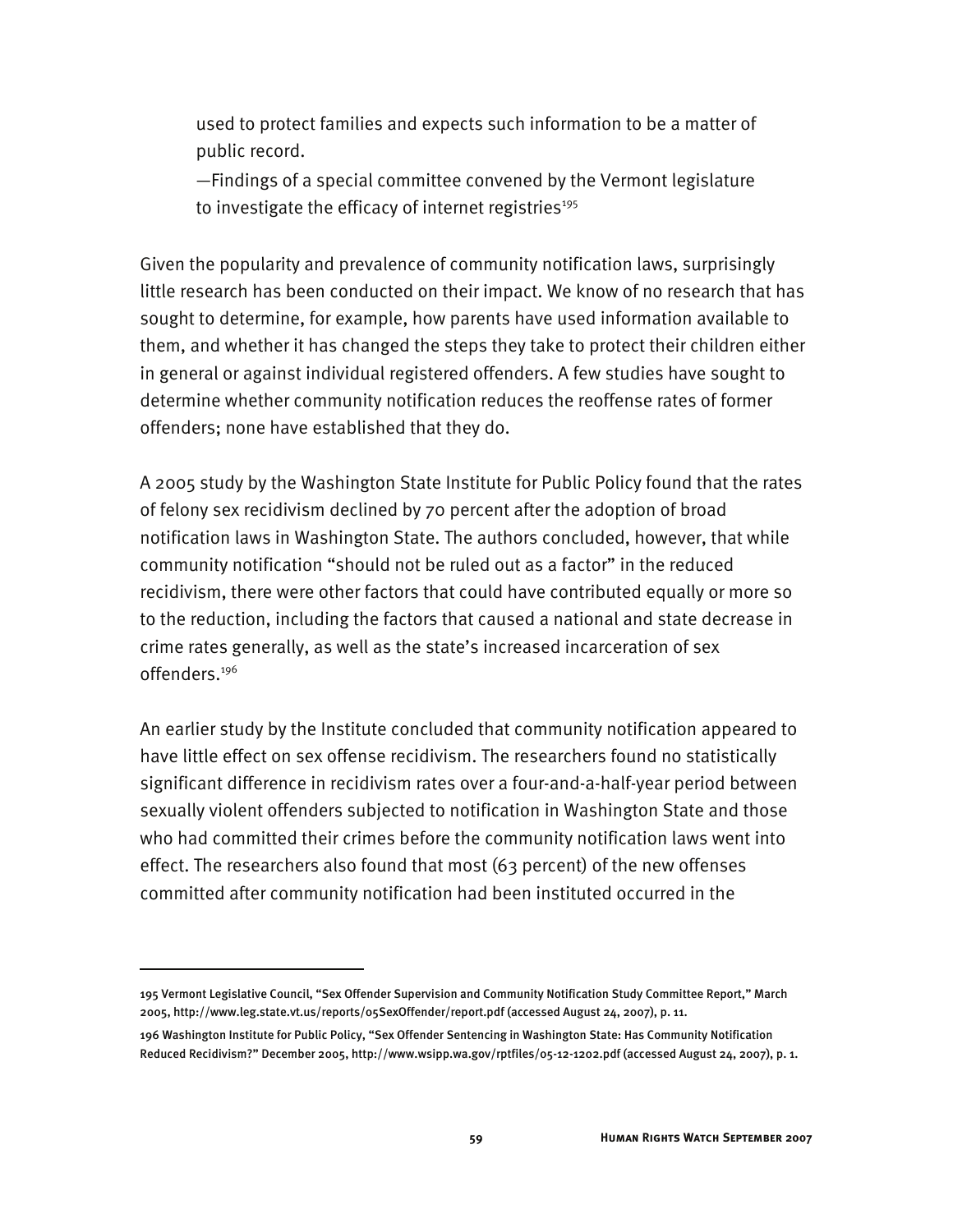> used to protect families and expects such information to be a matter of public record.
>
> —Findings of a special committee convened by the Vermont legislature to investigate the efficacy of internet registries[195]

Given the popularity and prevalence of community notification laws, surprisingly little research has been conducted on their impact. We know of no research that has sought to determine, for example, how parents have used information available to them, and whether it has changed the steps they take to protect their children either in general or against individual registered offenders. A few studies have sought to determine whether community notification reduces the reoffense rates of former offenders; none have established that they do.

A 2005 study by the Washington State Institute for Public Policy found that the rates of felony sex recidivism declined by 70 percent after the adoption of broad notification laws in Washington State. The authors concluded, however, that while community notification "should not be ruled out as a factor" in the reduced recidivism, there were other factors that could have contributed equally or more so to the reduction, including the factors that caused a national and state decrease in crime rates generally, as well as the state's increased incarceration of sex offenders.[196]

An earlier study by the Institute concluded that community notification appeared to have little effect on sex offense recidivism. The researchers found no statistically significant difference in recidivism rates over a four-and-a-half-year period between sexually violent offenders subjected to notification in Washington State and those who had committed their crimes before the community notification laws went into effect. The researchers also found that most (63 percent) of the new offenses committed after community notification had been instituted occurred in the

---

195 Vermont Legislative Council, "Sex Offender Supervision and Community Notification Study Committee Report," March 2005, http://www.leg.state.vt.us/reports/05SexOffender/report.pdf (accessed August 24, 2007), p. 11.

196 Washington Institute for Public Policy, "Sex Offender Sentencing in Washington State: Has Community Notification Reduced Recidivism?" December 2005, http://www.wsipp.wa.gov/rptfiles/05-12-1202.pdf (accessed August 24, 2007), p. 1.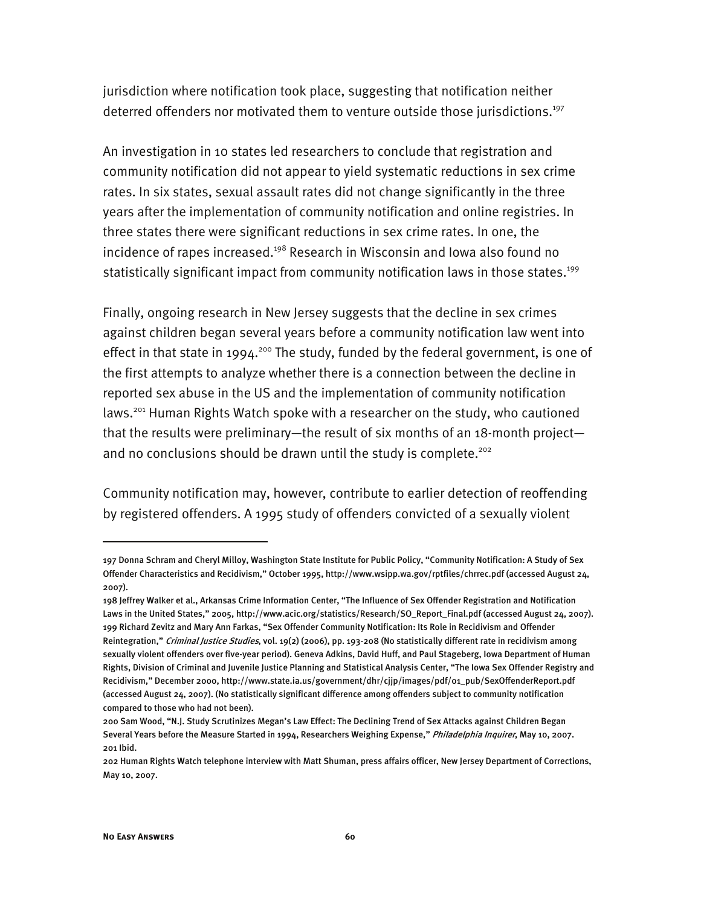jurisdiction where notification took place, suggesting that notification neither deterred offenders nor motivated them to venture outside those jurisdictions.[197]

An investigation in 10 states led researchers to conclude that registration and community notification did not appear to yield systematic reductions in sex crime rates. In six states, sexual assault rates did not change significantly in the three years after the implementation of community notification and online registries. In three states there were significant reductions in sex crime rates. In one, the incidence of rapes increased.[198] Research in Wisconsin and Iowa also found no statistically significant impact from community notification laws in those states.[199]

Finally, ongoing research in New Jersey suggests that the decline in sex crimes against children began several years before a community notification law went into effect in that state in 1994.[200] The study, funded by the federal government, is one of the first attempts to analyze whether there is a connection between the decline in reported sex abuse in the US and the implementation of community notification laws.[201] Human Rights Watch spoke with a researcher on the study, who cautioned that the results were preliminary—the result of six months of an 18-month project—and no conclusions should be drawn until the study is complete.[202]

Community notification may, however, contribute to earlier detection of reoffending by registered offenders. A 1995 study of offenders convicted of a sexually violent

---

197 Donna Schram and Cheryl Milloy, Washington State Institute for Public Policy, "Community Notification: A Study of Sex Offender Characteristics and Recidivism," October 1995, http://www.wsipp.wa.gov/rptfiles/chrrec.pdf (accessed August 24, 2007).

198 Jeffrey Walker et al., Arkansas Crime Information Center, "The Influence of Sex Offender Registration and Notification Laws in the United States," 2005, http://www.acic.org/statistics/Research/SO_Report_Final.pdf (accessed August 24, 2007).

199 Richard Zevitz and Mary Ann Farkas, "Sex Offender Community Notification: Its Role in Recidivism and Offender Reintegration," *Criminal Justice Studies*, vol. 19(2) (2006), pp. 193-208 (No statistically different rate in recidivism among sexually violent offenders over five-year period). Geneva Adkins, David Huff, and Paul Stageberg, Iowa Department of Human Rights, Division of Criminal and Juvenile Justice Planning and Statistical Analysis Center, "The Iowa Sex Offender Registry and Recidivism," December 2000, http://www.state.ia.us/government/dhr/cjjp/images/pdf/01_pub/SexOffenderReport.pdf (accessed August 24, 2007). (No statistically significant difference among offenders subject to community notification compared to those who had not been).

200 Sam Wood, "N.J. Study Scrutinizes Megan's Law Effect: The Declining Trend of Sex Attacks against Children Began Several Years before the Measure Started in 1994, Researchers Weighing Expense," *Philadelphia Inquirer*, May 10, 2007.

201 Ibid.

202 Human Rights Watch telephone interview with Matt Shuman, press affairs officer, New Jersey Department of Corrections, May 10, 2007.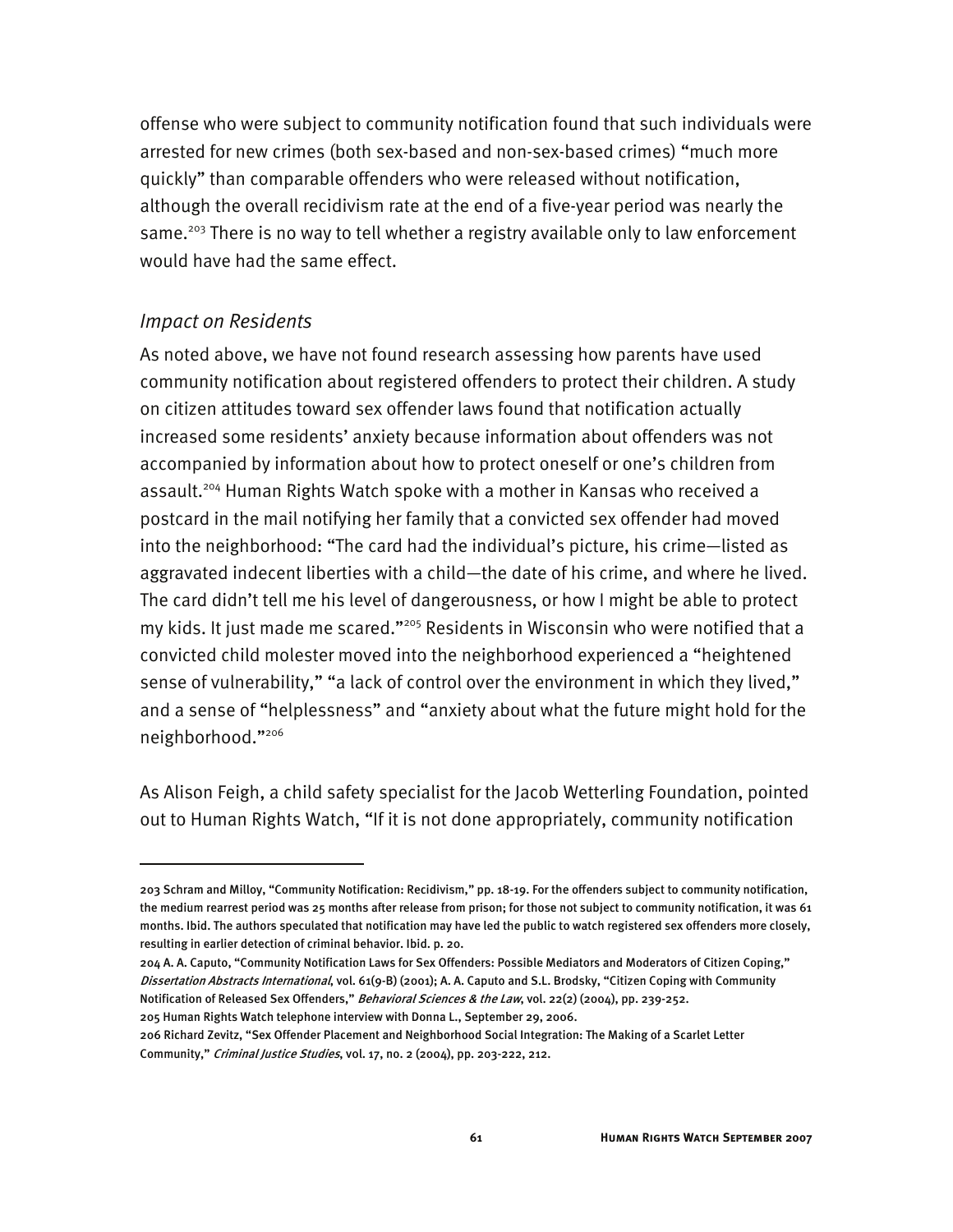offense who were subject to community notification found that such individuals were arrested for new crimes (both sex-based and non-sex-based crimes) "much more quickly" than comparable offenders who were released without notification, although the overall recidivism rate at the end of a five-year period was nearly the same.[203] There is no way to tell whether a registry available only to law enforcement would have had the same effect.

### *Impact on Residents*

As noted above, we have not found research assessing how parents have used community notification about registered offenders to protect their children. A study on citizen attitudes toward sex offender laws found that notification actually increased some residents' anxiety because information about offenders was not accompanied by information about how to protect oneself or one's children from assault.[204] Human Rights Watch spoke with a mother in Kansas who received a postcard in the mail notifying her family that a convicted sex offender had moved into the neighborhood: "The card had the individual's picture, his crime—listed as aggravated indecent liberties with a child—the date of his crime, and where he lived. The card didn't tell me his level of dangerousness, or how I might be able to protect my kids. It just made me scared."[205] Residents in Wisconsin who were notified that a convicted child molester moved into the neighborhood experienced a "heightened sense of vulnerability," "a lack of control over the environment in which they lived," and a sense of "helplessness" and "anxiety about what the future might hold for the neighborhood."[206]

As Alison Feigh, a child safety specialist for the Jacob Wetterling Foundation, pointed out to Human Rights Watch, "If it is not done appropriately, community notification

---

203 Schram and Milloy, "Community Notification: Recidivism," pp. 18-19. For the offenders subject to community notification, the medium rearrest period was 25 months after release from prison; for those not subject to community notification, it was 61 months. Ibid. The authors speculated that notification may have led the public to watch registered sex offenders more closely, resulting in earlier detection of criminal behavior. Ibid. p. 20.

204 A. A. Caputo, "Community Notification Laws for Sex Offenders: Possible Mediators and Moderators of Citizen Coping," *Dissertation Abstracts International*, vol. 61(9-B) (2001); A. A. Caputo and S.L. Brodsky, "Citizen Coping with Community Notification of Released Sex Offenders," *Behavioral Sciences & the Law*, vol. 22(2) (2004), pp. 239-252.

205 Human Rights Watch telephone interview with Donna L., September 29, 2006.

206 Richard Zevitz, "Sex Offender Placement and Neighborhood Social Integration: The Making of a Scarlet Letter Community," *Criminal Justice Studies*, vol. 17, no. 2 (2004), pp. 203-222, 212.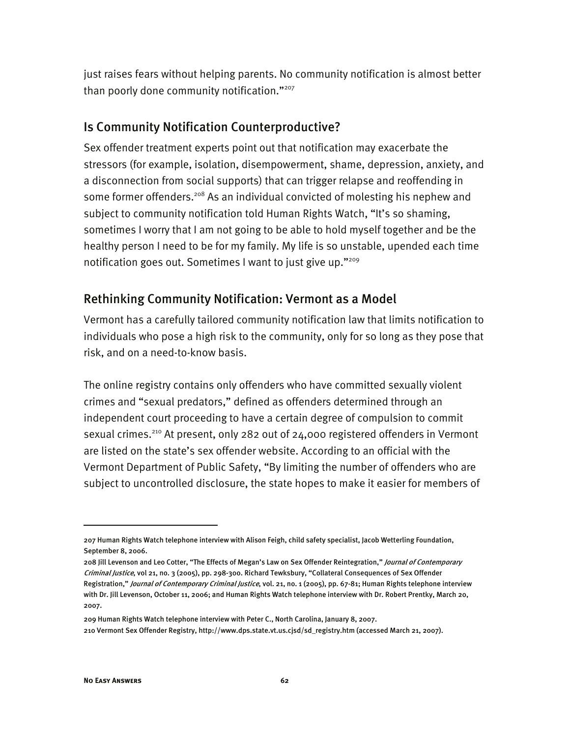just raises fears without helping parents. No community notification is almost better than poorly done community notification."[207]

## Is Community Notification Counterproductive?

Sex offender treatment experts point out that notification may exacerbate the stressors (for example, isolation, disempowerment, shame, depression, anxiety, and a disconnection from social supports) that can trigger relapse and reoffending in some former offenders.[208] As an individual convicted of molesting his nephew and subject to community notification told Human Rights Watch, "It's so shaming, sometimes I worry that I am not going to be able to hold myself together and be the healthy person I need to be for my family. My life is so unstable, upended each time notification goes out. Sometimes I want to just give up."[209]

## Rethinking Community Notification: Vermont as a Model

Vermont has a carefully tailored community notification law that limits notification to individuals who pose a high risk to the community, only for so long as they pose that risk, and on a need-to-know basis.

The online registry contains only offenders who have committed sexually violent crimes and "sexual predators," defined as offenders determined through an independent court proceeding to have a certain degree of compulsion to commit sexual crimes.[210] At present, only 282 out of 24,000 registered offenders in Vermont are listed on the state's sex offender website. According to an official with the Vermont Department of Public Safety, "By limiting the number of offenders who are subject to uncontrolled disclosure, the state hopes to make it easier for members of

---

207 Human Rights Watch telephone interview with Alison Feigh, child safety specialist, Jacob Wetterling Foundation, September 8, 2006.

208 Jill Levenson and Leo Cotter, "The Effects of Megan's Law on Sex Offender Reintegration," *Journal of Contemporary Criminal Justice*, vol 21, no. 3 (2005), pp. 298-300. Richard Tewksbury, "Collateral Consequences of Sex Offender Registration," *Journal of Contemporary Criminal Justice*, vol. 21, no. 1 (2005), pp. 67-81; Human Rights telephone interview with Dr. Jill Levenson, October 11, 2006; and Human Rights Watch telephone interview with Dr. Robert Prentky, March 20, 2007.

209 Human Rights Watch telephone interview with Peter C., North Carolina, January 8, 2007.

210 Vermont Sex Offender Registry, http://www.dps.state.vt.us.cjsd/sd_registry.htm (accessed March 21, 2007).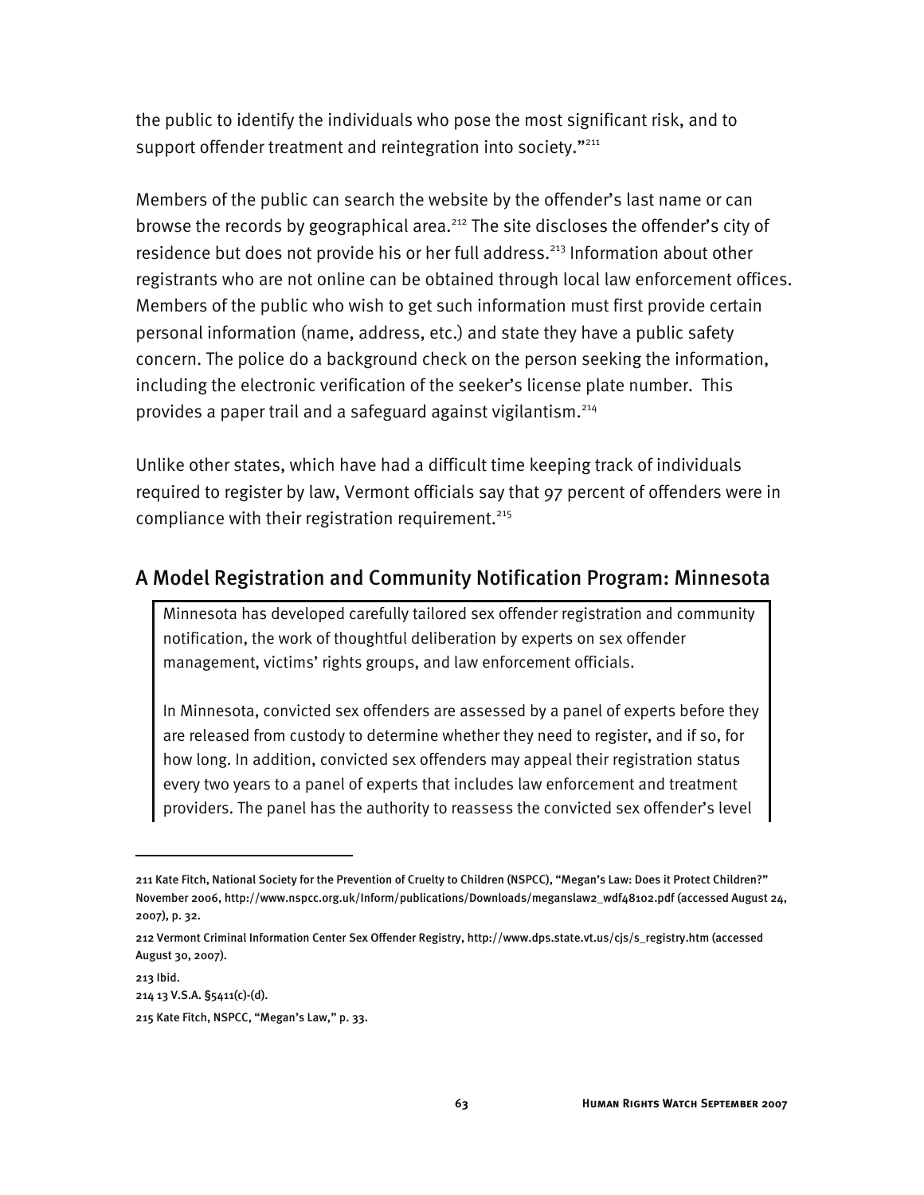the public to identify the individuals who pose the most significant risk, and to support offender treatment and reintegration into society."[211]

Members of the public can search the website by the offender's last name or can browse the records by geographical area.[212] The site discloses the offender's city of residence but does not provide his or her full address.[213] Information about other registrants who are not online can be obtained through local law enforcement offices. Members of the public who wish to get such information must first provide certain personal information (name, address, etc.) and state they have a public safety concern. The police do a background check on the person seeking the information, including the electronic verification of the seeker's license plate number. This provides a paper trail and a safeguard against vigilantism.[214]

Unlike other states, which have had a difficult time keeping track of individuals required to register by law, Vermont officials say that 97 percent of offenders were in compliance with their registration requirement.[215]

## A Model Registration and Community Notification Program: Minnesota

Minnesota has developed carefully tailored sex offender registration and community notification, the work of thoughtful deliberation by experts on sex offender management, victims' rights groups, and law enforcement officials.

In Minnesota, convicted sex offenders are assessed by a panel of experts before they are released from custody to determine whether they need to register, and if so, for how long. In addition, convicted sex offenders may appeal their registration status every two years to a panel of experts that includes law enforcement and treatment providers. The panel has the authority to reassess the convicted sex offender's level

---

211 Kate Fitch, National Society for the Prevention of Cruelty to Children (NSPCC), "Megan's Law: Does it Protect Children?" November 2006, http://www.nspcc.org.uk/Inform/publications/Downloads/meganslaw2_wdf48102.pdf (accessed August 24, 2007), p. 32.

212 Vermont Criminal Information Center Sex Offender Registry, http://www.dps.state.vt.us/cjs/s_registry.htm (accessed August 30, 2007).

213 Ibid.

214 13 V.S.A. §5411(c)-(d).

215 Kate Fitch, NSPCC, "Megan's Law," p. 33.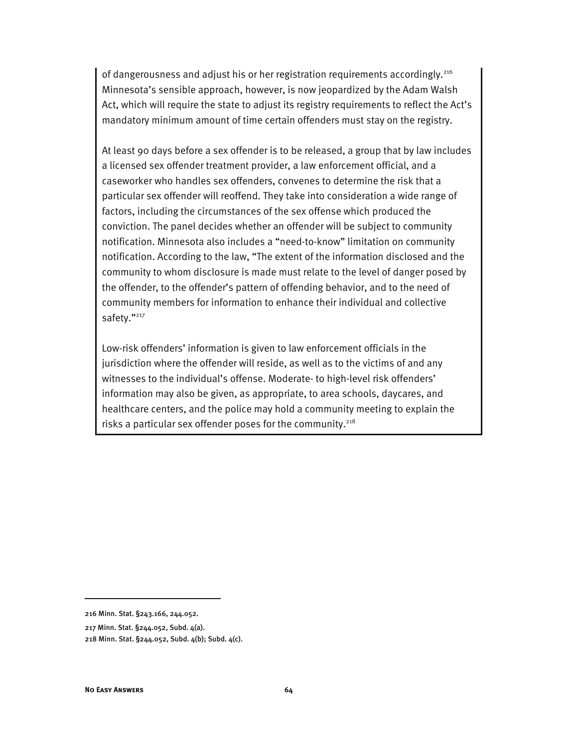of dangerousness and adjust his or her registration requirements accordingly.[216] Minnesota's sensible approach, however, is now jeopardized by the Adam Walsh Act, which will require the state to adjust its registry requirements to reflect the Act's mandatory minimum amount of time certain offenders must stay on the registry.

At least 90 days before a sex offender is to be released, a group that by law includes a licensed sex offender treatment provider, a law enforcement official, and a caseworker who handles sex offenders, convenes to determine the risk that a particular sex offender will reoffend. They take into consideration a wide range of factors, including the circumstances of the sex offense which produced the conviction. The panel decides whether an offender will be subject to community notification. Minnesota also includes a "need-to-know" limitation on community notification. According to the law, "The extent of the information disclosed and the community to whom disclosure is made must relate to the level of danger posed by the offender, to the offender's pattern of offending behavior, and to the need of community members for information to enhance their individual and collective safety."[217]

Low-risk offenders' information is given to law enforcement officials in the jurisdiction where the offender will reside, as well as to the victims of and any witnesses to the individual's offense. Moderate- to high-level risk offenders' information may also be given, as appropriate, to area schools, daycares, and healthcare centers, and the police may hold a community meeting to explain the risks a particular sex offender poses for the community.[218]

---

216 Minn. Stat. §243.166, 244.052.

217 Minn. Stat. §244.052, Subd. 4(a).

218 Minn. Stat. §244.052, Subd. 4(b); Subd. 4(c).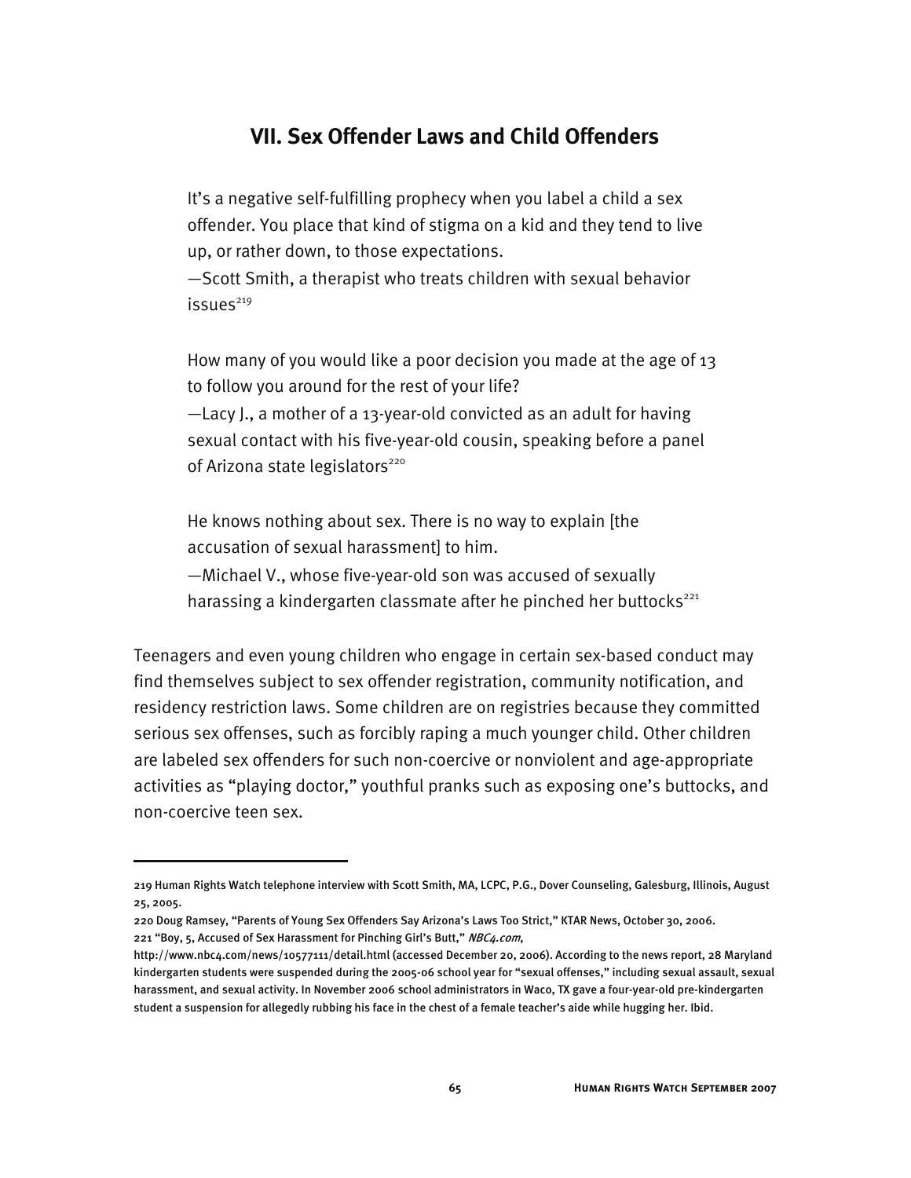## VII. Sex Offender Laws and Child Offenders

> It's a negative self-fulfilling prophecy when you label a child a sex offender. You place that kind of stigma on a kid and they tend to live up, or rather down, to those expectations.
> —Scott Smith, a therapist who treats children with sexual behavior issues[219]

> How many of you would like a poor decision you made at the age of 13 to follow you around for the rest of your life?
> —Lacy J., a mother of a 13-year-old convicted as an adult for having sexual contact with his five-year-old cousin, speaking before a panel of Arizona state legislators[220]

> He knows nothing about sex. There is no way to explain [the accusation of sexual harassment] to him.
> —Michael V., whose five-year-old son was accused of sexually harassing a kindergarten classmate after he pinched her buttocks[221]

Teenagers and even young children who engage in certain sex-based conduct may find themselves subject to sex offender registration, community notification, and residency restriction laws. Some children are on registries because they committed serious sex offenses, such as forcibly raping a much younger child. Other children are labeled sex offenders for such non-coercive or nonviolent and age-appropriate activities as "playing doctor," youthful pranks such as exposing one's buttocks, and non-coercive teen sex.

---

219 Human Rights Watch telephone interview with Scott Smith, MA, LCPC, P.G., Dover Counseling, Galesburg, Illinois, August 25, 2005.

220 Doug Ramsey, "Parents of Young Sex Offenders Say Arizona's Laws Too Strict," KTAR News, October 30, 2006.

221 "Boy, 5, Accused of Sex Harassment for Pinching Girl's Butt," *NBC4.com*, http://www.nbc4.com/news/10577111/detail.html (accessed December 20, 2006). According to the news report, 28 Maryland kindergarten students were suspended during the 2005-06 school year for "sexual offenses," including sexual assault, sexual harassment, and sexual activity. In November 2006 school administrators in Waco, TX gave a four-year-old pre-kindergarten student a suspension for allegedly rubbing his face in the chest of a female teacher's aide while hugging her. Ibid.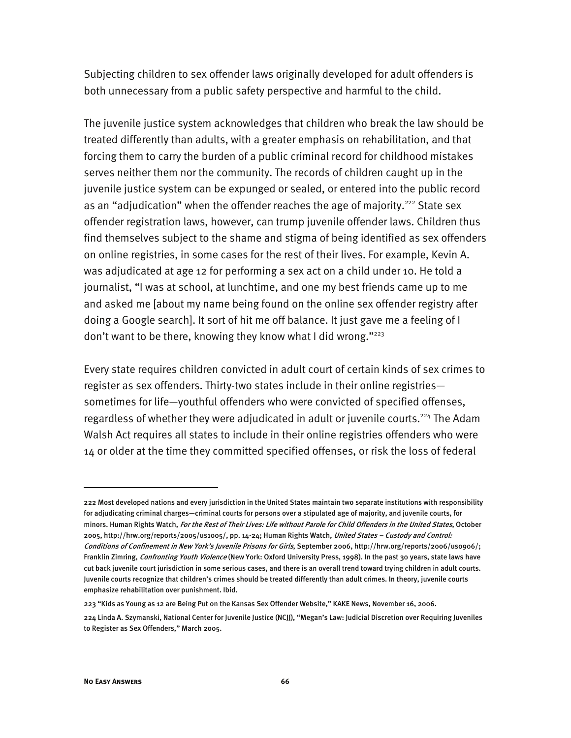Subjecting children to sex offender laws originally developed for adult offenders is both unnecessary from a public safety perspective and harmful to the child.

The juvenile justice system acknowledges that children who break the law should be treated differently than adults, with a greater emphasis on rehabilitation, and that forcing them to carry the burden of a public criminal record for childhood mistakes serves neither them nor the community. The records of children caught up in the juvenile justice system can be expunged or sealed, or entered into the public record as an "adjudication" when the offender reaches the age of majority.[222] State sex offender registration laws, however, can trump juvenile offender laws. Children thus find themselves subject to the shame and stigma of being identified as sex offenders on online registries, in some cases for the rest of their lives. For example, Kevin A. was adjudicated at age 12 for performing a sex act on a child under 10. He told a journalist, "I was at school, at lunchtime, and one my best friends came up to me and asked me [about my name being found on the online sex offender registry after doing a Google search]. It sort of hit me off balance. It just gave me a feeling of I don't want to be there, knowing they know what I did wrong."[223]

Every state requires children convicted in adult court of certain kinds of sex crimes to register as sex offenders. Thirty-two states include in their online registries—sometimes for life—youthful offenders who were convicted of specified offenses, regardless of whether they were adjudicated in adult or juvenile courts.[224] The Adam Walsh Act requires all states to include in their online registries offenders who were 14 or older at the time they committed specified offenses, or risk the loss of federal

---

222 Most developed nations and every jurisdiction in the United States maintain two separate institutions with responsibility for adjudicating criminal charges—criminal courts for persons over a stipulated age of majority, and juvenile courts, for minors. Human Rights Watch, *For the Rest of Their Lives: Life without Parole for Child Offenders in the United States*, October 2005, http://hrw.org/reports/2005/us1005/, pp. 14-24; Human Rights Watch, *United States – Custody and Control: Conditions of Confinement in New York's Juvenile Prisons for Girls*, September 2006, http://hrw.org/reports/2006/us0906/; Franklin Zimring, *Confronting Youth Violence* (New York: Oxford University Press, 1998). In the past 30 years, state laws have cut back juvenile court jurisdiction in some serious cases, and there is an overall trend toward trying children in adult courts. Juvenile courts recognize that children's crimes should be treated differently than adult crimes. In theory, juvenile courts emphasize rehabilitation over punishment. Ibid.

223 "Kids as Young as 12 are Being Put on the Kansas Sex Offender Website," KAKE News, November 16, 2006.

224 Linda A. Szymanski, National Center for Juvenile Justice (NCJJ), "Megan's Law: Judicial Discretion over Requiring Juveniles to Register as Sex Offenders," March 2005.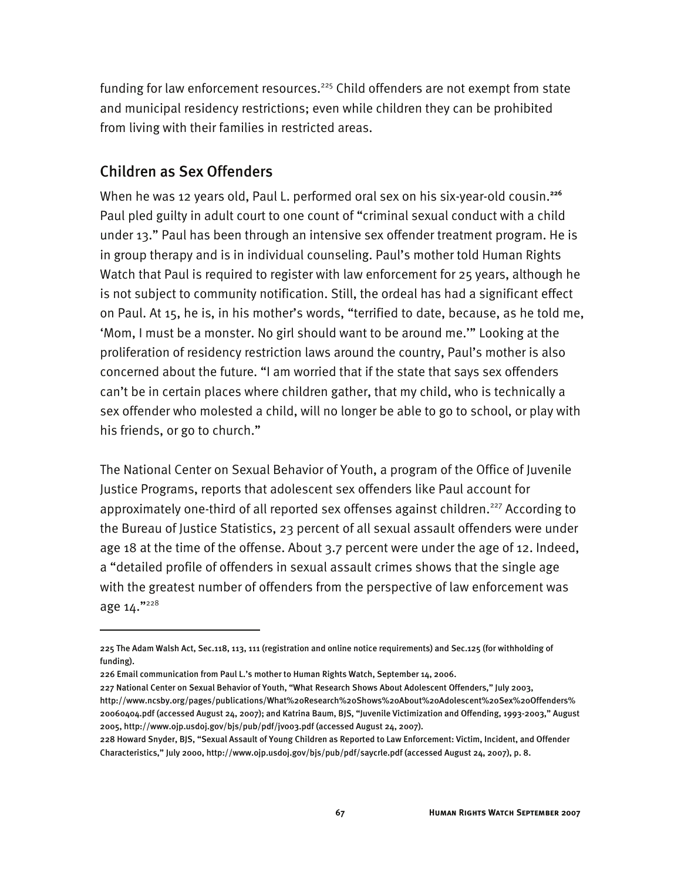funding for law enforcement resources.[225] Child offenders are not exempt from state and municipal residency restrictions; even while children they can be prohibited from living with their families in restricted areas.

## Children as Sex Offenders

When he was 12 years old, Paul L. performed oral sex on his six-year-old cousin.[226] Paul pled guilty in adult court to one count of "criminal sexual conduct with a child under 13." Paul has been through an intensive sex offender treatment program. He is in group therapy and is in individual counseling. Paul's mother told Human Rights Watch that Paul is required to register with law enforcement for 25 years, although he is not subject to community notification. Still, the ordeal has had a significant effect on Paul. At 15, he is, in his mother's words, "terrified to date, because, as he told me, 'Mom, I must be a monster. No girl should want to be around me.'" Looking at the proliferation of residency restriction laws around the country, Paul's mother is also concerned about the future. "I am worried that if the state that says sex offenders can't be in certain places where children gather, that my child, who is technically a sex offender who molested a child, will no longer be able to go to school, or play with his friends, or go to church."

The National Center on Sexual Behavior of Youth, a program of the Office of Juvenile Justice Programs, reports that adolescent sex offenders like Paul account for approximately one-third of all reported sex offenses against children.[227] According to the Bureau of Justice Statistics, 23 percent of all sexual assault offenders were under age 18 at the time of the offense. About 3.7 percent were under the age of 12. Indeed, a "detailed profile of offenders in sexual assault crimes shows that the single age with the greatest number of offenders from the perspective of law enforcement was age 14."[228]

---

225 The Adam Walsh Act, Sec.118, 113, 111 (registration and online notice requirements) and Sec.125 (for withholding of funding).

226 Email communication from Paul L.'s mother to Human Rights Watch, September 14, 2006.

227 National Center on Sexual Behavior of Youth, "What Research Shows About Adolescent Offenders," July 2003, http://www.ncsby.org/pages/publications/What%20Research%20Shows%20About%20Adolescent%20Sex%20Offenders%20060404.pdf (accessed August 24, 2007); and Katrina Baum, BJS, "Juvenile Victimization and Offending, 1993-2003," August 2005, http://www.ojp.usdoj.gov/bjs/pub/pdf/jvo03.pdf (accessed August 24, 2007).

228 Howard Snyder, BJS, "Sexual Assault of Young Children as Reported to Law Enforcement: Victim, Incident, and Offender Characteristics," July 2000, http://www.ojp.usdoj.gov/bjs/pub/pdf/saycrle.pdf (accessed August 24, 2007), p. 8.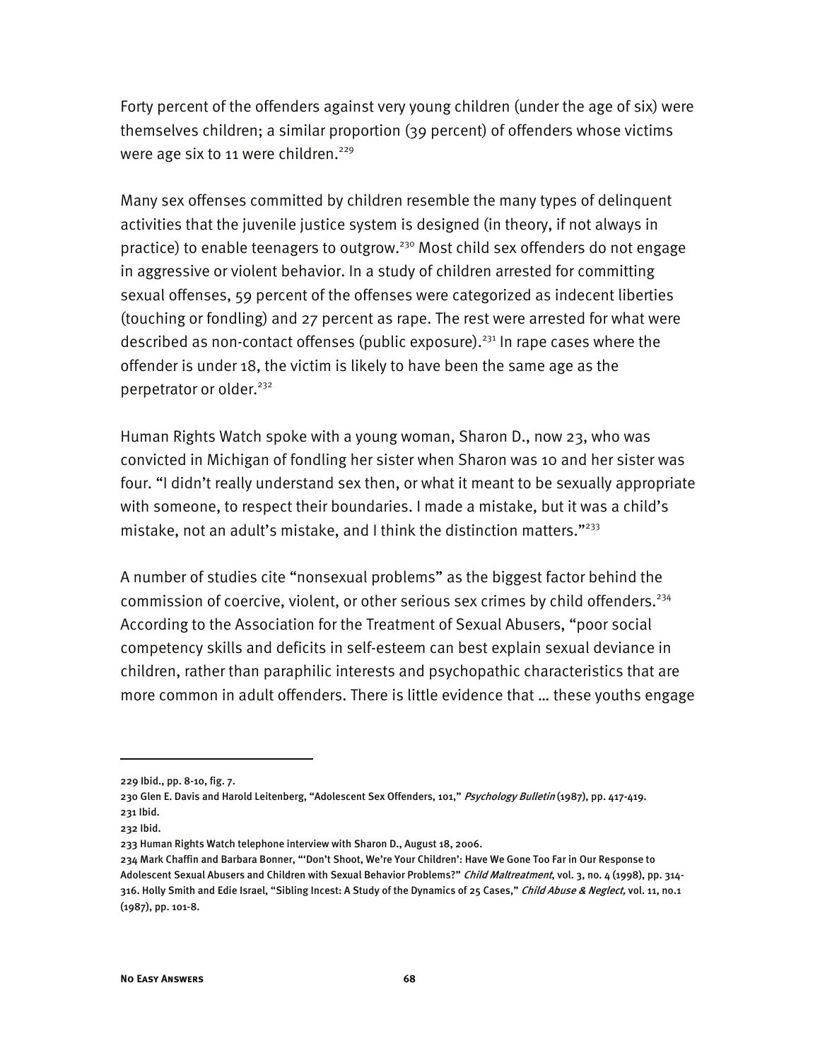Forty percent of the offenders against very young children (under the age of six) were themselves children; a similar proportion (39 percent) of offenders whose victims were age six to 11 were children.[229]

Many sex offenses committed by children resemble the many types of delinquent activities that the juvenile justice system is designed (in theory, if not always in practice) to enable teenagers to outgrow.[230] Most child sex offenders do not engage in aggressive or violent behavior. In a study of children arrested for committing sexual offenses, 59 percent of the offenses were categorized as indecent liberties (touching or fondling) and 27 percent as rape. The rest were arrested for what were described as non-contact offenses (public exposure).[231] In rape cases where the offender is under 18, the victim is likely to have been the same age as the perpetrator or older.[232]

Human Rights Watch spoke with a young woman, Sharon D., now 23, who was convicted in Michigan of fondling her sister when Sharon was 10 and her sister was four. "I didn't really understand sex then, or what it meant to be sexually appropriate with someone, to respect their boundaries. I made a mistake, but it was a child's mistake, not an adult's mistake, and I think the distinction matters."[233]

A number of studies cite "nonsexual problems" as the biggest factor behind the commission of coercive, violent, or other serious sex crimes by child offenders.[234] According to the Association for the Treatment of Sexual Abusers, "poor social competency skills and deficits in self-esteem can best explain sexual deviance in children, rather than paraphilic interests and psychopathic characteristics that are more common in adult offenders. There is little evidence that … these youths engage

---

229 Ibid., pp. 8-10, fig. 7.

230 Glen E. Davis and Harold Leitenberg, "Adolescent Sex Offenders, 101," *Psychology Bulletin* (1987), pp. 417-419.

231 Ibid.

232 Ibid.

233 Human Rights Watch telephone interview with Sharon D., August 18, 2006.

234 Mark Chaffin and Barbara Bonner, "'Don't Shoot, We're Your Children': Have We Gone Too Far in Our Response to Adolescent Sexual Abusers and Children with Sexual Behavior Problems?" *Child Maltreatment*, vol. 3, no. 4 (1998), pp. 314-316. Holly Smith and Edie Israel, "Sibling Incest: A Study of the Dynamics of 25 Cases," *Child Abuse & Neglect,* vol. 11, no.1 (1987), pp. 101-8.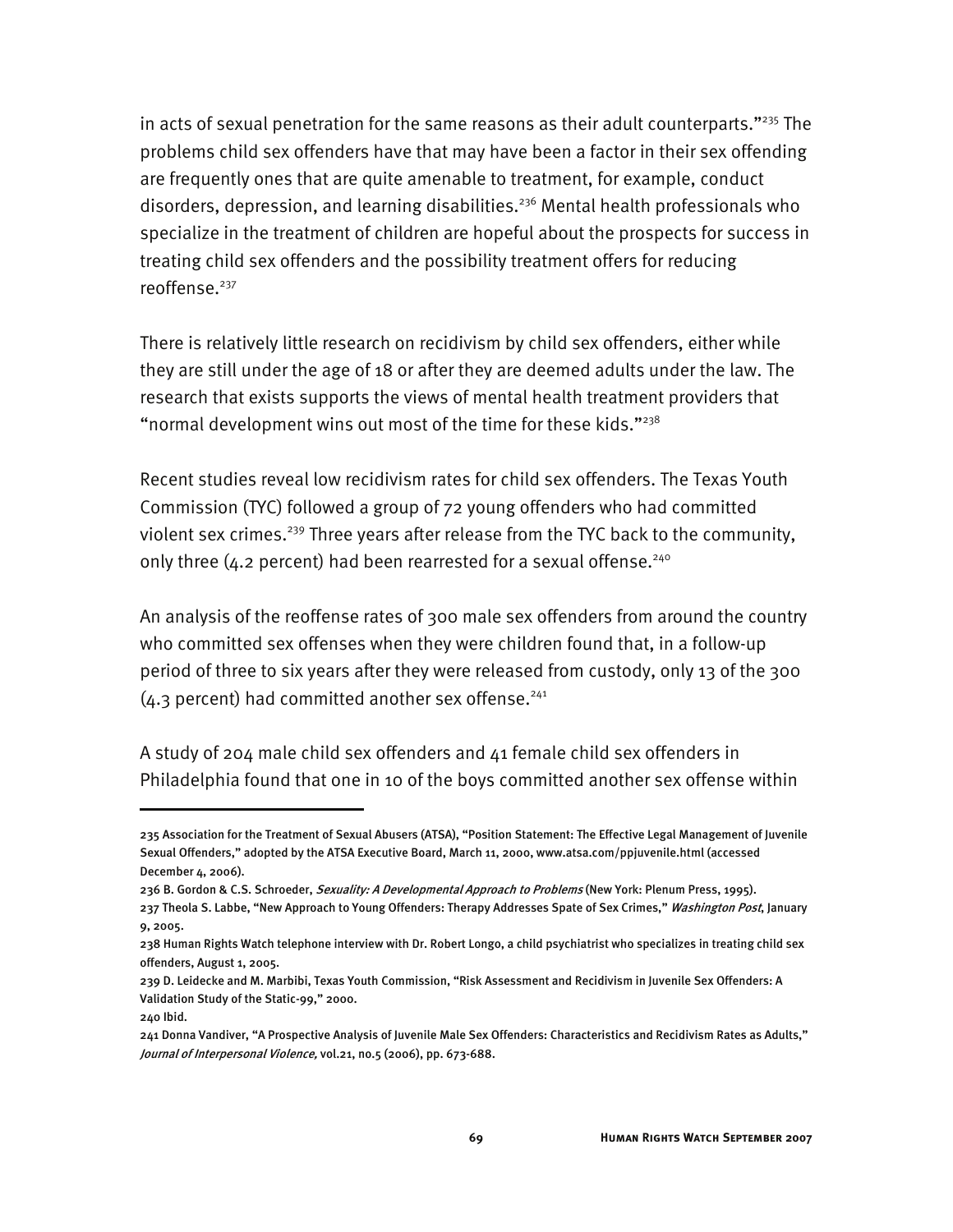in acts of sexual penetration for the same reasons as their adult counterparts."[235] The problems child sex offenders have that may have been a factor in their sex offending are frequently ones that are quite amenable to treatment, for example, conduct disorders, depression, and learning disabilities.[236] Mental health professionals who specialize in the treatment of children are hopeful about the prospects for success in treating child sex offenders and the possibility treatment offers for reducing reoffense.[237]

There is relatively little research on recidivism by child sex offenders, either while they are still under the age of 18 or after they are deemed adults under the law. The research that exists supports the views of mental health treatment providers that "normal development wins out most of the time for these kids."[238]

Recent studies reveal low recidivism rates for child sex offenders. The Texas Youth Commission (TYC) followed a group of 72 young offenders who had committed violent sex crimes.[239] Three years after release from the TYC back to the community, only three (4.2 percent) had been rearrested for a sexual offense.[240]

An analysis of the reoffense rates of 300 male sex offenders from around the country who committed sex offenses when they were children found that, in a follow-up period of three to six years after they were released from custody, only 13 of the 300 (4.3 percent) had committed another sex offense.[241]

A study of 204 male child sex offenders and 41 female child sex offenders in Philadelphia found that one in 10 of the boys committed another sex offense within

---

235 Association for the Treatment of Sexual Abusers (ATSA), "Position Statement: The Effective Legal Management of Juvenile Sexual Offenders," adopted by the ATSA Executive Board, March 11, 2000, www.atsa.com/ppjuvenile.html (accessed December 4, 2006).

236 B. Gordon & C.S. Schroeder, *Sexuality: A Developmental Approach to Problems* (New York: Plenum Press, 1995).

237 Theola S. Labbe, "New Approach to Young Offenders: Therapy Addresses Spate of Sex Crimes," *Washington Post*, January 9, 2005.

238 Human Rights Watch telephone interview with Dr. Robert Longo, a child psychiatrist who specializes in treating child sex offenders, August 1, 2005.

239 D. Leidecke and M. Marbibi, Texas Youth Commission, "Risk Assessment and Recidivism in Juvenile Sex Offenders: A Validation Study of the Static-99," 2000.

240 Ibid.

241 Donna Vandiver, "A Prospective Analysis of Juvenile Male Sex Offenders: Characteristics and Recidivism Rates as Adults," *Journal of Interpersonal Violence,* vol.21, no.5 (2006), pp. 673-688.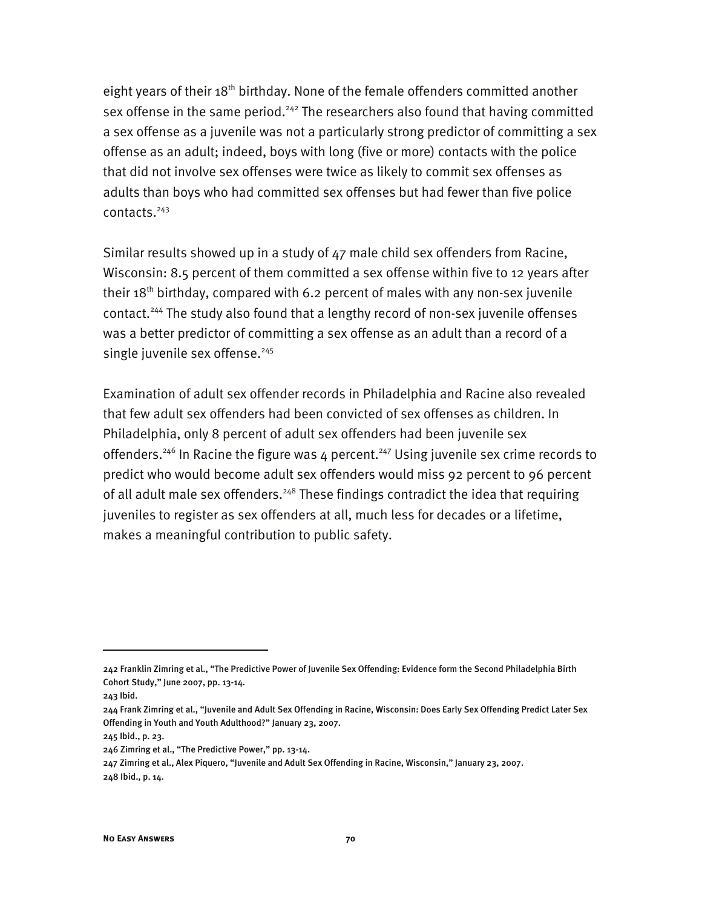eight years of their 18th birthday. None of the female offenders committed another sex offense in the same period.[242] The researchers also found that having committed a sex offense as a juvenile was not a particularly strong predictor of committing a sex offense as an adult; indeed, boys with long (five or more) contacts with the police that did not involve sex offenses were twice as likely to commit sex offenses as adults than boys who had committed sex offenses but had fewer than five police contacts.[243]

Similar results showed up in a study of 47 male child sex offenders from Racine, Wisconsin: 8.5 percent of them committed a sex offense within five to 12 years after their 18th birthday, compared with 6.2 percent of males with any non-sex juvenile contact.[244] The study also found that a lengthy record of non-sex juvenile offenses was a better predictor of committing a sex offense as an adult than a record of a single juvenile sex offense.[245]

Examination of adult sex offender records in Philadelphia and Racine also revealed that few adult sex offenders had been convicted of sex offenses as children. In Philadelphia, only 8 percent of adult sex offenders had been juvenile sex offenders.[246] In Racine the figure was 4 percent.[247] Using juvenile sex crime records to predict who would become adult sex offenders would miss 92 percent to 96 percent of all adult male sex offenders.[248] These findings contradict the idea that requiring juveniles to register as sex offenders at all, much less for decades or a lifetime, makes a meaningful contribution to public safety.

---

242 Franklin Zimring et al., "The Predictive Power of Juvenile Sex Offending: Evidence form the Second Philadelphia Birth Cohort Study," June 2007, pp. 13-14.

243 Ibid.

244 Frank Zimring et al., "Juvenile and Adult Sex Offending in Racine, Wisconsin: Does Early Sex Offending Predict Later Sex Offending in Youth and Youth Adulthood?" January 23, 2007.

245 Ibid., p. 23.

246 Zimring et al., "The Predictive Power," pp. 13-14.

247 Zimring et al., Alex Piquero, "Juvenile and Adult Sex Offending in Racine, Wisconsin," January 23, 2007.

248 Ibid., p. 14.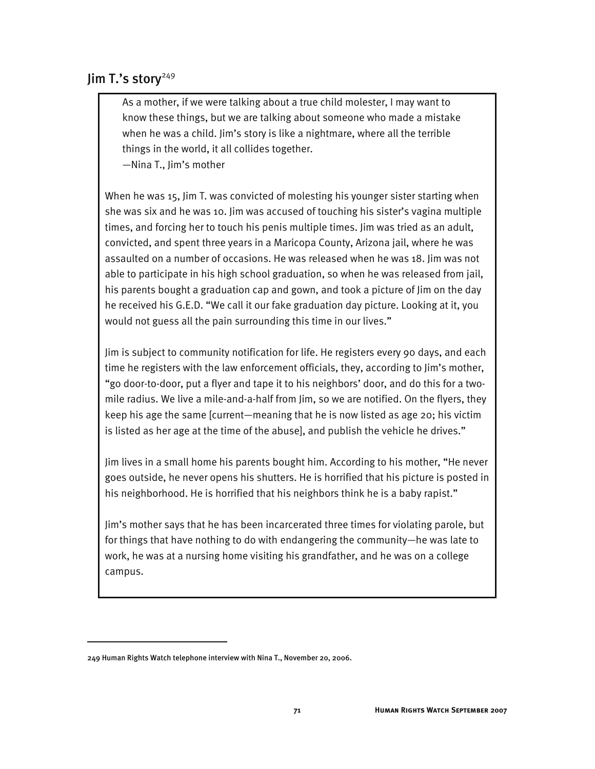## Jim T.'s story[249]

> As a mother, if we were talking about a true child molester, I may want to know these things, but we are talking about someone who made a mistake when he was a child. Jim's story is like a nightmare, where all the terrible things in the world, it all collides together.
>
> —Nina T., Jim's mother

When he was 15, Jim T. was convicted of molesting his younger sister starting when she was six and he was 10. Jim was accused of touching his sister's vagina multiple times, and forcing her to touch his penis multiple times. Jim was tried as an adult, convicted, and spent three years in a Maricopa County, Arizona jail, where he was assaulted on a number of occasions. He was released when he was 18. Jim was not able to participate in his high school graduation, so when he was released from jail, his parents bought a graduation cap and gown, and took a picture of Jim on the day he received his G.E.D. "We call it our fake graduation day picture. Looking at it, you would not guess all the pain surrounding this time in our lives."

Jim is subject to community notification for life. He registers every 90 days, and each time he registers with the law enforcement officials, they, according to Jim's mother, "go door-to-door, put a flyer and tape it to his neighbors' door, and do this for a two-mile radius. We live a mile-and-a-half from Jim, so we are notified. On the flyers, they keep his age the same [current—meaning that he is now listed as age 20; his victim is listed as her age at the time of the abuse], and publish the vehicle he drives."

Jim lives in a small home his parents bought him. According to his mother, "He never goes outside, he never opens his shutters. He is horrified that his picture is posted in his neighborhood. He is horrified that his neighbors think he is a baby rapist."

Jim's mother says that he has been incarcerated three times for violating parole, but for things that have nothing to do with endangering the community—he was late to work, he was at a nursing home visiting his grandfather, and he was on a college campus.

---

249 Human Rights Watch telephone interview with Nina T., November 20, 2006.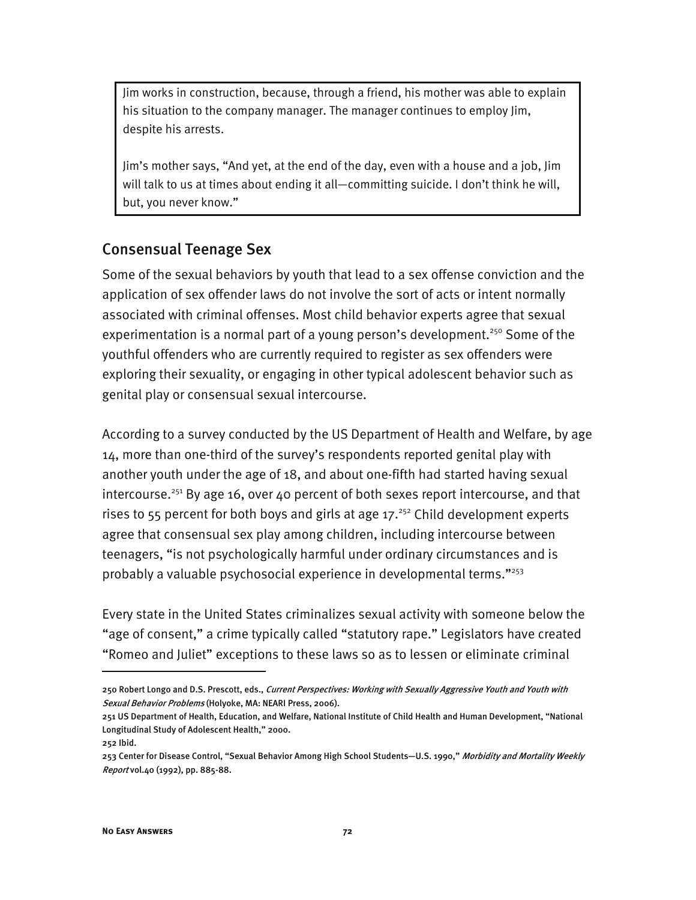Jim works in construction, because, through a friend, his mother was able to explain his situation to the company manager. The manager continues to employ Jim, despite his arrests.

Jim's mother says, "And yet, at the end of the day, even with a house and a job, Jim will talk to us at times about ending it all—committing suicide. I don't think he will, but, you never know."

## Consensual Teenage Sex

Some of the sexual behaviors by youth that lead to a sex offense conviction and the application of sex offender laws do not involve the sort of acts or intent normally associated with criminal offenses. Most child behavior experts agree that sexual experimentation is a normal part of a young person's development.[250] Some of the youthful offenders who are currently required to register as sex offenders were exploring their sexuality, or engaging in other typical adolescent behavior such as genital play or consensual sexual intercourse.

According to a survey conducted by the US Department of Health and Welfare, by age 14, more than one-third of the survey's respondents reported genital play with another youth under the age of 18, and about one-fifth had started having sexual intercourse.[251] By age 16, over 40 percent of both sexes report intercourse, and that rises to 55 percent for both boys and girls at age 17.[252] Child development experts agree that consensual sex play among children, including intercourse between teenagers, "is not psychologically harmful under ordinary circumstances and is probably a valuable psychosocial experience in developmental terms."[253]

Every state in the United States criminalizes sexual activity with someone below the "age of consent," a crime typically called "statutory rape." Legislators have created "Romeo and Juliet" exceptions to these laws so as to lessen or eliminate criminal

---

250 Robert Longo and D.S. Prescott, eds., *Current Perspectives: Working with Sexually Aggressive Youth and Youth with Sexual Behavior Problems* (Holyoke, MA: NEARI Press, 2006).

251 US Department of Health, Education, and Welfare, National Institute of Child Health and Human Development, "National Longitudinal Study of Adolescent Health," 2000.

252 Ibid.

253 Center for Disease Control, "Sexual Behavior Among High School Students—U.S. 1990," *Morbidity and Mortality Weekly Report* vol.40 (1992), pp. 885-88.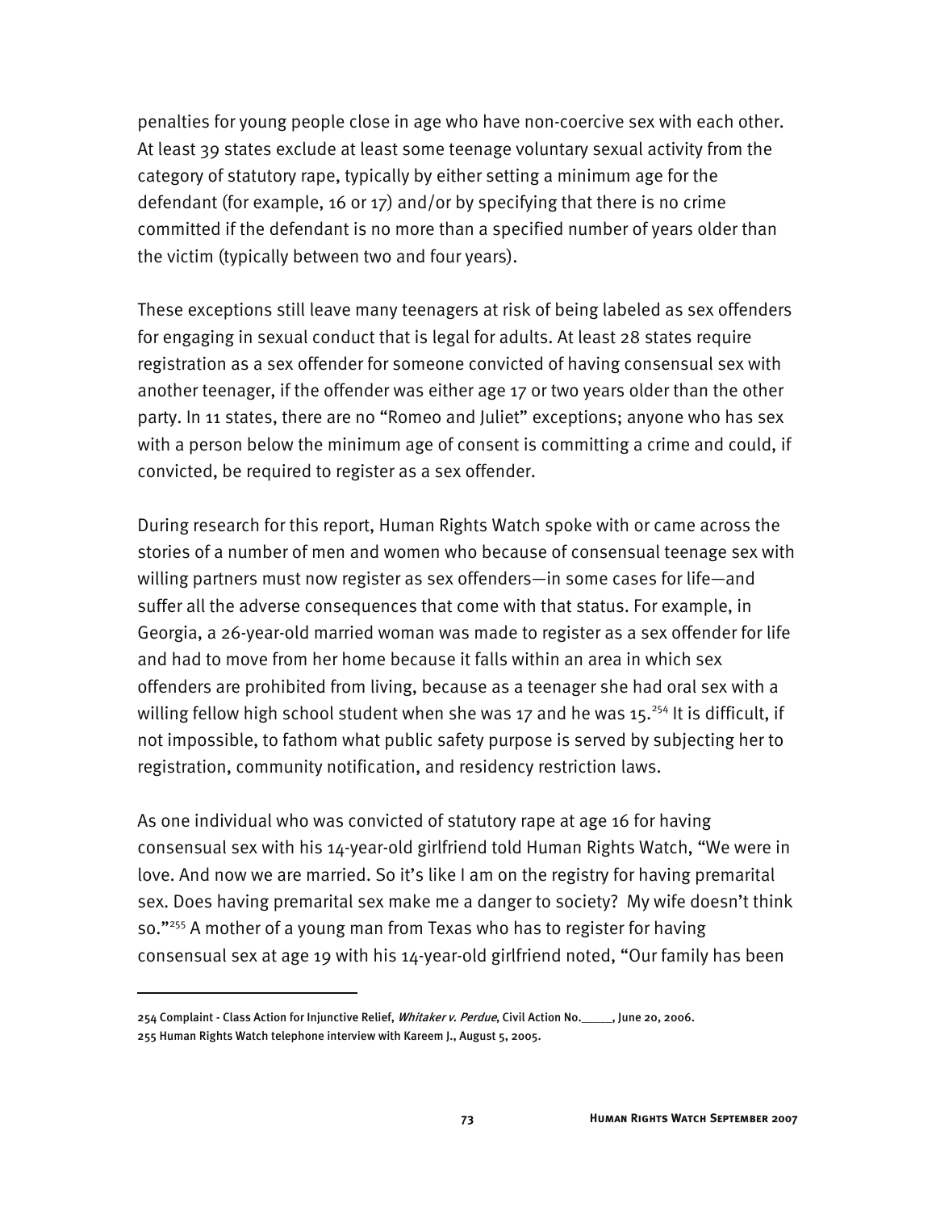penalties for young people close in age who have non-coercive sex with each other. At least 39 states exclude at least some teenage voluntary sexual activity from the category of statutory rape, typically by either setting a minimum age for the defendant (for example, 16 or 17) and/or by specifying that there is no crime committed if the defendant is no more than a specified number of years older than the victim (typically between two and four years).

These exceptions still leave many teenagers at risk of being labeled as sex offenders for engaging in sexual conduct that is legal for adults. At least 28 states require registration as a sex offender for someone convicted of having consensual sex with another teenager, if the offender was either age 17 or two years older than the other party. In 11 states, there are no "Romeo and Juliet" exceptions; anyone who has sex with a person below the minimum age of consent is committing a crime and could, if convicted, be required to register as a sex offender.

During research for this report, Human Rights Watch spoke with or came across the stories of a number of men and women who because of consensual teenage sex with willing partners must now register as sex offenders—in some cases for life—and suffer all the adverse consequences that come with that status. For example, in Georgia, a 26-year-old married woman was made to register as a sex offender for life and had to move from her home because it falls within an area in which sex offenders are prohibited from living, because as a teenager she had oral sex with a willing fellow high school student when she was 17 and he was 15.[254] It is difficult, if not impossible, to fathom what public safety purpose is served by subjecting her to registration, community notification, and residency restriction laws.

As one individual who was convicted of statutory rape at age 16 for having consensual sex with his 14-year-old girlfriend told Human Rights Watch, "We were in love. And now we are married. So it's like I am on the registry for having premarital sex. Does having premarital sex make me a danger to society? My wife doesn't think so."[255] A mother of a young man from Texas who has to register for having consensual sex at age 19 with his 14-year-old girlfriend noted, "Our family has been

---

254 Complaint - Class Action for Injunctive Relief, *Whitaker v. Perdue*, Civil Action No.\_\_\_\_\_, June 20, 2006.

255 Human Rights Watch telephone interview with Kareem J., August 5, 2005.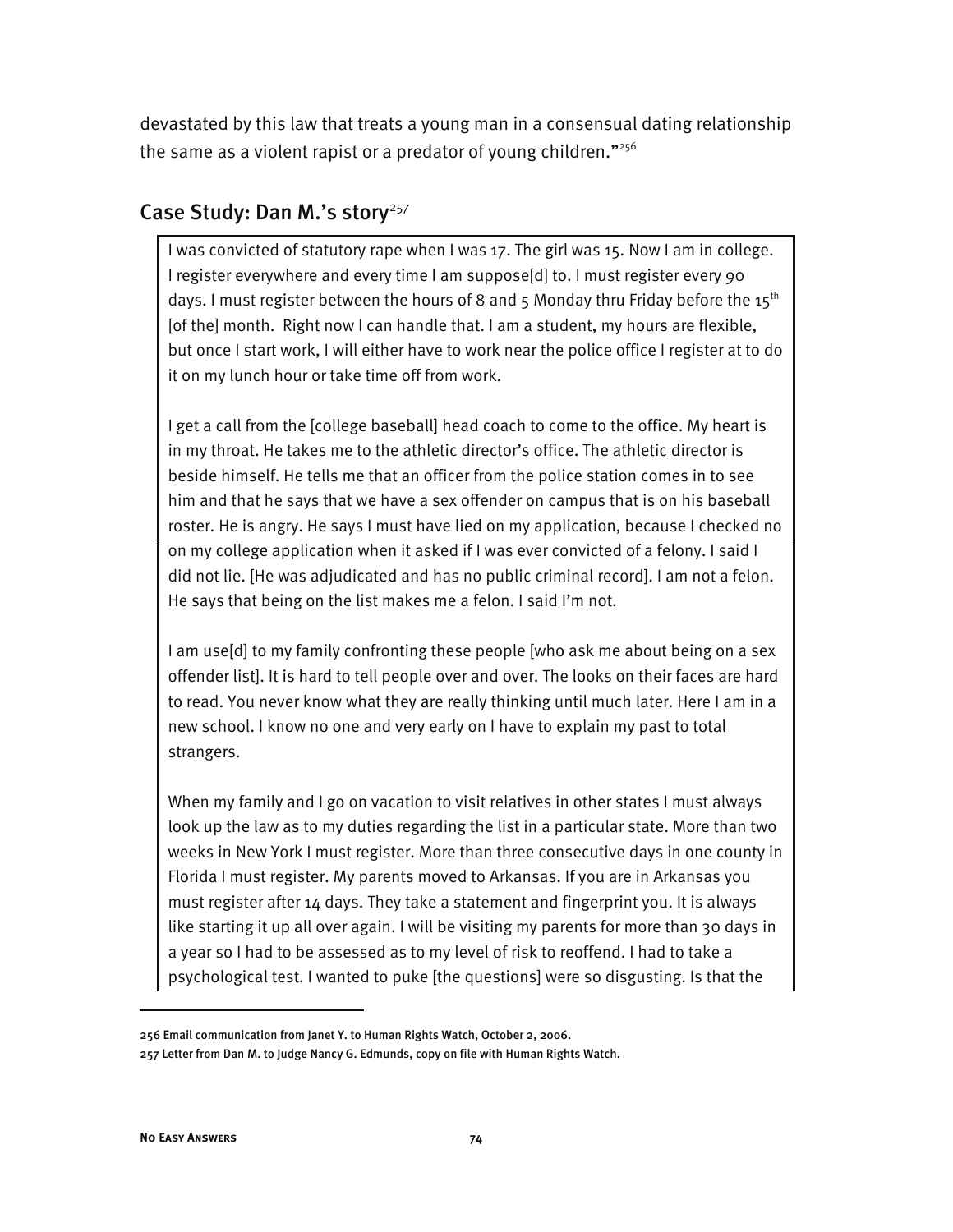devastated by this law that treats a young man in a consensual dating relationship the same as a violent rapist or a predator of young children."[256]

## Case Study: Dan M.'s story[257]

I was convicted of statutory rape when I was 17. The girl was 15. Now I am in college. I register everywhere and every time I am suppose[d] to. I must register every 90 days. I must register between the hours of 8 and 5 Monday thru Friday before the 15th [of the] month. Right now I can handle that. I am a student, my hours are flexible, but once I start work, I will either have to work near the police office I register at to do it on my lunch hour or take time off from work.

I get a call from the [college baseball] head coach to come to the office. My heart is in my throat. He takes me to the athletic director's office. The athletic director is beside himself. He tells me that an officer from the police station comes in to see him and that he says that we have a sex offender on campus that is on his baseball roster. He is angry. He says I must have lied on my application, because I checked no on my college application when it asked if I was ever convicted of a felony. I said I did not lie. [He was adjudicated and has no public criminal record]. I am not a felon. He says that being on the list makes me a felon. I said I'm not.

I am use[d] to my family confronting these people [who ask me about being on a sex offender list]. It is hard to tell people over and over. The looks on their faces are hard to read. You never know what they are really thinking until much later. Here I am in a new school. I know no one and very early on I have to explain my past to total strangers.

When my family and I go on vacation to visit relatives in other states I must always look up the law as to my duties regarding the list in a particular state. More than two weeks in New York I must register. More than three consecutive days in one county in Florida I must register. My parents moved to Arkansas. If you are in Arkansas you must register after 14 days. They take a statement and fingerprint you. It is always like starting it up all over again. I will be visiting my parents for more than 30 days in a year so I had to be assessed as to my level of risk to reoffend. I had to take a psychological test. I wanted to puke [the questions] were so disgusting. Is that the

---

256 Email communication from Janet Y. to Human Rights Watch, October 2, 2006.

257 Letter from Dan M. to Judge Nancy G. Edmunds, copy on file with Human Rights Watch.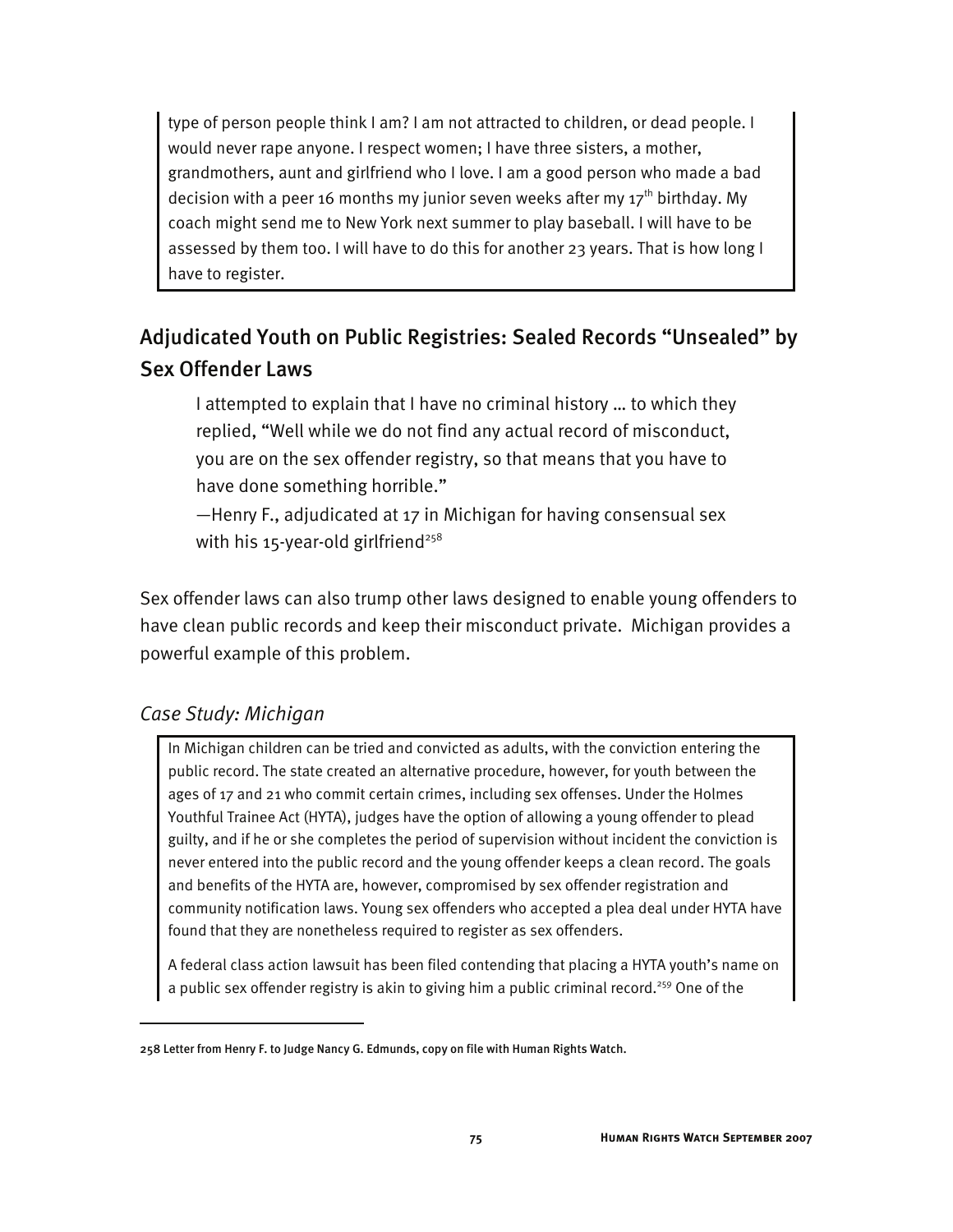type of person people think I am? I am not attracted to children, or dead people. I would never rape anyone. I respect women; I have three sisters, a mother, grandmothers, aunt and girlfriend who I love. I am a good person who made a bad decision with a peer 16 months my junior seven weeks after my 17th birthday. My coach might send me to New York next summer to play baseball. I will have to be assessed by them too. I will have to do this for another 23 years. That is how long I have to register.

## Adjudicated Youth on Public Registries: Sealed Records "Unsealed" by Sex Offender Laws

> I attempted to explain that I have no criminal history … to which they replied, "Well while we do not find any actual record of misconduct, you are on the sex offender registry, so that means that you have to have done something horrible."
>
> —Henry F., adjudicated at 17 in Michigan for having consensual sex with his 15-year-old girlfriend[258]

Sex offender laws can also trump other laws designed to enable young offenders to have clean public records and keep their misconduct private. Michigan provides a powerful example of this problem.

### *Case Study: Michigan*

In Michigan children can be tried and convicted as adults, with the conviction entering the public record. The state created an alternative procedure, however, for youth between the ages of 17 and 21 who commit certain crimes, including sex offenses. Under the Holmes Youthful Trainee Act (HYTA), judges have the option of allowing a young offender to plead guilty, and if he or she completes the period of supervision without incident the conviction is never entered into the public record and the young offender keeps a clean record. The goals and benefits of the HYTA are, however, compromised by sex offender registration and community notification laws. Young sex offenders who accepted a plea deal under HYTA have found that they are nonetheless required to register as sex offenders.

A federal class action lawsuit has been filed contending that placing a HYTA youth's name on a public sex offender registry is akin to giving him a public criminal record.[259] One of the

---

258 Letter from Henry F. to Judge Nancy G. Edmunds, copy on file with Human Rights Watch.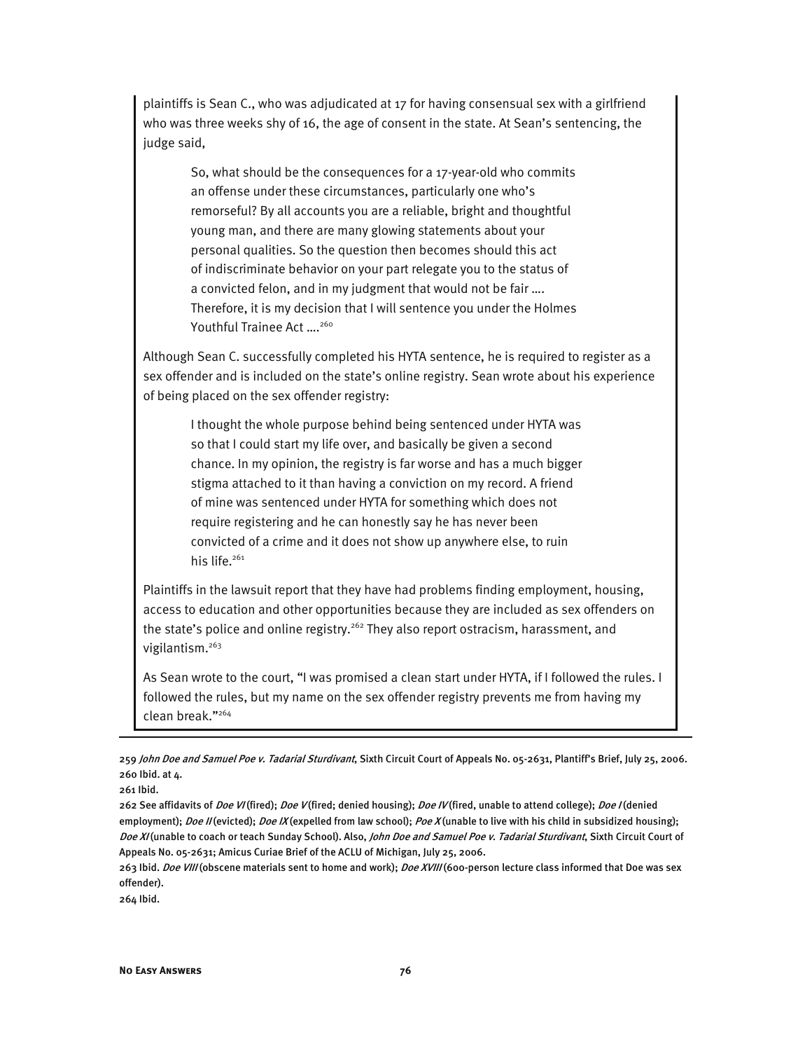plaintiffs is Sean C., who was adjudicated at 17 for having consensual sex with a girlfriend who was three weeks shy of 16, the age of consent in the state. At Sean's sentencing, the judge said,

> So, what should be the consequences for a 17-year-old who commits an offense under these circumstances, particularly one who's remorseful? By all accounts you are a reliable, bright and thoughtful young man, and there are many glowing statements about your personal qualities. So the question then becomes should this act of indiscriminate behavior on your part relegate you to the status of a convicted felon, and in my judgment that would not be fair …. Therefore, it is my decision that I will sentence you under the Holmes Youthful Trainee Act ….[260]

Although Sean C. successfully completed his HYTA sentence, he is required to register as a sex offender and is included on the state's online registry. Sean wrote about his experience of being placed on the sex offender registry:

> I thought the whole purpose behind being sentenced under HYTA was so that I could start my life over, and basically be given a second chance. In my opinion, the registry is far worse and has a much bigger stigma attached to it than having a conviction on my record. A friend of mine was sentenced under HYTA for something which does not require registering and he can honestly say he has never been convicted of a crime and it does not show up anywhere else, to ruin his life.[261]

Plaintiffs in the lawsuit report that they have had problems finding employment, housing, access to education and other opportunities because they are included as sex offenders on the state's police and online registry.[262] They also report ostracism, harassment, and vigilantism.[263]

As Sean wrote to the court, "I was promised a clean start under HYTA, if I followed the rules. I followed the rules, but my name on the sex offender registry prevents me from having my clean break."[264]

---

259 *John Doe and Samuel Poe v. Tadarial Sturdivant*, Sixth Circuit Court of Appeals No. 05-2631, Plantiff's Brief, July 25, 2006.

260 Ibid. at 4.

261 Ibid.

262 See affidavits of *Doe VI* (fired); *Doe V* (fired; denied housing); *Doe IV* (fired, unable to attend college); *Doe I* (denied employment); *Doe II* (evicted); *Doe IX* (expelled from law school); *Poe X* (unable to live with his child in subsidized housing); *Doe XI* (unable to coach or teach Sunday School). Also, *John Doe and Samuel Poe v. Tadarial Sturdivant*, Sixth Circuit Court of Appeals No. 05-2631; Amicus Curiae Brief of the ACLU of Michigan, July 25, 2006.

263 Ibid. *Doe VIII* (obscene materials sent to home and work); *Doe XVIII* (600-person lecture class informed that Doe was sex offender).

264 Ibid.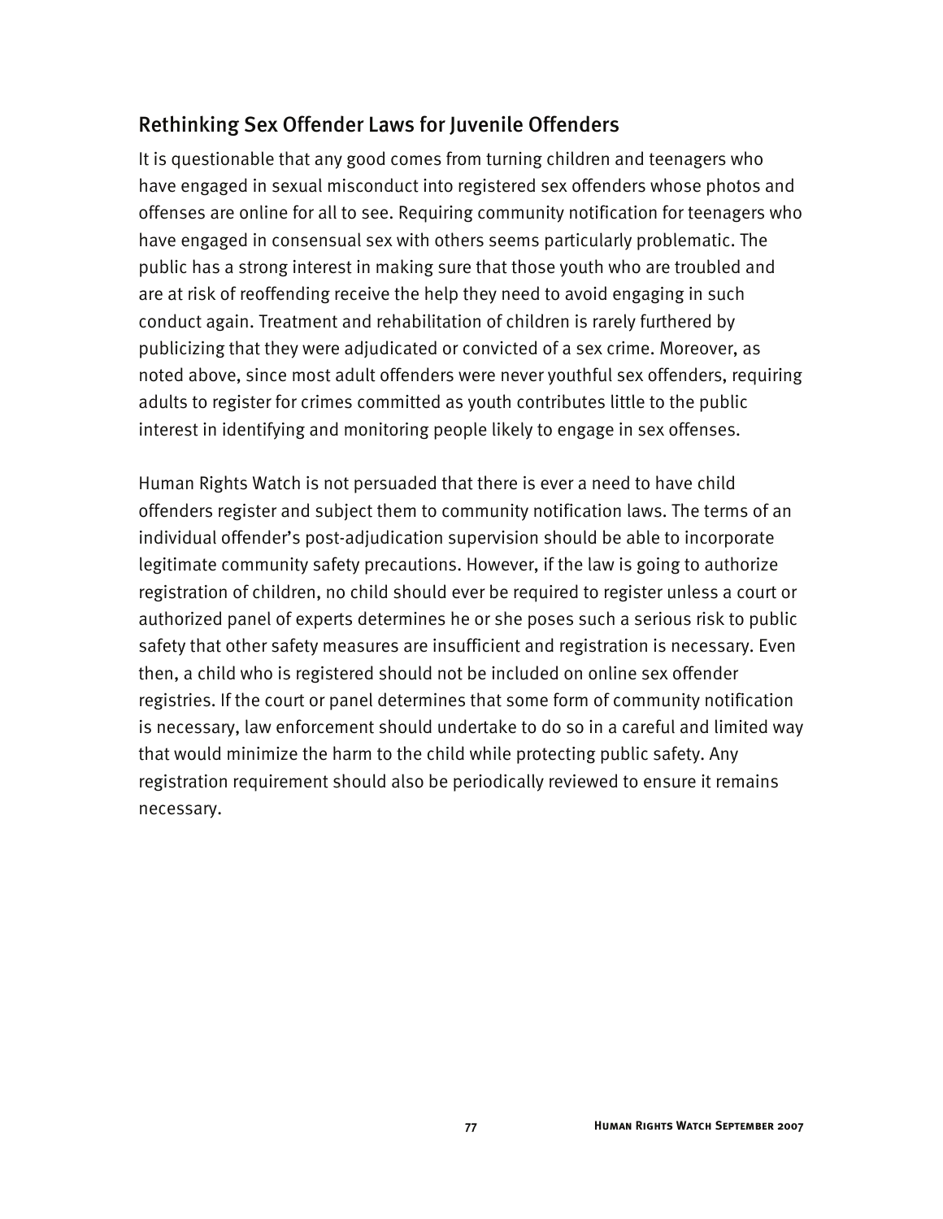## Rethinking Sex Offender Laws for Juvenile Offenders

It is questionable that any good comes from turning children and teenagers who have engaged in sexual misconduct into registered sex offenders whose photos and offenses are online for all to see. Requiring community notification for teenagers who have engaged in consensual sex with others seems particularly problematic. The public has a strong interest in making sure that those youth who are troubled and are at risk of reoffending receive the help they need to avoid engaging in such conduct again. Treatment and rehabilitation of children is rarely furthered by publicizing that they were adjudicated or convicted of a sex crime. Moreover, as noted above, since most adult offenders were never youthful sex offenders, requiring adults to register for crimes committed as youth contributes little to the public interest in identifying and monitoring people likely to engage in sex offenses.

Human Rights Watch is not persuaded that there is ever a need to have child offenders register and subject them to community notification laws. The terms of an individual offender's post-adjudication supervision should be able to incorporate legitimate community safety precautions. However, if the law is going to authorize registration of children, no child should ever be required to register unless a court or authorized panel of experts determines he or she poses such a serious risk to public safety that other safety measures are insufficient and registration is necessary. Even then, a child who is registered should not be included on online sex offender registries. If the court or panel determines that some form of community notification is necessary, law enforcement should undertake to do so in a careful and limited way that would minimize the harm to the child while protecting public safety. Any registration requirement should also be periodically reviewed to ensure it remains necessary.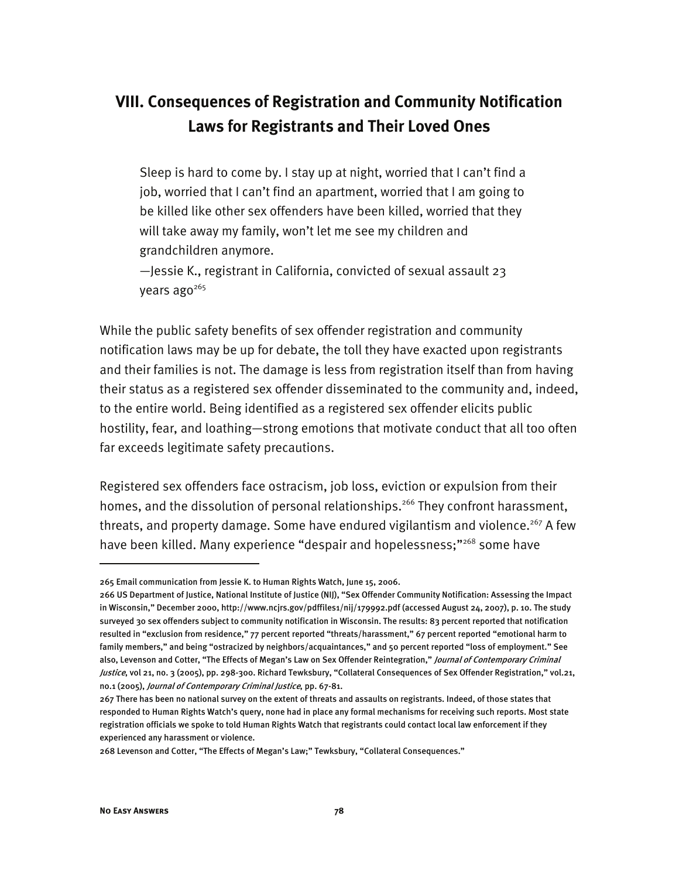## VIII. Consequences of Registration and Community Notification Laws for Registrants and Their Loved Ones

> Sleep is hard to come by. I stay up at night, worried that I can't find a job, worried that I can't find an apartment, worried that I am going to be killed like other sex offenders have been killed, worried that they will take away my family, won't let me see my children and grandchildren anymore.
>
> —Jessie K., registrant in California, convicted of sexual assault 23 years ago[265]

While the public safety benefits of sex offender registration and community notification laws may be up for debate, the toll they have exacted upon registrants and their families is not. The damage is less from registration itself than from having their status as a registered sex offender disseminated to the community and, indeed, to the entire world. Being identified as a registered sex offender elicits public hostility, fear, and loathing—strong emotions that motivate conduct that all too often far exceeds legitimate safety precautions.

Registered sex offenders face ostracism, job loss, eviction or expulsion from their homes, and the dissolution of personal relationships.[266] They confront harassment, threats, and property damage. Some have endured vigilantism and violence.[267] A few have been killed. Many experience "despair and hopelessness;"[268] some have

---

265 Email communication from Jessie K. to Human Rights Watch, June 15, 2006.

266 US Department of Justice, National Institute of Justice (NIJ), "Sex Offender Community Notification: Assessing the Impact in Wisconsin," December 2000, http://www.ncjrs.gov/pdffiles1/nij/179992.pdf (accessed August 24, 2007), p. 10. The study surveyed 30 sex offenders subject to community notification in Wisconsin. The results: 83 percent reported that notification resulted in "exclusion from residence," 77 percent reported "threats/harassment," 67 percent reported "emotional harm to family members," and being "ostracized by neighbors/acquaintances," and 50 percent reported "loss of employment." See also, Levenson and Cotter, "The Effects of Megan's Law on Sex Offender Reintegration," *Journal of Contemporary Criminal Justice*, vol 21, no. 3 (2005), pp. 298-300. Richard Tewksbury, "Collateral Consequences of Sex Offender Registration," vol.21, no.1 (2005), *Journal of Contemporary Criminal Justice*, pp. 67-81.

267 There has been no national survey on the extent of threats and assaults on registrants. Indeed, of those states that responded to Human Rights Watch's query, none had in place any formal mechanisms for receiving such reports. Most state registration officials we spoke to told Human Rights Watch that registrants could contact local law enforcement if they experienced any harassment or violence.

268 Levenson and Cotter, "The Effects of Megan's Law;" Tewksbury, "Collateral Consequences."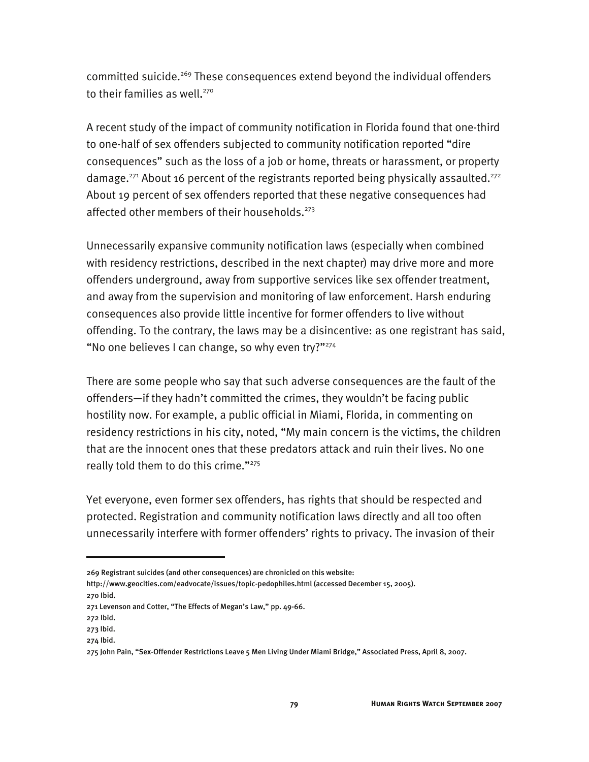committed suicide.[269] These consequences extend beyond the individual offenders to their families as well.[270]

A recent study of the impact of community notification in Florida found that one-third to one-half of sex offenders subjected to community notification reported "dire consequences" such as the loss of a job or home, threats or harassment, or property damage.[271] About 16 percent of the registrants reported being physically assaulted.[272] About 19 percent of sex offenders reported that these negative consequences had affected other members of their households.[273]

Unnecessarily expansive community notification laws (especially when combined with residency restrictions, described in the next chapter) may drive more and more offenders underground, away from supportive services like sex offender treatment, and away from the supervision and monitoring of law enforcement. Harsh enduring consequences also provide little incentive for former offenders to live without offending. To the contrary, the laws may be a disincentive: as one registrant has said, "No one believes I can change, so why even try?"[274]

There are some people who say that such adverse consequences are the fault of the offenders—if they hadn't committed the crimes, they wouldn't be facing public hostility now. For example, a public official in Miami, Florida, in commenting on residency restrictions in his city, noted, "My main concern is the victims, the children that are the innocent ones that these predators attack and ruin their lives. No one really told them to do this crime."[275]

Yet everyone, even former sex offenders, has rights that should be respected and protected. Registration and community notification laws directly and all too often unnecessarily interfere with former offenders' rights to privacy. The invasion of their

---

269 Registrant suicides (and other consequences) are chronicled on this website: http://www.geocities.com/eadvocate/issues/topic-pedophiles.html (accessed December 15, 2005).

270 Ibid.

271 Levenson and Cotter, "The Effects of Megan's Law," pp. 49-66.

272 Ibid.

273 Ibid.

274 Ibid.

275 John Pain, "Sex-Offender Restrictions Leave 5 Men Living Under Miami Bridge," Associated Press, April 8, 2007.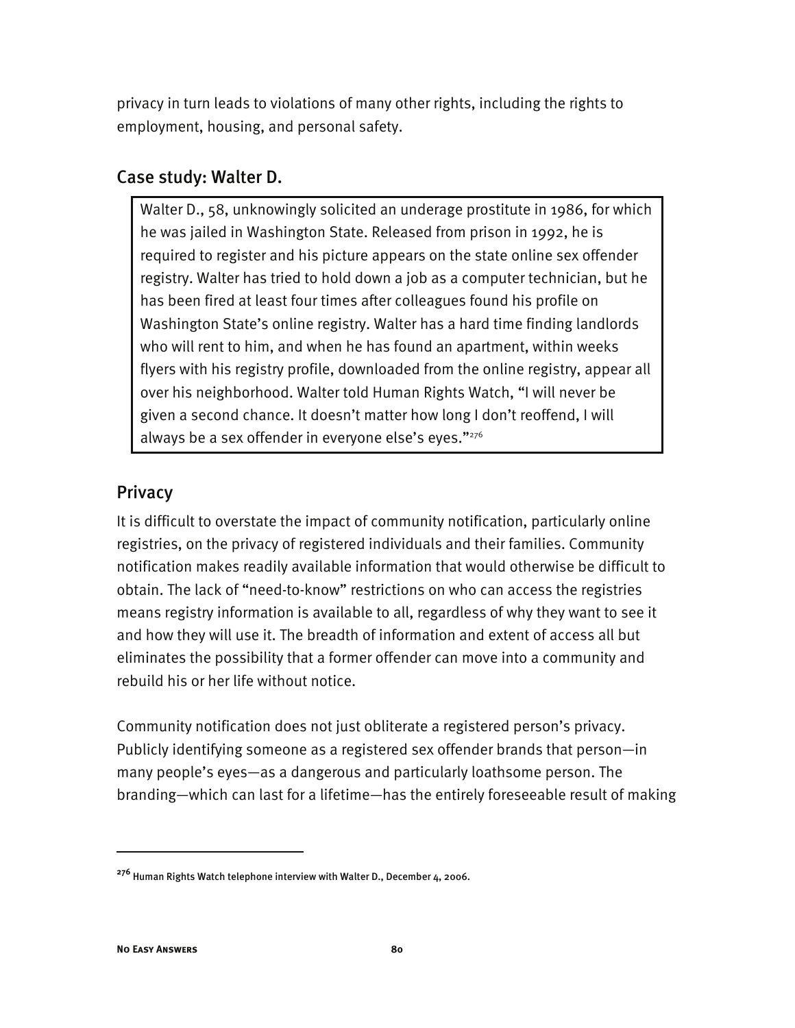privacy in turn leads to violations of many other rights, including the rights to employment, housing, and personal safety.

### Case study: Walter D.

> Walter D., 58, unknowingly solicited an underage prostitute in 1986, for which he was jailed in Washington State. Released from prison in 1992, he is required to register and his picture appears on the state online sex offender registry. Walter has tried to hold down a job as a computer technician, but he has been fired at least four times after colleagues found his profile on Washington State's online registry. Walter has a hard time finding landlords who will rent to him, and when he has found an apartment, within weeks flyers with his registry profile, downloaded from the online registry, appear all over his neighborhood. Walter told Human Rights Watch, "I will never be given a second chance. It doesn't matter how long I don't reoffend, I will always be a sex offender in everyone else's eyes."[276]

## Privacy

It is difficult to overstate the impact of community notification, particularly online registries, on the privacy of registered individuals and their families. Community notification makes readily available information that would otherwise be difficult to obtain. The lack of "need-to-know" restrictions on who can access the registries means registry information is available to all, regardless of why they want to see it and how they will use it. The breadth of information and extent of access all but eliminates the possibility that a former offender can move into a community and rebuild his or her life without notice.

Community notification does not just obliterate a registered person's privacy. Publicly identifying someone as a registered sex offender brands that person—in many people's eyes—as a dangerous and particularly loathsome person. The branding—which can last for a lifetime—has the entirely foreseeable result of making

---

[276] Human Rights Watch telephone interview with Walter D., December 4, 2006.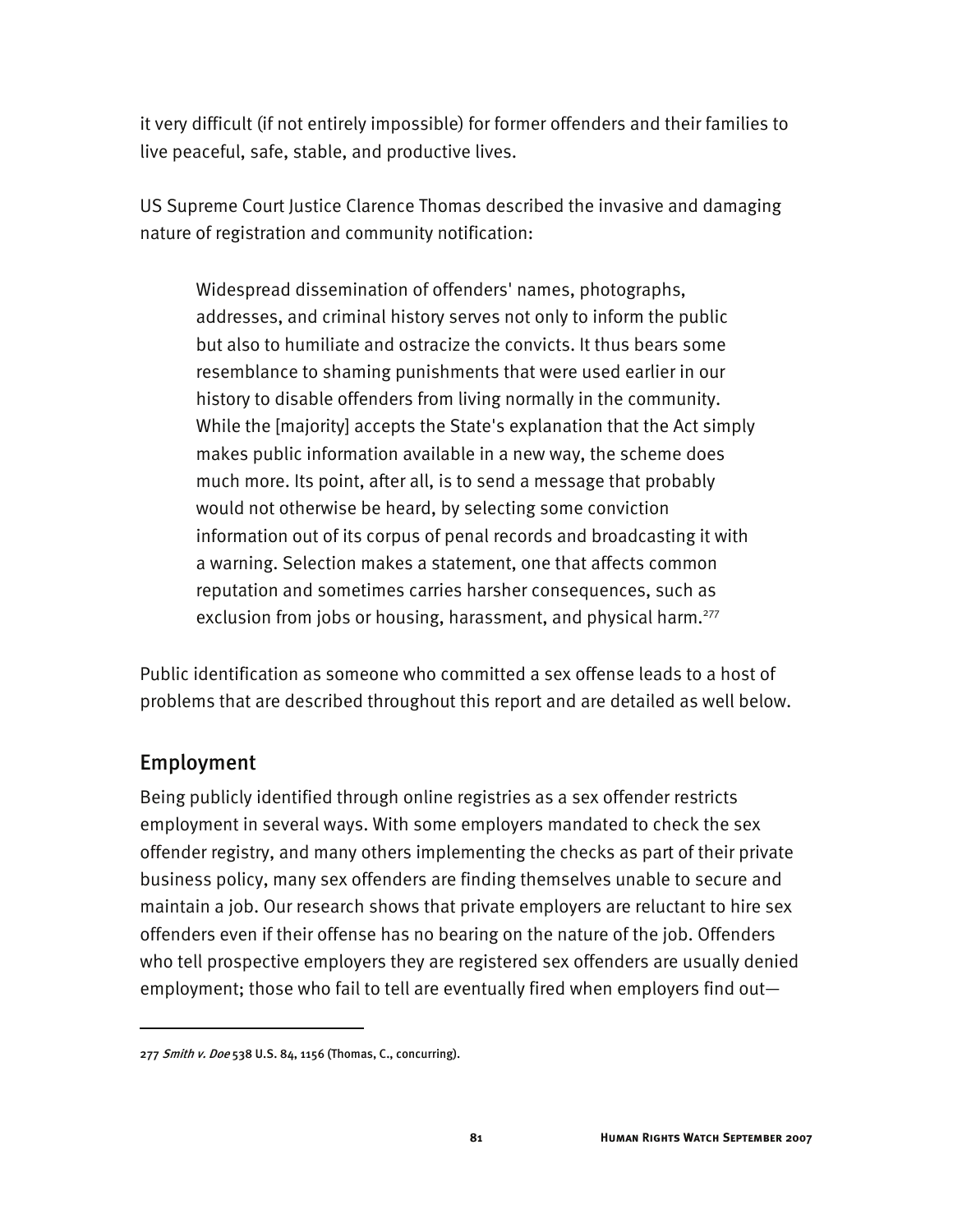it very difficult (if not entirely impossible) for former offenders and their families to live peaceful, safe, stable, and productive lives.

US Supreme Court Justice Clarence Thomas described the invasive and damaging nature of registration and community notification:

> Widespread dissemination of offenders' names, photographs, addresses, and criminal history serves not only to inform the public but also to humiliate and ostracize the convicts. It thus bears some resemblance to shaming punishments that were used earlier in our history to disable offenders from living normally in the community. While the [majority] accepts the State's explanation that the Act simply makes public information available in a new way, the scheme does much more. Its point, after all, is to send a message that probably would not otherwise be heard, by selecting some conviction information out of its corpus of penal records and broadcasting it with a warning. Selection makes a statement, one that affects common reputation and sometimes carries harsher consequences, such as exclusion from jobs or housing, harassment, and physical harm.[277]

Public identification as someone who committed a sex offense leads to a host of problems that are described throughout this report and are detailed as well below.

## Employment

Being publicly identified through online registries as a sex offender restricts employment in several ways. With some employers mandated to check the sex offender registry, and many others implementing the checks as part of their private business policy, many sex offenders are finding themselves unable to secure and maintain a job. Our research shows that private employers are reluctant to hire sex offenders even if their offense has no bearing on the nature of the job. Offenders who tell prospective employers they are registered sex offenders are usually denied employment; those who fail to tell are eventually fired when employers find out—

---

277 *Smith v. Doe* 538 U.S. 84, 1156 (Thomas, C., concurring).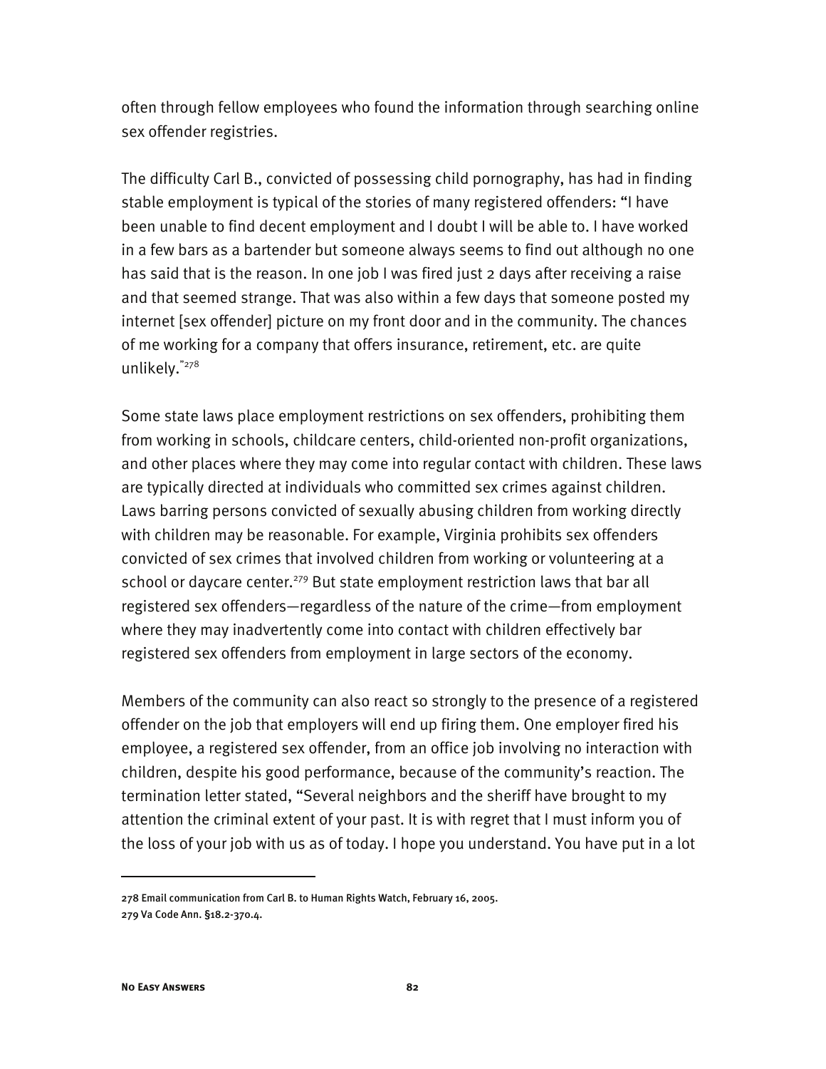often through fellow employees who found the information through searching online sex offender registries.

The difficulty Carl B., convicted of possessing child pornography, has had in finding stable employment is typical of the stories of many registered offenders: "I have been unable to find decent employment and I doubt I will be able to. I have worked in a few bars as a bartender but someone always seems to find out although no one has said that is the reason. In one job I was fired just 2 days after receiving a raise and that seemed strange. That was also within a few days that someone posted my internet [sex offender] picture on my front door and in the community. The chances of me working for a company that offers insurance, retirement, etc. are quite unlikely."[278]

Some state laws place employment restrictions on sex offenders, prohibiting them from working in schools, childcare centers, child-oriented non-profit organizations, and other places where they may come into regular contact with children. These laws are typically directed at individuals who committed sex crimes against children. Laws barring persons convicted of sexually abusing children from working directly with children may be reasonable. For example, Virginia prohibits sex offenders convicted of sex crimes that involved children from working or volunteering at a school or daycare center.[279] But state employment restriction laws that bar all registered sex offenders—regardless of the nature of the crime—from employment where they may inadvertently come into contact with children effectively bar registered sex offenders from employment in large sectors of the economy.

Members of the community can also react so strongly to the presence of a registered offender on the job that employers will end up firing them. One employer fired his employee, a registered sex offender, from an office job involving no interaction with children, despite his good performance, because of the community's reaction. The termination letter stated, "Several neighbors and the sheriff have brought to my attention the criminal extent of your past. It is with regret that I must inform you of the loss of your job with us as of today. I hope you understand. You have put in a lot

---

278 Email communication from Carl B. to Human Rights Watch, February 16, 2005.

279 Va Code Ann. §18.2-370.4.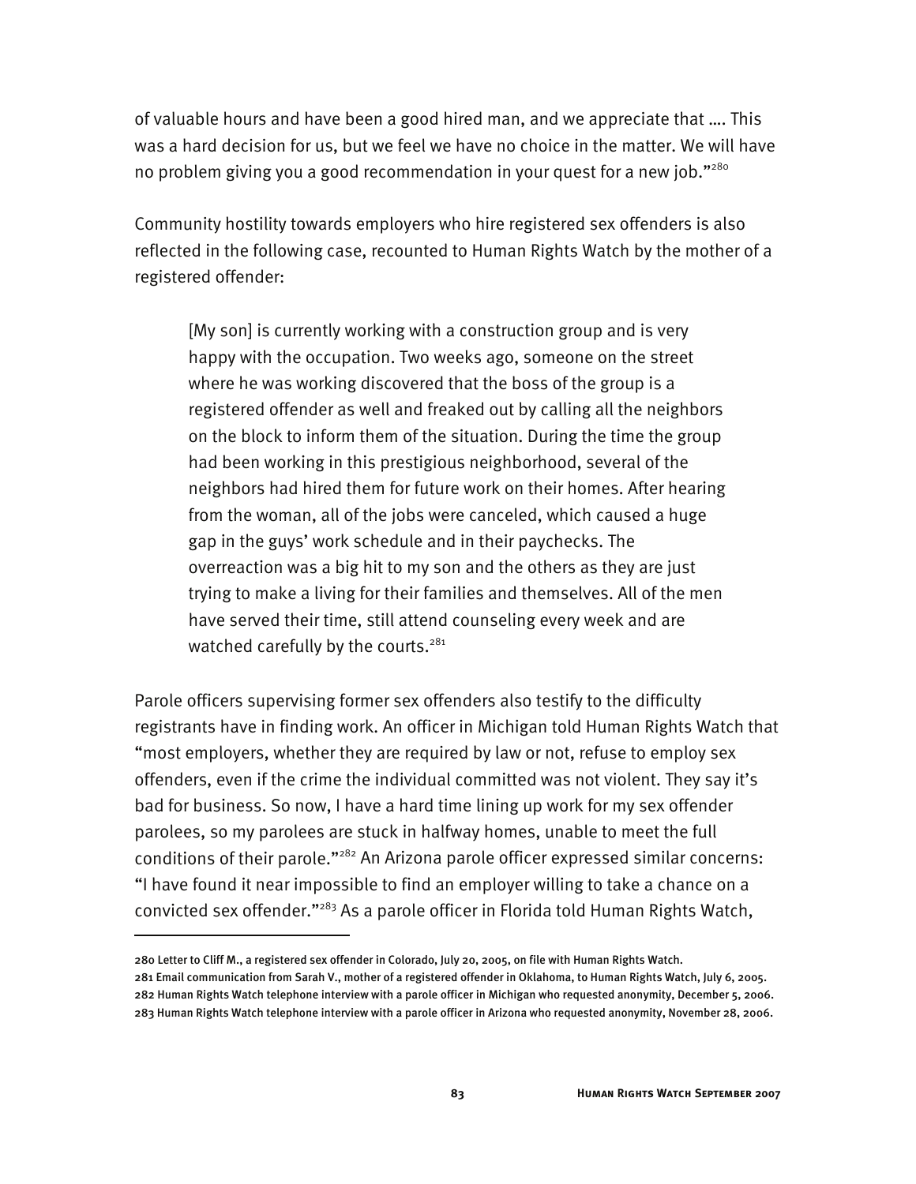of valuable hours and have been a good hired man, and we appreciate that …. This was a hard decision for us, but we feel we have no choice in the matter. We will have no problem giving you a good recommendation in your quest for a new job."[280]

Community hostility towards employers who hire registered sex offenders is also reflected in the following case, recounted to Human Rights Watch by the mother of a registered offender:

> [My son] is currently working with a construction group and is very happy with the occupation. Two weeks ago, someone on the street where he was working discovered that the boss of the group is a registered offender as well and freaked out by calling all the neighbors on the block to inform them of the situation. During the time the group had been working in this prestigious neighborhood, several of the neighbors had hired them for future work on their homes. After hearing from the woman, all of the jobs were canceled, which caused a huge gap in the guys' work schedule and in their paychecks. The overreaction was a big hit to my son and the others as they are just trying to make a living for their families and themselves. All of the men have served their time, still attend counseling every week and are watched carefully by the courts.[281]

Parole officers supervising former sex offenders also testify to the difficulty registrants have in finding work. An officer in Michigan told Human Rights Watch that "most employers, whether they are required by law or not, refuse to employ sex offenders, even if the crime the individual committed was not violent. They say it's bad for business. So now, I have a hard time lining up work for my sex offender parolees, so my parolees are stuck in halfway homes, unable to meet the full conditions of their parole."[282] An Arizona parole officer expressed similar concerns: "I have found it near impossible to find an employer willing to take a chance on a convicted sex offender."[283] As a parole officer in Florida told Human Rights Watch,

---

280 Letter to Cliff M., a registered sex offender in Colorado, July 20, 2005, on file with Human Rights Watch.

281 Email communication from Sarah V., mother of a registered offender in Oklahoma, to Human Rights Watch, July 6, 2005.

282 Human Rights Watch telephone interview with a parole officer in Michigan who requested anonymity, December 5, 2006.

283 Human Rights Watch telephone interview with a parole officer in Arizona who requested anonymity, November 28, 2006.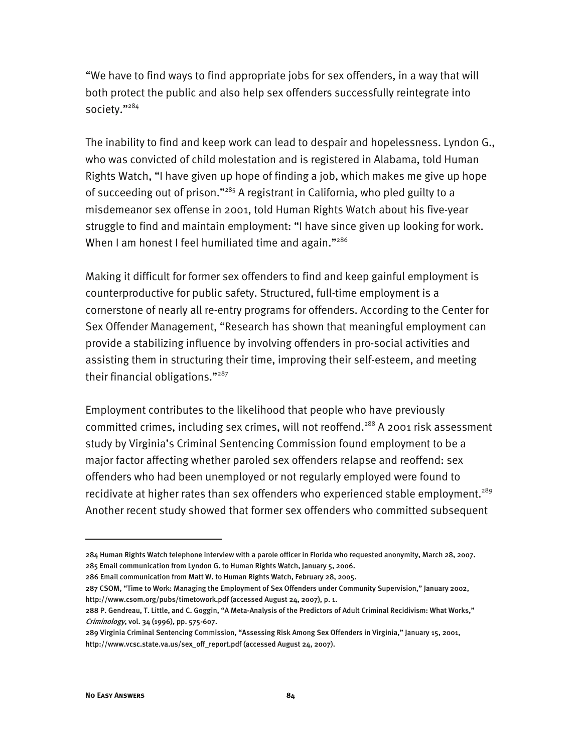"We have to find ways to find appropriate jobs for sex offenders, in a way that will both protect the public and also help sex offenders successfully reintegrate into society."[284]

The inability to find and keep work can lead to despair and hopelessness. Lyndon G., who was convicted of child molestation and is registered in Alabama, told Human Rights Watch, "I have given up hope of finding a job, which makes me give up hope of succeeding out of prison."[285] A registrant in California, who pled guilty to a misdemeanor sex offense in 2001, told Human Rights Watch about his five-year struggle to find and maintain employment: "I have since given up looking for work. When I am honest I feel humiliated time and again."[286]

Making it difficult for former sex offenders to find and keep gainful employment is counterproductive for public safety. Structured, full-time employment is a cornerstone of nearly all re-entry programs for offenders. According to the Center for Sex Offender Management, "Research has shown that meaningful employment can provide a stabilizing influence by involving offenders in pro-social activities and assisting them in structuring their time, improving their self-esteem, and meeting their financial obligations."[287]

Employment contributes to the likelihood that people who have previously committed crimes, including sex crimes, will not reoffend.[288] A 2001 risk assessment study by Virginia's Criminal Sentencing Commission found employment to be a major factor affecting whether paroled sex offenders relapse and reoffend: sex offenders who had been unemployed or not regularly employed were found to recidivate at higher rates than sex offenders who experienced stable employment.[289] Another recent study showed that former sex offenders who committed subsequent

---

284 Human Rights Watch telephone interview with a parole officer in Florida who requested anonymity, March 28, 2007.

285 Email communication from Lyndon G. to Human Rights Watch, January 5, 2006.

286 Email communication from Matt W. to Human Rights Watch, February 28, 2005.

287 CSOM, "Time to Work: Managing the Employment of Sex Offenders under Community Supervision," January 2002, http://www.csom.org/pubs/timetowork.pdf (accessed August 24, 2007), p. 1.

288 P. Gendreau, T. Little, and C. Goggin, "A Meta-Analysis of the Predictors of Adult Criminal Recidivism: What Works," *Criminology*, vol. 34 (1996), pp. 575-607.

289 Virginia Criminal Sentencing Commission, "Assessing Risk Among Sex Offenders in Virginia," January 15, 2001, http://www.vcsc.state.va.us/sex_off_report.pdf (accessed August 24, 2007).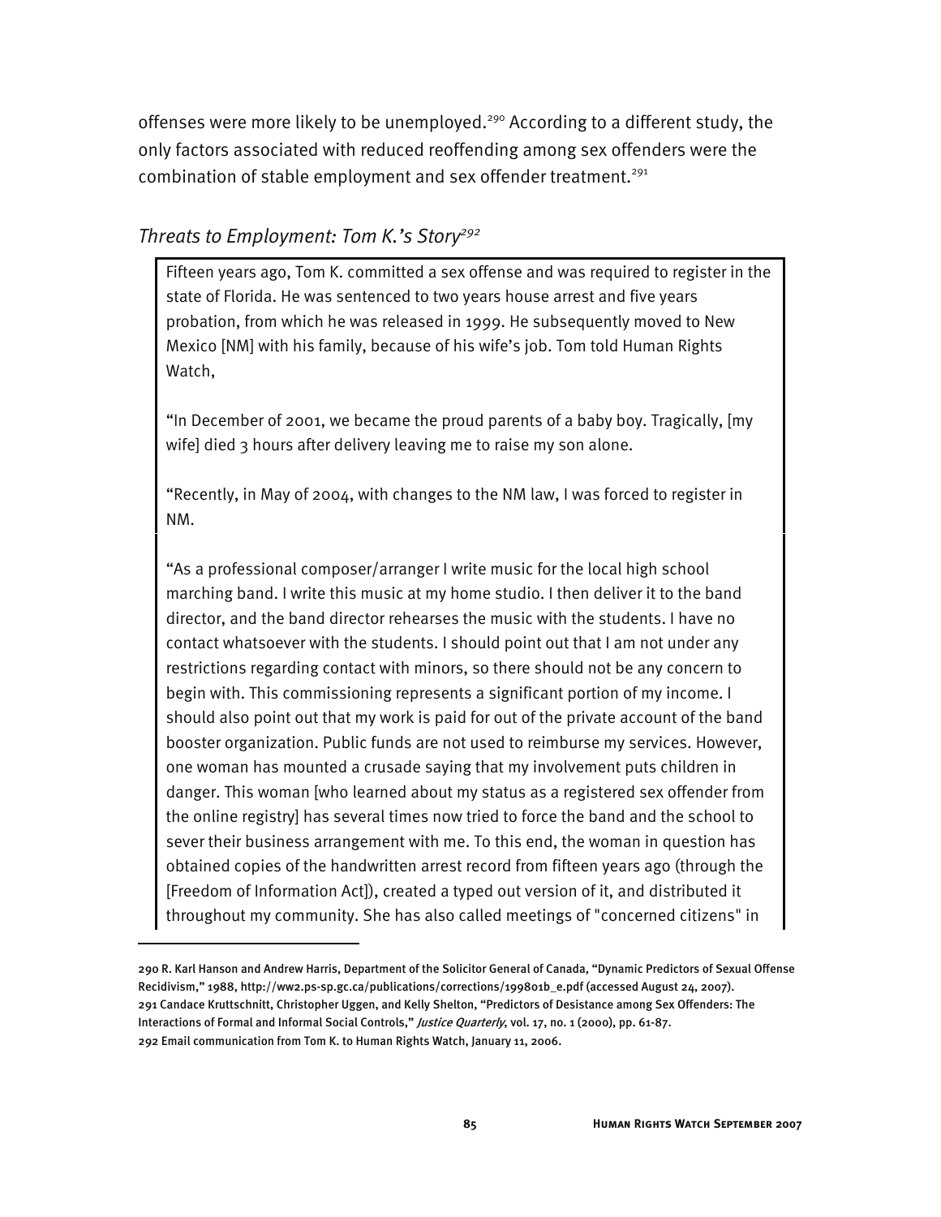offenses were more likely to be unemployed.[290] According to a different study, the only factors associated with reduced reoffending among sex offenders were the combination of stable employment and sex offender treatment.[291]

### *Threats to Employment: Tom K.'s Story*[292]

> Fifteen years ago, Tom K. committed a sex offense and was required to register in the state of Florida. He was sentenced to two years house arrest and five years probation, from which he was released in 1999. He subsequently moved to New Mexico [NM] with his family, because of his wife's job. Tom told Human Rights Watch,
>
> "In December of 2001, we became the proud parents of a baby boy. Tragically, [my wife] died 3 hours after delivery leaving me to raise my son alone.
>
> "Recently, in May of 2004, with changes to the NM law, I was forced to register in NM.
>
> "As a professional composer/arranger I write music for the local high school marching band. I write this music at my home studio. I then deliver it to the band director, and the band director rehearses the music with the students. I have no contact whatsoever with the students. I should point out that I am not under any restrictions regarding contact with minors, so there should not be any concern to begin with. This commissioning represents a significant portion of my income. I should also point out that my work is paid for out of the private account of the band booster organization. Public funds are not used to reimburse my services. However, one woman has mounted a crusade saying that my involvement puts children in danger. This woman [who learned about my status as a registered sex offender from the online registry] has several times now tried to force the band and the school to sever their business arrangement with me. To this end, the woman in question has obtained copies of the handwritten arrest record from fifteen years ago (through the [Freedom of Information Act]), created a typed out version of it, and distributed it throughout my community. She has also called meetings of "concerned citizens" in

---

290 R. Karl Hanson and Andrew Harris, Department of the Solicitor General of Canada, "Dynamic Predictors of Sexual Offense Recidivism," 1988, http://ww2.ps-sp.gc.ca/publications/corrections/199801b_e.pdf (accessed August 24, 2007).

291 Candace Kruttschnitt, Christopher Uggen, and Kelly Shelton, "Predictors of Desistance among Sex Offenders: The Interactions of Formal and Informal Social Controls," *Justice Quarterly*, vol. 17, no. 1 (2000), pp. 61-87.

292 Email communication from Tom K. to Human Rights Watch, January 11, 2006.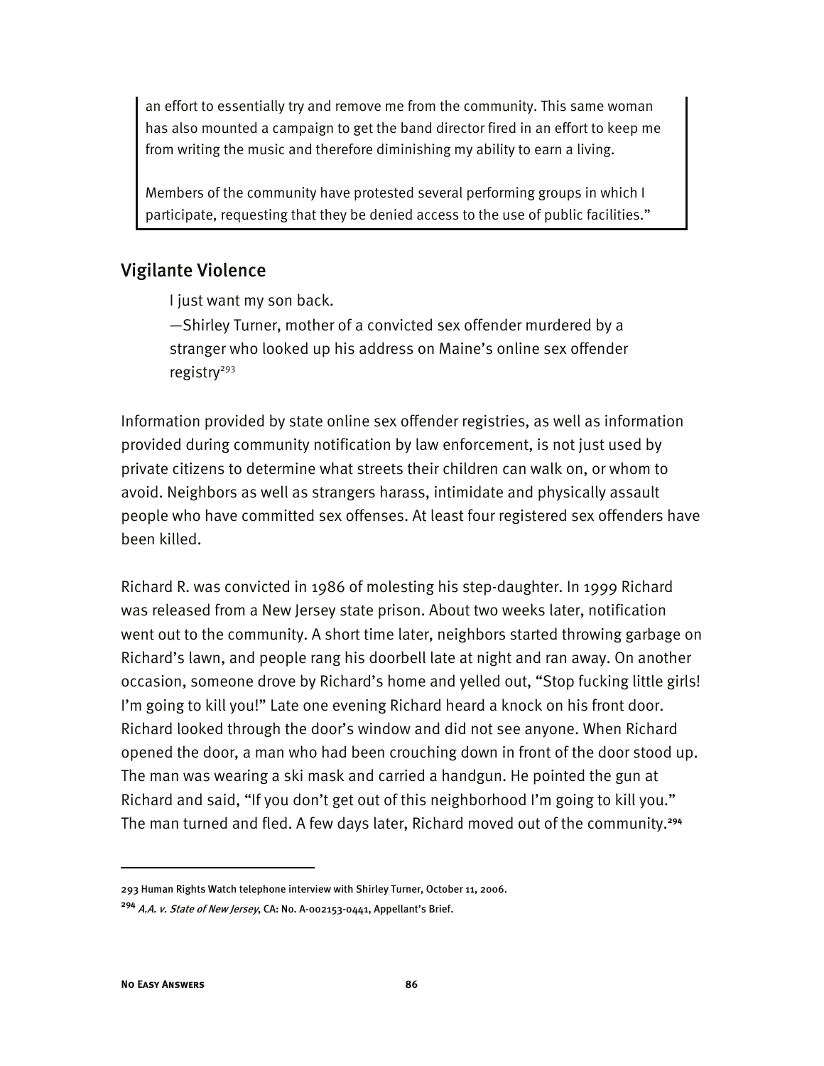> an effort to essentially try and remove me from the community. This same woman has also mounted a campaign to get the band director fired in an effort to keep me from writing the music and therefore diminishing my ability to earn a living.
>
> Members of the community have protested several performing groups in which I participate, requesting that they be denied access to the use of public facilities."

## Vigilante Violence

> I just want my son back.
>
> —Shirley Turner, mother of a convicted sex offender murdered by a stranger who looked up his address on Maine's online sex offender registry[293]

Information provided by state online sex offender registries, as well as information provided during community notification by law enforcement, is not just used by private citizens to determine what streets their children can walk on, or whom to avoid. Neighbors as well as strangers harass, intimidate and physically assault people who have committed sex offenses. At least four registered sex offenders have been killed.

Richard R. was convicted in 1986 of molesting his step-daughter. In 1999 Richard was released from a New Jersey state prison. About two weeks later, notification went out to the community. A short time later, neighbors started throwing garbage on Richard's lawn, and people rang his doorbell late at night and ran away. On another occasion, someone drove by Richard's home and yelled out, "Stop fucking little girls! I'm going to kill you!" Late one evening Richard heard a knock on his front door. Richard looked through the door's window and did not see anyone. When Richard opened the door, a man who had been crouching down in front of the door stood up. The man was wearing a ski mask and carried a handgun. He pointed the gun at Richard and said, "If you don't get out of this neighborhood I'm going to kill you." The man turned and fled. A few days later, Richard moved out of the community.[294]

---

293 Human Rights Watch telephone interview with Shirley Turner, October 11, 2006.

294 *A.A. v. State of New Jersey*, CA: No. A-002153-0441, Appellant's Brief.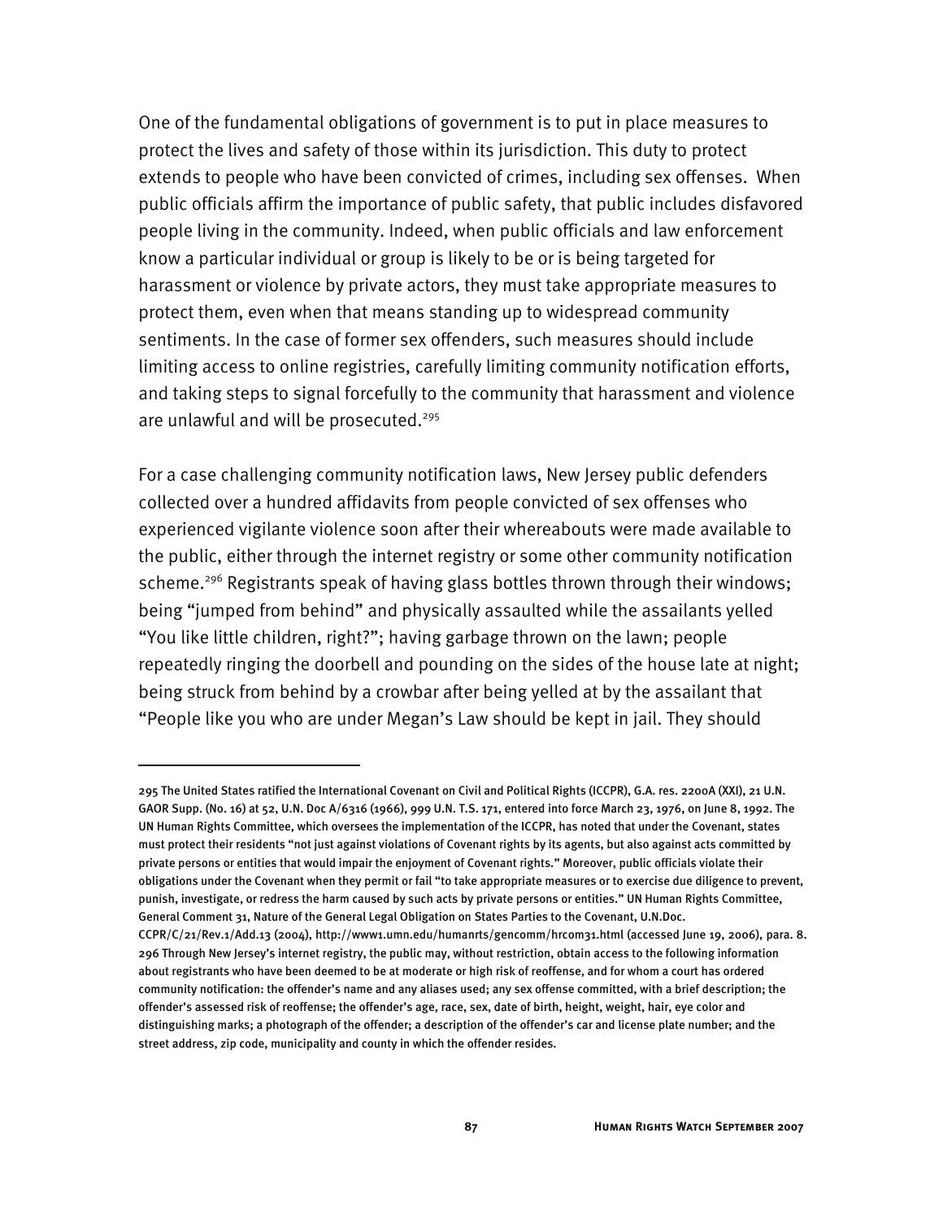One of the fundamental obligations of government is to put in place measures to protect the lives and safety of those within its jurisdiction. This duty to protect extends to people who have been convicted of crimes, including sex offenses. When public officials affirm the importance of public safety, that public includes disfavored people living in the community. Indeed, when public officials and law enforcement know a particular individual or group is likely to be or is being targeted for harassment or violence by private actors, they must take appropriate measures to protect them, even when that means standing up to widespread community sentiments. In the case of former sex offenders, such measures should include limiting access to online registries, carefully limiting community notification efforts, and taking steps to signal forcefully to the community that harassment and violence are unlawful and will be prosecuted.[295]

For a case challenging community notification laws, New Jersey public defenders collected over a hundred affidavits from people convicted of sex offenses who experienced vigilante violence soon after their whereabouts were made available to the public, either through the internet registry or some other community notification scheme.[296] Registrants speak of having glass bottles thrown through their windows; being "jumped from behind" and physically assaulted while the assailants yelled "You like little children, right?"; having garbage thrown on the lawn; people repeatedly ringing the doorbell and pounding on the sides of the house late at night; being struck from behind by a crowbar after being yelled at by the assailant that "People like you who are under Megan's Law should be kept in jail. They should

---

295 The United States ratified the International Covenant on Civil and Political Rights (ICCPR), G.A. res. 2200A (XXI), 21 U.N. GAOR Supp. (No. 16) at 52, U.N. Doc A/6316 (1966), 999 U.N. T.S. 171, entered into force March 23, 1976, on June 8, 1992. The UN Human Rights Committee, which oversees the implementation of the ICCPR, has noted that under the Covenant, states must protect their residents "not just against violations of Covenant rights by its agents, but also against acts committed by private persons or entities that would impair the enjoyment of Covenant rights." Moreover, public officials violate their obligations under the Covenant when they permit or fail "to take appropriate measures or to exercise due diligence to prevent, punish, investigate, or redress the harm caused by such acts by private persons or entities." UN Human Rights Committee, General Comment 31, Nature of the General Legal Obligation on States Parties to the Covenant, U.N.Doc. CCPR/C/21/Rev.1/Add.13 (2004), http://www1.umn.edu/humanrts/gencomm/hrcom31.html (accessed June 19, 2006), para. 8.

296 Through New Jersey's internet registry, the public may, without restriction, obtain access to the following information about registrants who have been deemed to be at moderate or high risk of reoffense, and for whom a court has ordered community notification: the offender's name and any aliases used; any sex offense committed, with a brief description; the offender's assessed risk of reoffense; the offender's age, race, sex, date of birth, height, weight, hair, eye color and distinguishing marks; a photograph of the offender; a description of the offender's car and license plate number; and the street address, zip code, municipality and county in which the offender resides.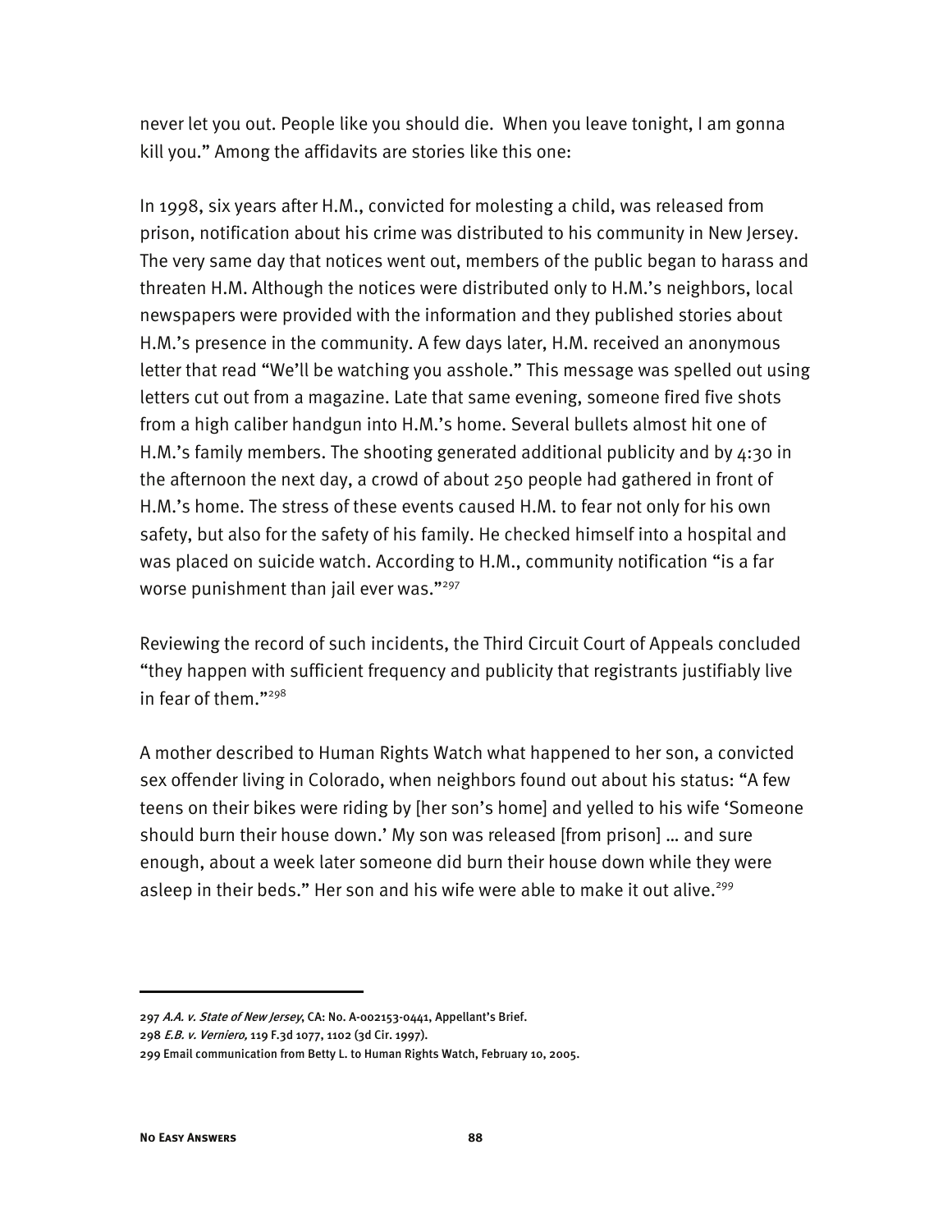never let you out. People like you should die. When you leave tonight, I am gonna kill you." Among the affidavits are stories like this one:

In 1998, six years after H.M., convicted for molesting a child, was released from prison, notification about his crime was distributed to his community in New Jersey. The very same day that notices went out, members of the public began to harass and threaten H.M. Although the notices were distributed only to H.M.'s neighbors, local newspapers were provided with the information and they published stories about H.M.'s presence in the community. A few days later, H.M. received an anonymous letter that read "We'll be watching you asshole." This message was spelled out using letters cut out from a magazine. Late that same evening, someone fired five shots from a high caliber handgun into H.M.'s home. Several bullets almost hit one of H.M.'s family members. The shooting generated additional publicity and by 4:30 in the afternoon the next day, a crowd of about 250 people had gathered in front of H.M.'s home. The stress of these events caused H.M. to fear not only for his own safety, but also for the safety of his family. He checked himself into a hospital and was placed on suicide watch. According to H.M., community notification "is a far worse punishment than jail ever was."[297]

Reviewing the record of such incidents, the Third Circuit Court of Appeals concluded "they happen with sufficient frequency and publicity that registrants justifiably live in fear of them."[298]

A mother described to Human Rights Watch what happened to her son, a convicted sex offender living in Colorado, when neighbors found out about his status: "A few teens on their bikes were riding by [her son's home] and yelled to his wife 'Someone should burn their house down.' My son was released [from prison] … and sure enough, about a week later someone did burn their house down while they were asleep in their beds." Her son and his wife were able to make it out alive.[299]

---

297 *A.A. v. State of New Jersey*, CA: No. A-002153-0441, Appellant's Brief.

298 *E.B. v. Verniero,* 119 F.3d 1077, 1102 (3d Cir. 1997).

299 Email communication from Betty L. to Human Rights Watch, February 10, 2005.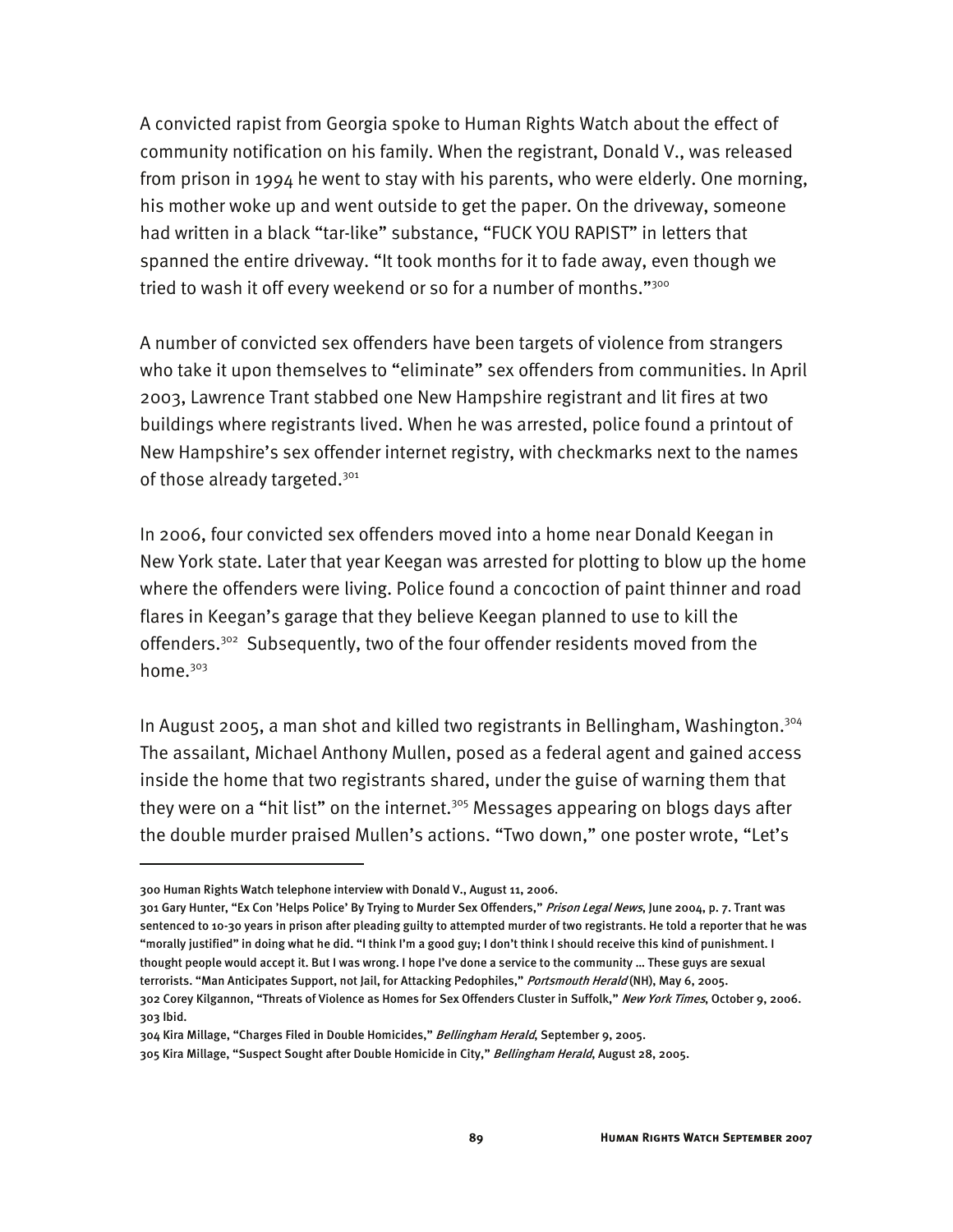A convicted rapist from Georgia spoke to Human Rights Watch about the effect of community notification on his family. When the registrant, Donald V., was released from prison in 1994 he went to stay with his parents, who were elderly. One morning, his mother woke up and went outside to get the paper. On the driveway, someone had written in a black "tar-like" substance, "FUCK YOU RAPIST" in letters that spanned the entire driveway. "It took months for it to fade away, even though we tried to wash it off every weekend or so for a number of months."[300]

A number of convicted sex offenders have been targets of violence from strangers who take it upon themselves to "eliminate" sex offenders from communities. In April 2003, Lawrence Trant stabbed one New Hampshire registrant and lit fires at two buildings where registrants lived. When he was arrested, police found a printout of New Hampshire's sex offender internet registry, with checkmarks next to the names of those already targeted.[301]

In 2006, four convicted sex offenders moved into a home near Donald Keegan in New York state. Later that year Keegan was arrested for plotting to blow up the home where the offenders were living. Police found a concoction of paint thinner and road flares in Keegan's garage that they believe Keegan planned to use to kill the offenders.[302] Subsequently, two of the four offender residents moved from the home.[303]

In August 2005, a man shot and killed two registrants in Bellingham, Washington.[304] The assailant, Michael Anthony Mullen, posed as a federal agent and gained access inside the home that two registrants shared, under the guise of warning them that they were on a "hit list" on the internet.[305] Messages appearing on blogs days after the double murder praised Mullen's actions. "Two down," one poster wrote, "Let's

---

300 Human Rights Watch telephone interview with Donald V., August 11, 2006.

301 Gary Hunter, "Ex Con 'Helps Police' By Trying to Murder Sex Offenders," *Prison Legal News*, June 2004, p. 7. Trant was sentenced to 10-30 years in prison after pleading guilty to attempted murder of two registrants. He told a reporter that he was "morally justified" in doing what he did. "I think I'm a good guy; I don't think I should receive this kind of punishment. I thought people would accept it. But I was wrong. I hope I've done a service to the community … These guys are sexual terrorists. "Man Anticipates Support, not Jail, for Attacking Pedophiles," *Portsmouth Herald* (NH), May 6, 2005.

302 Corey Kilgannon, "Threats of Violence as Homes for Sex Offenders Cluster in Suffolk," *New York Times*, October 9, 2006.

303 Ibid.

304 Kira Millage, "Charges Filed in Double Homicides," *Bellingham Herald*, September 9, 2005.

305 Kira Millage, "Suspect Sought after Double Homicide in City," *Bellingham Herald*, August 28, 2005.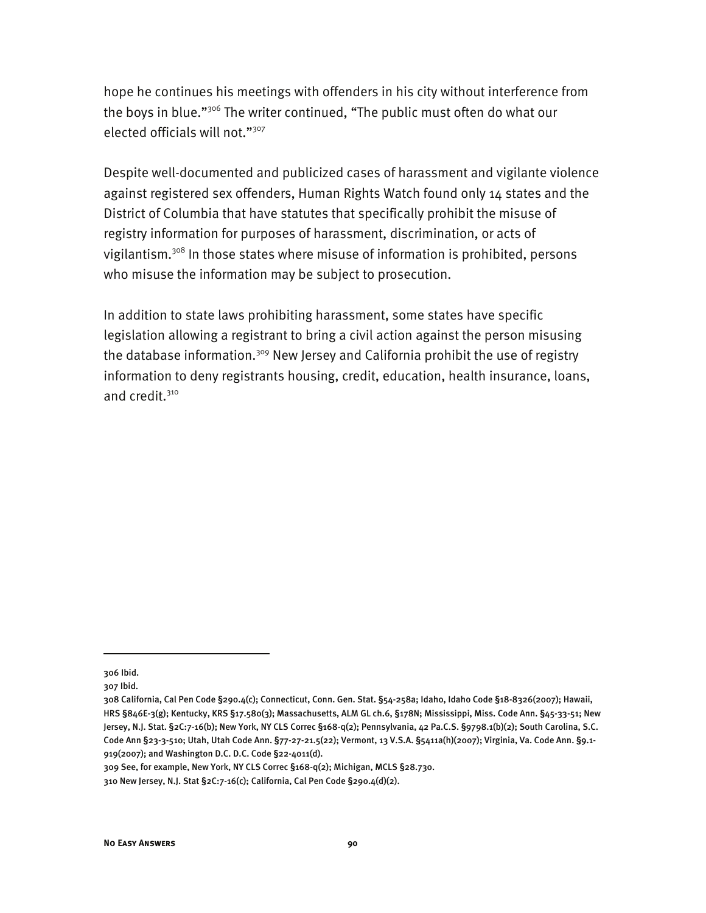hope he continues his meetings with offenders in his city without interference from the boys in blue."[306] The writer continued, "The public must often do what our elected officials will not."[307]

Despite well-documented and publicized cases of harassment and vigilante violence against registered sex offenders, Human Rights Watch found only 14 states and the District of Columbia that have statutes that specifically prohibit the misuse of registry information for purposes of harassment, discrimination, or acts of vigilantism.[308] In those states where misuse of information is prohibited, persons who misuse the information may be subject to prosecution.

In addition to state laws prohibiting harassment, some states have specific legislation allowing a registrant to bring a civil action against the person misusing the database information.[309] New Jersey and California prohibit the use of registry information to deny registrants housing, credit, education, health insurance, loans, and credit.[310]

---

306 Ibid.

307 Ibid.

308 California, Cal Pen Code §290.4(c); Connecticut, Conn. Gen. Stat. §54-258a; Idaho, Idaho Code §18-8326(2007); Hawaii, HRS §846E-3(g); Kentucky, KRS §17.580(3); Massachusetts, ALM GL ch.6, §178N; Mississippi, Miss. Code Ann. §45-33-51; New Jersey, N.J. Stat. §2C:7-16(b); New York, NY CLS Correc §168-q(2); Pennsylvania, 42 Pa.C.S. §9798.1(b)(2); South Carolina, S.C. Code Ann §23-3-510; Utah, Utah Code Ann. §77-27-21.5(22); Vermont, 13 V.S.A. §5411a(h)(2007); Virginia, Va. Code Ann. §9.1-919(2007); and Washington D.C. D.C. Code §22-4011(d).

309 See, for example, New York, NY CLS Correc §168-q(2); Michigan, MCLS §28.730.

310 New Jersey, N.J. Stat §2C:7-16(c); California, Cal Pen Code §290.4(d)(2).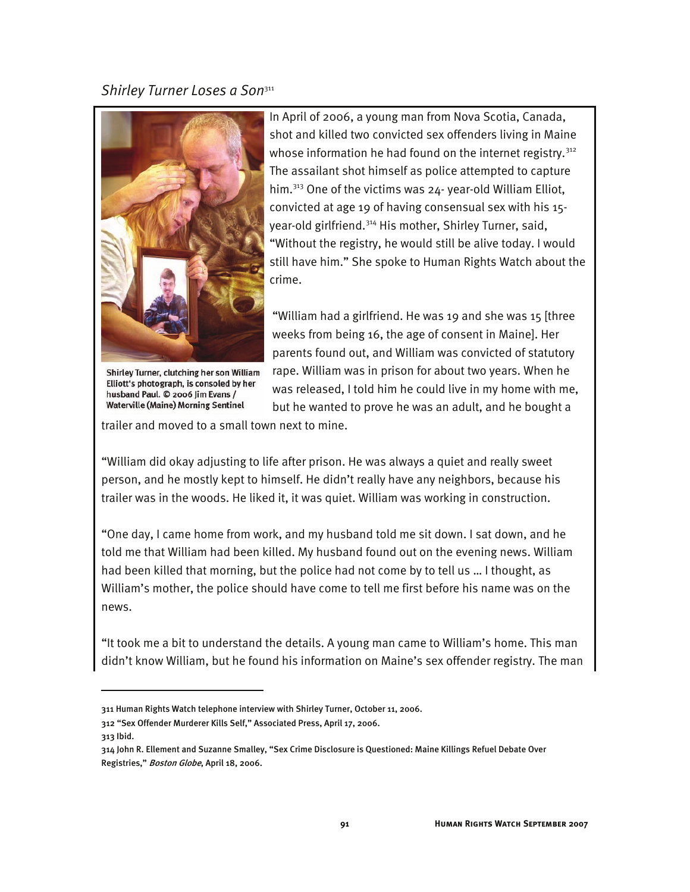*Shirley Turner Loses a Son*[311]

Shirley Turner, clutching her son William Elliott's photograph, is consoled by her husband Paul. © 2006 Jim Evans / Waterville (Maine) Morning Sentinel

In April of 2006, a young man from Nova Scotia, Canada, shot and killed two convicted sex offenders living in Maine whose information he had found on the internet registry.[312] The assailant shot himself as police attempted to capture him.[313] One of the victims was 24- year-old William Elliot, convicted at age 19 of having consensual sex with his 15-year-old girlfriend.[314] His mother, Shirley Turner, said, "Without the registry, he would still be alive today. I would still have him." She spoke to Human Rights Watch about the crime.

"William had a girlfriend. He was 19 and she was 15 [three weeks from being 16, the age of consent in Maine]. Her parents found out, and William was convicted of statutory rape. William was in prison for about two years. When he was released, I told him he could live in my home with me, but he wanted to prove he was an adult, and he bought a trailer and moved to a small town next to mine.

"William did okay adjusting to life after prison. He was always a quiet and really sweet person, and he mostly kept to himself. He didn't really have any neighbors, because his trailer was in the woods. He liked it, it was quiet. William was working in construction.

"One day, I came home from work, and my husband told me sit down. I sat down, and he told me that William had been killed. My husband found out on the evening news. William had been killed that morning, but the police had not come by to tell us … I thought, as William's mother, the police should have come to tell me first before his name was on the news.

"It took me a bit to understand the details. A young man came to William's home. This man didn't know William, but he found his information on Maine's sex offender registry. The man

---

311 Human Rights Watch telephone interview with Shirley Turner, October 11, 2006.

312 "Sex Offender Murderer Kills Self," Associated Press, April 17, 2006.

313 Ibid.

314 John R. Ellement and Suzanne Smalley, "Sex Crime Disclosure is Questioned: Maine Killings Refuel Debate Over Registries," *Boston Globe*, April 18, 2006.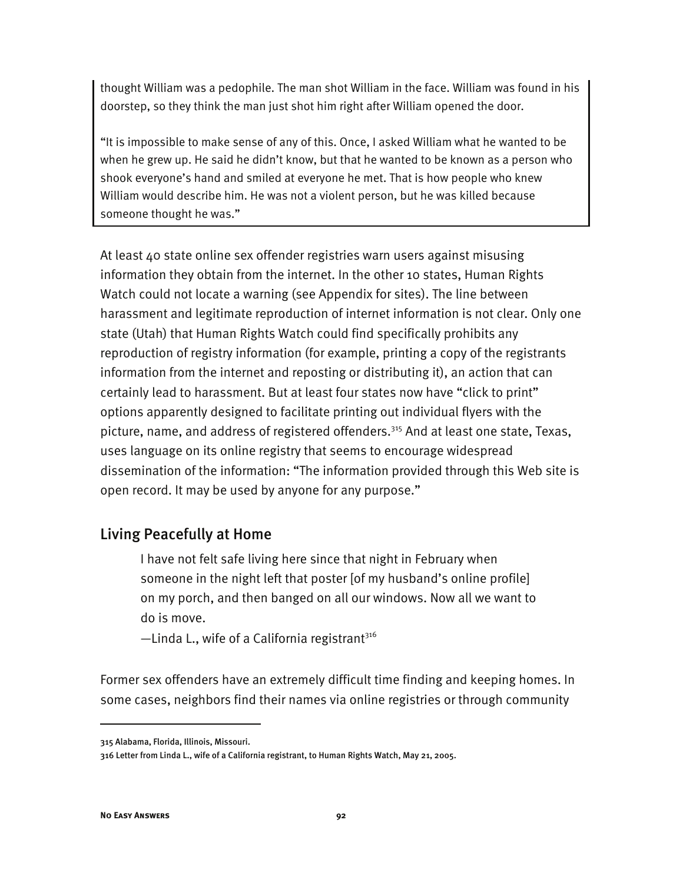thought William was a pedophile. The man shot William in the face. William was found in his doorstep, so they think the man just shot him right after William opened the door.

"It is impossible to make sense of any of this. Once, I asked William what he wanted to be when he grew up. He said he didn't know, but that he wanted to be known as a person who shook everyone's hand and smiled at everyone he met. That is how people who knew William would describe him. He was not a violent person, but he was killed because someone thought he was."

At least 40 state online sex offender registries warn users against misusing information they obtain from the internet. In the other 10 states, Human Rights Watch could not locate a warning (see Appendix for sites). The line between harassment and legitimate reproduction of internet information is not clear. Only one state (Utah) that Human Rights Watch could find specifically prohibits any reproduction of registry information (for example, printing a copy of the registrants information from the internet and reposting or distributing it), an action that can certainly lead to harassment. But at least four states now have "click to print" options apparently designed to facilitate printing out individual flyers with the picture, name, and address of registered offenders.[315] And at least one state, Texas, uses language on its online registry that seems to encourage widespread dissemination of the information: "The information provided through this Web site is open record. It may be used by anyone for any purpose."

## Living Peacefully at Home

> I have not felt safe living here since that night in February when someone in the night left that poster [of my husband's online profile] on my porch, and then banged on all our windows. Now all we want to do is move.
>
> —Linda L., wife of a California registrant[316]

Former sex offenders have an extremely difficult time finding and keeping homes. In some cases, neighbors find their names via online registries or through community

---

315 Alabama, Florida, Illinois, Missouri.

316 Letter from Linda L., wife of a California registrant, to Human Rights Watch, May 21, 2005.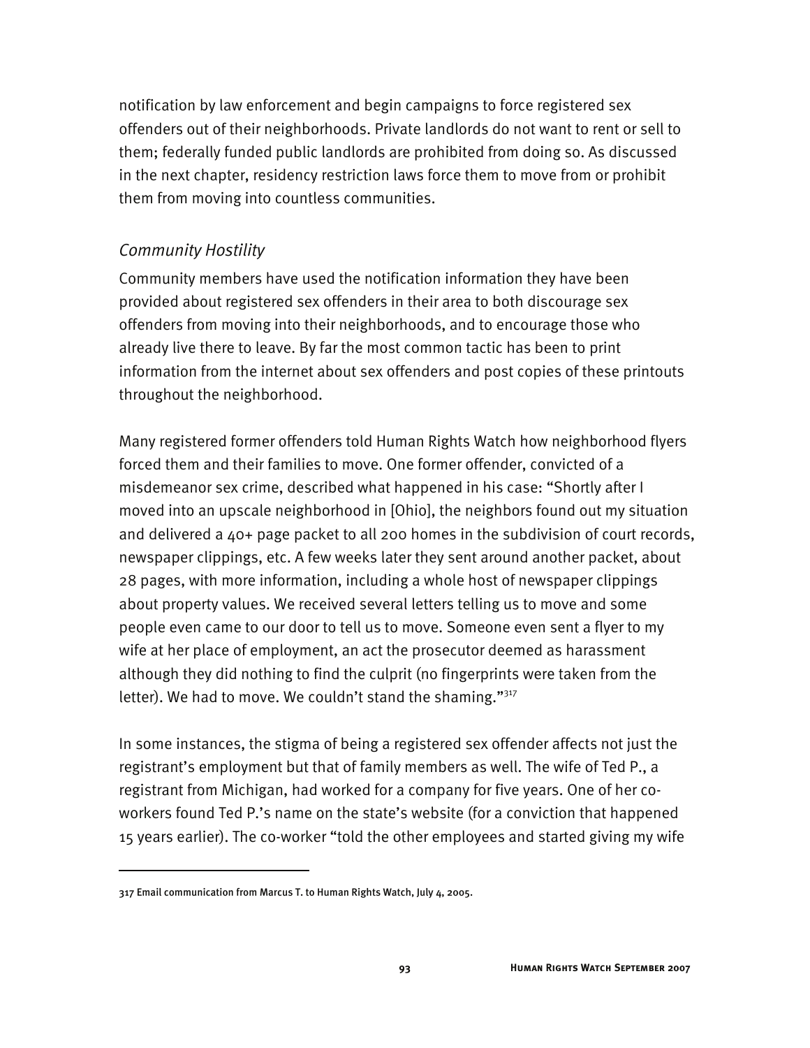notification by law enforcement and begin campaigns to force registered sex offenders out of their neighborhoods. Private landlords do not want to rent or sell to them; federally funded public landlords are prohibited from doing so. As discussed in the next chapter, residency restriction laws force them to move from or prohibit them from moving into countless communities.

### *Community Hostility*

Community members have used the notification information they have been provided about registered sex offenders in their area to both discourage sex offenders from moving into their neighborhoods, and to encourage those who already live there to leave. By far the most common tactic has been to print information from the internet about sex offenders and post copies of these printouts throughout the neighborhood.

Many registered former offenders told Human Rights Watch how neighborhood flyers forced them and their families to move. One former offender, convicted of a misdemeanor sex crime, described what happened in his case: "Shortly after I moved into an upscale neighborhood in [Ohio], the neighbors found out my situation and delivered a 40+ page packet to all 200 homes in the subdivision of court records, newspaper clippings, etc. A few weeks later they sent around another packet, about 28 pages, with more information, including a whole host of newspaper clippings about property values. We received several letters telling us to move and some people even came to our door to tell us to move. Someone even sent a flyer to my wife at her place of employment, an act the prosecutor deemed as harassment although they did nothing to find the culprit (no fingerprints were taken from the letter). We had to move. We couldn't stand the shaming."[317]

In some instances, the stigma of being a registered sex offender affects not just the registrant's employment but that of family members as well. The wife of Ted P., a registrant from Michigan, had worked for a company for five years. One of her co-workers found Ted P.'s name on the state's website (for a conviction that happened 15 years earlier). The co-worker "told the other employees and started giving my wife

---

317 Email communication from Marcus T. to Human Rights Watch, July 4, 2005.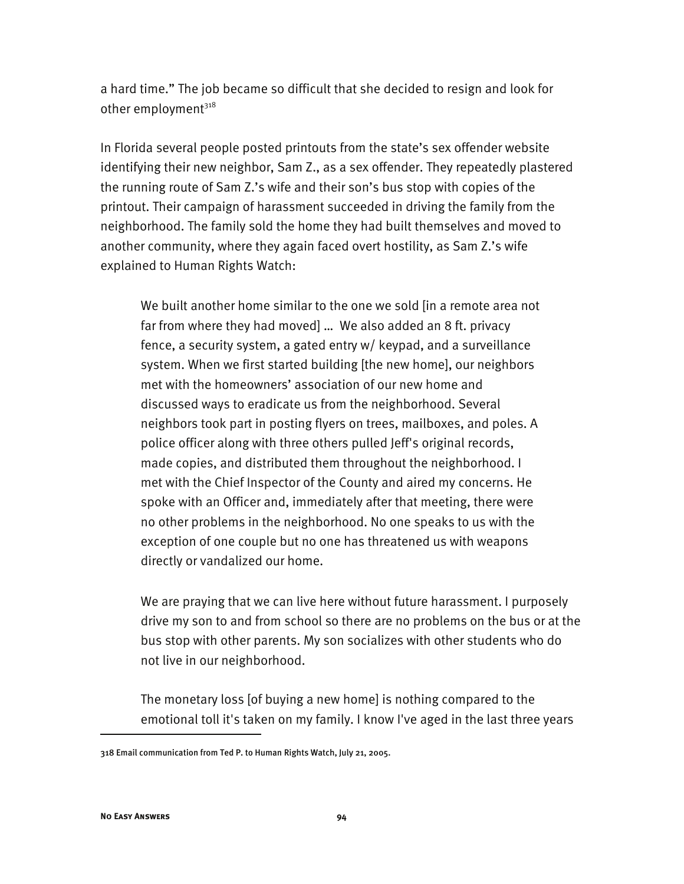a hard time." The job became so difficult that she decided to resign and look for other employment[318]

In Florida several people posted printouts from the state's sex offender website identifying their new neighbor, Sam Z., as a sex offender. They repeatedly plastered the running route of Sam Z.'s wife and their son's bus stop with copies of the printout. Their campaign of harassment succeeded in driving the family from the neighborhood. The family sold the home they had built themselves and moved to another community, where they again faced overt hostility, as Sam Z.'s wife explained to Human Rights Watch:

> We built another home similar to the one we sold [in a remote area not far from where they had moved] … We also added an 8 ft. privacy fence, a security system, a gated entry w/ keypad, and a surveillance system. When we first started building [the new home], our neighbors met with the homeowners' association of our new home and discussed ways to eradicate us from the neighborhood. Several neighbors took part in posting flyers on trees, mailboxes, and poles. A police officer along with three others pulled Jeff's original records, made copies, and distributed them throughout the neighborhood. I met with the Chief Inspector of the County and aired my concerns. He spoke with an Officer and, immediately after that meeting, there were no other problems in the neighborhood. No one speaks to us with the exception of one couple but no one has threatened us with weapons directly or vandalized our home.
>
> We are praying that we can live here without future harassment. I purposely drive my son to and from school so there are no problems on the bus or at the bus stop with other parents. My son socializes with other students who do not live in our neighborhood.
>
> The monetary loss [of buying a new home] is nothing compared to the emotional toll it's taken on my family. I know I've aged in the last three years

318 Email communication from Ted P. to Human Rights Watch, July 21, 2005.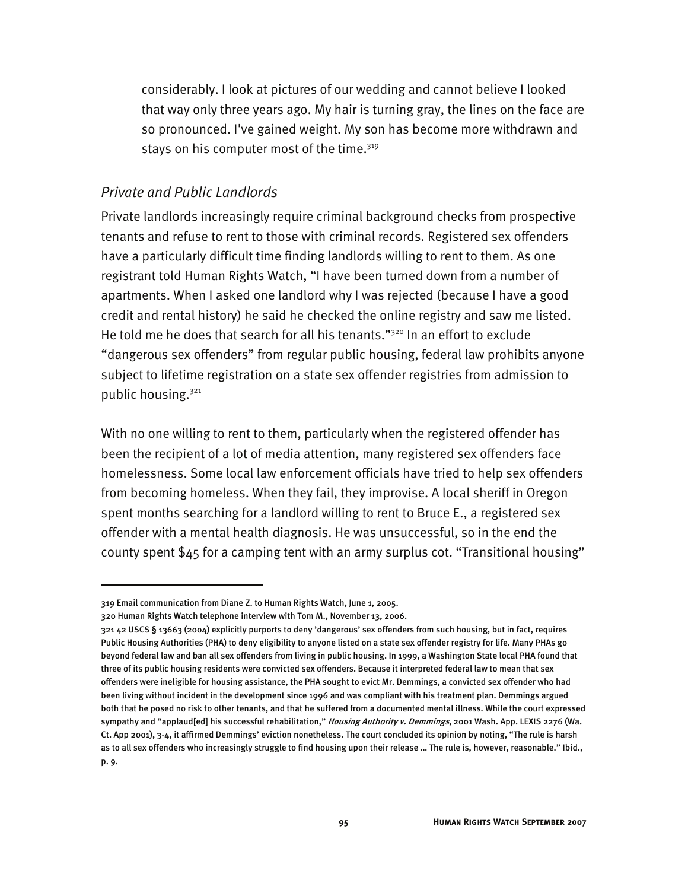considerably. I look at pictures of our wedding and cannot believe I looked that way only three years ago. My hair is turning gray, the lines on the face are so pronounced. I've gained weight. My son has become more withdrawn and stays on his computer most of the time.[319]

### *Private and Public Landlords*

Private landlords increasingly require criminal background checks from prospective tenants and refuse to rent to those with criminal records. Registered sex offenders have a particularly difficult time finding landlords willing to rent to them. As one registrant told Human Rights Watch, "I have been turned down from a number of apartments. When I asked one landlord why I was rejected (because I have a good credit and rental history) he said he checked the online registry and saw me listed. He told me he does that search for all his tenants."[320] In an effort to exclude "dangerous sex offenders" from regular public housing, federal law prohibits anyone subject to lifetime registration on a state sex offender registries from admission to public housing.[321]

With no one willing to rent to them, particularly when the registered offender has been the recipient of a lot of media attention, many registered sex offenders face homelessness. Some local law enforcement officials have tried to help sex offenders from becoming homeless. When they fail, they improvise. A local sheriff in Oregon spent months searching for a landlord willing to rent to Bruce E., a registered sex offender with a mental health diagnosis. He was unsuccessful, so in the end the county spent $45 for a camping tent with an army surplus cot. "Transitional housing"

---

319 Email communication from Diane Z. to Human Rights Watch, June 1, 2005.

320 Human Rights Watch telephone interview with Tom M., November 13, 2006.

321 42 USCS § 13663 (2004) explicitly purports to deny 'dangerous' sex offenders from such housing, but in fact, requires Public Housing Authorities (PHA) to deny eligibility to anyone listed on a state sex offender registry for life. Many PHAs go beyond federal law and ban all sex offenders from living in public housing. In 1999, a Washington State local PHA found that three of its public housing residents were convicted sex offenders. Because it interpreted federal law to mean that sex offenders were ineligible for housing assistance, the PHA sought to evict Mr. Demmings, a convicted sex offender who had been living without incident in the development since 1996 and was compliant with his treatment plan. Demmings argued both that he posed no risk to other tenants, and that he suffered from a documented mental illness. While the court expressed sympathy and "applaud[ed] his successful rehabilitation," *Housing Authority v. Demmings*, 2001 Wash. App. LEXIS 2276 (Wa. Ct. App 2001), 3-4, it affirmed Demmings' eviction nonetheless. The court concluded its opinion by noting, "The rule is harsh as to all sex offenders who increasingly struggle to find housing upon their release … The rule is, however, reasonable." Ibid., p. 9.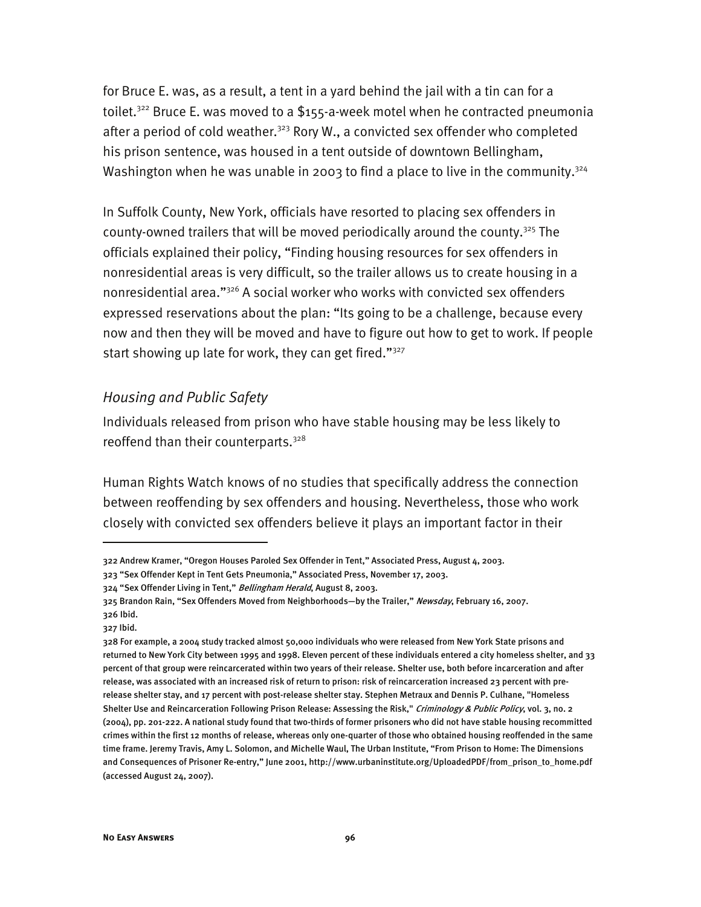for Bruce E. was, as a result, a tent in a yard behind the jail with a tin can for a toilet.[322] Bruce E. was moved to a $155-a-week motel when he contracted pneumonia after a period of cold weather.[323] Rory W., a convicted sex offender who completed his prison sentence, was housed in a tent outside of downtown Bellingham, Washington when he was unable in 2003 to find a place to live in the community.[324]

In Suffolk County, New York, officials have resorted to placing sex offenders in county-owned trailers that will be moved periodically around the county.[325] The officials explained their policy, "Finding housing resources for sex offenders in nonresidential areas is very difficult, so the trailer allows us to create housing in a nonresidential area."[326] A social worker who works with convicted sex offenders expressed reservations about the plan: "Its going to be a challenge, because every now and then they will be moved and have to figure out how to get to work. If people start showing up late for work, they can get fired."[327]

### *Housing and Public Safety*

Individuals released from prison who have stable housing may be less likely to reoffend than their counterparts.[328]

Human Rights Watch knows of no studies that specifically address the connection between reoffending by sex offenders and housing. Nevertheless, those who work closely with convicted sex offenders believe it plays an important factor in their

---

322 Andrew Kramer, "Oregon Houses Paroled Sex Offender in Tent," Associated Press, August 4, 2003.

323 "Sex Offender Kept in Tent Gets Pneumonia," Associated Press, November 17, 2003.

324 "Sex Offender Living in Tent," *Bellingham Herald*, August 8, 2003.

325 Brandon Rain, "Sex Offenders Moved from Neighborhoods—by the Trailer," *Newsday*, February 16, 2007.

326 Ibid.

327 Ibid.

328 For example, a 2004 study tracked almost 50,000 individuals who were released from New York State prisons and returned to New York City between 1995 and 1998. Eleven percent of these individuals entered a city homeless shelter, and 33 percent of that group were reincarcerated within two years of their release. Shelter use, both before incarceration and after release, was associated with an increased risk of return to prison: risk of reincarceration increased 23 percent with pre-release shelter stay, and 17 percent with post-release shelter stay. Stephen Metraux and Dennis P. Culhane, "Homeless Shelter Use and Reincarceration Following Prison Release: Assessing the Risk," *Criminology & Public Policy*, vol. 3, no. 2 (2004), pp. 201-222. A national study found that two-thirds of former prisoners who did not have stable housing recommitted crimes within the first 12 months of release, whereas only one-quarter of those who obtained housing reoffended in the same time frame. Jeremy Travis, Amy L. Solomon, and Michelle Waul, The Urban Institute, "From Prison to Home: The Dimensions and Consequences of Prisoner Re-entry," June 2001, http://www.urbaninstitute.org/UploadedPDF/from_prison_to_home.pdf (accessed August 24, 2007).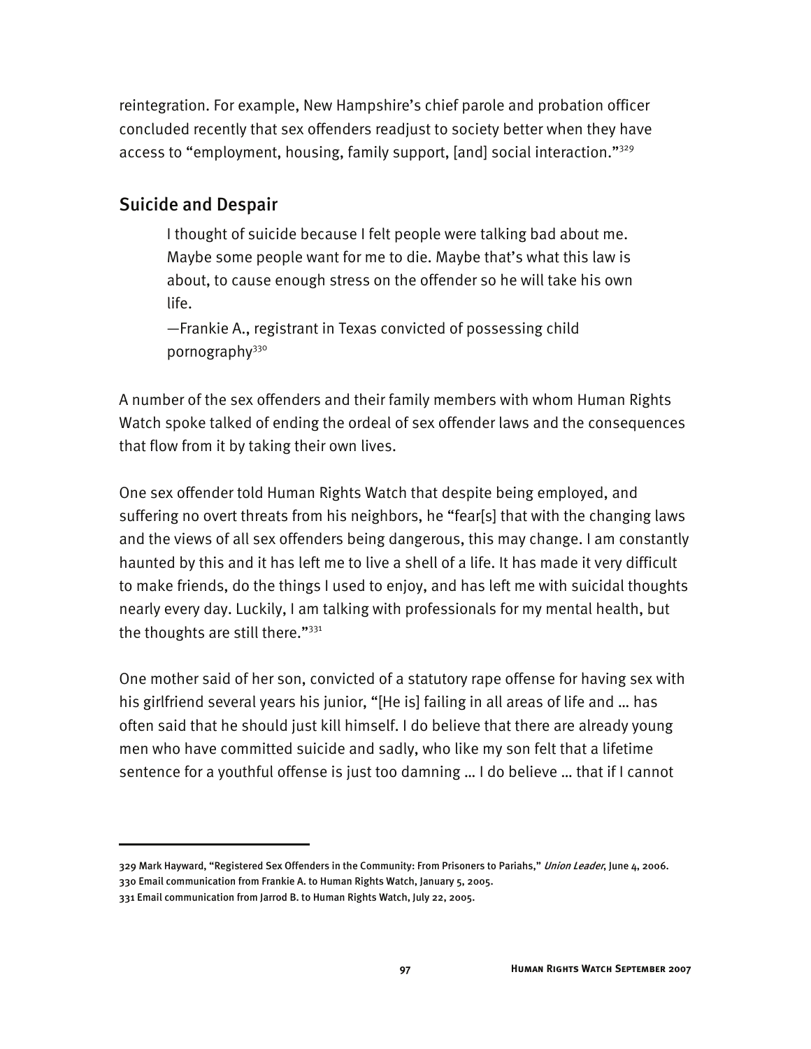reintegration. For example, New Hampshire's chief parole and probation officer concluded recently that sex offenders readjust to society better when they have access to "employment, housing, family support, [and] social interaction."[329]

## Suicide and Despair

> I thought of suicide because I felt people were talking bad about me. Maybe some people want for me to die. Maybe that's what this law is about, to cause enough stress on the offender so he will take his own life.
>
> —Frankie A., registrant in Texas convicted of possessing child pornography[330]

A number of the sex offenders and their family members with whom Human Rights Watch spoke talked of ending the ordeal of sex offender laws and the consequences that flow from it by taking their own lives.

One sex offender told Human Rights Watch that despite being employed, and suffering no overt threats from his neighbors, he "fear[s] that with the changing laws and the views of all sex offenders being dangerous, this may change. I am constantly haunted by this and it has left me to live a shell of a life. It has made it very difficult to make friends, do the things I used to enjoy, and has left me with suicidal thoughts nearly every day. Luckily, I am talking with professionals for my mental health, but the thoughts are still there."[331]

One mother said of her son, convicted of a statutory rape offense for having sex with his girlfriend several years his junior, "[He is] failing in all areas of life and … has often said that he should just kill himself. I do believe that there are already young men who have committed suicide and sadly, who like my son felt that a lifetime sentence for a youthful offense is just too damning … I do believe … that if I cannot

---

329 Mark Hayward, "Registered Sex Offenders in the Community: From Prisoners to Pariahs," *Union Leader*, June 4, 2006.

330 Email communication from Frankie A. to Human Rights Watch, January 5, 2005.

331 Email communication from Jarrod B. to Human Rights Watch, July 22, 2005.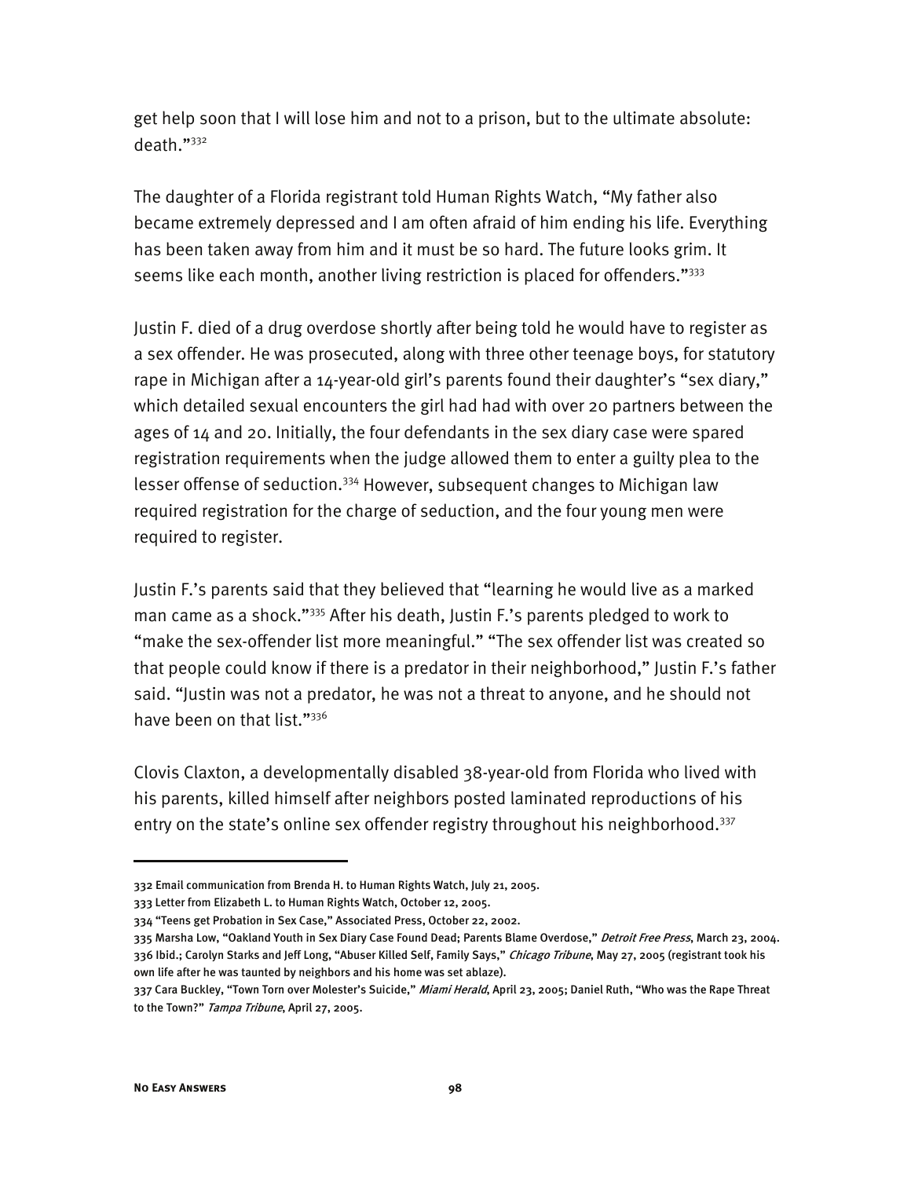get help soon that I will lose him and not to a prison, but to the ultimate absolute: death."[332]

The daughter of a Florida registrant told Human Rights Watch, "My father also became extremely depressed and I am often afraid of him ending his life. Everything has been taken away from him and it must be so hard. The future looks grim. It seems like each month, another living restriction is placed for offenders."[333]

Justin F. died of a drug overdose shortly after being told he would have to register as a sex offender. He was prosecuted, along with three other teenage boys, for statutory rape in Michigan after a 14-year-old girl's parents found their daughter's "sex diary," which detailed sexual encounters the girl had had with over 20 partners between the ages of 14 and 20. Initially, the four defendants in the sex diary case were spared registration requirements when the judge allowed them to enter a guilty plea to the lesser offense of seduction.[334] However, subsequent changes to Michigan law required registration for the charge of seduction, and the four young men were required to register.

Justin F.'s parents said that they believed that "learning he would live as a marked man came as a shock."[335] After his death, Justin F.'s parents pledged to work to "make the sex-offender list more meaningful." "The sex offender list was created so that people could know if there is a predator in their neighborhood," Justin F.'s father said. "Justin was not a predator, he was not a threat to anyone, and he should not have been on that list."[336]

Clovis Claxton, a developmentally disabled 38-year-old from Florida who lived with his parents, killed himself after neighbors posted laminated reproductions of his entry on the state's online sex offender registry throughout his neighborhood.[337]

---

332 Email communication from Brenda H. to Human Rights Watch, July 21, 2005.

333 Letter from Elizabeth L. to Human Rights Watch, October 12, 2005.

334 "Teens get Probation in Sex Case," Associated Press, October 22, 2002.

335 Marsha Low, "Oakland Youth in Sex Diary Case Found Dead; Parents Blame Overdose," *Detroit Free Press*, March 23, 2004.

336 Ibid.; Carolyn Starks and Jeff Long, "Abuser Killed Self, Family Says," *Chicago Tribune*, May 27, 2005 (registrant took his own life after he was taunted by neighbors and his home was set ablaze).

337 Cara Buckley, "Town Torn over Molester's Suicide," *Miami Herald*, April 23, 2005; Daniel Ruth, "Who was the Rape Threat to the Town?" *Tampa Tribune*, April 27, 2005.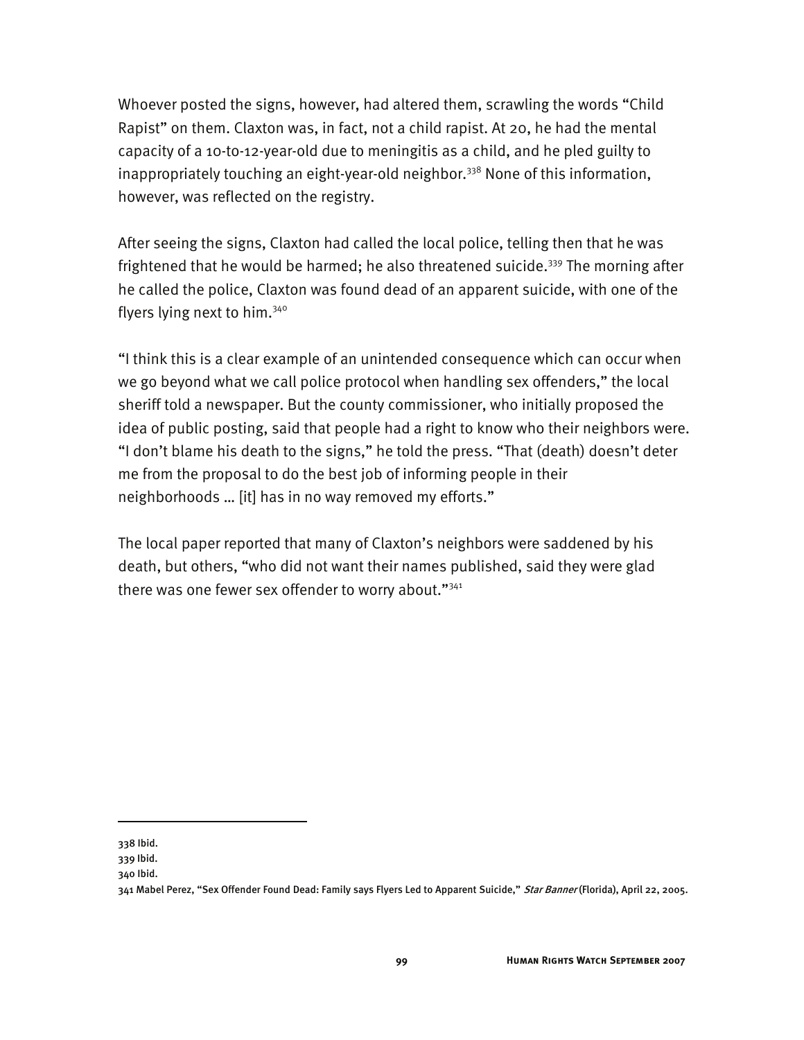Whoever posted the signs, however, had altered them, scrawling the words "Child Rapist" on them. Claxton was, in fact, not a child rapist. At 20, he had the mental capacity of a 10-to-12-year-old due to meningitis as a child, and he pled guilty to inappropriately touching an eight-year-old neighbor.[338] None of this information, however, was reflected on the registry.

After seeing the signs, Claxton had called the local police, telling then that he was frightened that he would be harmed; he also threatened suicide.[339] The morning after he called the police, Claxton was found dead of an apparent suicide, with one of the flyers lying next to him.[340]

"I think this is a clear example of an unintended consequence which can occur when we go beyond what we call police protocol when handling sex offenders," the local sheriff told a newspaper. But the county commissioner, who initially proposed the idea of public posting, said that people had a right to know who their neighbors were. "I don't blame his death to the signs," he told the press. "That (death) doesn't deter me from the proposal to do the best job of informing people in their neighborhoods … [it] has in no way removed my efforts."

The local paper reported that many of Claxton's neighbors were saddened by his death, but others, "who did not want their names published, said they were glad there was one fewer sex offender to worry about."[341]

---

338 Ibid.

339 Ibid.

340 Ibid.

341 Mabel Perez, "Sex Offender Found Dead: Family says Flyers Led to Apparent Suicide," *Star Banner* (Florida), April 22, 2005.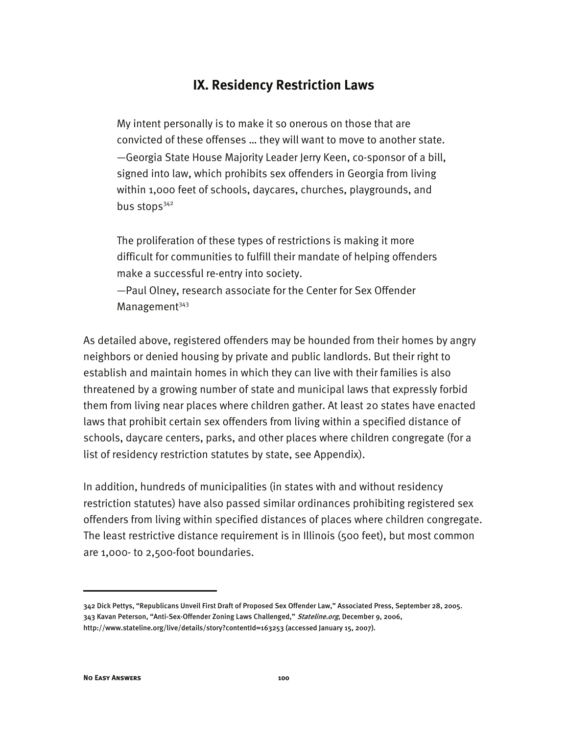## IX. Residency Restriction Laws

> My intent personally is to make it so onerous on those that are convicted of these offenses … they will want to move to another state.
> —Georgia State House Majority Leader Jerry Keen, co-sponsor of a bill, signed into law, which prohibits sex offenders in Georgia from living within 1,000 feet of schools, daycares, churches, playgrounds, and bus stops[342]

> The proliferation of these types of restrictions is making it more difficult for communities to fulfill their mandate of helping offenders make a successful re-entry into society.
> —Paul Olney, research associate for the Center for Sex Offender Management[343]

As detailed above, registered offenders may be hounded from their homes by angry neighbors or denied housing by private and public landlords. But their right to establish and maintain homes in which they can live with their families is also threatened by a growing number of state and municipal laws that expressly forbid them from living near places where children gather. At least 20 states have enacted laws that prohibit certain sex offenders from living within a specified distance of schools, daycare centers, parks, and other places where children congregate (for a list of residency restriction statutes by state, see Appendix).

In addition, hundreds of municipalities (in states with and without residency restriction statutes) have also passed similar ordinances prohibiting registered sex offenders from living within specified distances of places where children congregate. The least restrictive distance requirement is in Illinois (500 feet), but most common are 1,000- to 2,500-foot boundaries.

---

342 Dick Pettys, "Republicans Unveil First Draft of Proposed Sex Offender Law," Associated Press, September 28, 2005.
343 Kavan Peterson, "Anti-Sex-Offender Zoning Laws Challenged," *Stateline.org*, December 9, 2006, http://www.stateline.org/live/details/story?contentId=163253 (accessed January 15, 2007).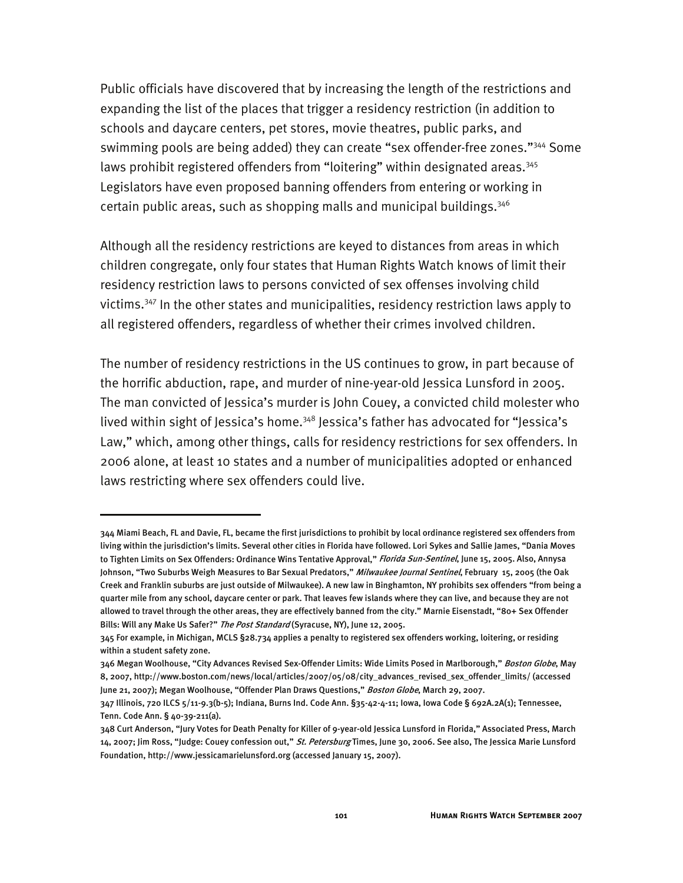Public officials have discovered that by increasing the length of the restrictions and expanding the list of the places that trigger a residency restriction (in addition to schools and daycare centers, pet stores, movie theatres, public parks, and swimming pools are being added) they can create "sex offender-free zones."[344] Some laws prohibit registered offenders from "loitering" within designated areas.[345] Legislators have even proposed banning offenders from entering or working in certain public areas, such as shopping malls and municipal buildings.[346]

Although all the residency restrictions are keyed to distances from areas in which children congregate, only four states that Human Rights Watch knows of limit their residency restriction laws to persons convicted of sex offenses involving child victims.[347] In the other states and municipalities, residency restriction laws apply to all registered offenders, regardless of whether their crimes involved children.

The number of residency restrictions in the US continues to grow, in part because of the horrific abduction, rape, and murder of nine-year-old Jessica Lunsford in 2005. The man convicted of Jessica's murder is John Couey, a convicted child molester who lived within sight of Jessica's home.[348] Jessica's father has advocated for "Jessica's Law," which, among other things, calls for residency restrictions for sex offenders. In 2006 alone, at least 10 states and a number of municipalities adopted or enhanced laws restricting where sex offenders could live.

---

344 Miami Beach, FL and Davie, FL, became the first jurisdictions to prohibit by local ordinance registered sex offenders from living within the jurisdiction's limits. Several other cities in Florida have followed. Lori Sykes and Sallie James, "Dania Moves to Tighten Limits on Sex Offenders: Ordinance Wins Tentative Approval," *Florida Sun-Sentinel*, June 15, 2005. Also, Annysa Johnson, "Two Suburbs Weigh Measures to Bar Sexual Predators," *Milwaukee Journal Sentinel*, February 15, 2005 (the Oak Creek and Franklin suburbs are just outside of Milwaukee). A new law in Binghamton, NY prohibits sex offenders "from being a quarter mile from any school, daycare center or park. That leaves few islands where they can live, and because they are not allowed to travel through the other areas, they are effectively banned from the city." Marnie Eisenstadt, "80+ Sex Offender Bills: Will any Make Us Safer?" *The Post Standard* (Syracuse, NY), June 12, 2005.

345 For example, in Michigan, MCLS §28.734 applies a penalty to registered sex offenders working, loitering, or residing within a student safety zone.

346 Megan Woolhouse, "City Advances Revised Sex-Offender Limits: Wide Limits Posed in Marlborough," *Boston Globe*, May 8, 2007, http://www.boston.com/news/local/articles/2007/05/08/city_advances_revised_sex_offender_limits/ (accessed June 21, 2007); Megan Woolhouse, "Offender Plan Draws Questions," *Boston Globe*, March 29, 2007.

347 Illinois, 720 ILCS 5/11-9.3(b-5); Indiana, Burns Ind. Code Ann. §35-42-4-11; Iowa, Iowa Code § 692A.2A(1); Tennessee, Tenn. Code Ann. § 40-39-211(a).

348 Curt Anderson, "Jury Votes for Death Penalty for Killer of 9-year-old Jessica Lunsford in Florida," Associated Press, March 14, 2007; Jim Ross, "Judge: Couey confession out," *St. Petersburg* Times, June 30, 2006. See also, The Jessica Marie Lunsford Foundation, http://www.jessicamarielunsford.org (accessed January 15, 2007).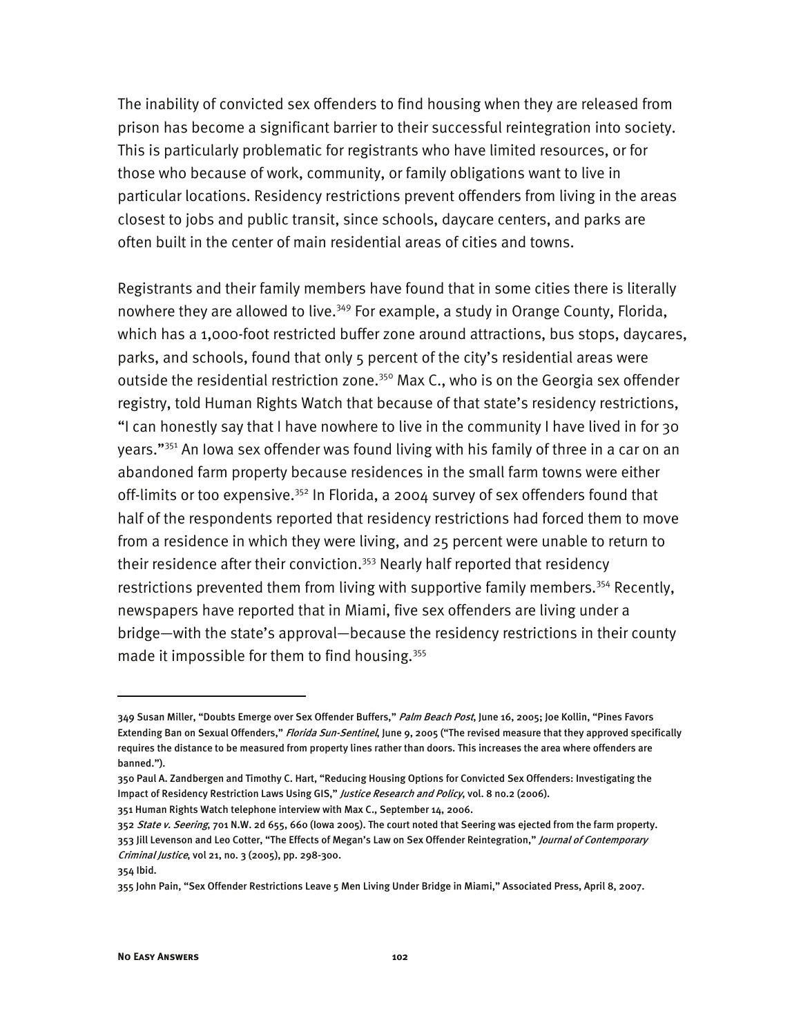The inability of convicted sex offenders to find housing when they are released from prison has become a significant barrier to their successful reintegration into society. This is particularly problematic for registrants who have limited resources, or for those who because of work, community, or family obligations want to live in particular locations. Residency restrictions prevent offenders from living in the areas closest to jobs and public transit, since schools, daycare centers, and parks are often built in the center of main residential areas of cities and towns.

Registrants and their family members have found that in some cities there is literally nowhere they are allowed to live.[349] For example, a study in Orange County, Florida, which has a 1,000-foot restricted buffer zone around attractions, bus stops, daycares, parks, and schools, found that only 5 percent of the city's residential areas were outside the residential restriction zone.[350] Max C., who is on the Georgia sex offender registry, told Human Rights Watch that because of that state's residency restrictions, "I can honestly say that I have nowhere to live in the community I have lived in for 30 years."[351] An Iowa sex offender was found living with his family of three in a car on an abandoned farm property because residences in the small farm towns were either off-limits or too expensive.[352] In Florida, a 2004 survey of sex offenders found that half of the respondents reported that residency restrictions had forced them to move from a residence in which they were living, and 25 percent were unable to return to their residence after their conviction.[353] Nearly half reported that residency restrictions prevented them from living with supportive family members.[354] Recently, newspapers have reported that in Miami, five sex offenders are living under a bridge—with the state's approval—because the residency restrictions in their county made it impossible for them to find housing.[355]

---

349 Susan Miller, "Doubts Emerge over Sex Offender Buffers," *Palm Beach Post*, June 16, 2005; Joe Kollin, "Pines Favors Extending Ban on Sexual Offenders," *Florida Sun-Sentinel*, June 9, 2005 ("The revised measure that they approved specifically requires the distance to be measured from property lines rather than doors. This increases the area where offenders are banned.").

350 Paul A. Zandbergen and Timothy C. Hart, "Reducing Housing Options for Convicted Sex Offenders: Investigating the Impact of Residency Restriction Laws Using GIS," *Justice Research and Policy*, vol. 8 no.2 (2006).

351 Human Rights Watch telephone interview with Max C., September 14, 2006.

352 *State v. Seering*, 701 N.W. 2d 655, 660 (Iowa 2005). The court noted that Seering was ejected from the farm property.

353 Jill Levenson and Leo Cotter, "The Effects of Megan's Law on Sex Offender Reintegration," *Journal of Contemporary Criminal Justice*, vol 21, no. 3 (2005), pp. 298-300.

354 Ibid.

355 John Pain, "Sex Offender Restrictions Leave 5 Men Living Under Bridge in Miami," Associated Press, April 8, 2007.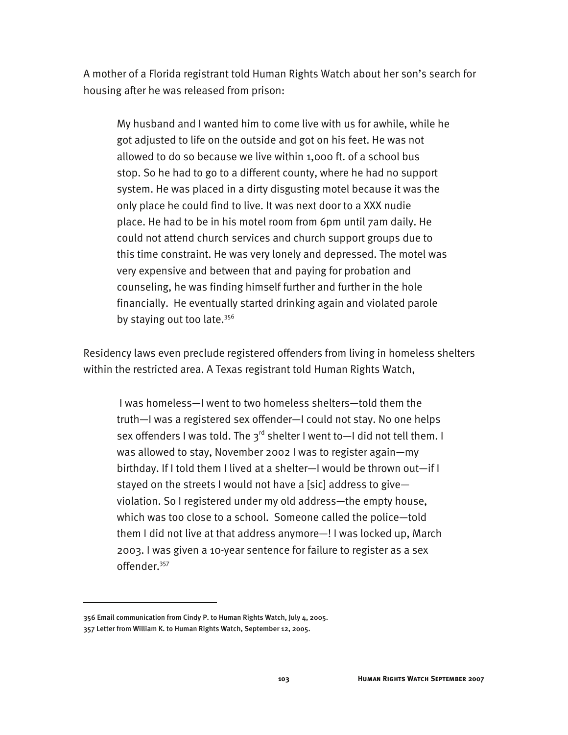A mother of a Florida registrant told Human Rights Watch about her son's search for housing after he was released from prison:

> My husband and I wanted him to come live with us for awhile, while he got adjusted to life on the outside and got on his feet. He was not allowed to do so because we live within 1,000 ft. of a school bus stop. So he had to go to a different county, where he had no support system. He was placed in a dirty disgusting motel because it was the only place he could find to live. It was next door to a XXX nudie place. He had to be in his motel room from 6pm until 7am daily. He could not attend church services and church support groups due to this time constraint. He was very lonely and depressed. The motel was very expensive and between that and paying for probation and counseling, he was finding himself further and further in the hole financially. He eventually started drinking again and violated parole by staying out too late.[356]

Residency laws even preclude registered offenders from living in homeless shelters within the restricted area. A Texas registrant told Human Rights Watch,

> I was homeless—I went to two homeless shelters—told them the truth—I was a registered sex offender—I could not stay. No one helps sex offenders I was told. The 3rd shelter I went to—I did not tell them. I was allowed to stay, November 2002 I was to register again—my birthday. If I told them I lived at a shelter—I would be thrown out—if I stayed on the streets I would not have a [sic] address to give—violation. So I registered under my old address—the empty house, which was too close to a school. Someone called the police—told them I did not live at that address anymore—! I was locked up, March 2003. I was given a 10-year sentence for failure to register as a sex offender.[357]

---

356 Email communication from Cindy P. to Human Rights Watch, July 4, 2005.

357 Letter from William K. to Human Rights Watch, September 12, 2005.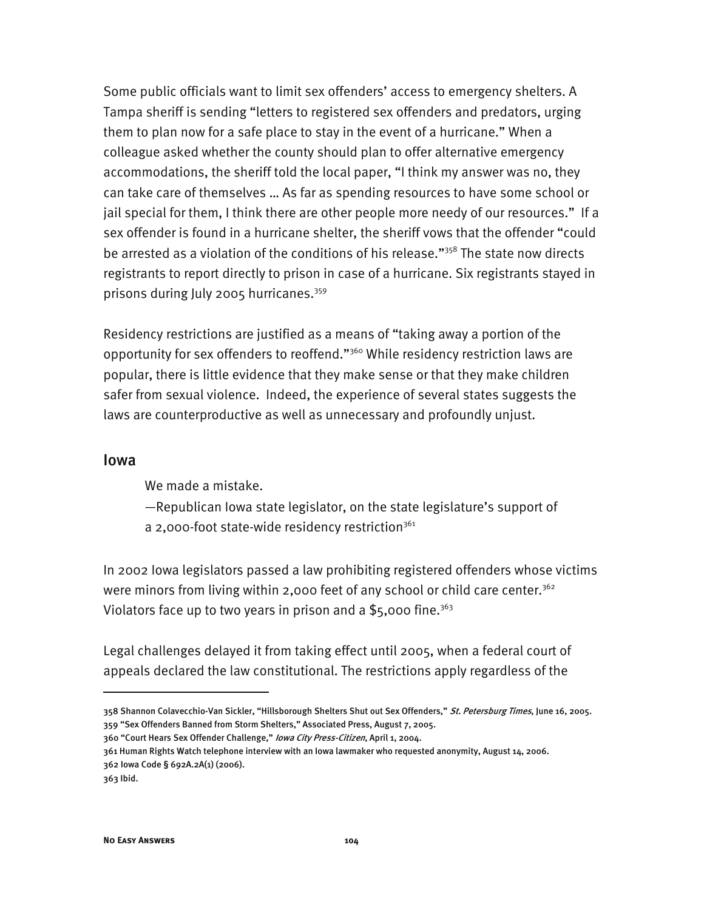Some public officials want to limit sex offenders' access to emergency shelters. A Tampa sheriff is sending "letters to registered sex offenders and predators, urging them to plan now for a safe place to stay in the event of a hurricane." When a colleague asked whether the county should plan to offer alternative emergency accommodations, the sheriff told the local paper, "I think my answer was no, they can take care of themselves … As far as spending resources to have some school or jail special for them, I think there are other people more needy of our resources." If a sex offender is found in a hurricane shelter, the sheriff vows that the offender "could be arrested as a violation of the conditions of his release."[358] The state now directs registrants to report directly to prison in case of a hurricane. Six registrants stayed in prisons during July 2005 hurricanes.[359]

Residency restrictions are justified as a means of "taking away a portion of the opportunity for sex offenders to reoffend."[360] While residency restriction laws are popular, there is little evidence that they make sense or that they make children safer from sexual violence. Indeed, the experience of several states suggests the laws are counterproductive as well as unnecessary and profoundly unjust.

## Iowa

> We made a mistake.
>
> —Republican Iowa state legislator, on the state legislature's support of a 2,000-foot state-wide residency restriction[361]

In 2002 Iowa legislators passed a law prohibiting registered offenders whose victims were minors from living within 2,000 feet of any school or child care center.[362] Violators face up to two years in prison and a $5,000 fine.[363]

Legal challenges delayed it from taking effect until 2005, when a federal court of appeals declared the law constitutional. The restrictions apply regardless of the

---

358 Shannon Colavecchio-Van Sickler, "Hillsborough Shelters Shut out Sex Offenders," *St. Petersburg Times*, June 16, 2005.

359 "Sex Offenders Banned from Storm Shelters," Associated Press, August 7, 2005.

360 "Court Hears Sex Offender Challenge," *Iowa City Press-Citizen*, April 1, 2004.

361 Human Rights Watch telephone interview with an Iowa lawmaker who requested anonymity, August 14, 2006.

362 Iowa Code § 692A.2A(1) (2006).

363 Ibid.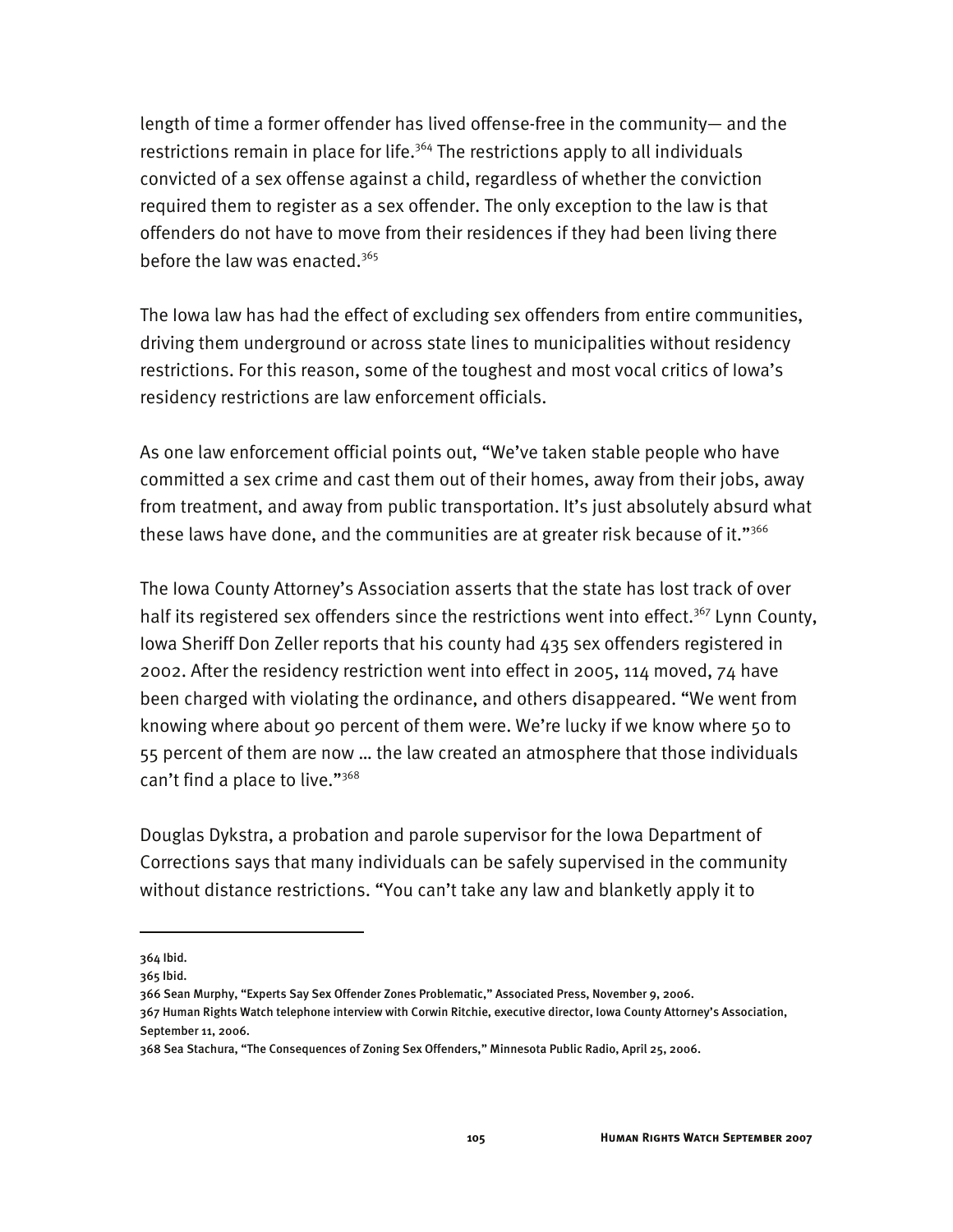length of time a former offender has lived offense-free in the community— and the restrictions remain in place for life.[364] The restrictions apply to all individuals convicted of a sex offense against a child, regardless of whether the conviction required them to register as a sex offender. The only exception to the law is that offenders do not have to move from their residences if they had been living there before the law was enacted.[365]

The Iowa law has had the effect of excluding sex offenders from entire communities, driving them underground or across state lines to municipalities without residency restrictions. For this reason, some of the toughest and most vocal critics of Iowa's residency restrictions are law enforcement officials.

As one law enforcement official points out, "We've taken stable people who have committed a sex crime and cast them out of their homes, away from their jobs, away from treatment, and away from public transportation. It's just absolutely absurd what these laws have done, and the communities are at greater risk because of it."[366]

The Iowa County Attorney's Association asserts that the state has lost track of over half its registered sex offenders since the restrictions went into effect.[367] Lynn County, Iowa Sheriff Don Zeller reports that his county had 435 sex offenders registered in 2002. After the residency restriction went into effect in 2005, 114 moved, 74 have been charged with violating the ordinance, and others disappeared. "We went from knowing where about 90 percent of them were. We're lucky if we know where 50 to 55 percent of them are now … the law created an atmosphere that those individuals can't find a place to live."[368]

Douglas Dykstra, a probation and parole supervisor for the Iowa Department of Corrections says that many individuals can be safely supervised in the community without distance restrictions. "You can't take any law and blanketly apply it to

---

364 Ibid.

365 Ibid.

366 Sean Murphy, "Experts Say Sex Offender Zones Problematic," Associated Press, November 9, 2006.

367 Human Rights Watch telephone interview with Corwin Ritchie, executive director, Iowa County Attorney's Association, September 11, 2006.

368 Sea Stachura, "The Consequences of Zoning Sex Offenders," Minnesota Public Radio, April 25, 2006.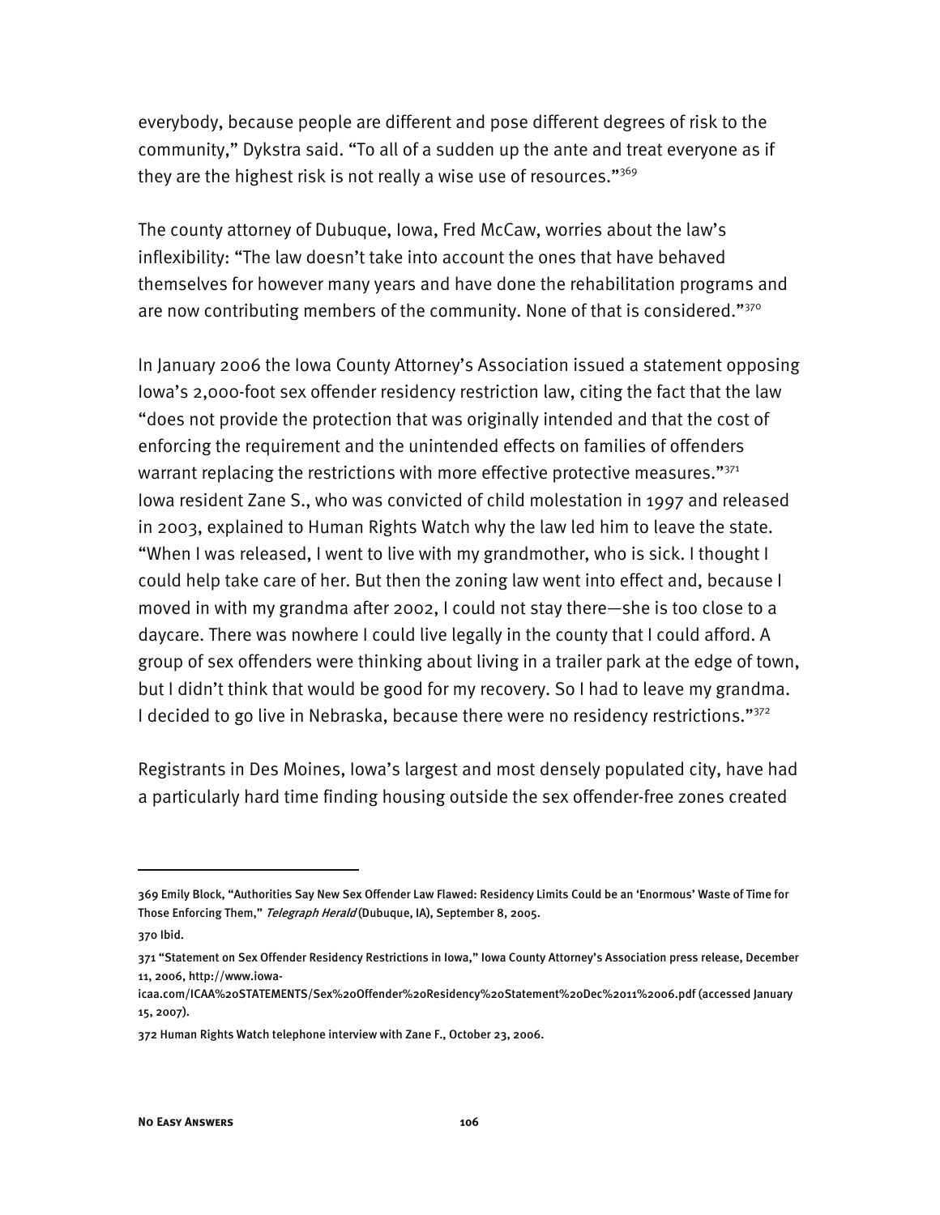everybody, because people are different and pose different degrees of risk to the community," Dykstra said. "To all of a sudden up the ante and treat everyone as if they are the highest risk is not really a wise use of resources."[369]

The county attorney of Dubuque, Iowa, Fred McCaw, worries about the law's inflexibility: "The law doesn't take into account the ones that have behaved themselves for however many years and have done the rehabilitation programs and are now contributing members of the community. None of that is considered."[370]

In January 2006 the Iowa County Attorney's Association issued a statement opposing Iowa's 2,000-foot sex offender residency restriction law, citing the fact that the law "does not provide the protection that was originally intended and that the cost of enforcing the requirement and the unintended effects on families of offenders warrant replacing the restrictions with more effective protective measures."[371] Iowa resident Zane S., who was convicted of child molestation in 1997 and released in 2003, explained to Human Rights Watch why the law led him to leave the state. "When I was released, I went to live with my grandmother, who is sick. I thought I could help take care of her. But then the zoning law went into effect and, because I moved in with my grandma after 2002, I could not stay there—she is too close to a daycare. There was nowhere I could live legally in the county that I could afford. A group of sex offenders were thinking about living in a trailer park at the edge of town, but I didn't think that would be good for my recovery. So I had to leave my grandma. I decided to go live in Nebraska, because there were no residency restrictions."[372]

Registrants in Des Moines, Iowa's largest and most densely populated city, have had a particularly hard time finding housing outside the sex offender-free zones created

---

369 Emily Block, "Authorities Say New Sex Offender Law Flawed: Residency Limits Could be an 'Enormous' Waste of Time for Those Enforcing Them," *Telegraph Herald* (Dubuque, IA), September 8, 2005.

370 Ibid.

371 "Statement on Sex Offender Residency Restrictions in Iowa," Iowa County Attorney's Association press release, December 11, 2006, http://www.iowa-icaa.com/ICAA%20STATEMENTS/Sex%20Offender%20Residency%20Statement%20Dec%2011%2006.pdf (accessed January 15, 2007).

372 Human Rights Watch telephone interview with Zane F., October 23, 2006.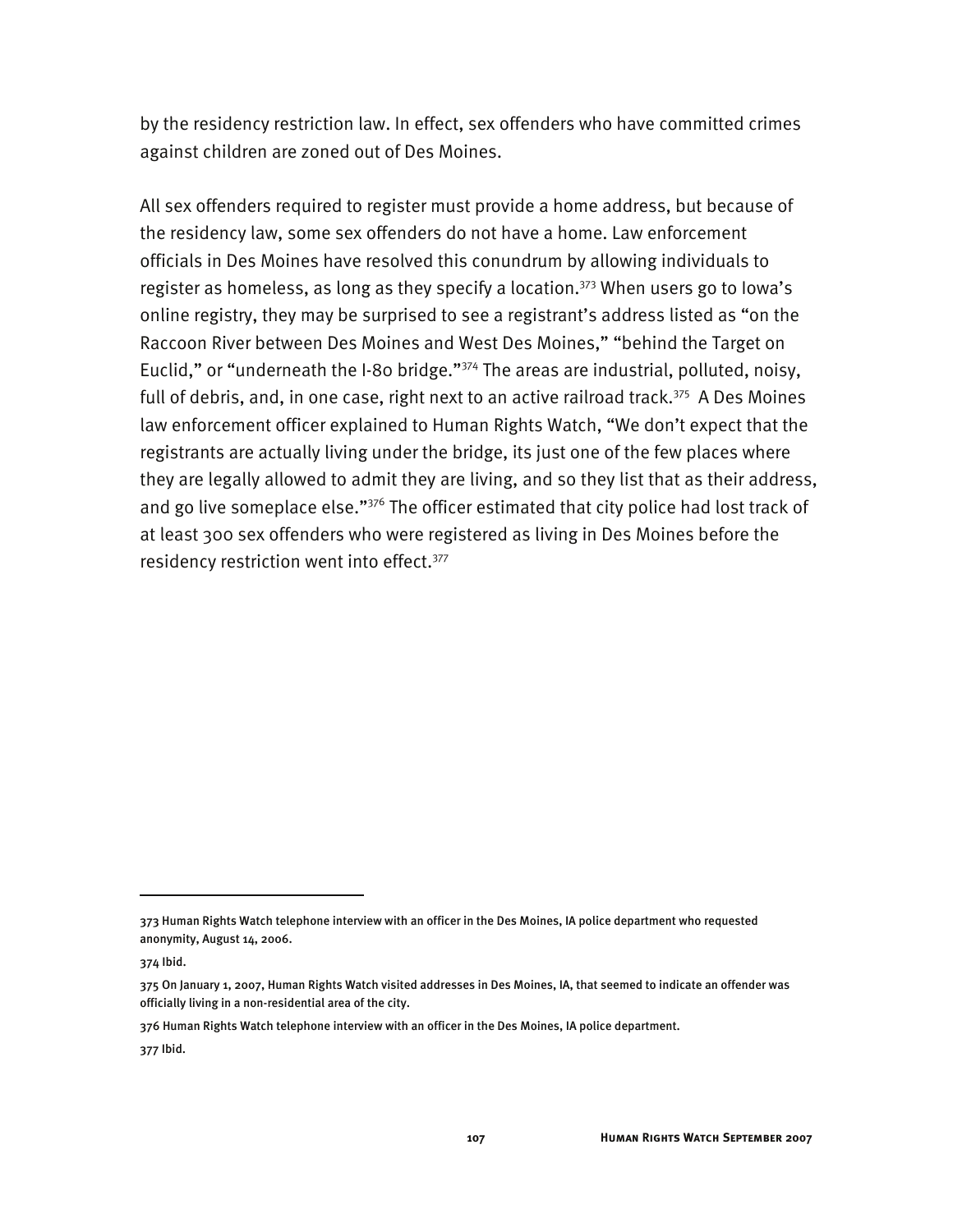by the residency restriction law. In effect, sex offenders who have committed crimes against children are zoned out of Des Moines.

All sex offenders required to register must provide a home address, but because of the residency law, some sex offenders do not have a home. Law enforcement officials in Des Moines have resolved this conundrum by allowing individuals to register as homeless, as long as they specify a location.[373] When users go to Iowa's online registry, they may be surprised to see a registrant's address listed as "on the Raccoon River between Des Moines and West Des Moines," "behind the Target on Euclid," or "underneath the I-80 bridge."[374] The areas are industrial, polluted, noisy, full of debris, and, in one case, right next to an active railroad track.[375] A Des Moines law enforcement officer explained to Human Rights Watch, "We don't expect that the registrants are actually living under the bridge, its just one of the few places where they are legally allowed to admit they are living, and so they list that as their address, and go live someplace else."[376] The officer estimated that city police had lost track of at least 300 sex offenders who were registered as living in Des Moines before the residency restriction went into effect.[377]

---

373 Human Rights Watch telephone interview with an officer in the Des Moines, IA police department who requested anonymity, August 14, 2006.

374 Ibid.

375 On January 1, 2007, Human Rights Watch visited addresses in Des Moines, IA, that seemed to indicate an offender was officially living in a non-residential area of the city.

376 Human Rights Watch telephone interview with an officer in the Des Moines, IA police department.

377 Ibid.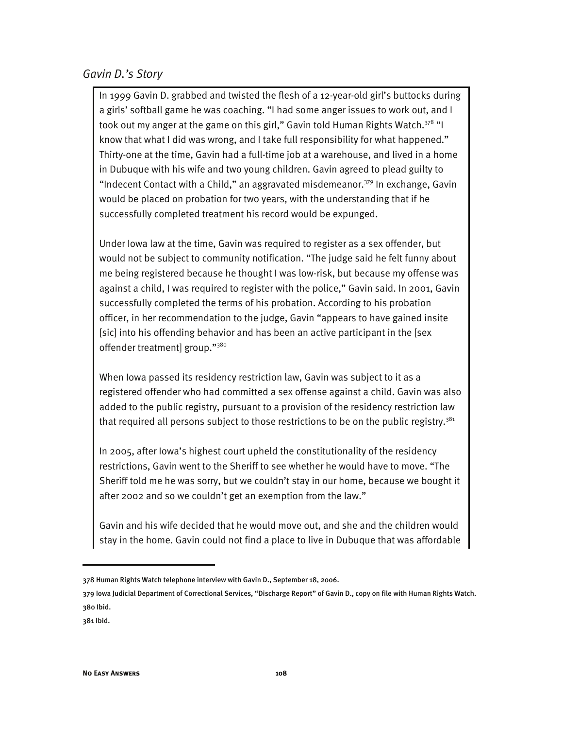## *Gavin D.'s Story*

In 1999 Gavin D. grabbed and twisted the flesh of a 12-year-old girl's buttocks during a girls' softball game he was coaching. "I had some anger issues to work out, and I took out my anger at the game on this girl," Gavin told Human Rights Watch.[378] "I know that what I did was wrong, and I take full responsibility for what happened." Thirty-one at the time, Gavin had a full-time job at a warehouse, and lived in a home in Dubuque with his wife and two young children. Gavin agreed to plead guilty to "Indecent Contact with a Child," an aggravated misdemeanor.[379] In exchange, Gavin would be placed on probation for two years, with the understanding that if he successfully completed treatment his record would be expunged.

Under Iowa law at the time, Gavin was required to register as a sex offender, but would not be subject to community notification. "The judge said he felt funny about me being registered because he thought I was low-risk, but because my offense was against a child, I was required to register with the police," Gavin said. In 2001, Gavin successfully completed the terms of his probation. According to his probation officer, in her recommendation to the judge, Gavin "appears to have gained insite [sic] into his offending behavior and has been an active participant in the [sex offender treatment] group."[380]

When Iowa passed its residency restriction law, Gavin was subject to it as a registered offender who had committed a sex offense against a child. Gavin was also added to the public registry, pursuant to a provision of the residency restriction law that required all persons subject to those restrictions to be on the public registry.[381]

In 2005, after Iowa's highest court upheld the constitutionality of the residency restrictions, Gavin went to the Sheriff to see whether he would have to move. "The Sheriff told me he was sorry, but we couldn't stay in our home, because we bought it after 2002 and so we couldn't get an exemption from the law."

Gavin and his wife decided that he would move out, and she and the children would stay in the home. Gavin could not find a place to live in Dubuque that was affordable

---

378 Human Rights Watch telephone interview with Gavin D., September 18, 2006.

379 Iowa Judicial Department of Correctional Services, "Discharge Report" of Gavin D., copy on file with Human Rights Watch.

380 Ibid.

381 Ibid.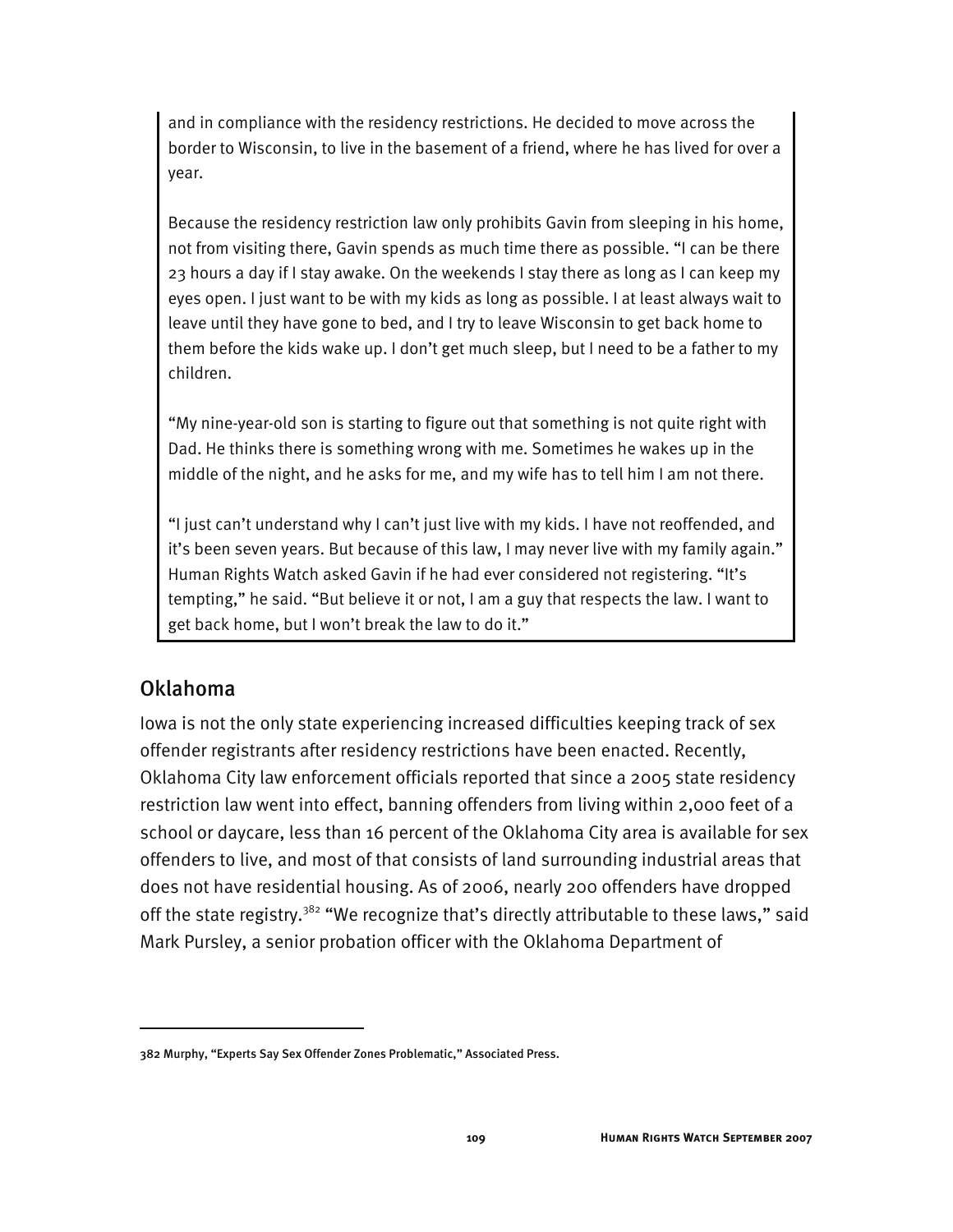and in compliance with the residency restrictions. He decided to move across the border to Wisconsin, to live in the basement of a friend, where he has lived for over a year.

Because the residency restriction law only prohibits Gavin from sleeping in his home, not from visiting there, Gavin spends as much time there as possible. "I can be there 23 hours a day if I stay awake. On the weekends I stay there as long as I can keep my eyes open. I just want to be with my kids as long as possible. I at least always wait to leave until they have gone to bed, and I try to leave Wisconsin to get back home to them before the kids wake up. I don't get much sleep, but I need to be a father to my children.

"My nine-year-old son is starting to figure out that something is not quite right with Dad. He thinks there is something wrong with me. Sometimes he wakes up in the middle of the night, and he asks for me, and my wife has to tell him I am not there.

"I just can't understand why I can't just live with my kids. I have not reoffended, and it's been seven years. But because of this law, I may never live with my family again." Human Rights Watch asked Gavin if he had ever considered not registering. "It's tempting," he said. "But believe it or not, I am a guy that respects the law. I want to get back home, but I won't break the law to do it."

## Oklahoma

Iowa is not the only state experiencing increased difficulties keeping track of sex offender registrants after residency restrictions have been enacted. Recently, Oklahoma City law enforcement officials reported that since a 2005 state residency restriction law went into effect, banning offenders from living within 2,000 feet of a school or daycare, less than 16 percent of the Oklahoma City area is available for sex offenders to live, and most of that consists of land surrounding industrial areas that does not have residential housing. As of 2006, nearly 200 offenders have dropped off the state registry.[382] "We recognize that's directly attributable to these laws," said Mark Pursley, a senior probation officer with the Oklahoma Department of

---

382 Murphy, "Experts Say Sex Offender Zones Problematic," Associated Press.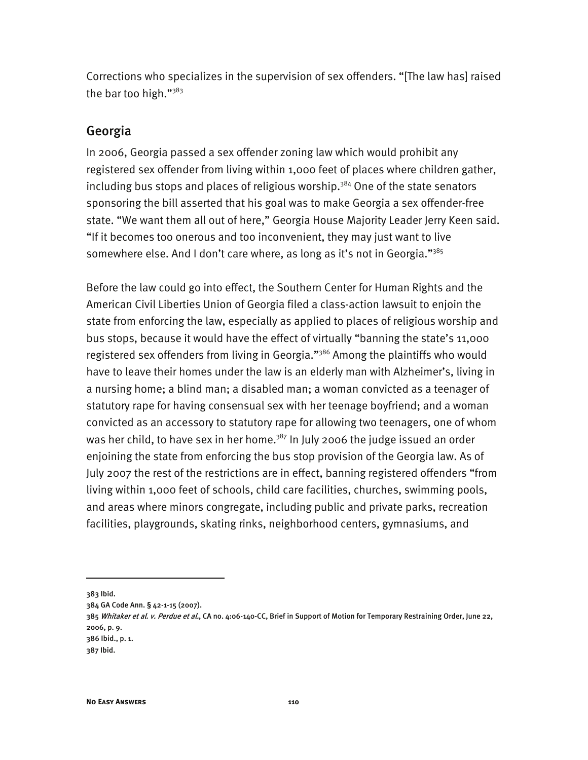Corrections who specializes in the supervision of sex offenders. "[The law has] raised the bar too high."[383]

## Georgia

In 2006, Georgia passed a sex offender zoning law which would prohibit any registered sex offender from living within 1,000 feet of places where children gather, including bus stops and places of religious worship.[384] One of the state senators sponsoring the bill asserted that his goal was to make Georgia a sex offender-free state. "We want them all out of here," Georgia House Majority Leader Jerry Keen said. "If it becomes too onerous and too inconvenient, they may just want to live somewhere else. And I don't care where, as long as it's not in Georgia."[385]

Before the law could go into effect, the Southern Center for Human Rights and the American Civil Liberties Union of Georgia filed a class-action lawsuit to enjoin the state from enforcing the law, especially as applied to places of religious worship and bus stops, because it would have the effect of virtually "banning the state's 11,000 registered sex offenders from living in Georgia."[386] Among the plaintiffs who would have to leave their homes under the law is an elderly man with Alzheimer's, living in a nursing home; a blind man; a disabled man; a woman convicted as a teenager of statutory rape for having consensual sex with her teenage boyfriend; and a woman convicted as an accessory to statutory rape for allowing two teenagers, one of whom was her child, to have sex in her home.[387] In July 2006 the judge issued an order enjoining the state from enforcing the bus stop provision of the Georgia law. As of July 2007 the rest of the restrictions are in effect, banning registered offenders "from living within 1,000 feet of schools, child care facilities, churches, swimming pools, and areas where minors congregate, including public and private parks, recreation facilities, playgrounds, skating rinks, neighborhood centers, gymnasiums, and

---

383 Ibid.

384 GA Code Ann. § 42-1-15 (2007).

385 *Whitaker et al. v. Perdue et al.*, CA no. 4:06-140-CC, Brief in Support of Motion for Temporary Restraining Order, June 22, 2006, p. 9.

386 Ibid., p. 1.

387 Ibid.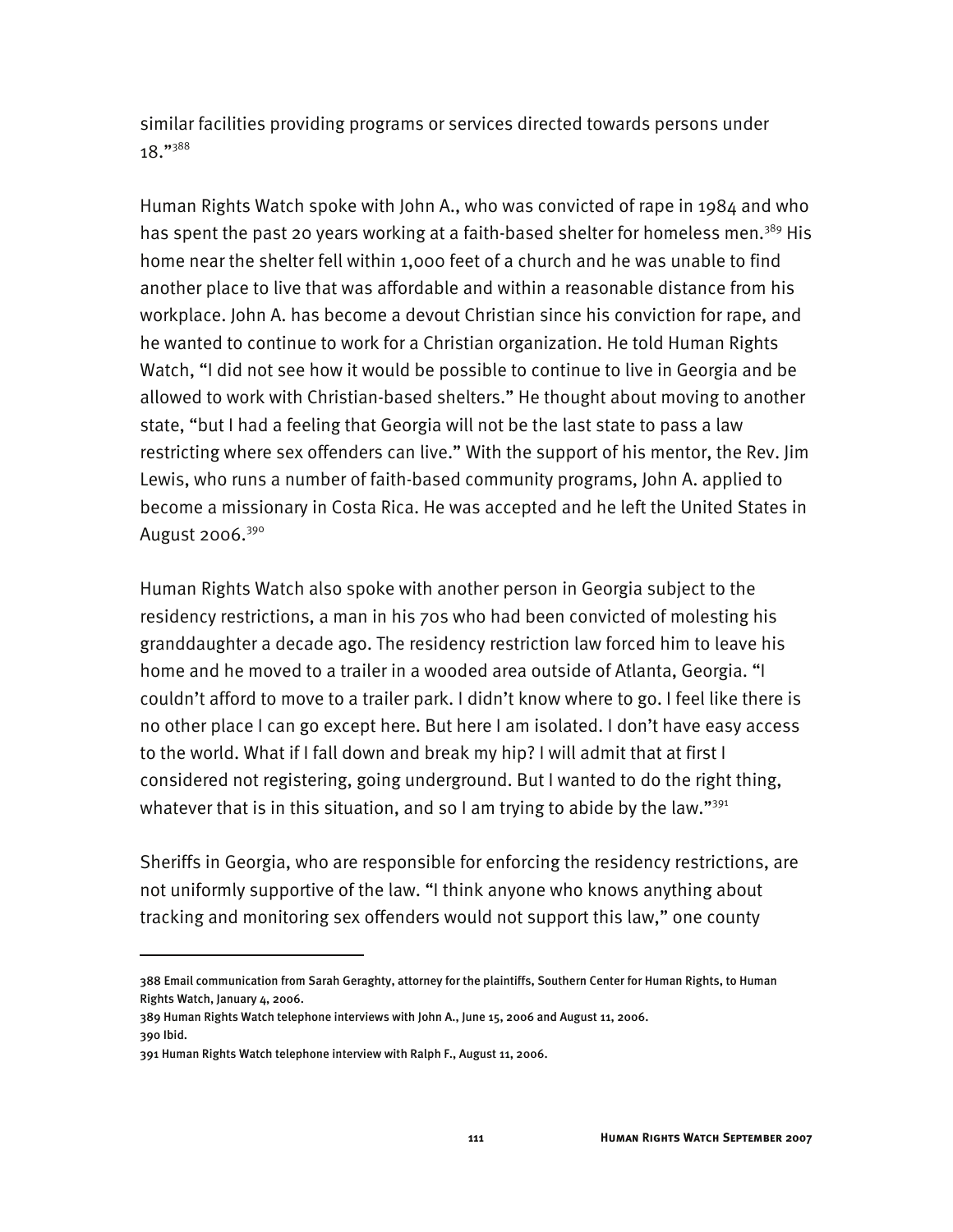similar facilities providing programs or services directed towards persons under 18."[388]

Human Rights Watch spoke with John A., who was convicted of rape in 1984 and who has spent the past 20 years working at a faith-based shelter for homeless men.[389] His home near the shelter fell within 1,000 feet of a church and he was unable to find another place to live that was affordable and within a reasonable distance from his workplace. John A. has become a devout Christian since his conviction for rape, and he wanted to continue to work for a Christian organization. He told Human Rights Watch, "I did not see how it would be possible to continue to live in Georgia and be allowed to work with Christian-based shelters." He thought about moving to another state, "but I had a feeling that Georgia will not be the last state to pass a law restricting where sex offenders can live." With the support of his mentor, the Rev. Jim Lewis, who runs a number of faith-based community programs, John A. applied to become a missionary in Costa Rica. He was accepted and he left the United States in August 2006.[390]

Human Rights Watch also spoke with another person in Georgia subject to the residency restrictions, a man in his 70s who had been convicted of molesting his granddaughter a decade ago. The residency restriction law forced him to leave his home and he moved to a trailer in a wooded area outside of Atlanta, Georgia. "I couldn't afford to move to a trailer park. I didn't know where to go. I feel like there is no other place I can go except here. But here I am isolated. I don't have easy access to the world. What if I fall down and break my hip? I will admit that at first I considered not registering, going underground. But I wanted to do the right thing, whatever that is in this situation, and so I am trying to abide by the law."[391]

Sheriffs in Georgia, who are responsible for enforcing the residency restrictions, are not uniformly supportive of the law. "I think anyone who knows anything about tracking and monitoring sex offenders would not support this law," one county

---

388 Email communication from Sarah Geraghty, attorney for the plaintiffs, Southern Center for Human Rights, to Human Rights Watch, January 4, 2006.

389 Human Rights Watch telephone interviews with John A., June 15, 2006 and August 11, 2006.

390 Ibid.

391 Human Rights Watch telephone interview with Ralph F., August 11, 2006.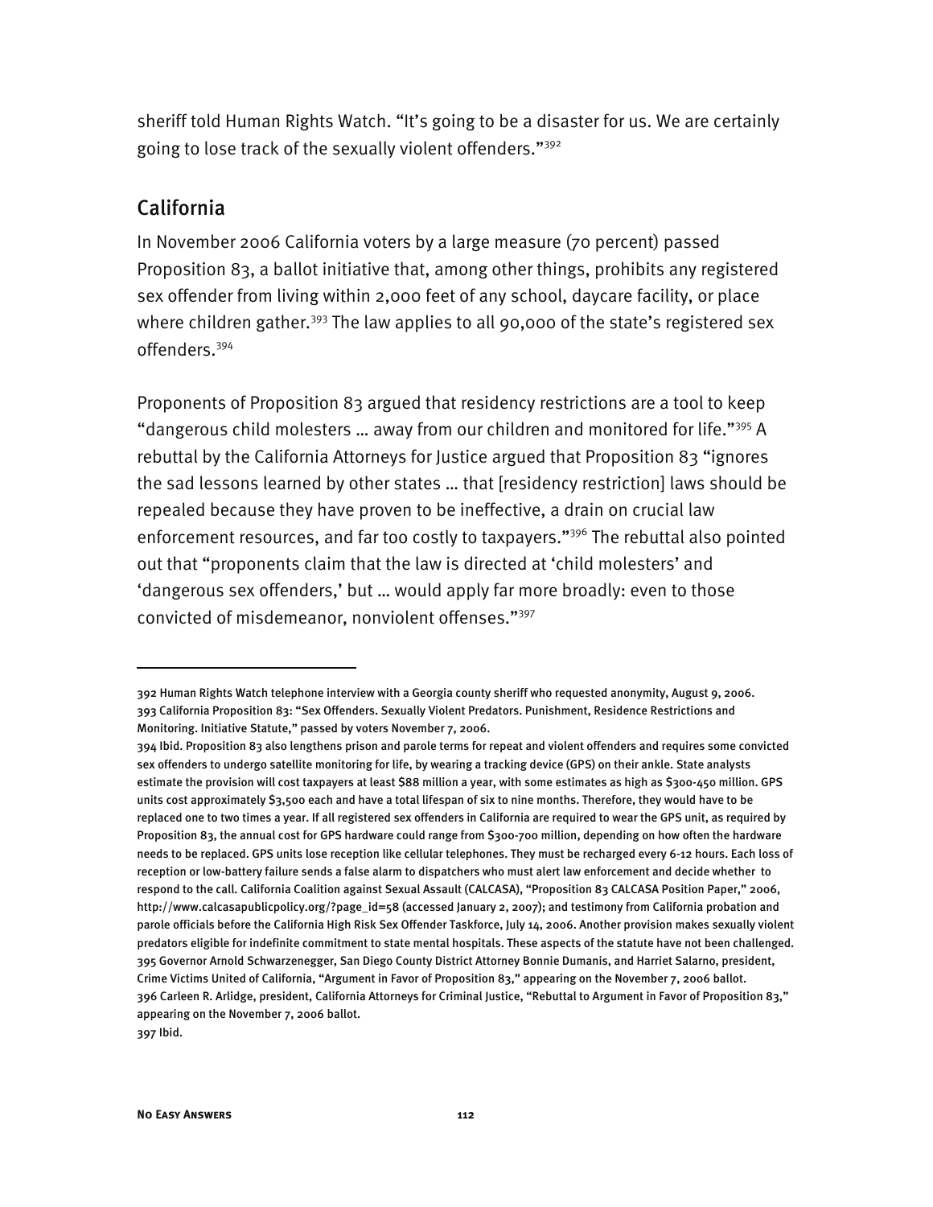sheriff told Human Rights Watch. "It's going to be a disaster for us. We are certainly going to lose track of the sexually violent offenders."[392]

## California

In November 2006 California voters by a large measure (70 percent) passed Proposition 83, a ballot initiative that, among other things, prohibits any registered sex offender from living within 2,000 feet of any school, daycare facility, or place where children gather.[393] The law applies to all 90,000 of the state's registered sex offenders.[394]

Proponents of Proposition 83 argued that residency restrictions are a tool to keep "dangerous child molesters … away from our children and monitored for life."[395] A rebuttal by the California Attorneys for Justice argued that Proposition 83 "ignores the sad lessons learned by other states … that [residency restriction] laws should be repealed because they have proven to be ineffective, a drain on crucial law enforcement resources, and far too costly to taxpayers."[396] The rebuttal also pointed out that "proponents claim that the law is directed at 'child molesters' and 'dangerous sex offenders,' but … would apply far more broadly: even to those convicted of misdemeanor, nonviolent offenses."[397]

---

392 Human Rights Watch telephone interview with a Georgia county sheriff who requested anonymity, August 9, 2006.

393 California Proposition 83: "Sex Offenders. Sexually Violent Predators. Punishment, Residence Restrictions and Monitoring. Initiative Statute," passed by voters November 7, 2006.

394 Ibid. Proposition 83 also lengthens prison and parole terms for repeat and violent offenders and requires some convicted sex offenders to undergo satellite monitoring for life, by wearing a tracking device (GPS) on their ankle. State analysts estimate the provision will cost taxpayers at least $88 million a year, with some estimates as high as $300-450 million. GPS units cost approximately $3,500 each and have a total lifespan of six to nine months. Therefore, they would have to be replaced one to two times a year. If all registered sex offenders in California are required to wear the GPS unit, as required by Proposition 83, the annual cost for GPS hardware could range from $300-700 million, depending on how often the hardware needs to be replaced. GPS units lose reception like cellular telephones. They must be recharged every 6-12 hours. Each loss of reception or low-battery failure sends a false alarm to dispatchers who must alert law enforcement and decide whether to respond to the call. California Coalition against Sexual Assault (CALCASA), "Proposition 83 CALCASA Position Paper," 2006, http://www.calcasapublicpolicy.org/?page_id=58 (accessed January 2, 2007); and testimony from California probation and parole officials before the California High Risk Sex Offender Taskforce, July 14, 2006. Another provision makes sexually violent predators eligible for indefinite commitment to state mental hospitals. These aspects of the statute have not been challenged.

395 Governor Arnold Schwarzenegger, San Diego County District Attorney Bonnie Dumanis, and Harriet Salarno, president, Crime Victims United of California, "Argument in Favor of Proposition 83," appearing on the November 7, 2006 ballot.

396 Carleen R. Arlidge, president, California Attorneys for Criminal Justice, "Rebuttal to Argument in Favor of Proposition 83," appearing on the November 7, 2006 ballot.

397 Ibid.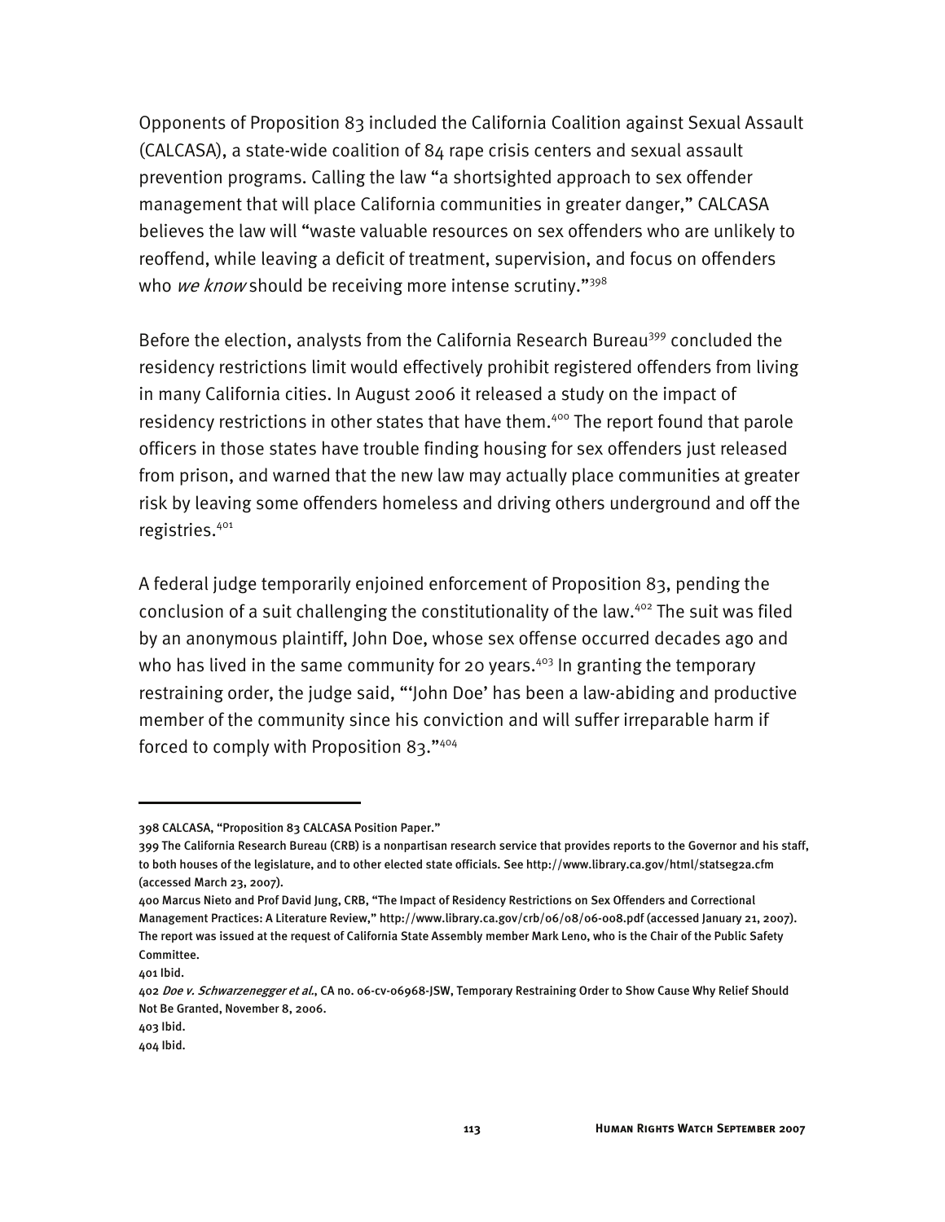Opponents of Proposition 83 included the California Coalition against Sexual Assault (CALCASA), a state-wide coalition of 84 rape crisis centers and sexual assault prevention programs. Calling the law "a shortsighted approach to sex offender management that will place California communities in greater danger," CALCASA believes the law will "waste valuable resources on sex offenders who are unlikely to reoffend, while leaving a deficit of treatment, supervision, and focus on offenders who *we know* should be receiving more intense scrutiny."[398]

Before the election, analysts from the California Research Bureau[399] concluded the residency restrictions limit would effectively prohibit registered offenders from living in many California cities. In August 2006 it released a study on the impact of residency restrictions in other states that have them.[400] The report found that parole officers in those states have trouble finding housing for sex offenders just released from prison, and warned that the new law may actually place communities at greater risk by leaving some offenders homeless and driving others underground and off the registries.[401]

A federal judge temporarily enjoined enforcement of Proposition 83, pending the conclusion of a suit challenging the constitutionality of the law.[402] The suit was filed by an anonymous plaintiff, John Doe, whose sex offense occurred decades ago and who has lived in the same community for 20 years.[403] In granting the temporary restraining order, the judge said, "'John Doe' has been a law-abiding and productive member of the community since his conviction and will suffer irreparable harm if forced to comply with Proposition 83."[404]

---

398 CALCASA, "Proposition 83 CALCASA Position Paper."

399 The California Research Bureau (CRB) is a nonpartisan research service that provides reports to the Governor and his staff, to both houses of the legislature, and to other elected state officials. See http://www.library.ca.gov/html/statseg2a.cfm (accessed March 23, 2007).

400 Marcus Nieto and Prof David Jung, CRB, "The Impact of Residency Restrictions on Sex Offenders and Correctional Management Practices: A Literature Review," http://www.library.ca.gov/crb/06/08/06-008.pdf (accessed January 21, 2007). The report was issued at the request of California State Assembly member Mark Leno, who is the Chair of the Public Safety Committee.

401 Ibid.

402 *Doe v. Schwarzenegger et al.*, CA no. 06-cv-06968-JSW, Temporary Restraining Order to Show Cause Why Relief Should Not Be Granted, November 8, 2006.

403 Ibid.

404 Ibid.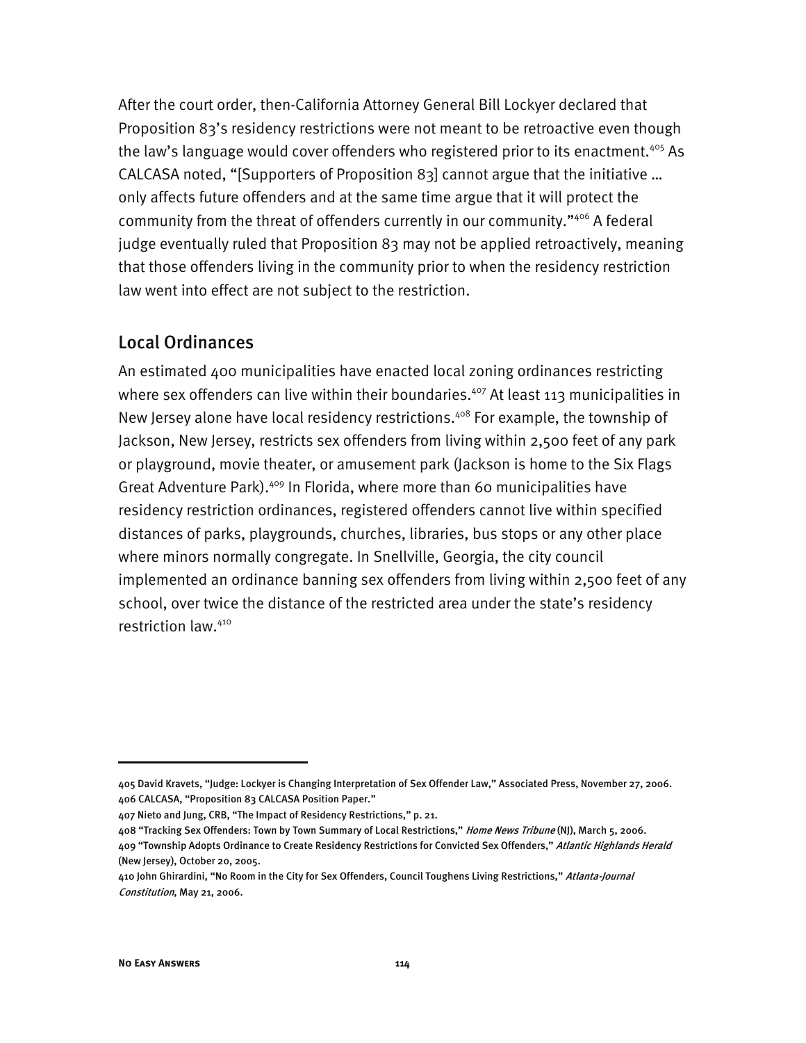After the court order, then-California Attorney General Bill Lockyer declared that Proposition 83's residency restrictions were not meant to be retroactive even though the law's language would cover offenders who registered prior to its enactment.[405] As CALCASA noted, "[Supporters of Proposition 83] cannot argue that the initiative … only affects future offenders and at the same time argue that it will protect the community from the threat of offenders currently in our community."[406] A federal judge eventually ruled that Proposition 83 may not be applied retroactively, meaning that those offenders living in the community prior to when the residency restriction law went into effect are not subject to the restriction.

## Local Ordinances

An estimated 400 municipalities have enacted local zoning ordinances restricting where sex offenders can live within their boundaries.[407] At least 113 municipalities in New Jersey alone have local residency restrictions.[408] For example, the township of Jackson, New Jersey, restricts sex offenders from living within 2,500 feet of any park or playground, movie theater, or amusement park (Jackson is home to the Six Flags Great Adventure Park).[409] In Florida, where more than 60 municipalities have residency restriction ordinances, registered offenders cannot live within specified distances of parks, playgrounds, churches, libraries, bus stops or any other place where minors normally congregate. In Snellville, Georgia, the city council implemented an ordinance banning sex offenders from living within 2,500 feet of any school, over twice the distance of the restricted area under the state's residency restriction law.[410]

---

405 David Kravets, "Judge: Lockyer is Changing Interpretation of Sex Offender Law," Associated Press, November 27, 2006.
406 CALCASA, "Proposition 83 CALCASA Position Paper."
407 Nieto and Jung, CRB, "The Impact of Residency Restrictions," p. 21.
408 "Tracking Sex Offenders: Town by Town Summary of Local Restrictions," *Home News Tribune* (NJ), March 5, 2006.
409 "Township Adopts Ordinance to Create Residency Restrictions for Convicted Sex Offenders," *Atlantic Highlands Herald* (New Jersey), October 20, 2005.
410 John Ghirardini, "No Room in the City for Sex Offenders, Council Toughens Living Restrictions," *Atlanta-Journal Constitution*, May 21, 2006.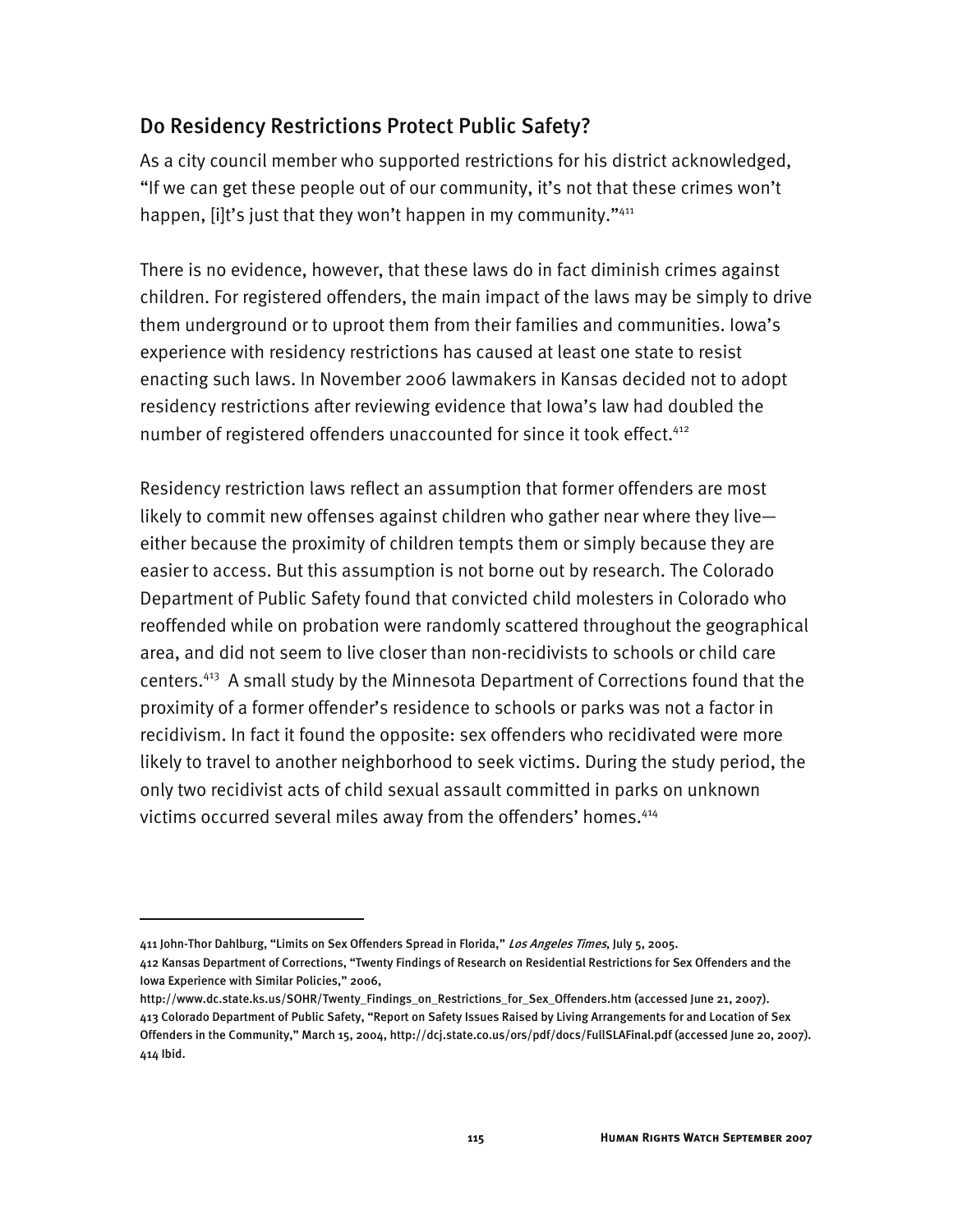## Do Residency Restrictions Protect Public Safety?

As a city council member who supported restrictions for his district acknowledged, "If we can get these people out of our community, it's not that these crimes won't happen, [i]t's just that they won't happen in my community."[411]

There is no evidence, however, that these laws do in fact diminish crimes against children. For registered offenders, the main impact of the laws may be simply to drive them underground or to uproot them from their families and communities. Iowa's experience with residency restrictions has caused at least one state to resist enacting such laws. In November 2006 lawmakers in Kansas decided not to adopt residency restrictions after reviewing evidence that Iowa's law had doubled the number of registered offenders unaccounted for since it took effect.[412]

Residency restriction laws reflect an assumption that former offenders are most likely to commit new offenses against children who gather near where they live—either because the proximity of children tempts them or simply because they are easier to access. But this assumption is not borne out by research. The Colorado Department of Public Safety found that convicted child molesters in Colorado who reoffended while on probation were randomly scattered throughout the geographical area, and did not seem to live closer than non-recidivists to schools or child care centers.[413] A small study by the Minnesota Department of Corrections found that the proximity of a former offender's residence to schools or parks was not a factor in recidivism. In fact it found the opposite: sex offenders who recidivated were more likely to travel to another neighborhood to seek victims. During the study period, the only two recidivist acts of child sexual assault committed in parks on unknown victims occurred several miles away from the offenders' homes.[414]

---

411 John-Thor Dahlburg, "Limits on Sex Offenders Spread in Florida," *Los Angeles Times*, July 5, 2005.

412 Kansas Department of Corrections, "Twenty Findings of Research on Residential Restrictions for Sex Offenders and the Iowa Experience with Similar Policies," 2006, http://www.dc.state.ks.us/SOHR/Twenty_Findings_on_Restrictions_for_Sex_Offenders.htm (accessed June 21, 2007).

413 Colorado Department of Public Safety, "Report on Safety Issues Raised by Living Arrangements for and Location of Sex Offenders in the Community," March 15, 2004, http://dcj.state.co.us/ors/pdf/docs/FullSLAFinal.pdf (accessed June 20, 2007).

414 Ibid.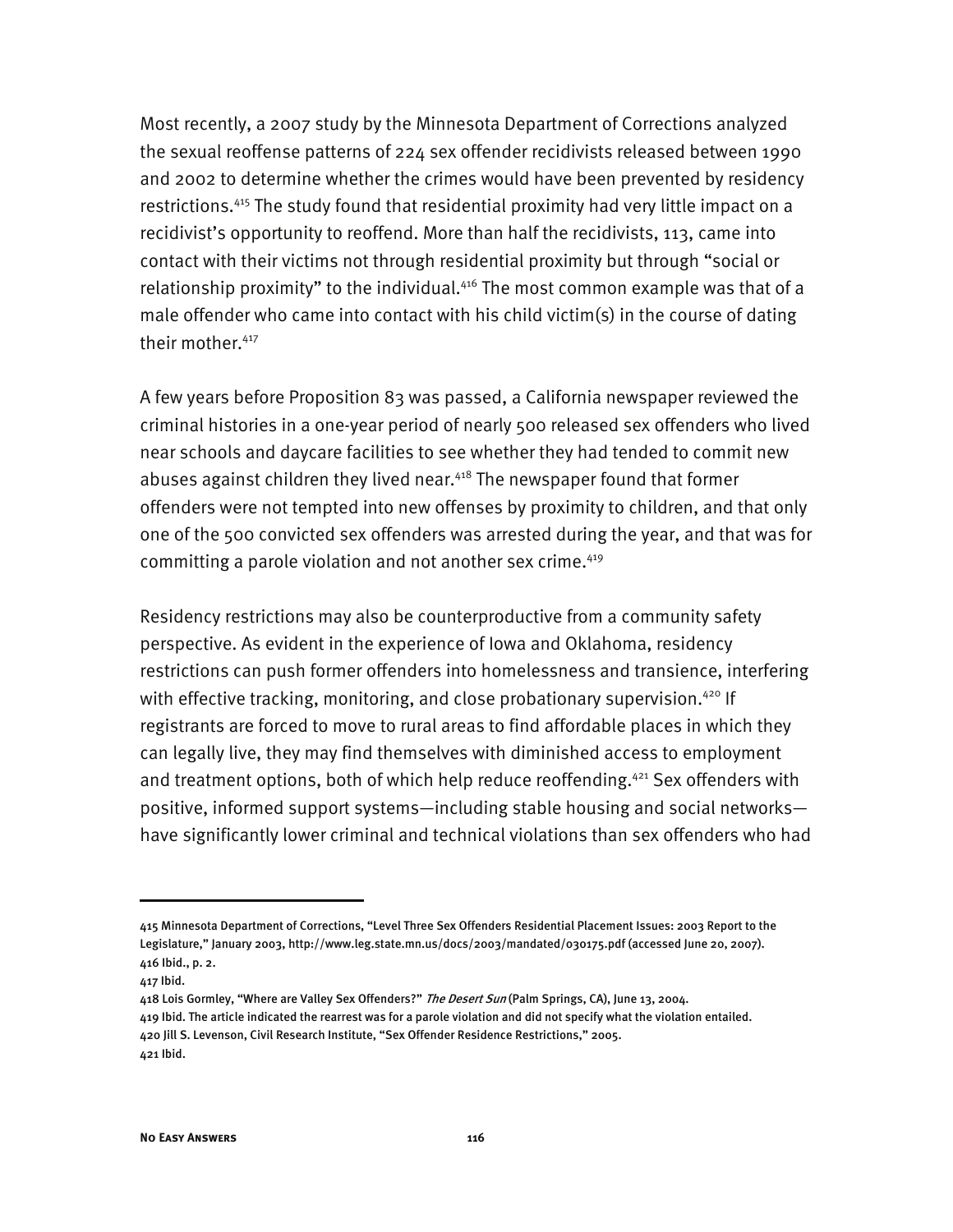Most recently, a 2007 study by the Minnesota Department of Corrections analyzed the sexual reoffense patterns of 224 sex offender recidivists released between 1990 and 2002 to determine whether the crimes would have been prevented by residency restrictions.[415] The study found that residential proximity had very little impact on a recidivist's opportunity to reoffend. More than half the recidivists, 113, came into contact with their victims not through residential proximity but through "social or relationship proximity" to the individual.[416] The most common example was that of a male offender who came into contact with his child victim(s) in the course of dating their mother.[417]

A few years before Proposition 83 was passed, a California newspaper reviewed the criminal histories in a one-year period of nearly 500 released sex offenders who lived near schools and daycare facilities to see whether they had tended to commit new abuses against children they lived near.[418] The newspaper found that former offenders were not tempted into new offenses by proximity to children, and that only one of the 500 convicted sex offenders was arrested during the year, and that was for committing a parole violation and not another sex crime.[419]

Residency restrictions may also be counterproductive from a community safety perspective. As evident in the experience of Iowa and Oklahoma, residency restrictions can push former offenders into homelessness and transience, interfering with effective tracking, monitoring, and close probationary supervision.[420] If registrants are forced to move to rural areas to find affordable places in which they can legally live, they may find themselves with diminished access to employment and treatment options, both of which help reduce reoffending.[421] Sex offenders with positive, informed support systems—including stable housing and social networks—have significantly lower criminal and technical violations than sex offenders who had

---

415 Minnesota Department of Corrections, "Level Three Sex Offenders Residential Placement Issues: 2003 Report to the Legislature," January 2003, http://www.leg.state.mn.us/docs/2003/mandated/030175.pdf (accessed June 20, 2007).

416 Ibid., p. 2.

417 Ibid.

418 Lois Gormley, "Where are Valley Sex Offenders?" *The Desert Sun* (Palm Springs, CA), June 13, 2004.

419 Ibid. The article indicated the rearrest was for a parole violation and did not specify what the violation entailed.

420 Jill S. Levenson, Civil Research Institute, "Sex Offender Residence Restrictions," 2005.

421 Ibid.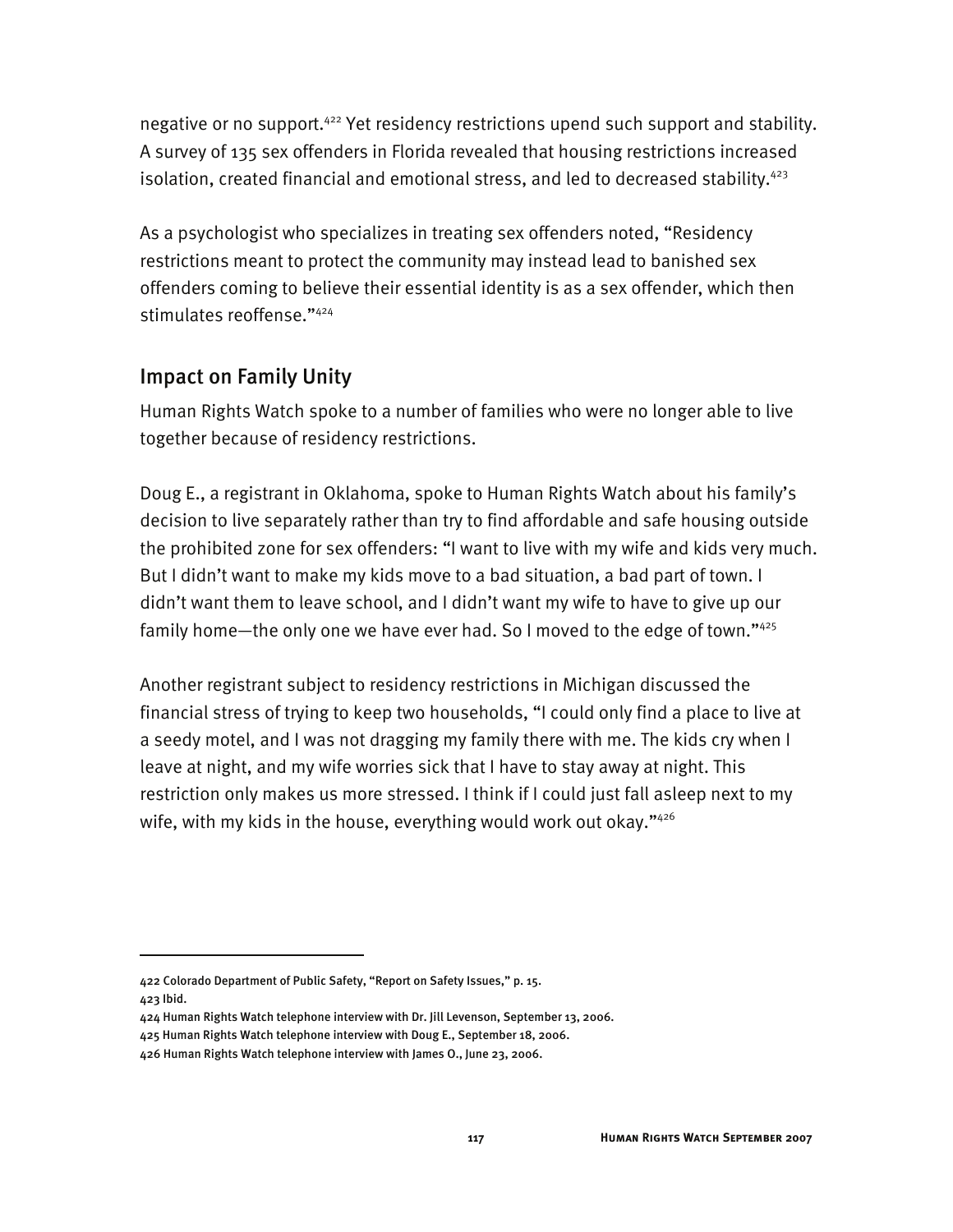negative or no support.[422] Yet residency restrictions upend such support and stability. A survey of 135 sex offenders in Florida revealed that housing restrictions increased isolation, created financial and emotional stress, and led to decreased stability.[423]

As a psychologist who specializes in treating sex offenders noted, "Residency restrictions meant to protect the community may instead lead to banished sex offenders coming to believe their essential identity is as a sex offender, which then stimulates reoffense."[424]

## Impact on Family Unity

Human Rights Watch spoke to a number of families who were no longer able to live together because of residency restrictions.

Doug E., a registrant in Oklahoma, spoke to Human Rights Watch about his family's decision to live separately rather than try to find affordable and safe housing outside the prohibited zone for sex offenders: "I want to live with my wife and kids very much. But I didn't want to make my kids move to a bad situation, a bad part of town. I didn't want them to leave school, and I didn't want my wife to have to give up our family home—the only one we have ever had. So I moved to the edge of town."[425]

Another registrant subject to residency restrictions in Michigan discussed the financial stress of trying to keep two households, "I could only find a place to live at a seedy motel, and I was not dragging my family there with me. The kids cry when I leave at night, and my wife worries sick that I have to stay away at night. This restriction only makes us more stressed. I think if I could just fall asleep next to my wife, with my kids in the house, everything would work out okay."[426]

---

422 Colorado Department of Public Safety, "Report on Safety Issues," p. 15.

423 Ibid.

424 Human Rights Watch telephone interview with Dr. Jill Levenson, September 13, 2006.

425 Human Rights Watch telephone interview with Doug E., September 18, 2006.

426 Human Rights Watch telephone interview with James O., June 23, 2006.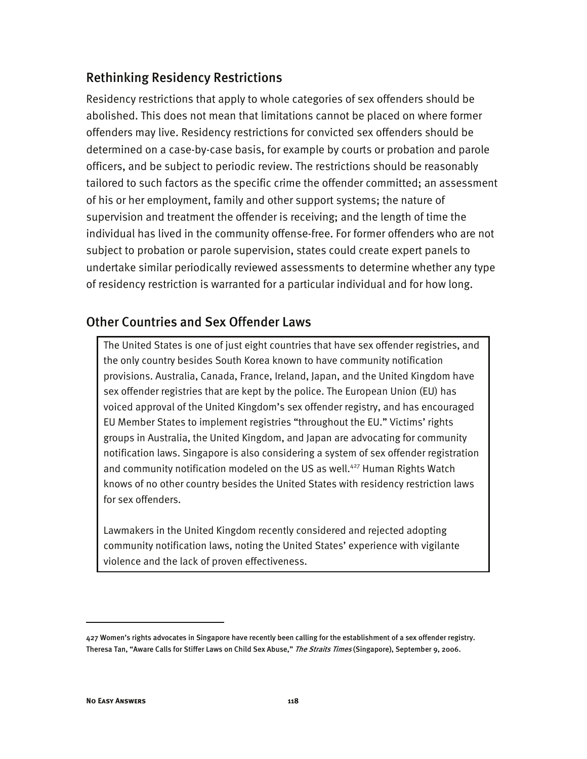## Rethinking Residency Restrictions

Residency restrictions that apply to whole categories of sex offenders should be abolished. This does not mean that limitations cannot be placed on where former offenders may live. Residency restrictions for convicted sex offenders should be determined on a case-by-case basis, for example by courts or probation and parole officers, and be subject to periodic review. The restrictions should be reasonably tailored to such factors as the specific crime the offender committed; an assessment of his or her employment, family and other support systems; the nature of supervision and treatment the offender is receiving; and the length of time the individual has lived in the community offense-free. For former offenders who are not subject to probation or parole supervision, states could create expert panels to undertake similar periodically reviewed assessments to determine whether any type of residency restriction is warranted for a particular individual and for how long.

## Other Countries and Sex Offender Laws

The United States is one of just eight countries that have sex offender registries, and the only country besides South Korea known to have community notification provisions. Australia, Canada, France, Ireland, Japan, and the United Kingdom have sex offender registries that are kept by the police. The European Union (EU) has voiced approval of the United Kingdom's sex offender registry, and has encouraged EU Member States to implement registries "throughout the EU." Victims' rights groups in Australia, the United Kingdom, and Japan are advocating for community notification laws. Singapore is also considering a system of sex offender registration and community notification modeled on the US as well.[427] Human Rights Watch knows of no other country besides the United States with residency restriction laws for sex offenders.

Lawmakers in the United Kingdom recently considered and rejected adopting community notification laws, noting the United States' experience with vigilante violence and the lack of proven effectiveness.

---

427 Women's rights advocates in Singapore have recently been calling for the establishment of a sex offender registry. Theresa Tan, "Aware Calls for Stiffer Laws on Child Sex Abuse," *The Straits Times* (Singapore), September 9, 2006.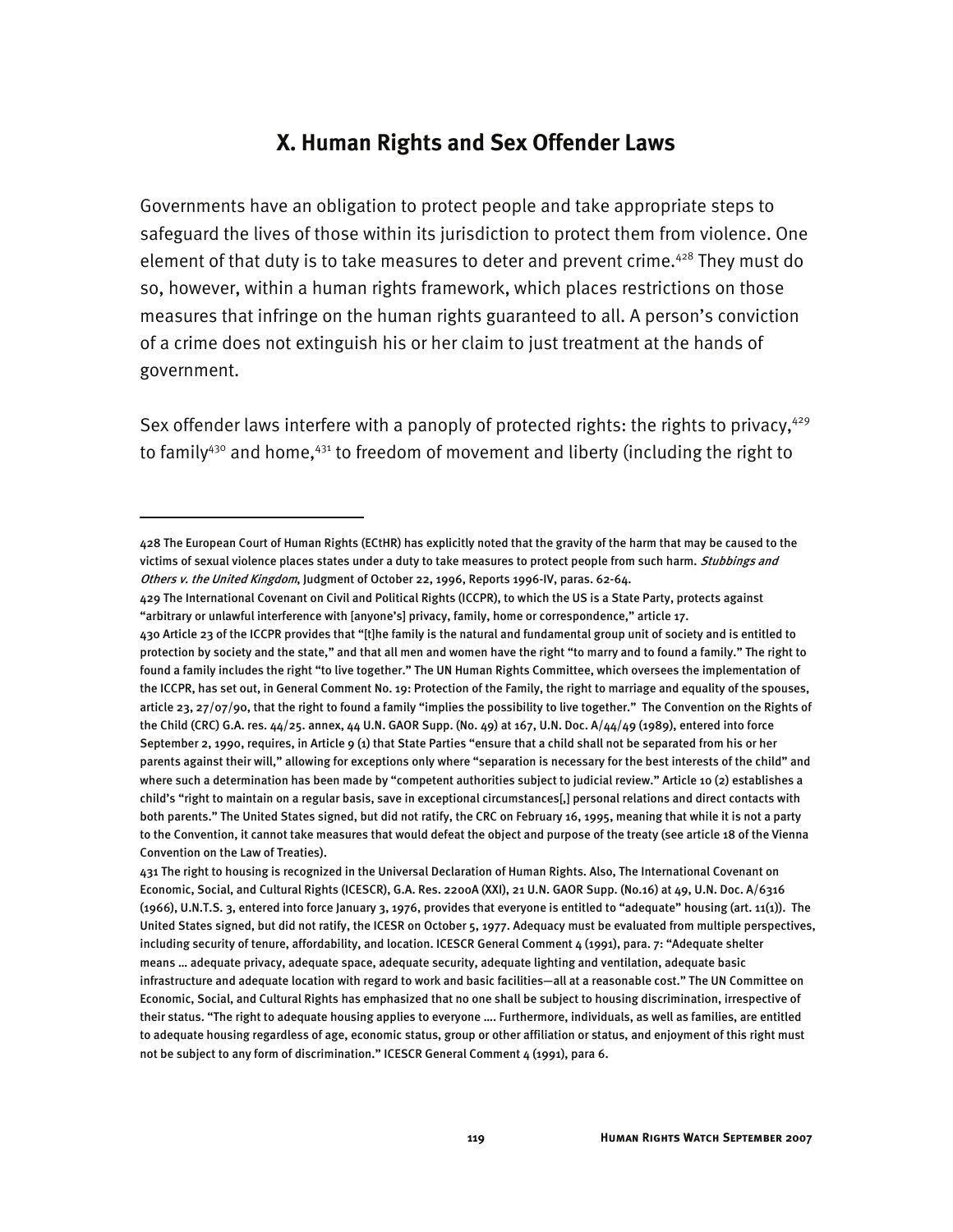## X. Human Rights and Sex Offender Laws

Governments have an obligation to protect people and take appropriate steps to safeguard the lives of those within its jurisdiction to protect them from violence. One element of that duty is to take measures to deter and prevent crime.[428] They must do so, however, within a human rights framework, which places restrictions on those measures that infringe on the human rights guaranteed to all. A person's conviction of a crime does not extinguish his or her claim to just treatment at the hands of government.

Sex offender laws interfere with a panoply of protected rights: the rights to privacy,[429] to family[430] and home,[431] to freedom of movement and liberty (including the right to

---

428 The European Court of Human Rights (ECtHR) has explicitly noted that the gravity of the harm that may be caused to the victims of sexual violence places states under a duty to take measures to protect people from such harm. *Stubbings and Others v. the United Kingdom*, Judgment of October 22, 1996, Reports 1996-IV, paras. 62-64.

429 The International Covenant on Civil and Political Rights (ICCPR), to which the US is a State Party, protects against "arbitrary or unlawful interference with [anyone's] privacy, family, home or correspondence," article 17.

430 Article 23 of the ICCPR provides that "[t]he family is the natural and fundamental group unit of society and is entitled to protection by society and the state," and that all men and women have the right "to marry and to found a family." The right to found a family includes the right "to live together." The UN Human Rights Committee, which oversees the implementation of the ICCPR, has set out, in General Comment No. 19: Protection of the Family, the right to marriage and equality of the spouses, article 23, 27/07/90, that the right to found a family "implies the possibility to live together." The Convention on the Rights of the Child (CRC) G.A. res. 44/25. annex, 44 U.N. GAOR Supp. (No. 49) at 167, U.N. Doc. A/44/49 (1989), entered into force September 2, 1990, requires, in Article 9 (1) that State Parties "ensure that a child shall not be separated from his or her parents against their will," allowing for exceptions only where "separation is necessary for the best interests of the child" and where such a determination has been made by "competent authorities subject to judicial review." Article 10 (2) establishes a child's "right to maintain on a regular basis, save in exceptional circumstances[,] personal relations and direct contacts with both parents." The United States signed, but did not ratify, the CRC on February 16, 1995, meaning that while it is not a party to the Convention, it cannot take measures that would defeat the object and purpose of the treaty (see article 18 of the Vienna Convention on the Law of Treaties).

431 The right to housing is recognized in the Universal Declaration of Human Rights. Also, The International Covenant on Economic, Social, and Cultural Rights (ICESCR), G.A. Res. 2200A (XXI), 21 U.N. GAOR Supp. (No.16) at 49, U.N. Doc. A/6316 (1966), U.N.T.S. 3, entered into force January 3, 1976, provides that everyone is entitled to "adequate" housing (art. 11(1)). The United States signed, but did not ratify, the ICESR on October 5, 1977. Adequacy must be evaluated from multiple perspectives, including security of tenure, affordability, and location. ICESCR General Comment 4 (1991), para. 7: "Adequate shelter means … adequate privacy, adequate space, adequate security, adequate lighting and ventilation, adequate basic infrastructure and adequate location with regard to work and basic facilities—all at a reasonable cost." The UN Committee on Economic, Social, and Cultural Rights has emphasized that no one shall be subject to housing discrimination, irrespective of their status. "The right to adequate housing applies to everyone …. Furthermore, individuals, as well as families, are entitled to adequate housing regardless of age, economic status, group or other affiliation or status, and enjoyment of this right must not be subject to any form of discrimination." ICESCR General Comment 4 (1991), para 6.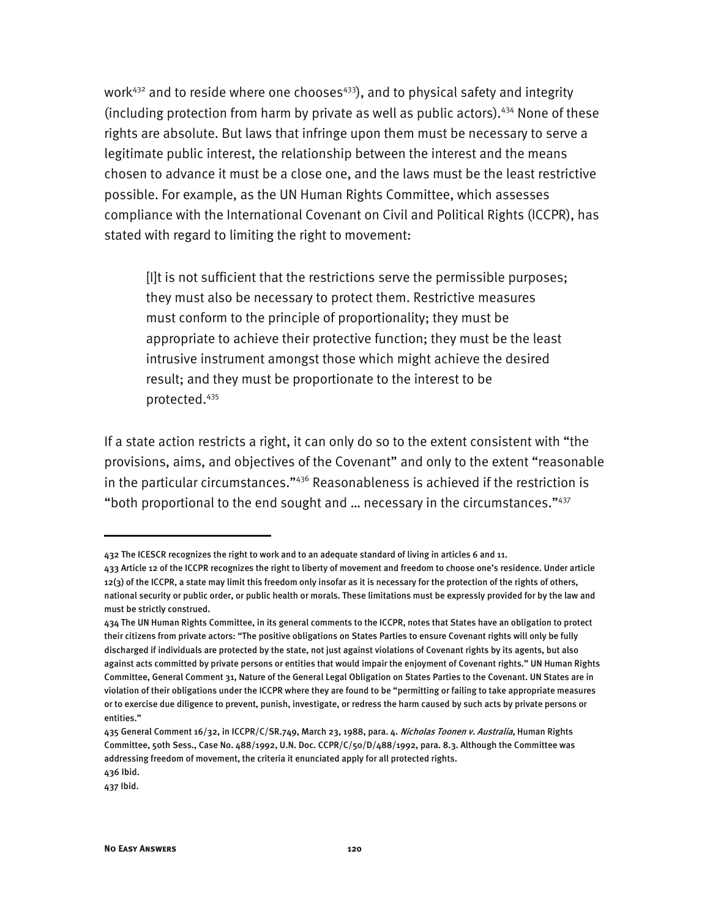work[432] and to reside where one chooses[433]), and to physical safety and integrity (including protection from harm by private as well as public actors).[434] None of these rights are absolute. But laws that infringe upon them must be necessary to serve a legitimate public interest, the relationship between the interest and the means chosen to advance it must be a close one, and the laws must be the least restrictive possible. For example, as the UN Human Rights Committee, which assesses compliance with the International Covenant on Civil and Political Rights (ICCPR), has stated with regard to limiting the right to movement:

> [I]t is not sufficient that the restrictions serve the permissible purposes; they must also be necessary to protect them. Restrictive measures must conform to the principle of proportionality; they must be appropriate to achieve their protective function; they must be the least intrusive instrument amongst those which might achieve the desired result; and they must be proportionate to the interest to be protected.[435]

If a state action restricts a right, it can only do so to the extent consistent with "the provisions, aims, and objectives of the Covenant" and only to the extent "reasonable in the particular circumstances."[436] Reasonableness is achieved if the restriction is "both proportional to the end sought and … necessary in the circumstances."[437]

---

432 The ICESCR recognizes the right to work and to an adequate standard of living in articles 6 and 11.

433 Article 12 of the ICCPR recognizes the right to liberty of movement and freedom to choose one's residence. Under article 12(3) of the ICCPR, a state may limit this freedom only insofar as it is necessary for the protection of the rights of others, national security or public order, or public health or morals. These limitations must be expressly provided for by the law and must be strictly construed.

434 The UN Human Rights Committee, in its general comments to the ICCPR, notes that States have an obligation to protect their citizens from private actors: "The positive obligations on States Parties to ensure Covenant rights will only be fully discharged if individuals are protected by the state, not just against violations of Covenant rights by its agents, but also against acts committed by private persons or entities that would impair the enjoyment of Covenant rights." UN Human Rights Committee, General Comment 31, Nature of the General Legal Obligation on States Parties to the Covenant. UN States are in violation of their obligations under the ICCPR where they are found to be "permitting or failing to take appropriate measures or to exercise due diligence to prevent, punish, investigate, or redress the harm caused by such acts by private persons or entities."

435 General Comment 16/32, in ICCPR/C/SR.749, March 23, 1988, para. 4. *Nicholas Toonen v. Australia*, Human Rights Committee, 50th Sess., Case No. 488/1992, U.N. Doc. CCPR/C/50/D/488/1992, para. 8.3. Although the Committee was addressing freedom of movement, the criteria it enunciated apply for all protected rights.

436 Ibid.

437 Ibid.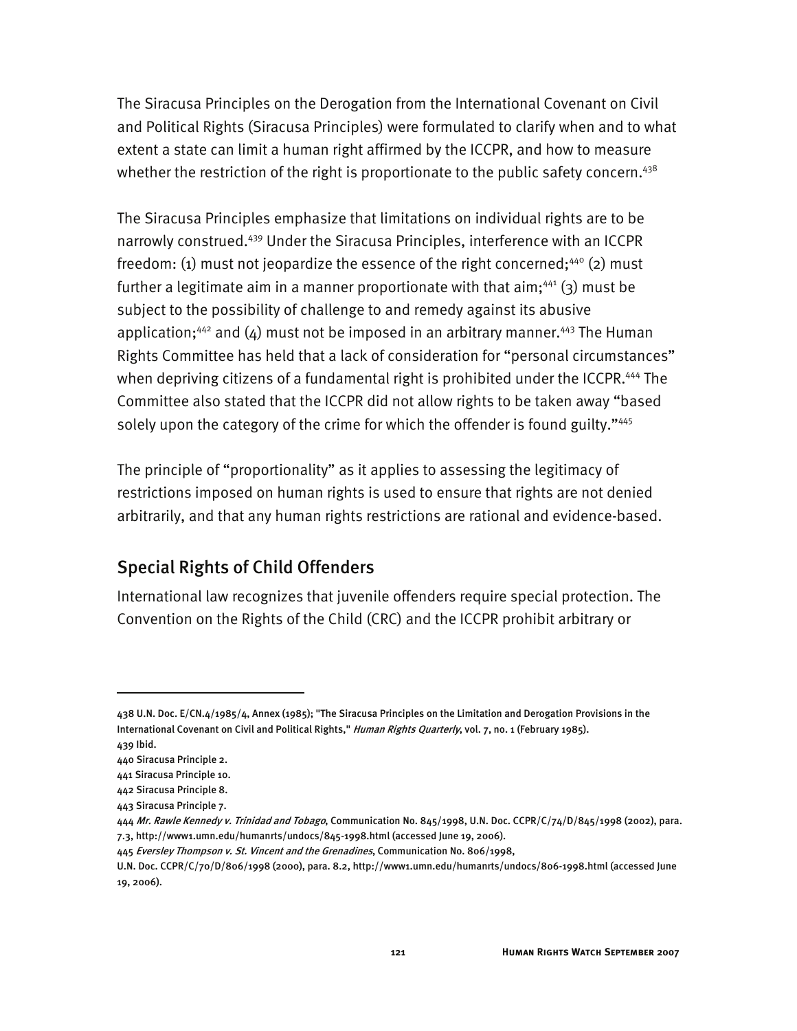The Siracusa Principles on the Derogation from the International Covenant on Civil and Political Rights (Siracusa Principles) were formulated to clarify when and to what extent a state can limit a human right affirmed by the ICCPR, and how to measure whether the restriction of the right is proportionate to the public safety concern.[438]

The Siracusa Principles emphasize that limitations on individual rights are to be narrowly construed.[439] Under the Siracusa Principles, interference with an ICCPR freedom: (1) must not jeopardize the essence of the right concerned;[440] (2) must further a legitimate aim in a manner proportionate with that aim;[441] (3) must be subject to the possibility of challenge to and remedy against its abusive application;[442] and (4) must not be imposed in an arbitrary manner.[443] The Human Rights Committee has held that a lack of consideration for "personal circumstances" when depriving citizens of a fundamental right is prohibited under the ICCPR.[444] The Committee also stated that the ICCPR did not allow rights to be taken away "based solely upon the category of the crime for which the offender is found guilty."[445]

The principle of "proportionality" as it applies to assessing the legitimacy of restrictions imposed on human rights is used to ensure that rights are not denied arbitrarily, and that any human rights restrictions are rational and evidence-based.

## Special Rights of Child Offenders

International law recognizes that juvenile offenders require special protection. The Convention on the Rights of the Child (CRC) and the ICCPR prohibit arbitrary or

---

438 U.N. Doc. E/CN.4/1985/4, Annex (1985); "The Siracusa Principles on the Limitation and Derogation Provisions in the International Covenant on Civil and Political Rights," *Human Rights Quarterly*, vol. 7, no. 1 (February 1985).

439 Ibid.

440 Siracusa Principle 2.

441 Siracusa Principle 10.

442 Siracusa Principle 8.

443 Siracusa Principle 7.

444 *Mr. Rawle Kennedy v. Trinidad and Tobago*, Communication No. 845/1998, U.N. Doc. CCPR/C/74/D/845/1998 (2002), para. 7.3, http://www1.umn.edu/humanrts/undocs/845-1998.html (accessed June 19, 2006).

445 *Eversley Thompson v. St. Vincent and the Grenadines*, Communication No. 806/1998, U.N. Doc. CCPR/C/70/D/806/1998 (2000), para. 8.2, http://www1.umn.edu/humanrts/undocs/806-1998.html (accessed June 19, 2006).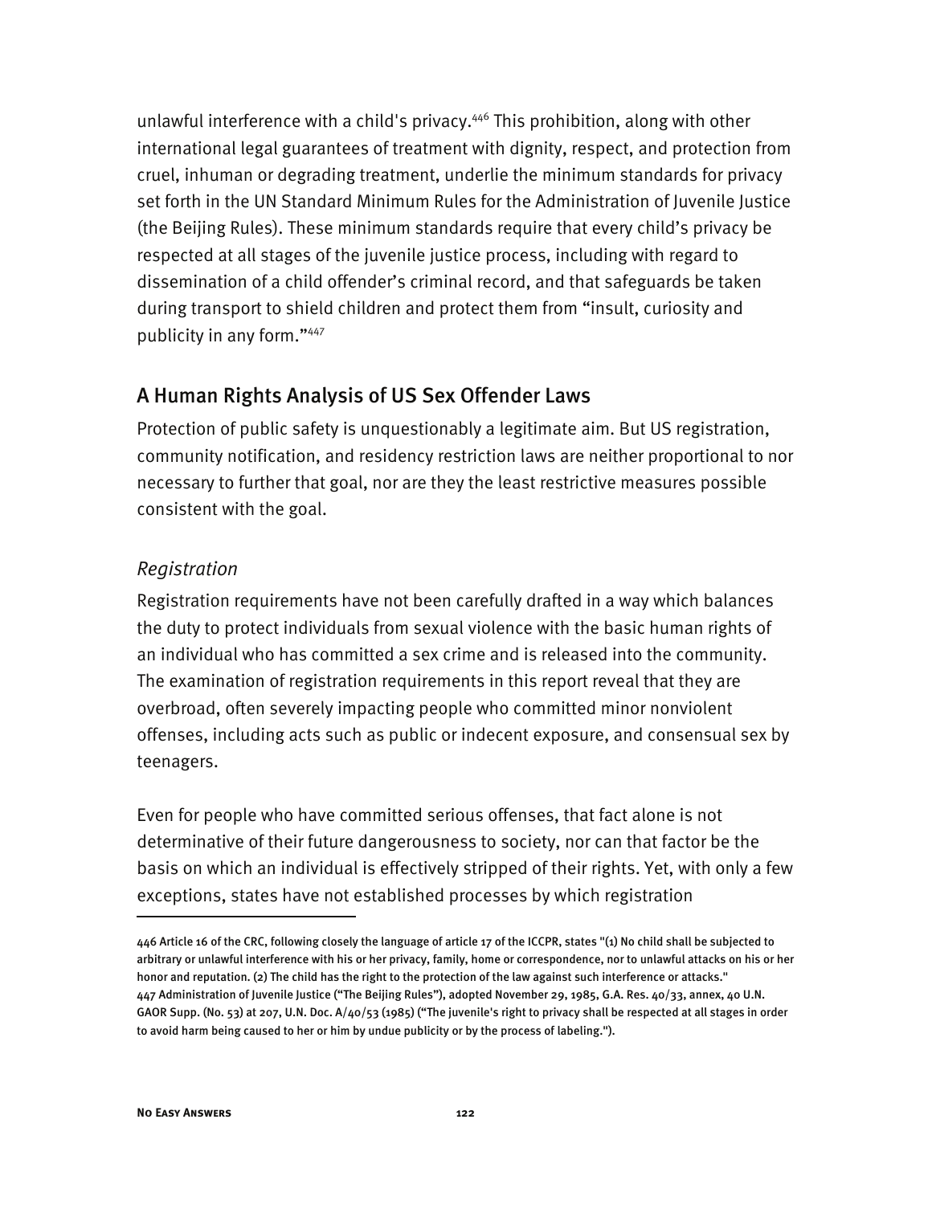unlawful interference with a child's privacy.[446] This prohibition, along with other international legal guarantees of treatment with dignity, respect, and protection from cruel, inhuman or degrading treatment, underlie the minimum standards for privacy set forth in the UN Standard Minimum Rules for the Administration of Juvenile Justice (the Beijing Rules). These minimum standards require that every child's privacy be respected at all stages of the juvenile justice process, including with regard to dissemination of a child offender's criminal record, and that safeguards be taken during transport to shield children and protect them from "insult, curiosity and publicity in any form."[447]

## A Human Rights Analysis of US Sex Offender Laws

Protection of public safety is unquestionably a legitimate aim. But US registration, community notification, and residency restriction laws are neither proportional to nor necessary to further that goal, nor are they the least restrictive measures possible consistent with the goal.

### *Registration*

Registration requirements have not been carefully drafted in a way which balances the duty to protect individuals from sexual violence with the basic human rights of an individual who has committed a sex crime and is released into the community. The examination of registration requirements in this report reveal that they are overbroad, often severely impacting people who committed minor nonviolent offenses, including acts such as public or indecent exposure, and consensual sex by teenagers.

Even for people who have committed serious offenses, that fact alone is not determinative of their future dangerousness to society, nor can that factor be the basis on which an individual is effectively stripped of their rights. Yet, with only a few exceptions, states have not established processes by which registration

---

446 Article 16 of the CRC, following closely the language of article 17 of the ICCPR, states "(1) No child shall be subjected to arbitrary or unlawful interference with his or her privacy, family, home or correspondence, nor to unlawful attacks on his or her honor and reputation. (2) The child has the right to the protection of the law against such interference or attacks."

447 Administration of Juvenile Justice ("The Beijing Rules"), adopted November 29, 1985, G.A. Res. 40/33, annex, 40 U.N. GAOR Supp. (No. 53) at 207, U.N. Doc. A/40/53 (1985) ("The juvenile's right to privacy shall be respected at all stages in order to avoid harm being caused to her or him by undue publicity or by the process of labeling.").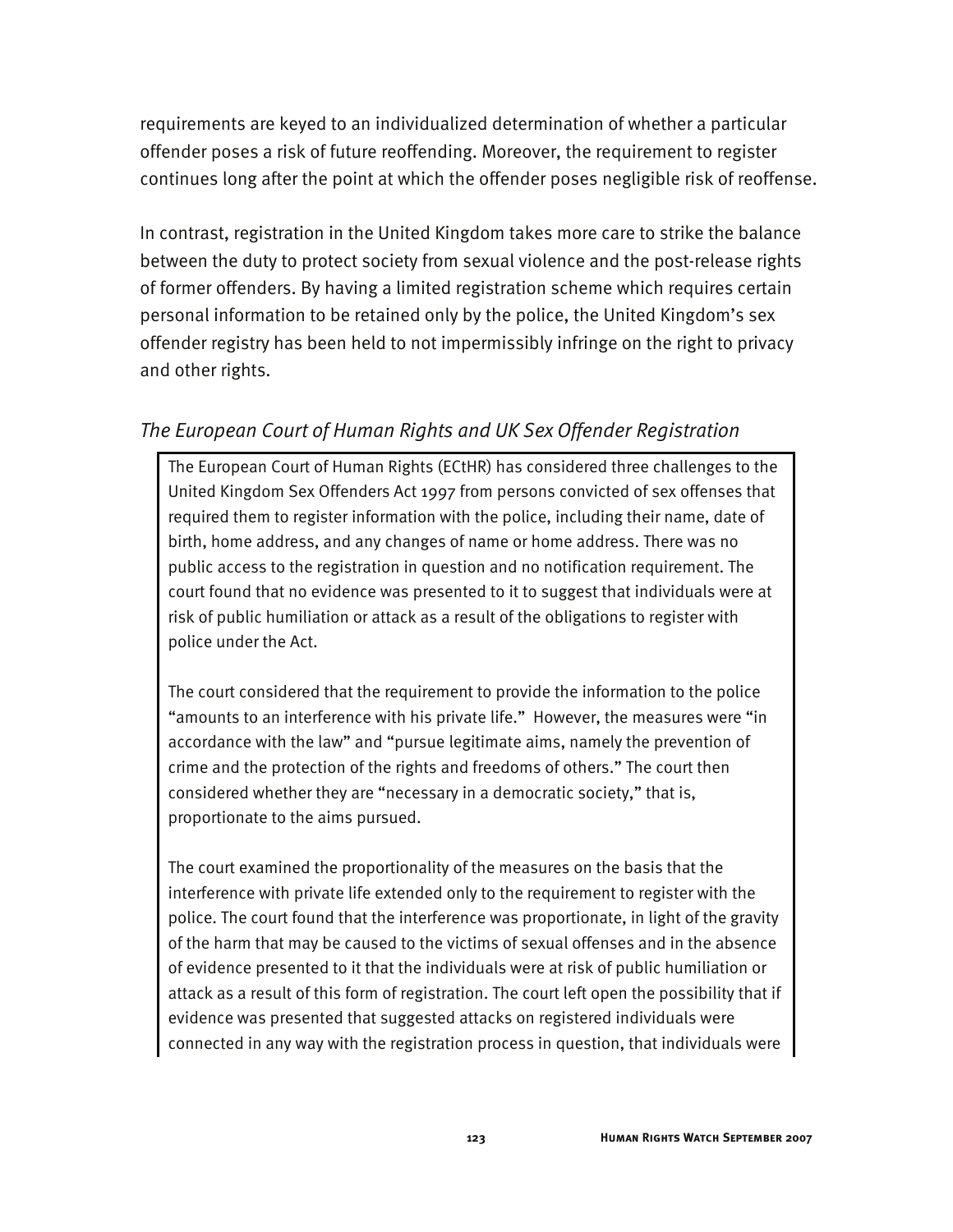requirements are keyed to an individualized determination of whether a particular offender poses a risk of future reoffending. Moreover, the requirement to register continues long after the point at which the offender poses negligible risk of reoffense.

In contrast, registration in the United Kingdom takes more care to strike the balance between the duty to protect society from sexual violence and the post-release rights of former offenders. By having a limited registration scheme which requires certain personal information to be retained only by the police, the United Kingdom's sex offender registry has been held to not impermissibly infringe on the right to privacy and other rights.

### *The European Court of Human Rights and UK Sex Offender Registration*

The European Court of Human Rights (ECtHR) has considered three challenges to the United Kingdom Sex Offenders Act 1997 from persons convicted of sex offenses that required them to register information with the police, including their name, date of birth, home address, and any changes of name or home address. There was no public access to the registration in question and no notification requirement. The court found that no evidence was presented to it to suggest that individuals were at risk of public humiliation or attack as a result of the obligations to register with police under the Act.

The court considered that the requirement to provide the information to the police "amounts to an interference with his private life." However, the measures were "in accordance with the law" and "pursue legitimate aims, namely the prevention of crime and the protection of the rights and freedoms of others." The court then considered whether they are "necessary in a democratic society," that is, proportionate to the aims pursued.

The court examined the proportionality of the measures on the basis that the interference with private life extended only to the requirement to register with the police. The court found that the interference was proportionate, in light of the gravity of the harm that may be caused to the victims of sexual offenses and in the absence of evidence presented to it that the individuals were at risk of public humiliation or attack as a result of this form of registration. The court left open the possibility that if evidence was presented that suggested attacks on registered individuals were connected in any way with the registration process in question, that individuals were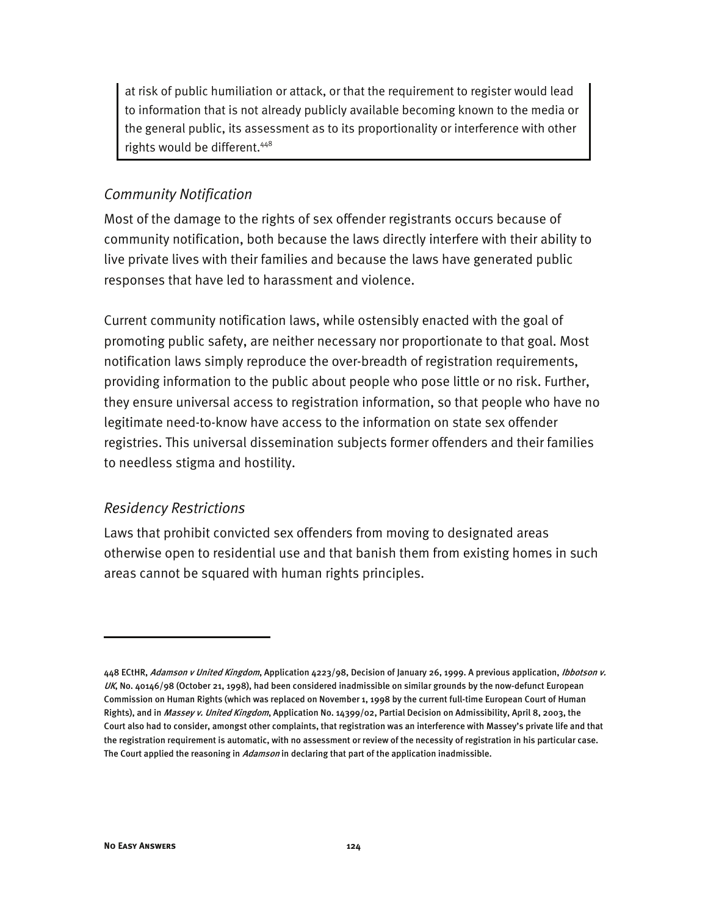> at risk of public humiliation or attack, or that the requirement to register would lead to information that is not already publicly available becoming known to the media or the general public, its assessment as to its proportionality or interference with other rights would be different.[448]

### *Community Notification*

Most of the damage to the rights of sex offender registrants occurs because of community notification, both because the laws directly interfere with their ability to live private lives with their families and because the laws have generated public responses that have led to harassment and violence.

Current community notification laws, while ostensibly enacted with the goal of promoting public safety, are neither necessary nor proportionate to that goal. Most notification laws simply reproduce the over-breadth of registration requirements, providing information to the public about people who pose little or no risk. Further, they ensure universal access to registration information, so that people who have no legitimate need-to-know have access to the information on state sex offender registries. This universal dissemination subjects former offenders and their families to needless stigma and hostility.

### *Residency Restrictions*

Laws that prohibit convicted sex offenders from moving to designated areas otherwise open to residential use and that banish them from existing homes in such areas cannot be squared with human rights principles.

---

448 ECtHR, *Adamson v United Kingdom*, Application 4223/98, Decision of January 26, 1999. A previous application, *Ibbotson v. UK*, No. 40146/98 (October 21, 1998), had been considered inadmissible on similar grounds by the now-defunct European Commission on Human Rights (which was replaced on November 1, 1998 by the current full-time European Court of Human Rights), and in *Massey v. United Kingdom*, Application No. 14399/02, Partial Decision on Admissibility, April 8, 2003, the Court also had to consider, amongst other complaints, that registration was an interference with Massey's private life and that the registration requirement is automatic, with no assessment or review of the necessity of registration in his particular case. The Court applied the reasoning in *Adamson* in declaring that part of the application inadmissible.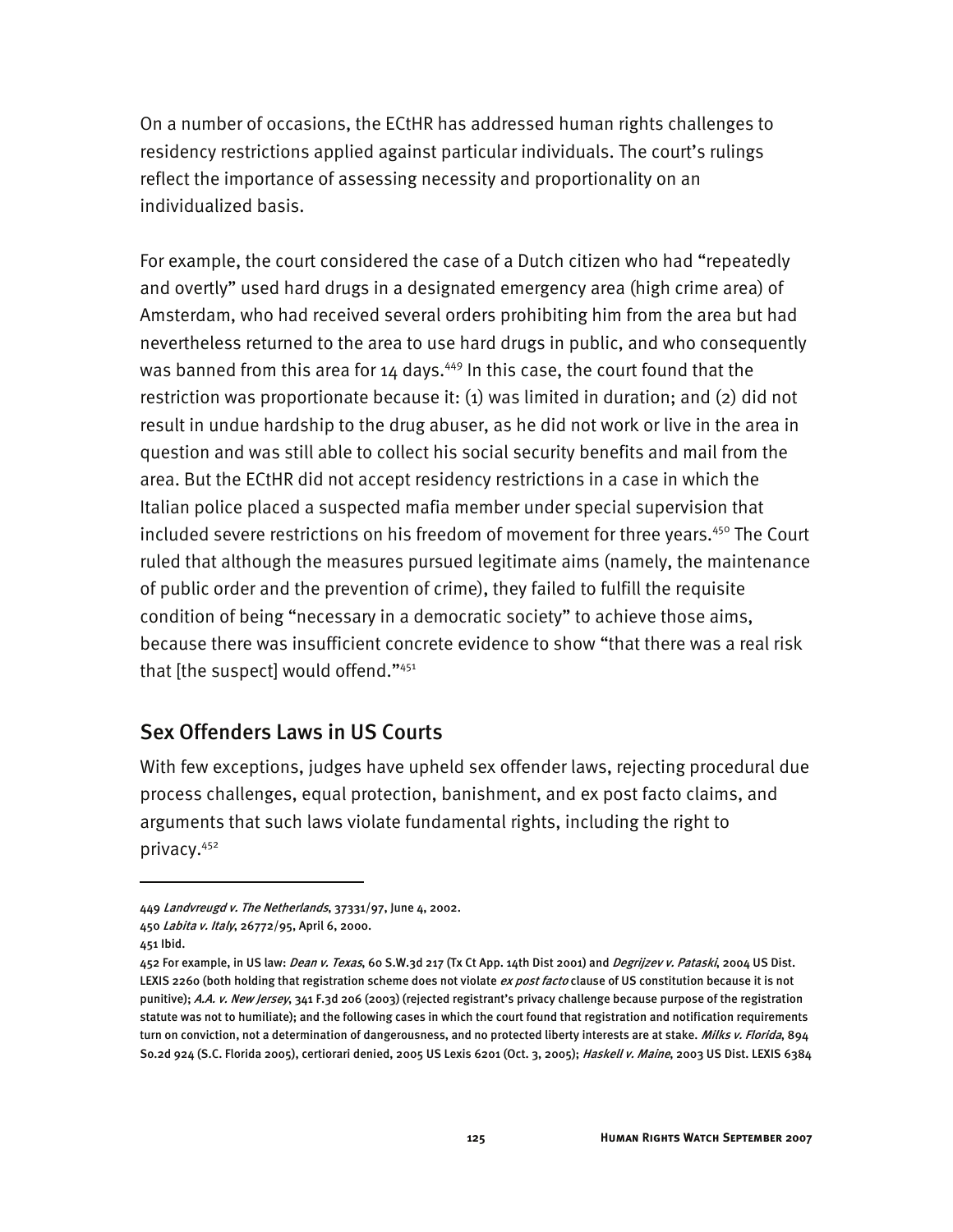On a number of occasions, the ECtHR has addressed human rights challenges to residency restrictions applied against particular individuals. The court's rulings reflect the importance of assessing necessity and proportionality on an individualized basis.

For example, the court considered the case of a Dutch citizen who had "repeatedly and overtly" used hard drugs in a designated emergency area (high crime area) of Amsterdam, who had received several orders prohibiting him from the area but had nevertheless returned to the area to use hard drugs in public, and who consequently was banned from this area for 14 days.[449] In this case, the court found that the restriction was proportionate because it: (1) was limited in duration; and (2) did not result in undue hardship to the drug abuser, as he did not work or live in the area in question and was still able to collect his social security benefits and mail from the area. But the ECtHR did not accept residency restrictions in a case in which the Italian police placed a suspected mafia member under special supervision that included severe restrictions on his freedom of movement for three years.[450] The Court ruled that although the measures pursued legitimate aims (namely, the maintenance of public order and the prevention of crime), they failed to fulfill the requisite condition of being "necessary in a democratic society" to achieve those aims, because there was insufficient concrete evidence to show "that there was a real risk that [the suspect] would offend."[451]

## Sex Offenders Laws in US Courts

With few exceptions, judges have upheld sex offender laws, rejecting procedural due process challenges, equal protection, banishment, and ex post facto claims, and arguments that such laws violate fundamental rights, including the right to privacy.[452]

---

449 *Landvreugd v. The Netherlands*, 37331/97, June 4, 2002.

450 *Labita v. Italy*, 26772/95, April 6, 2000.

451 Ibid.

452 For example, in US law: *Dean v. Texas*, 60 S.W.3d 217 (Tx Ct App. 14th Dist 2001) and *Degrijzev v. Pataski*, 2004 US Dist. LEXIS 2260 (both holding that registration scheme does not violate *ex post facto* clause of US constitution because it is not punitive); *A.A. v. New Jersey*, 341 F.3d 206 (2003) (rejected registrant's privacy challenge because purpose of the registration statute was not to humiliate); and the following cases in which the court found that registration and notification requirements turn on conviction, not a determination of dangerousness, and no protected liberty interests are at stake. *Milks v. Florida*, 894 So.2d 924 (S.C. Florida 2005), certiorari denied, 2005 US Lexis 6201 (Oct. 3, 2005); *Haskell v. Maine*, 2003 US Dist. LEXIS 6384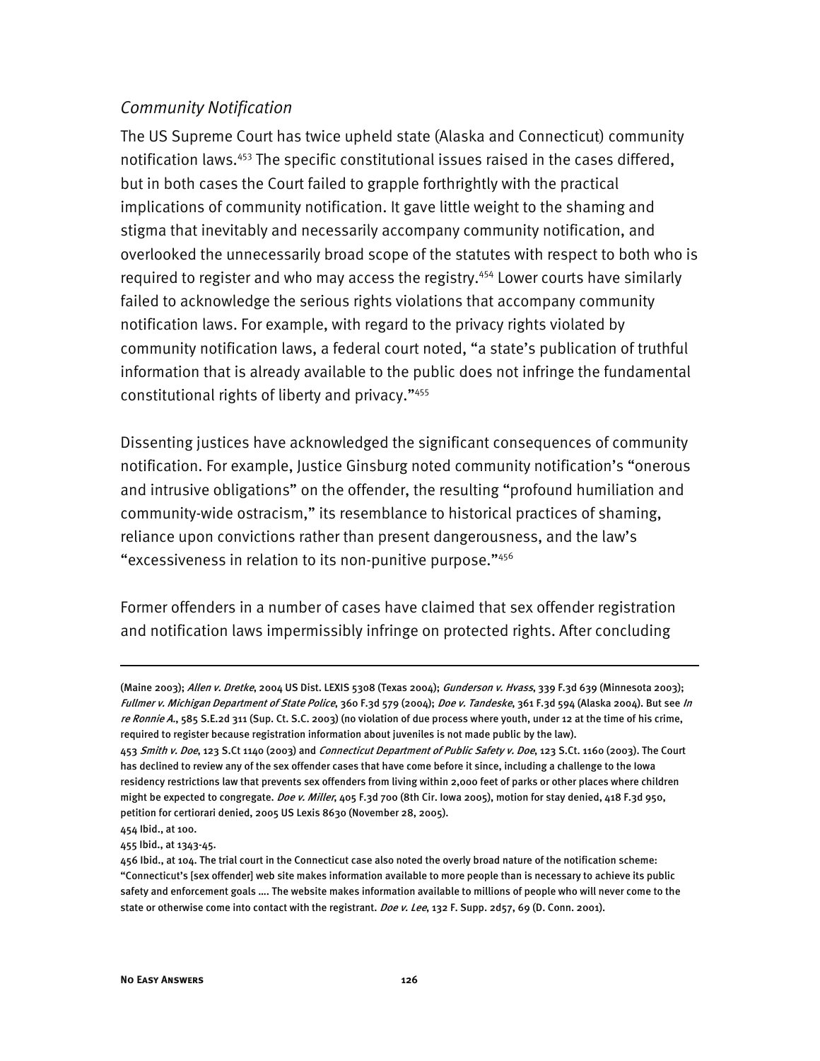### *Community Notification*

The US Supreme Court has twice upheld state (Alaska and Connecticut) community notification laws.[453] The specific constitutional issues raised in the cases differed, but in both cases the Court failed to grapple forthrightly with the practical implications of community notification. It gave little weight to the shaming and stigma that inevitably and necessarily accompany community notification, and overlooked the unnecessarily broad scope of the statutes with respect to both who is required to register and who may access the registry.[454] Lower courts have similarly failed to acknowledge the serious rights violations that accompany community notification laws. For example, with regard to the privacy rights violated by community notification laws, a federal court noted, "a state's publication of truthful information that is already available to the public does not infringe the fundamental constitutional rights of liberty and privacy."[455]

Dissenting justices have acknowledged the significant consequences of community notification. For example, Justice Ginsburg noted community notification's "onerous and intrusive obligations" on the offender, the resulting "profound humiliation and community-wide ostracism," its resemblance to historical practices of shaming, reliance upon convictions rather than present dangerousness, and the law's "excessiveness in relation to its non-punitive purpose."[456]

Former offenders in a number of cases have claimed that sex offender registration and notification laws impermissibly infringe on protected rights. After concluding

---

(Maine 2003); *Allen v. Dretke*, 2004 US Dist. LEXIS 5308 (Texas 2004); *Gunderson v. Hvass*, 339 F.3d 639 (Minnesota 2003); *Fullmer v. Michigan Department of State Police*, 360 F.3d 579 (2004); *Doe v. Tandeske*, 361 F.3d 594 (Alaska 2004). But see *In re Ronnie A.*, 585 S.E.2d 311 (Sup. Ct. S.C. 2003) (no violation of due process where youth, under 12 at the time of his crime, required to register because registration information about juveniles is not made public by the law).

453 *Smith v. Doe*, 123 S.Ct 1140 (2003) and *Connecticut Department of Public Safety v. Doe*, 123 S.Ct. 1160 (2003). The Court has declined to review any of the sex offender cases that have come before it since, including a challenge to the Iowa residency restrictions law that prevents sex offenders from living within 2,000 feet of parks or other places where children might be expected to congregate. *Doe v. Miller*, 405 F.3d 700 (8th Cir. Iowa 2005), motion for stay denied, 418 F.3d 950, petition for certiorari denied, 2005 US Lexis 8630 (November 28, 2005).

454 Ibid., at 100.

455 Ibid., at 1343-45.

456 Ibid., at 104. The trial court in the Connecticut case also noted the overly broad nature of the notification scheme: "Connecticut's [sex offender] web site makes information available to more people than is necessary to achieve its public safety and enforcement goals .... The website makes information available to millions of people who will never come to the state or otherwise come into contact with the registrant. *Doe v. Lee*, 132 F. Supp. 2d57, 69 (D. Conn. 2001).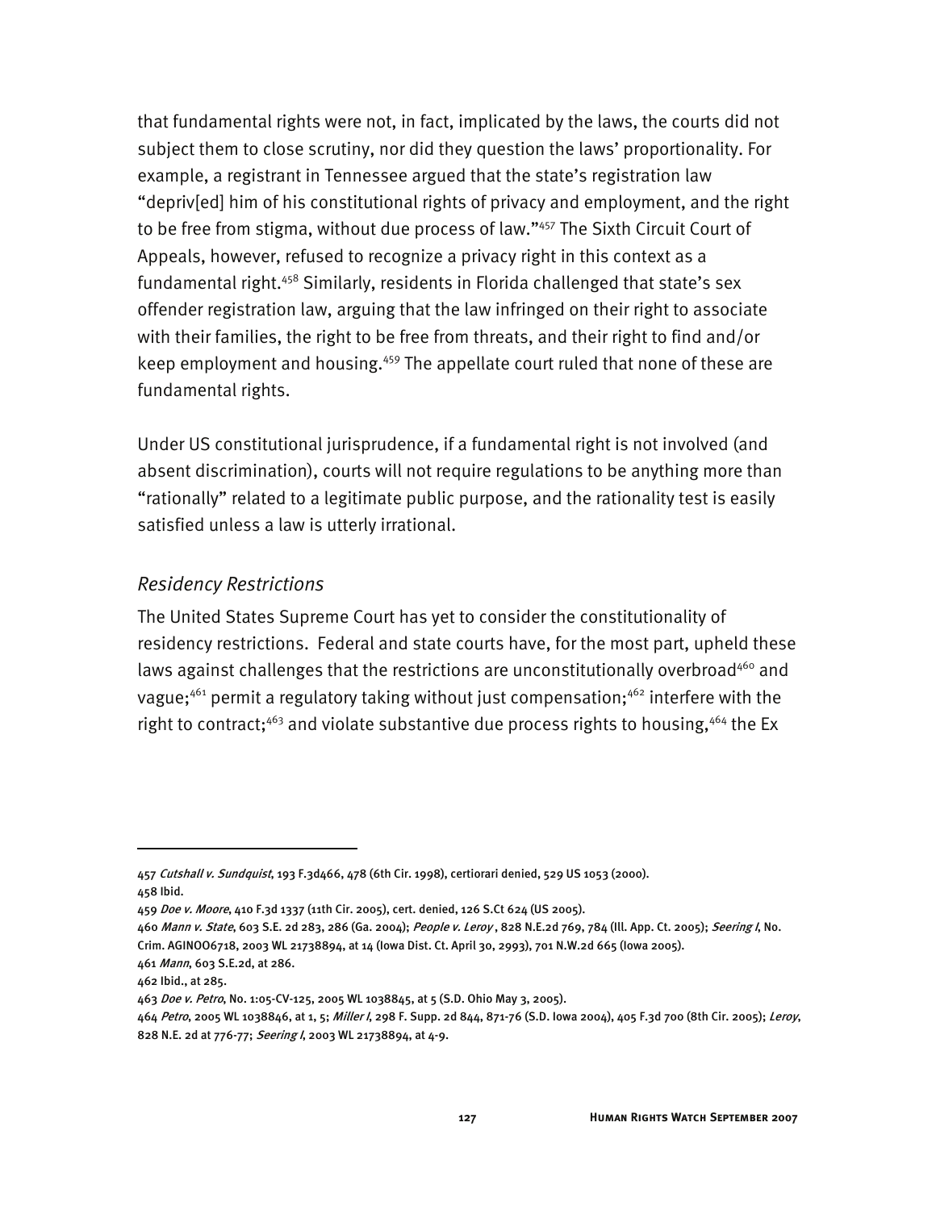that fundamental rights were not, in fact, implicated by the laws, the courts did not subject them to close scrutiny, nor did they question the laws' proportionality. For example, a registrant in Tennessee argued that the state's registration law "depriv[ed] him of his constitutional rights of privacy and employment, and the right to be free from stigma, without due process of law."[457] The Sixth Circuit Court of Appeals, however, refused to recognize a privacy right in this context as a fundamental right.[458] Similarly, residents in Florida challenged that state's sex offender registration law, arguing that the law infringed on their right to associate with their families, the right to be free from threats, and their right to find and/or keep employment and housing.[459] The appellate court ruled that none of these are fundamental rights.

Under US constitutional jurisprudence, if a fundamental right is not involved (and absent discrimination), courts will not require regulations to be anything more than "rationally" related to a legitimate public purpose, and the rationality test is easily satisfied unless a law is utterly irrational.

### *Residency Restrictions*

The United States Supreme Court has yet to consider the constitutionality of residency restrictions. Federal and state courts have, for the most part, upheld these laws against challenges that the restrictions are unconstitutionally overbroad[460] and vague;[461] permit a regulatory taking without just compensation;[462] interfere with the right to contract;[463] and violate substantive due process rights to housing,[464] the Ex

---

457 *Cutshall v. Sundquist*, 193 F.3d466, 478 (6th Cir. 1998), certiorari denied, 529 US 1053 (2000).

458 Ibid.

459 *Doe v. Moore*, 410 F.3d 1337 (11th Cir. 2005), cert. denied, 126 S.Ct 624 (US 2005).

460 *Mann v. State*, 603 S.E. 2d 283, 286 (Ga. 2004); *People v. Leroy*, 828 N.E.2d 769, 784 (Ill. App. Ct. 2005); *Seering I*, No. Crim. AGINOO6718, 2003 WL 21738894, at 14 (Iowa Dist. Ct. April 30, 2993), 701 N.W.2d 665 (Iowa 2005).

461 *Mann*, 603 S.E.2d, at 286.

462 Ibid., at 285.

463 *Doe v. Petro*, No. 1:05-CV-125, 2005 WL 1038845, at 5 (S.D. Ohio May 3, 2005).

464 *Petro*, 2005 WL 1038846, at 1, 5; *Miller I*, 298 F. Supp. 2d 844, 871-76 (S.D. Iowa 2004), 405 F.3d 700 (8th Cir. 2005); *Leroy*, 828 N.E. 2d at 776-77; *Seering I*, 2003 WL 21738894, at 4-9.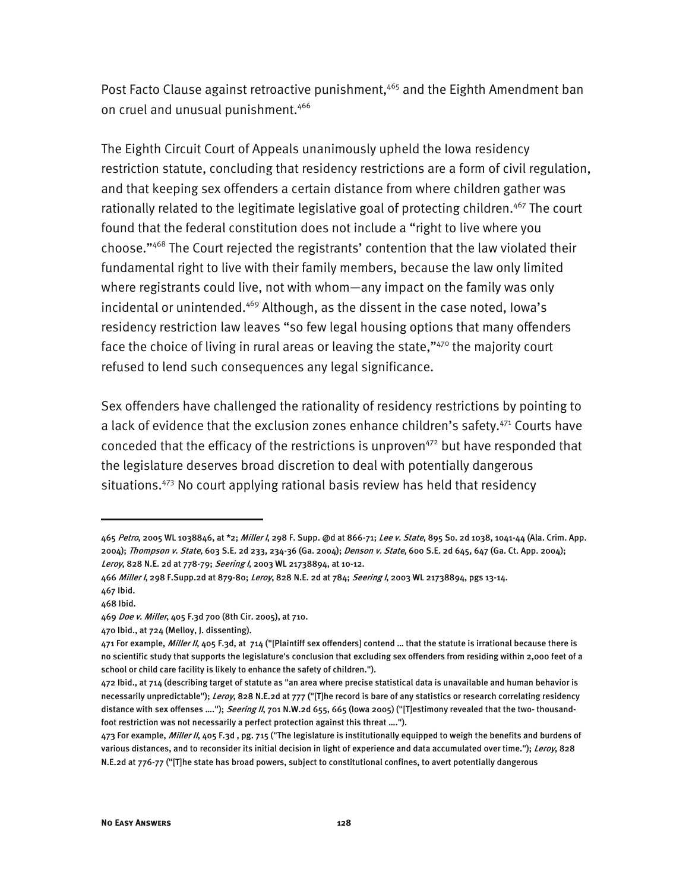Post Facto Clause against retroactive punishment,[465] and the Eighth Amendment ban on cruel and unusual punishment.[466]

The Eighth Circuit Court of Appeals unanimously upheld the Iowa residency restriction statute, concluding that residency restrictions are a form of civil regulation, and that keeping sex offenders a certain distance from where children gather was rationally related to the legitimate legislative goal of protecting children.[467] The court found that the federal constitution does not include a "right to live where you choose."[468] The Court rejected the registrants' contention that the law violated their fundamental right to live with their family members, because the law only limited where registrants could live, not with whom—any impact on the family was only incidental or unintended.[469] Although, as the dissent in the case noted, Iowa's residency restriction law leaves "so few legal housing options that many offenders face the choice of living in rural areas or leaving the state,"[470] the majority court refused to lend such consequences any legal significance.

Sex offenders have challenged the rationality of residency restrictions by pointing to a lack of evidence that the exclusion zones enhance children's safety.[471] Courts have conceded that the efficacy of the restrictions is unproven[472] but have responded that the legislature deserves broad discretion to deal with potentially dangerous situations.[473] No court applying rational basis review has held that residency

---

465 *Petro*, 2005 WL 1038846, at *2; *Miller I*, 298 F. Supp. @d at 866-71; *Lee v. State*, 895 So. 2d 1038, 1041-44 (Ala. Crim. App. 2004); *Thompson v. State*, 603 S.E. 2d 233, 234-36 (Ga. 2004); *Denson v. State*, 600 S.E. 2d 645, 647 (Ga. Ct. App. 2004); *Leroy*, 828 N.E. 2d at 778-79; *Seering I*, 2003 WL 21738894, at 10-12.

466 *Miller I*, 298 F.Supp.2d at 879-80; *Leroy*, 828 N.E. 2d at 784; *Seering I*, 2003 WL 21738894, pgs 13-14.

467 Ibid.

468 Ibid.

469 *Doe v. Miller*, 405 F.3d 700 (8th Cir. 2005), at 710.

470 Ibid., at 724 (Melloy, J. dissenting).

471 For example, *Miller II*, 405 F.3d, at 714 ("[Plaintiff sex offenders] contend ... that the statute is irrational because there is no scientific study that supports the legislature's conclusion that excluding sex offenders from residing within 2,000 feet of a school or child care facility is likely to enhance the safety of children.").

472 Ibid., at 714 (describing target of statute as "an area where precise statistical data is unavailable and human behavior is necessarily unpredictable"); *Leroy*, 828 N.E.2d at 777 ("[T]he record is bare of any statistics or research correlating residency distance with sex offenses ...."); *Seering II*, 701 N.W.2d 655, 665 (Iowa 2005) ("[T]estimony revealed that the two- thousand-foot restriction was not necessarily a perfect protection against this threat ....").

473 For example, *Miller II*, 405 F.3d , pg. 715 ("The legislature is institutionally equipped to weigh the benefits and burdens of various distances, and to reconsider its initial decision in light of experience and data accumulated over time."); *Leroy*, 828 N.E.2d at 776-77 ("[T]he state has broad powers, subject to constitutional confines, to avert potentially dangerous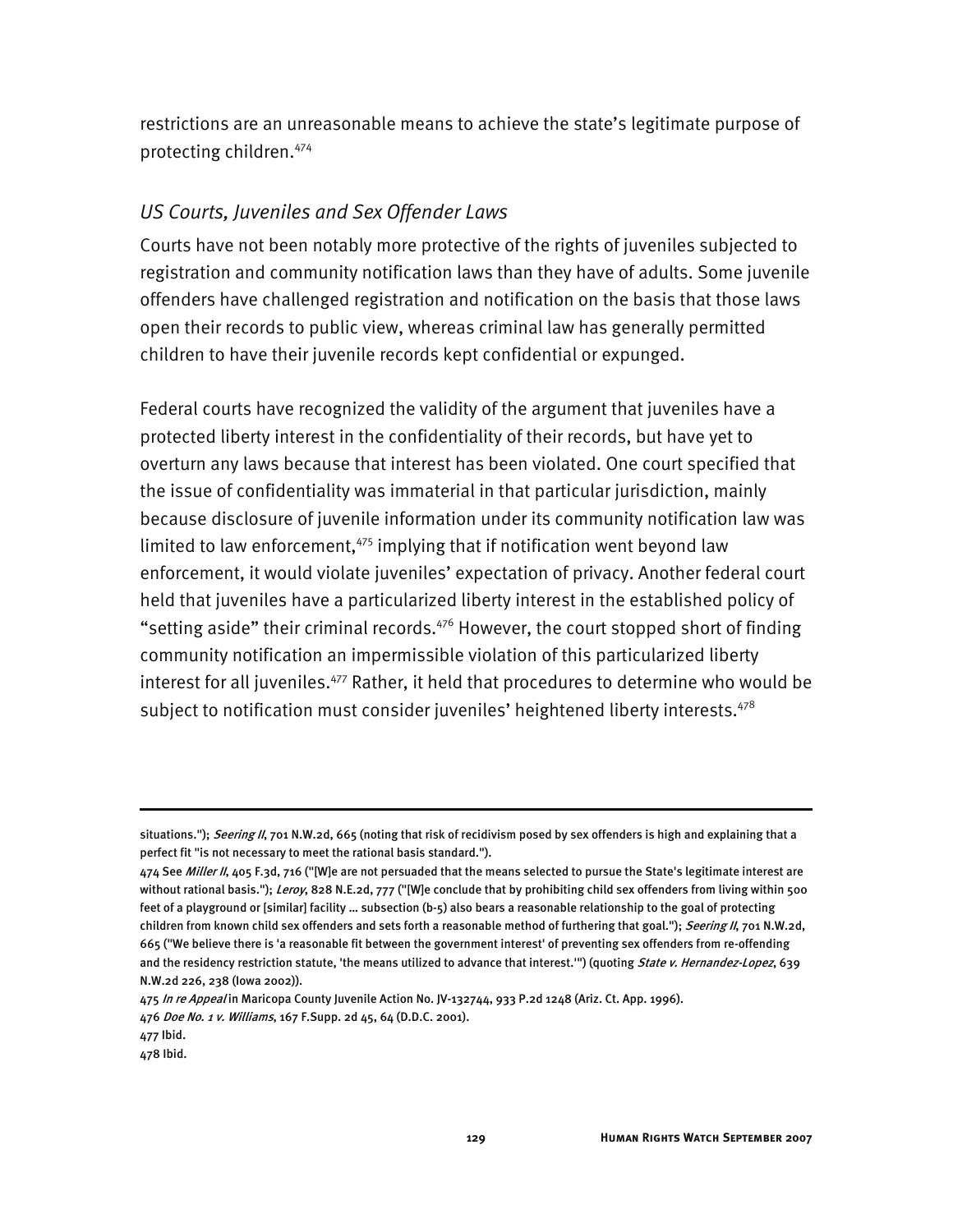restrictions are an unreasonable means to achieve the state's legitimate purpose of protecting children.[474]

### *US Courts, Juveniles and Sex Offender Laws*

Courts have not been notably more protective of the rights of juveniles subjected to registration and community notification laws than they have of adults. Some juvenile offenders have challenged registration and notification on the basis that those laws open their records to public view, whereas criminal law has generally permitted children to have their juvenile records kept confidential or expunged.

Federal courts have recognized the validity of the argument that juveniles have a protected liberty interest in the confidentiality of their records, but have yet to overturn any laws because that interest has been violated. One court specified that the issue of confidentiality was immaterial in that particular jurisdiction, mainly because disclosure of juvenile information under its community notification law was limited to law enforcement,[475] implying that if notification went beyond law enforcement, it would violate juveniles' expectation of privacy. Another federal court held that juveniles have a particularized liberty interest in the established policy of "setting aside" their criminal records.[476] However, the court stopped short of finding community notification an impermissible violation of this particularized liberty interest for all juveniles.[477] Rather, it held that procedures to determine who would be subject to notification must consider juveniles' heightened liberty interests.[478]

---

situations."); *Seering II*, 701 N.W.2d, 665 (noting that risk of recidivism posed by sex offenders is high and explaining that a perfect fit "is not necessary to meet the rational basis standard.").

474 See *Miller II*, 405 F.3d, 716 ("[W]e are not persuaded that the means selected to pursue the State's legitimate interest are without rational basis."); *Leroy*, 828 N.E.2d, 777 ("[W]e conclude that by prohibiting child sex offenders from living within 500 feet of a playground or [similar] facility … subsection (b-5) also bears a reasonable relationship to the goal of protecting children from known child sex offenders and sets forth a reasonable method of furthering that goal."); *Seering II*, 701 N.W.2d, 665 ("We believe there is 'a reasonable fit between the government interest' of preventing sex offenders from re-offending and the residency restriction statute, 'the means utilized to advance that interest.'") (quoting *State v. Hernandez-Lopez*, 639 N.W.2d 226, 238 (Iowa 2002)).

475 *In re Appeal* in Maricopa County Juvenile Action No. JV-132744, 933 P.2d 1248 (Ariz. Ct. App. 1996).

476 *Doe No. 1 v. Williams*, 167 F.Supp. 2d 45, 64 (D.D.C. 2001).

477 Ibid.

478 Ibid.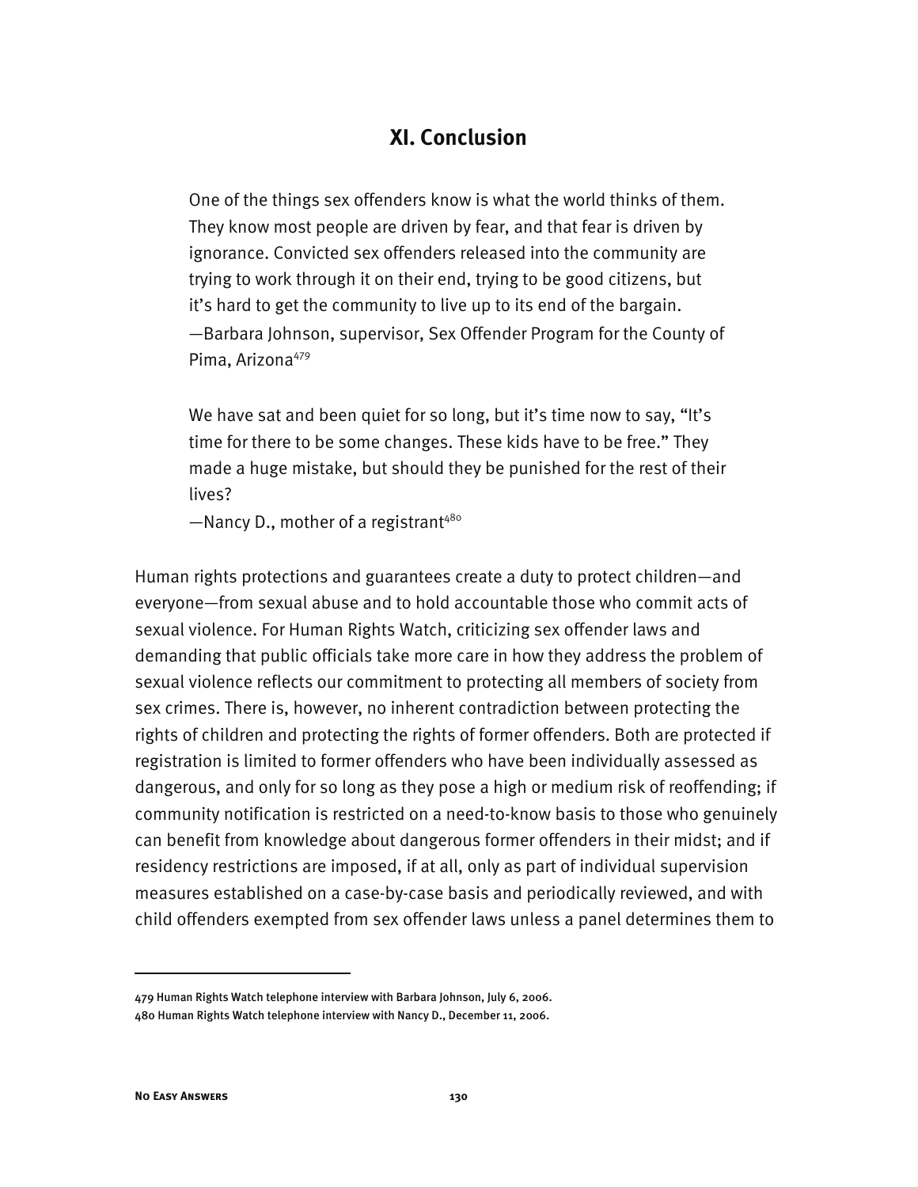## XI. Conclusion

> One of the things sex offenders know is what the world thinks of them. They know most people are driven by fear, and that fear is driven by ignorance. Convicted sex offenders released into the community are trying to work through it on their end, trying to be good citizens, but it's hard to get the community to live up to its end of the bargain.
> —Barbara Johnson, supervisor, Sex Offender Program for the County of Pima, Arizona[479]

> We have sat and been quiet for so long, but it's time now to say, "It's time for there to be some changes. These kids have to be free." They made a huge mistake, but should they be punished for the rest of their lives?
> —Nancy D., mother of a registrant[480]

Human rights protections and guarantees create a duty to protect children—and everyone—from sexual abuse and to hold accountable those who commit acts of sexual violence. For Human Rights Watch, criticizing sex offender laws and demanding that public officials take more care in how they address the problem of sexual violence reflects our commitment to protecting all members of society from sex crimes. There is, however, no inherent contradiction between protecting the rights of children and protecting the rights of former offenders. Both are protected if registration is limited to former offenders who have been individually assessed as dangerous, and only for so long as they pose a high or medium risk of reoffending; if community notification is restricted on a need-to-know basis to those who genuinely can benefit from knowledge about dangerous former offenders in their midst; and if residency restrictions are imposed, if at all, only as part of individual supervision measures established on a case-by-case basis and periodically reviewed, and with child offenders exempted from sex offender laws unless a panel determines them to

---

479 Human Rights Watch telephone interview with Barbara Johnson, July 6, 2006.

480 Human Rights Watch telephone interview with Nancy D., December 11, 2006.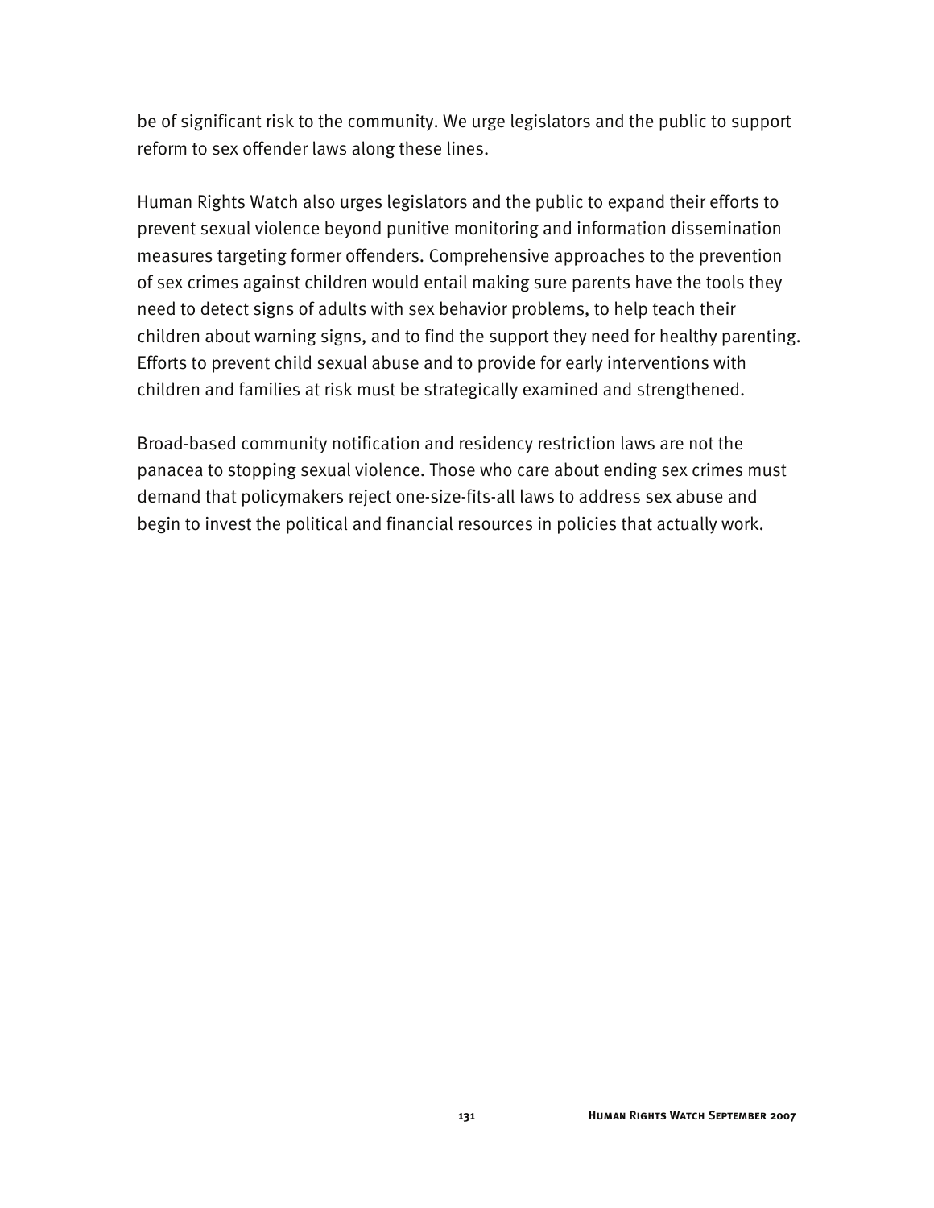be of significant risk to the community. We urge legislators and the public to support reform to sex offender laws along these lines.

Human Rights Watch also urges legislators and the public to expand their efforts to prevent sexual violence beyond punitive monitoring and information dissemination measures targeting former offenders. Comprehensive approaches to the prevention of sex crimes against children would entail making sure parents have the tools they need to detect signs of adults with sex behavior problems, to help teach their children about warning signs, and to find the support they need for healthy parenting. Efforts to prevent child sexual abuse and to provide for early interventions with children and families at risk must be strategically examined and strengthened.

Broad-based community notification and residency restriction laws are not the panacea to stopping sexual violence. Those who care about ending sex crimes must demand that policymakers reject one-size-fits-all laws to address sex abuse and begin to invest the political and financial resources in policies that actually work.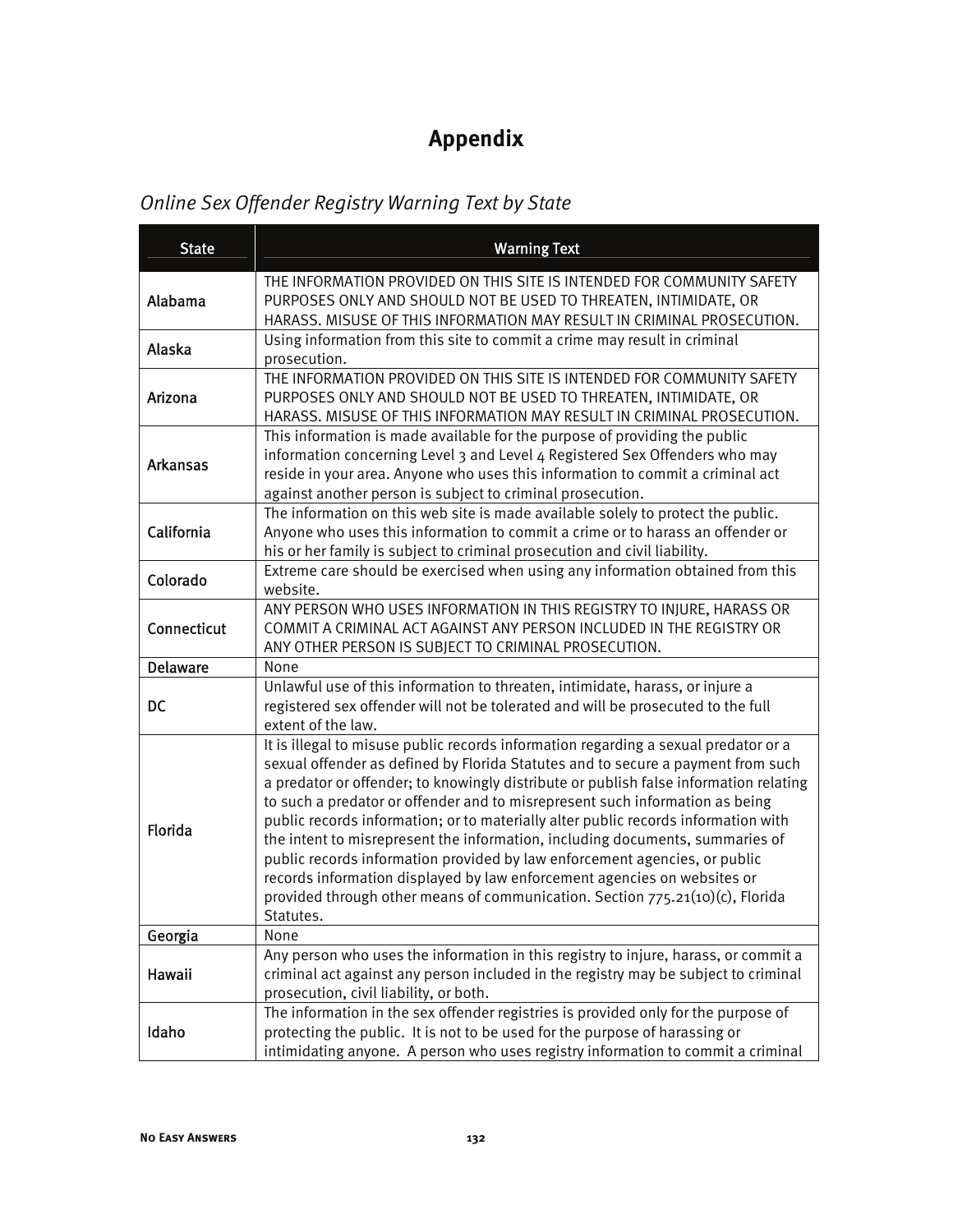# Appendix

## *Online Sex Offender Registry Warning Text by State*

| State | Warning Text |
|---|---|
| Alabama | THE INFORMATION PROVIDED ON THIS SITE IS INTENDED FOR COMMUNITY SAFETY PURPOSES ONLY AND SHOULD NOT BE USED TO THREATEN, INTIMIDATE, OR HARASS. MISUSE OF THIS INFORMATION MAY RESULT IN CRIMINAL PROSECUTION. |
| Alaska | Using information from this site to commit a crime may result in criminal prosecution. |
| Arizona | THE INFORMATION PROVIDED ON THIS SITE IS INTENDED FOR COMMUNITY SAFETY PURPOSES ONLY AND SHOULD NOT BE USED TO THREATEN, INTIMIDATE, OR HARASS. MISUSE OF THIS INFORMATION MAY RESULT IN CRIMINAL PROSECUTION. |
| Arkansas | This information is made available for the purpose of providing the public information concerning Level 3 and Level 4 Registered Sex Offenders who may reside in your area. Anyone who uses this information to commit a criminal act against another person is subject to criminal prosecution. |
| California | The information on this web site is made available solely to protect the public. Anyone who uses this information to commit a crime or to harass an offender or his or her family is subject to criminal prosecution and civil liability. |
| Colorado | Extreme care should be exercised when using any information obtained from this website. |
| Connecticut | ANY PERSON WHO USES INFORMATION IN THIS REGISTRY TO INJURE, HARASS OR COMMIT A CRIMINAL ACT AGAINST ANY PERSON INCLUDED IN THE REGISTRY OR ANY OTHER PERSON IS SUBJECT TO CRIMINAL PROSECUTION. |
| Delaware | None |
| DC | Unlawful use of this information to threaten, intimidate, harass, or injure a registered sex offender will not be tolerated and will be prosecuted to the full extent of the law. |
| Florida | It is illegal to misuse public records information regarding a sexual predator or a sexual offender as defined by Florida Statutes and to secure a payment from such a predator or offender; to knowingly distribute or publish false information relating to such a predator or offender and to misrepresent such information as being public records information; or to materially alter public records information with the intent to misrepresent the information, including documents, summaries of public records information provided by law enforcement agencies, or public records information displayed by law enforcement agencies on websites or provided through other means of communication. Section 775.21(10)(c), Florida Statutes. |
| Georgia | None |
| Hawaii | Any person who uses the information in this registry to injure, harass, or commit a criminal act against any person included in the registry may be subject to criminal prosecution, civil liability, or both. |
| Idaho | The information in the sex offender registries is provided only for the purpose of protecting the public. It is not to be used for the purpose of harassing or intimidating anyone. A person who uses registry information to commit a criminal |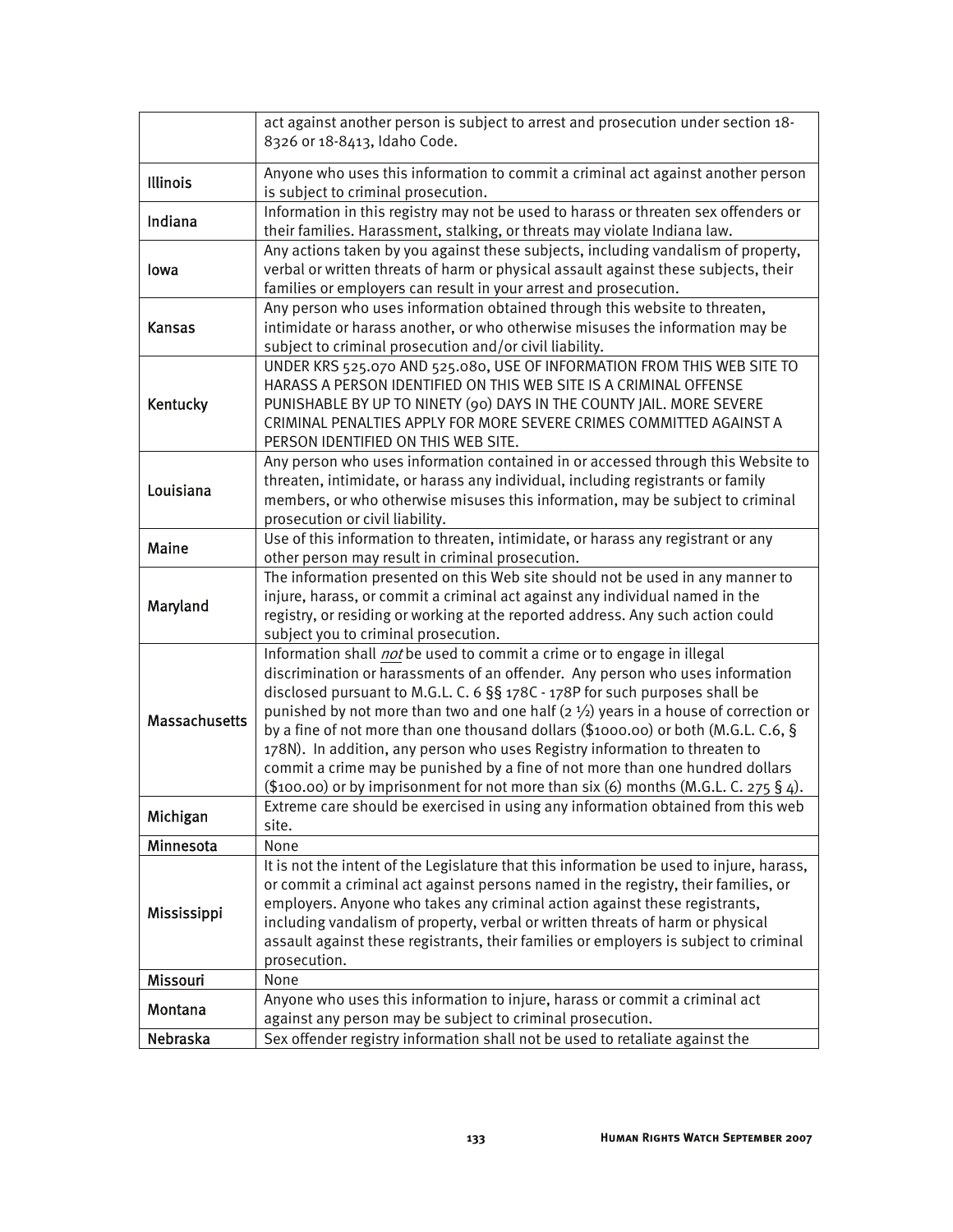| | |
|---|---|
| | act against another person is subject to arrest and prosecution under section 18-8326 or 18-8413, Idaho Code. |
| Illinois | Anyone who uses this information to commit a criminal act against another person is subject to criminal prosecution. |
| Indiana | Information in this registry may not be used to harass or threaten sex offenders or their families. Harassment, stalking, or threats may violate Indiana law. |
| Iowa | Any actions taken by you against these subjects, including vandalism of property, verbal or written threats of harm or physical assault against these subjects, their families or employers can result in your arrest and prosecution. |
| Kansas | Any person who uses information obtained through this website to threaten, intimidate or harass another, or who otherwise misuses the information may be subject to criminal prosecution and/or civil liability. |
| Kentucky | UNDER KRS 525.070 AND 525.080, USE OF INFORMATION FROM THIS WEB SITE TO HARASS A PERSON IDENTIFIED ON THIS WEB SITE IS A CRIMINAL OFFENSE PUNISHABLE BY UP TO NINETY (90) DAYS IN THE COUNTY JAIL. MORE SEVERE CRIMINAL PENALTIES APPLY FOR MORE SEVERE CRIMES COMMITTED AGAINST A PERSON IDENTIFIED ON THIS WEB SITE. |
| Louisiana | Any person who uses information contained in or accessed through this Website to threaten, intimidate, or harass any individual, including registrants or family members, or who otherwise misuses this information, may be subject to criminal prosecution or civil liability. |
| Maine | Use of this information to threaten, intimidate, or harass any registrant or any other person may result in criminal prosecution. |
| Maryland | The information presented on this Web site should not be used in any manner to injure, harass, or commit a criminal act against any individual named in the registry, or residing or working at the reported address. Any such action could subject you to criminal prosecution. |
| Massachusetts | Information shall *not* be used to commit a crime or to engage in illegal discrimination or harassments of an offender. Any person who uses information disclosed pursuant to M.G.L. C. 6 §§ 178C - 178P for such purposes shall be punished by not more than two and one half (2 ½) years in a house of correction or by a fine of not more than one thousand dollars ($1000.00) or both (M.G.L. C.6, § 178N). In addition, any person who uses Registry information to threaten to commit a crime may be punished by a fine of not more than one hundred dollars ($100.00) or by imprisonment for not more than six (6) months (M.G.L. C. 275 § 4). |
| Michigan | Extreme care should be exercised in using any information obtained from this web site. |
| Minnesota | None |
| Mississippi | It is not the intent of the Legislature that this information be used to injure, harass, or commit a criminal act against persons named in the registry, their families, or employers. Anyone who takes any criminal action against these registrants, including vandalism of property, verbal or written threats of harm or physical assault against these registrants, their families or employers is subject to criminal prosecution. |
| Missouri | None |
| Montana | Anyone who uses this information to injure, harass or commit a criminal act against any person may be subject to criminal prosecution. |
| Nebraska | Sex offender registry information shall not be used to retaliate against the |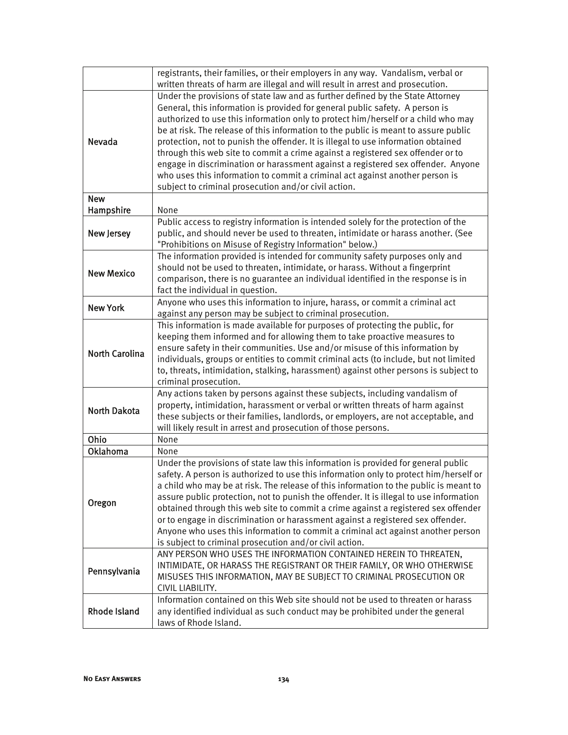| | |
|---|---|
| | registrants, their families, or their employers in any way. Vandalism, verbal or written threats of harm are illegal and will result in arrest and prosecution. |
| Nevada | Under the provisions of state law and as further defined by the State Attorney General, this information is provided for general public safety. A person is authorized to use this information only to protect him/herself or a child who may be at risk. The release of this information to the public is meant to assure public protection, not to punish the offender. It is illegal to use information obtained through this web site to commit a crime against a registered sex offender or to engage in discrimination or harassment against a registered sex offender. Anyone who uses this information to commit a criminal act against another person is subject to criminal prosecution and/or civil action. |
| New Hampshire | None |
| New Jersey | Public access to registry information is intended solely for the protection of the public, and should never be used to threaten, intimidate or harass another. (See "Prohibitions on Misuse of Registry Information" below.) |
| New Mexico | The information provided is intended for community safety purposes only and should not be used to threaten, intimidate, or harass. Without a fingerprint comparison, there is no guarantee an individual identified in the response is in fact the individual in question. |
| New York | Anyone who uses this information to injure, harass, or commit a criminal act against any person may be subject to criminal prosecution. |
| North Carolina | This information is made available for purposes of protecting the public, for keeping them informed and for allowing them to take proactive measures to ensure safety in their communities. Use and/or misuse of this information by individuals, groups or entities to commit criminal acts (to include, but not limited to, threats, intimidation, stalking, harassment) against other persons is subject to criminal prosecution. |
| North Dakota | Any actions taken by persons against these subjects, including vandalism of property, intimidation, harassment or verbal or written threats of harm against these subjects or their families, landlords, or employers, are not acceptable, and will likely result in arrest and prosecution of those persons. |
| Ohio | None |
| Oklahoma | None |
| Oregon | Under the provisions of state law this information is provided for general public safety. A person is authorized to use this information only to protect him/herself or a child who may be at risk. The release of this information to the public is meant to assure public protection, not to punish the offender. It is illegal to use information obtained through this web site to commit a crime against a registered sex offender or to engage in discrimination or harassment against a registered sex offender. Anyone who uses this information to commit a criminal act against another person is subject to criminal prosecution and/or civil action. |
| Pennsylvania | ANY PERSON WHO USES THE INFORMATION CONTAINED HEREIN TO THREATEN, INTIMIDATE, OR HARASS THE REGISTRANT OR THEIR FAMILY, OR WHO OTHERWISE MISUSES THIS INFORMATION, MAY BE SUBJECT TO CRIMINAL PROSECUTION OR CIVIL LIABILITY. |
| Rhode Island | Information contained on this Web site should not be used to threaten or harass any identified individual as such conduct may be prohibited under the general laws of Rhode Island. |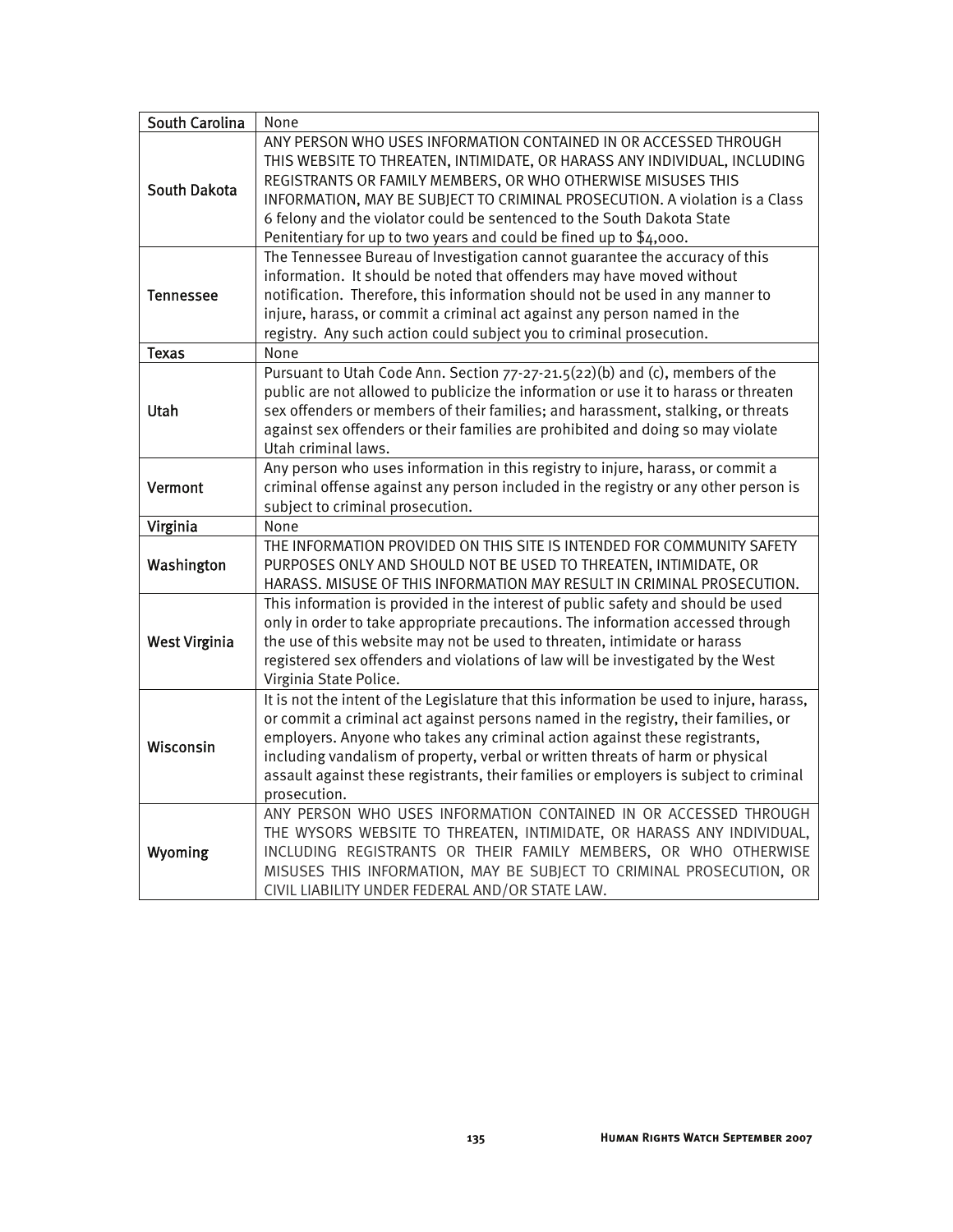| South Carolina | None |
|---|---|
| South Dakota | ANY PERSON WHO USES INFORMATION CONTAINED IN OR ACCESSED THROUGH THIS WEBSITE TO THREATEN, INTIMIDATE, OR HARASS ANY INDIVIDUAL, INCLUDING REGISTRANTS OR FAMILY MEMBERS, OR WHO OTHERWISE MISUSES THIS INFORMATION, MAY BE SUBJECT TO CRIMINAL PROSECUTION. A violation is a Class 6 felony and the violator could be sentenced to the South Dakota State Penitentiary for up to two years and could be fined up to $4,000. |
| Tennessee | The Tennessee Bureau of Investigation cannot guarantee the accuracy of this information. It should be noted that offenders may have moved without notification. Therefore, this information should not be used in any manner to injure, harass, or commit a criminal act against any person named in the registry. Any such action could subject you to criminal prosecution. |
| Texas | None |
| Utah | Pursuant to Utah Code Ann. Section 77-27-21.5(22)(b) and (c), members of the public are not allowed to publicize the information or use it to harass or threaten sex offenders or members of their families; and harassment, stalking, or threats against sex offenders or their families are prohibited and doing so may violate Utah criminal laws. |
| Vermont | Any person who uses information in this registry to injure, harass, or commit a criminal offense against any person included in the registry or any other person is subject to criminal prosecution. |
| Virginia | None |
| Washington | THE INFORMATION PROVIDED ON THIS SITE IS INTENDED FOR COMMUNITY SAFETY PURPOSES ONLY AND SHOULD NOT BE USED TO THREATEN, INTIMIDATE, OR HARASS. MISUSE OF THIS INFORMATION MAY RESULT IN CRIMINAL PROSECUTION. |
| West Virginia | This information is provided in the interest of public safety and should be used only in order to take appropriate precautions. The information accessed through the use of this website may not be used to threaten, intimidate or harass registered sex offenders and violations of law will be investigated by the West Virginia State Police. |
| Wisconsin | It is not the intent of the Legislature that this information be used to injure, harass, or commit a criminal act against persons named in the registry, their families, or employers. Anyone who takes any criminal action against these registrants, including vandalism of property, verbal or written threats of harm or physical assault against these registrants, their families or employers is subject to criminal prosecution. |
| Wyoming | ANY PERSON WHO USES INFORMATION CONTAINED IN OR ACCESSED THROUGH THE WYSORS WEBSITE TO THREATEN, INTIMIDATE, OR HARASS ANY INDIVIDUAL, INCLUDING REGISTRANTS OR THEIR FAMILY MEMBERS, OR WHO OTHERWISE MISUSES THIS INFORMATION, MAY BE SUBJECT TO CRIMINAL PROSECUTION, OR CIVIL LIABILITY UNDER FEDERAL AND/OR STATE LAW. |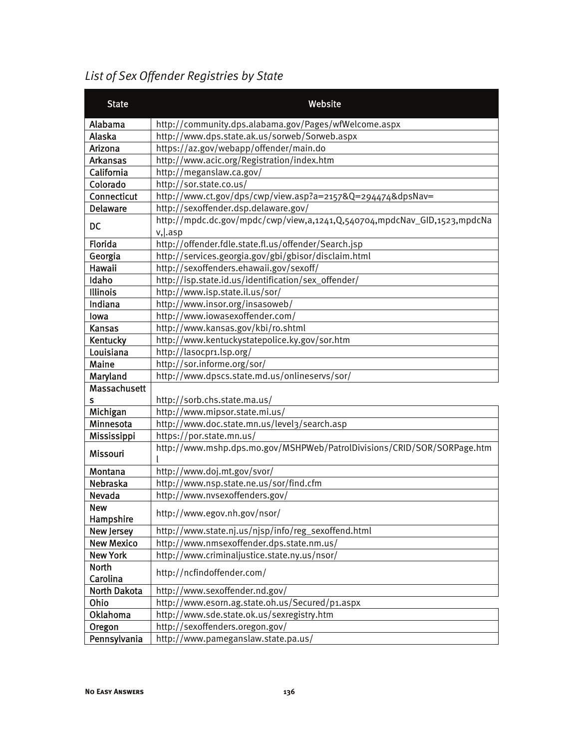*List of Sex Offender Registries by State*

| State | Website |
|---|---|
| Alabama | http://community.dps.alabama.gov/Pages/wfWelcome.aspx |
| Alaska | http://www.dps.state.ak.us/sorweb/Sorweb.aspx |
| Arizona | https://az.gov/webapp/offender/main.do |
| Arkansas | http://www.acic.org/Registration/index.htm |
| California | http://meganslaw.ca.gov/ |
| Colorado | http://sor.state.co.us/ |
| Connecticut | http://www.ct.gov/dps/cwp/view.asp?a=2157&Q=294474&dpsNav= |
| Delaware | http://sexoffender.dsp.delaware.gov/ |
| DC | http://mpdc.dc.gov/mpdc/cwp/view,a,1241,Q,540704,mpdcNav_GID,1523,mpdcNav,\|.asp |
| Florida | http://offender.fdle.state.fl.us/offender/Search.jsp |
| Georgia | http://services.georgia.gov/gbi/gbisor/disclaim.html |
| Hawaii | http://sexoffenders.ehawaii.gov/sexoff/ |
| Idaho | http://isp.state.id.us/identification/sex_offender/ |
| Illinois | http://www.isp.state.il.us/sor/ |
| Indiana | http://www.insor.org/insasoweb/ |
| Iowa | http://www.iowasexoffender.com/ |
| Kansas | http://www.kansas.gov/kbi/ro.shtml |
| Kentucky | http://www.kentuckystatepolice.ky.gov/sor.htm |
| Louisiana | http://lasocpr1.lsp.org/ |
| Maine | http://sor.informe.org/sor/ |
| Maryland | http://www.dpscs.state.md.us/onlineservs/sor/ |
| Massachusetts | http://sorb.chs.state.ma.us/ |
| Michigan | http://www.mipsor.state.mi.us/ |
| Minnesota | http://www.doc.state.mn.us/level3/search.asp |
| Mississippi | https://por.state.mn.us/ |
| Missouri | http://www.mshp.dps.mo.gov/MSHPWeb/PatrolDivisions/CRID/SOR/SORPage.html |
| Montana | http://www.doj.mt.gov/svor/ |
| Nebraska | http://www.nsp.state.ne.us/sor/find.cfm |
| Nevada | http://www.nvsexoffenders.gov/ |
| New Hampshire | http://www.egov.nh.gov/nsor/ |
| New Jersey | http://www.state.nj.us/njsp/info/reg_sexoffend.html |
| New Mexico | http://www.nmsexoffender.dps.state.nm.us/ |
| New York | http://www.criminaljustice.state.ny.us/nsor/ |
| North Carolina | http://ncfindoffender.com/ |
| North Dakota | http://www.sexoffender.nd.gov/ |
| Ohio | http://www.esorn.ag.state.oh.us/Secured/p1.aspx |
| Oklahoma | http://www.sde.state.ok.us/sexregistry.htm |
| Oregon | http://sexoffenders.oregon.gov/ |
| Pennsylvania | http://www.pameganslaw.state.pa.us/ |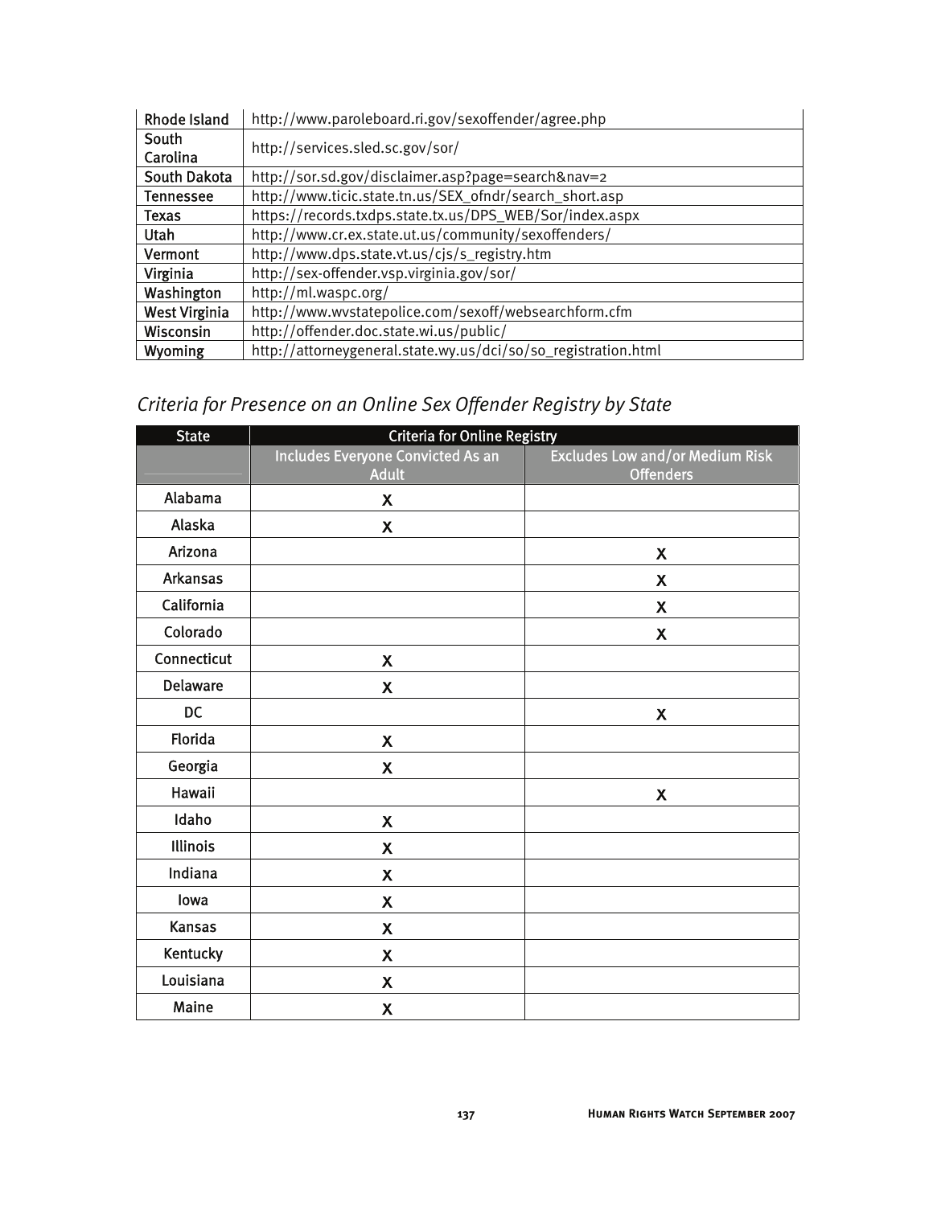| | |
|---|---|
| Rhode Island | http://www.paroleboard.ri.gov/sexoffender/agree.php |
| South Carolina | http://services.sled.sc.gov/sor/ |
| South Dakota | http://sor.sd.gov/disclaimer.asp?page=search&nav=2 |
| Tennessee | http://www.ticic.state.tn.us/SEX_ofndr/search_short.asp |
| Texas | https://records.txdps.state.tx.us/DPS_WEB/Sor/index.aspx |
| Utah | http://www.cr.ex.state.ut.us/community/sexoffenders/ |
| Vermont | http://www.dps.state.vt.us/cjs/s_registry.htm |
| Virginia | http://sex-offender.vsp.virginia.gov/sor/ |
| Washington | http://ml.waspc.org/ |
| West Virginia | http://www.wvstatepolice.com/sexoff/websearchform.cfm |
| Wisconsin | http://offender.doc.state.wi.us/public/ |
| Wyoming | http://attorneygeneral.state.wy.us/dci/so/so_registration.html |

## *Criteria for Presence on an Online Sex Offender Registry by State*

| State | Criteria for Online Registry | |
|---|---|---|
| | Includes Everyone Convicted As an Adult | Excludes Low and/or Medium Risk Offenders |
| Alabama | X | |
| Alaska | X | |
| Arizona | | X |
| Arkansas | | X |
| California | | X |
| Colorado | | X |
| Connecticut | X | |
| Delaware | X | |
| DC | | X |
| Florida | X | |
| Georgia | X | |
| Hawaii | | X |
| Idaho | X | |
| Illinois | X | |
| Indiana | X | |
| Iowa | X | |
| Kansas | X | |
| Kentucky | X | |
| Louisiana | X | |
| Maine | X | |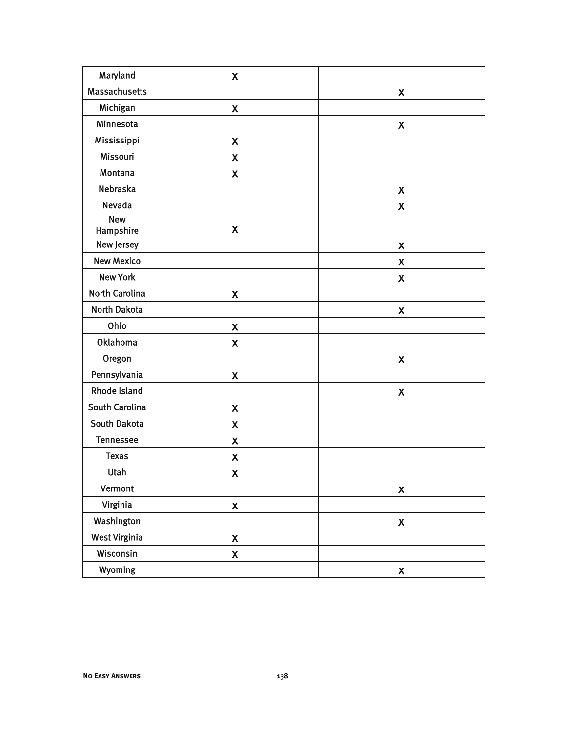| | | |
|---|---|---|
| Maryland | X | |
| Massachusetts | | X |
| Michigan | X | |
| Minnesota | | X |
| Mississippi | X | |
| Missouri | X | |
| Montana | X | |
| Nebraska | | X |
| Nevada | | X |
| New Hampshire | X | |
| New Jersey | | X |
| New Mexico | | X |
| New York | | X |
| North Carolina | X | |
| North Dakota | | X |
| Ohio | X | |
| Oklahoma | X | |
| Oregon | | X |
| Pennsylvania | X | |
| Rhode Island | | X |
| South Carolina | X | |
| South Dakota | X | |
| Tennessee | X | |
| Texas | X | |
| Utah | X | |
| Vermont | | X |
| Virginia | X | |
| Washington | | X |
| West Virginia | X | |
| Wisconsin | X | |
| Wyoming | | X |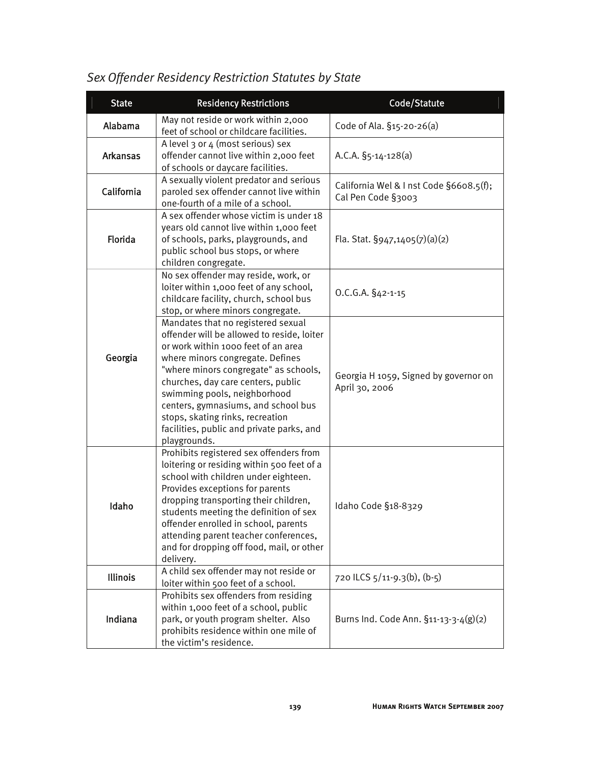*Sex Offender Residency Restriction Statutes by State*

| State | Residency Restrictions | Code/Statute |
|---|---|---|
| Alabama | May not reside or work within 2,000 feet of school or childcare facilities. | Code of Ala. §15-20-26(a) |
| Arkansas | A level 3 or 4 (most serious) sex offender cannot live within 2,000 feet of schools or daycare facilities. | A.C.A. §5-14-128(a) |
| California | A sexually violent predator and serious paroled sex offender cannot live within one-fourth of a mile of a school. | California Wel & I nst Code §6608.5(f); Cal Pen Code §3003 |
| Florida | A sex offender whose victim is under 18 years old cannot live within 1,000 feet of schools, parks, playgrounds, and public school bus stops, or where children congregate. | Fla. Stat. §947,1405(7)(a)(2) |
| Georgia | No sex offender may reside, work, or loiter within 1,000 feet of any school, childcare facility, church, school bus stop, or where minors congregate. | O.C.G.A. §42-1-15 |
| | Mandates that no registered sexual offender will be allowed to reside, loiter or work within 1000 feet of an area where minors congregate. Defines "where minors congregate" as schools, churches, day care centers, public swimming pools, neighborhood centers, gymnasiums, and school bus stops, skating rinks, recreation facilities, public and private parks, and playgrounds. | Georgia H 1059, Signed by governor on April 30, 2006 |
| Idaho | Prohibits registered sex offenders from loitering or residing within 500 feet of a school with children under eighteen. Provides exceptions for parents dropping transporting their children, students meeting the definition of sex offender enrolled in school, parents attending parent teacher conferences, and for dropping off food, mail, or other delivery. | Idaho Code §18-8329 |
| Illinois | A child sex offender may not reside or loiter within 500 feet of a school. | 720 ILCS 5/11-9.3(b), (b-5) |
| Indiana | Prohibits sex offenders from residing within 1,000 feet of a school, public park, or youth program shelter. Also prohibits residence within one mile of the victim's residence. | Burns Ind. Code Ann. §11-13-3-4(g)(2) |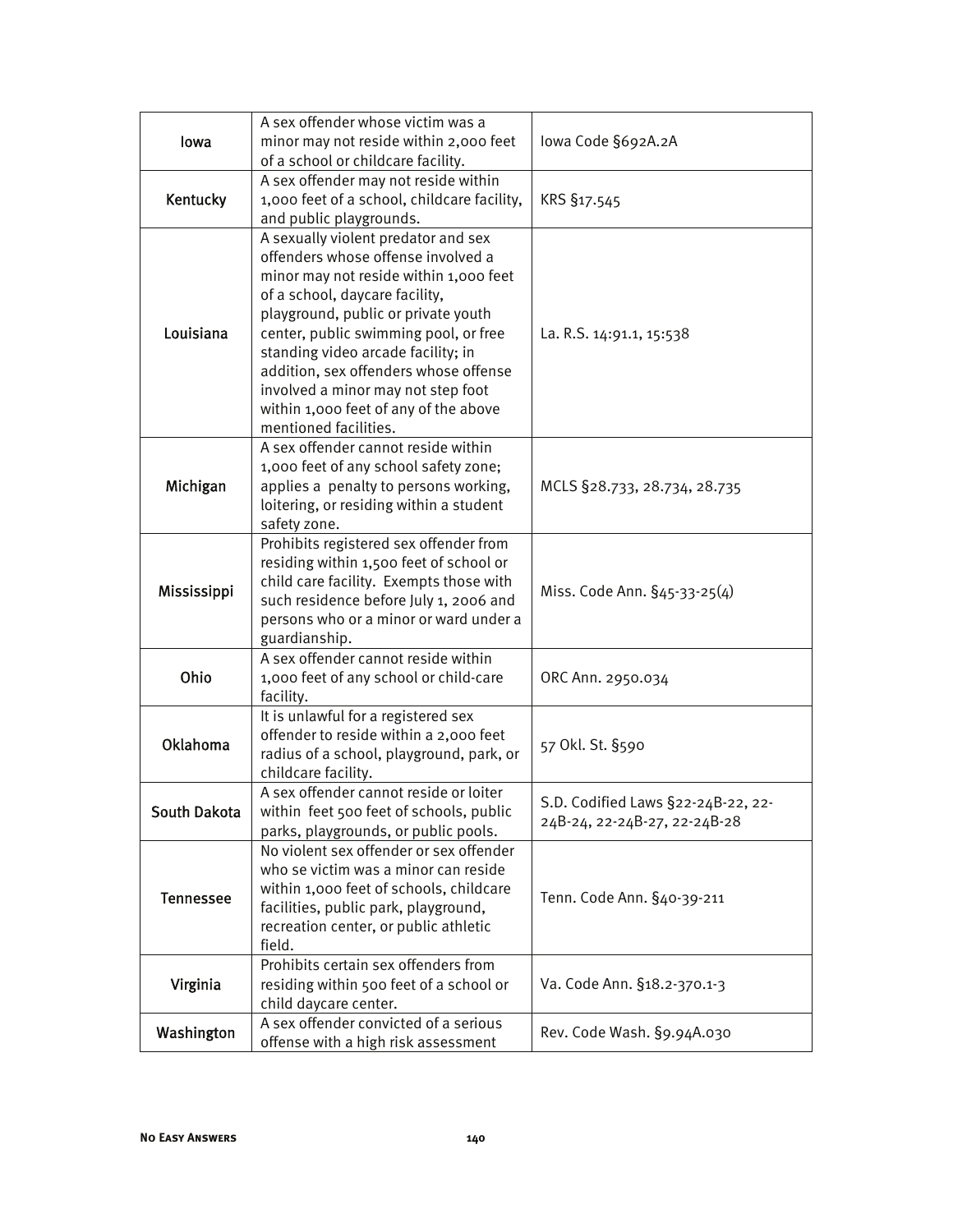| Iowa | A sex offender whose victim was a minor may not reside within 2,000 feet of a school or childcare facility. | Iowa Code §692A.2A |
|---|---|---|
| Kentucky | A sex offender may not reside within 1,000 feet of a school, childcare facility, and public playgrounds. | KRS §17.545 |
| Louisiana | A sexually violent predator and sex offenders whose offense involved a minor may not reside within 1,000 feet of a school, daycare facility, playground, public or private youth center, public swimming pool, or free standing video arcade facility; in addition, sex offenders whose offense involved a minor may not step foot within 1,000 feet of any of the above mentioned facilities. | La. R.S. 14:91.1, 15:538 |
| Michigan | A sex offender cannot reside within 1,000 feet of any school safety zone; applies a penalty to persons working, loitering, or residing within a student safety zone. | MCLS §28.733, 28.734, 28.735 |
| Mississippi | Prohibits registered sex offender from residing within 1,500 feet of school or child care facility. Exempts those with such residence before July 1, 2006 and persons who or a minor or ward under a guardianship. | Miss. Code Ann. §45-33-25(4) |
| Ohio | A sex offender cannot reside within 1,000 feet of any school or child-care facility. | ORC Ann. 2950.034 |
| Oklahoma | It is unlawful for a registered sex offender to reside within a 2,000 feet radius of a school, playground, park, or childcare facility. | 57 Okl. St. §590 |
| South Dakota | A sex offender cannot reside or loiter within feet 500 feet of schools, public parks, playgrounds, or public pools. | S.D. Codified Laws §22-24B-22, 22-24B-24, 22-24B-27, 22-24B-28 |
| Tennessee | No violent sex offender or sex offender who se victim was a minor can reside within 1,000 feet of schools, childcare facilities, public park, playground, recreation center, or public athletic field. | Tenn. Code Ann. §40-39-211 |
| Virginia | Prohibits certain sex offenders from residing within 500 feet of a school or child daycare center. | Va. Code Ann. §18.2-370.1-3 |
| Washington | A sex offender convicted of a serious offense with a high risk assessment | Rev. Code Wash. §9.94A.030 |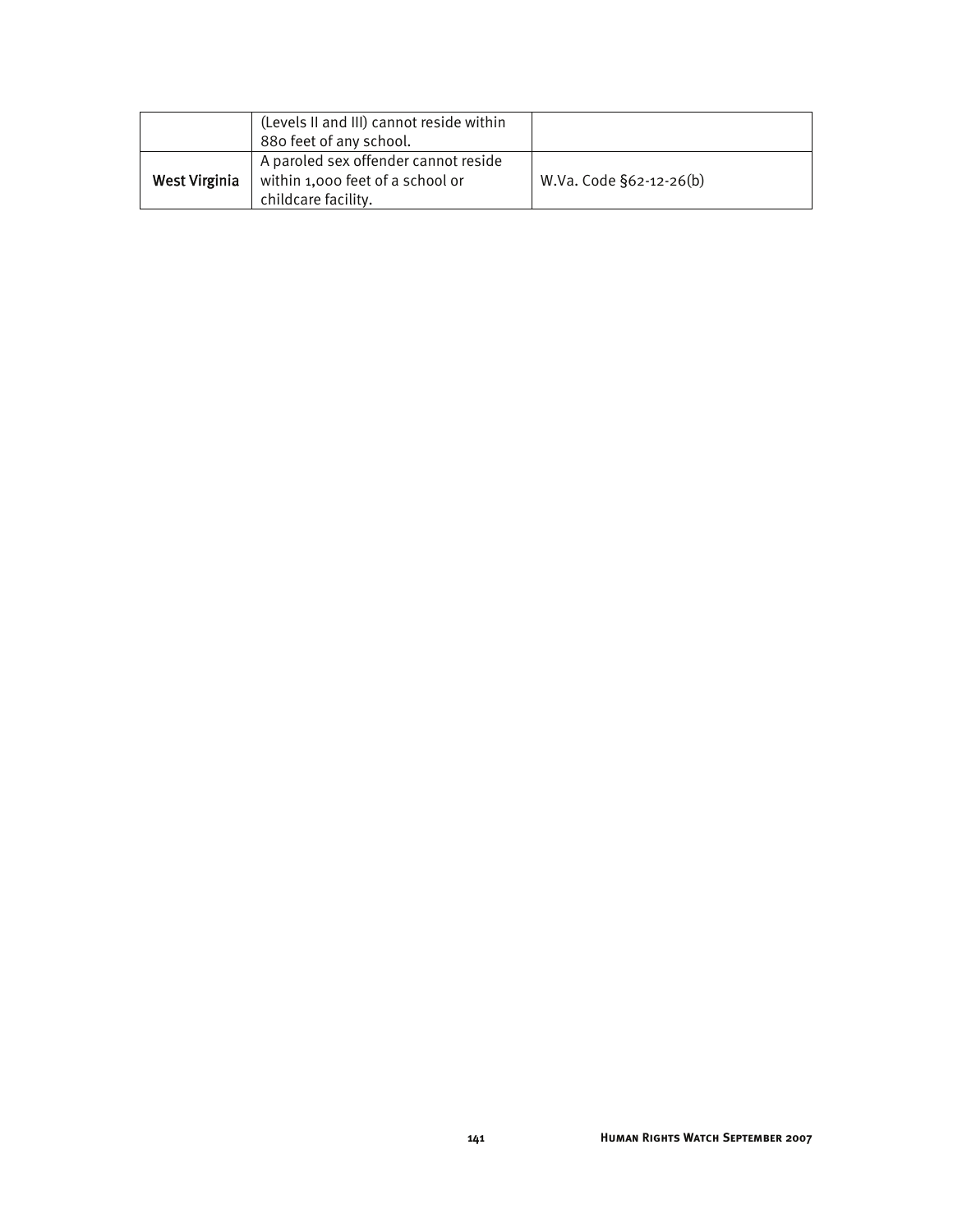|  |  |  |
|---|---|---|
|  | (Levels II and III) cannot reside within 880 feet of any school. |  |
| **West Virginia** | A paroled sex offender cannot reside within 1,000 feet of a school or childcare facility. | W.Va. Code §62-12-26(b) |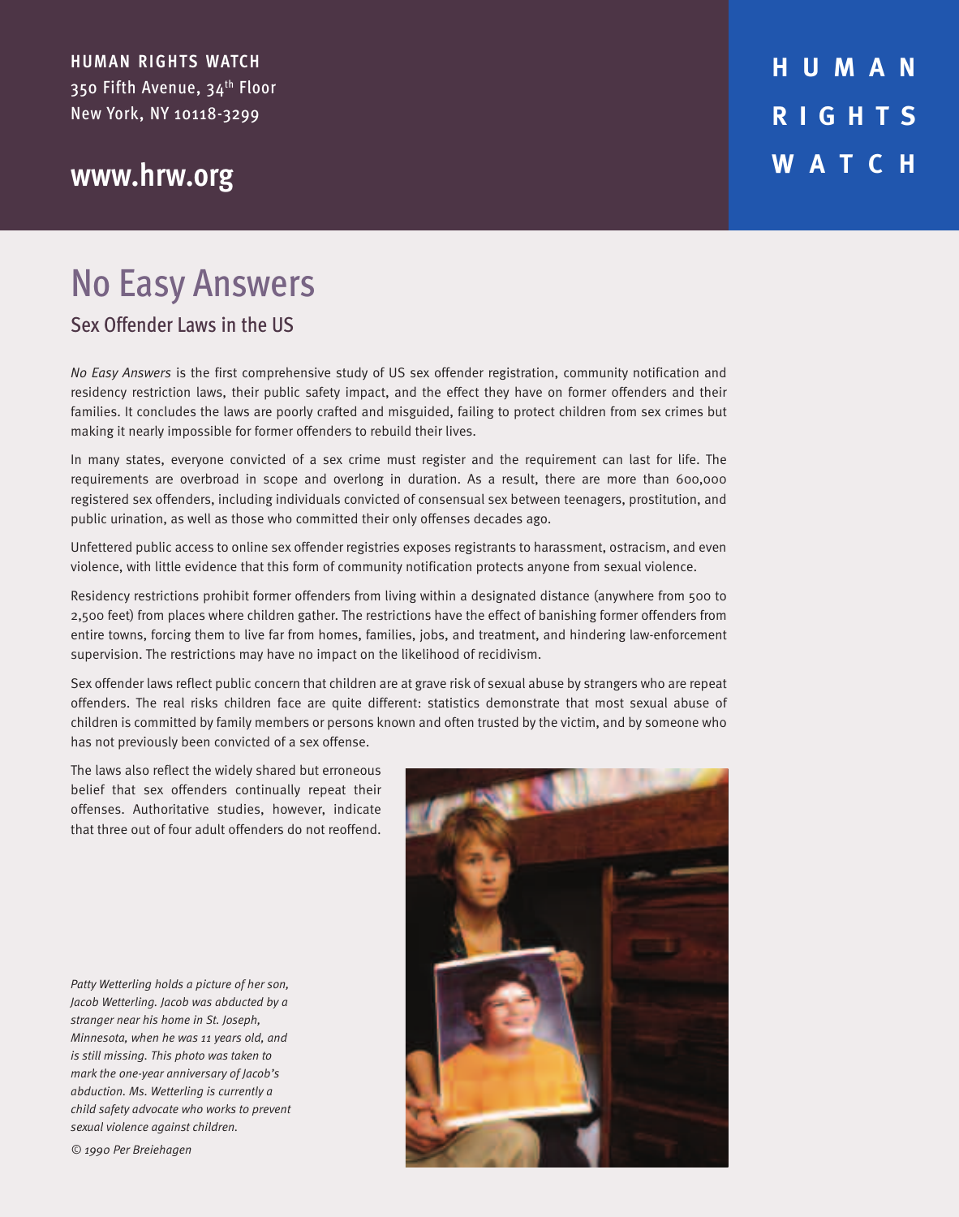**HUMAN RIGHTS WATCH**
350 Fifth Avenue, 34th Floor
New York, NY 10118-3299

**www.hrw.org**

**HUMAN RIGHTS WATCH**

# No Easy Answers

## Sex Offender Laws in the US

*No Easy Answers* is the first comprehensive study of US sex offender registration, community notification and residency restriction laws, their public safety impact, and the effect they have on former offenders and their families. It concludes the laws are poorly crafted and misguided, failing to protect children from sex crimes but making it nearly impossible for former offenders to rebuild their lives.

In many states, everyone convicted of a sex crime must register and the requirement can last for life. The requirements are overbroad in scope and overlong in duration. As a result, there are more than 600,000 registered sex offenders, including individuals convicted of consensual sex between teenagers, prostitution, and public urination, as well as those who committed their only offenses decades ago.

Unfettered public access to online sex offender registries exposes registrants to harassment, ostracism, and even violence, with little evidence that this form of community notification protects anyone from sexual violence.

Residency restrictions prohibit former offenders from living within a designated distance (anywhere from 500 to 2,500 feet) from places where children gather. The restrictions have the effect of banishing former offenders from entire towns, forcing them to live far from homes, families, jobs, and treatment, and hindering law-enforcement supervision. The restrictions may have no impact on the likelihood of recidivism.

Sex offender laws reflect public concern that children are at grave risk of sexual abuse by strangers who are repeat offenders. The real risks children face are quite different: statistics demonstrate that most sexual abuse of children is committed by family members or persons known and often trusted by the victim, and by someone who has not previously been convicted of a sex offense.

The laws also reflect the widely shared but erroneous belief that sex offenders continually repeat their offenses. Authoritative studies, however, indicate that three out of four adult offenders do not reoffend.

*Patty Wetterling holds a picture of her son, Jacob Wetterling. Jacob was abducted by a stranger near his home in St. Joseph, Minnesota, when he was 11 years old, and is still missing. This photo was taken to mark the one-year anniversary of Jacob's abduction. Ms. Wetterling is currently a child safety advocate who works to prevent sexual violence against children.*

*© 1990 Per Breiehagen*